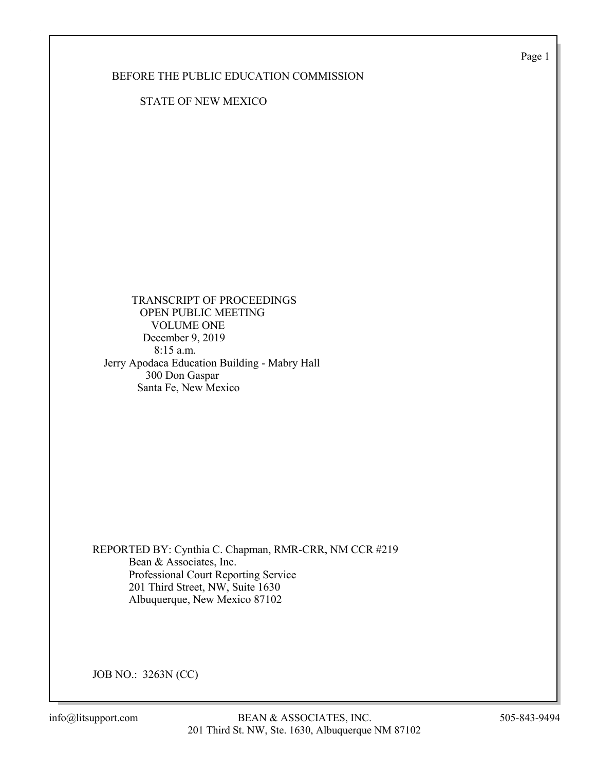BEFORE THE PUBLIC EDUCATION COMMISSION

STATE OF NEW MEXICO

TRANSCRIPT OF PROCEEDINGS
OPEN PUBLIC MEETING
VOLUME ONE
December 9, 2019
8:15 a.m.
Jerry Apodaca Education Building - Mabry Hall
300 Don Gaspar
Santa Fe, New Mexico

REPORTED BY: Cynthia C. Chapman, RMR-CRR, NM CCR #219
Bean & Associates, Inc.
Professional Court Reporting Service
201 Third Street, NW, Suite 1630
Albuquerque, New Mexico 87102

JOB NO.: 3263N (CC)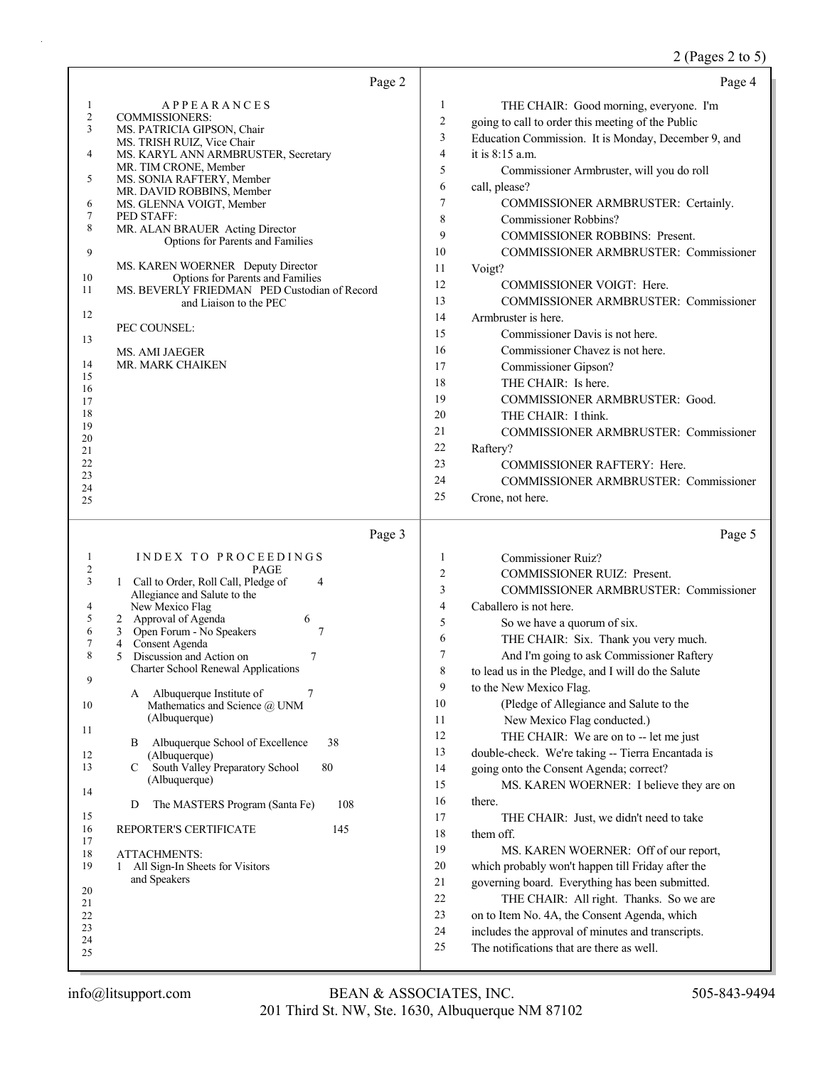## Page 2

APPEARANCES

COMMISSIONERS:

MS. PATRICIA GIPSON, Chair
MS. TRISH RUIZ, Vice Chair
MS. KARYL ANN ARMBRUSTER, Secretary
MR. TIM CRONE, Member
MS. SONIA RAFTERY, Member
MR. DAVID ROBBINS, Member
MS. GLENNA VOIGT, Member

PED STAFF:

MR. ALAN BRAUER Acting Director
Options for Parents and Families

MS. KAREN WOERNER Deputy Director
Options for Parents and Families

MS. BEVERLY FRIEDMAN PED Custodian of Record
and Liaison to the PEC

PEC COUNSEL:

MS. AMI JAEGER
MR. MARK CHAIKEN

## Page 3

INDEX TO PROCEEDINGS

| | PAGE |
|---|---|
| 1 Call to Order, Roll Call, Pledge of Allegiance and Salute to the New Mexico Flag | 4 |
| 2 Approval of Agenda | 6 |
| 3 Open Forum - No Speakers | 7 |
| 4 Consent Agenda | |
| 5 Discussion and Action on Charter School Renewal Applications | 7 |
| A Albuquerque Institute of Mathematics and Science @ UNM (Albuquerque) | 7 |
| B Albuquerque School of Excellence (Albuquerque) | 38 |
| C South Valley Preparatory School (Albuquerque) | 80 |
| D The MASTERS Program (Santa Fe) | 108 |
| REPORTER'S CERTIFICATE | 145 |

ATTACHMENTS:
1 All Sign-In Sheets for Visitors and Speakers

## Page 4

THE CHAIR: Good morning, everyone. I'm going to call to order this meeting of the Public Education Commission. It is Monday, December 9, and it is 8:15 a.m.

Commissioner Armbruster, will you do roll call, please?

COMMISSIONER ARMBRUSTER: Certainly.

Commissioner Robbins?

COMMISSIONER ROBBINS: Present.

COMMISSIONER ARMBRUSTER: Commissioner Voigt?

COMMISSIONER VOIGT: Here.

COMMISSIONER ARMBRUSTER: Commissioner Armbruster is here.

Commissioner Davis is not here.

Commissioner Chavez is not here.

Commissioner Gipson?

THE CHAIR: Is here.

COMMISSIONER ARMBRUSTER: Good.

THE CHAIR: I think.

COMMISSIONER ARMBRUSTER: Commissioner Raftery?

COMMISSIONER RAFTERY: Here.

COMMISSIONER ARMBRUSTER: Commissioner Crone, not here.

## Page 5

Commissioner Ruiz?

COMMISSIONER RUIZ: Present.

COMMISSIONER ARMBRUSTER: Commissioner Caballero is not here.

So we have a quorum of six.

THE CHAIR: Six. Thank you very much.

And I'm going to ask Commissioner Raftery to lead us in the Pledge, and I will do the Salute to the New Mexico Flag.

(Pledge of Allegiance and Salute to the New Mexico Flag conducted.)

THE CHAIR: We are on to -- let me just double-check. We're taking -- Tierra Encantada is going onto the Consent Agenda; correct?

MS. KAREN WOERNER: I believe they are on there.

THE CHAIR: Just, we didn't need to take them off.

MS. KAREN WOERNER: Off of our report, which probably won't happen till Friday after the governing board. Everything has been submitted.

THE CHAIR: All right. Thanks. So we are on to Item No. 4A, the Consent Agenda, which includes the approval of minutes and transcripts. The notifications that are there as well.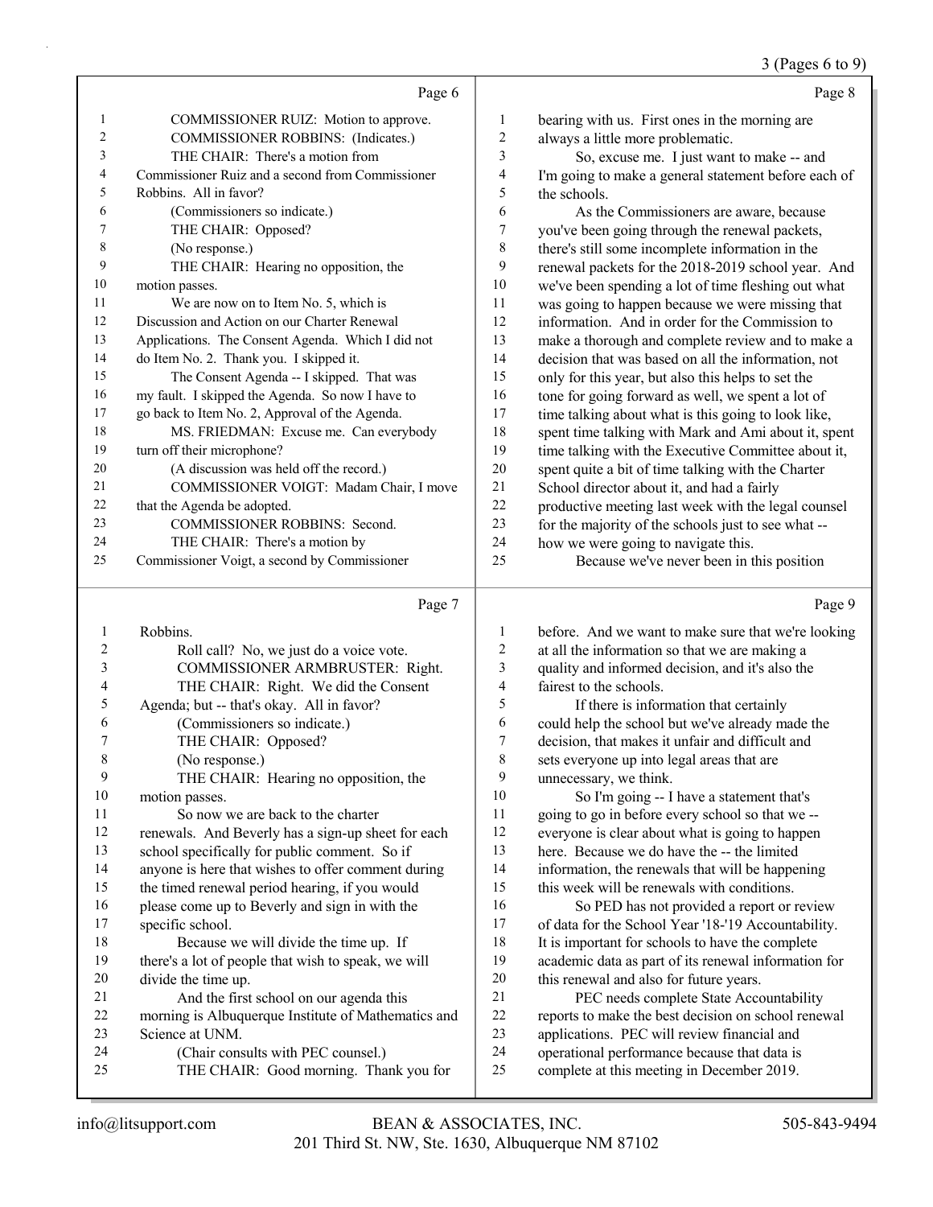Page 6

1 COMMISSIONER RUIZ: Motion to approve.
2 COMMISSIONER ROBBINS: (Indicates.)
3 THE CHAIR: There's a motion from
4 Commissioner Ruiz and a second from Commissioner
5 Robbins. All in favor?
6 (Commissioners so indicate.)
7 THE CHAIR: Opposed?
8 (No response.)
9 THE CHAIR: Hearing no opposition, the
10 motion passes.
11 We are now on to Item No. 5, which is
12 Discussion and Action on our Charter Renewal
13 Applications. The Consent Agenda. Which I did not
14 do Item No. 2. Thank you. I skipped it.
15 The Consent Agenda -- I skipped. That was
16 my fault. I skipped the Agenda. So now I have to
17 go back to Item No. 2, Approval of the Agenda.
18 MS. FRIEDMAN: Excuse me. Can everybody
19 turn off their microphone?
20 (A discussion was held off the record.)
21 COMMISSIONER VOIGT: Madam Chair, I move
22 that the Agenda be adopted.
23 COMMISSIONER ROBBINS: Second.
24 THE CHAIR: There's a motion by
25 Commissioner Voigt, a second by Commissioner

Page 7

1 Robbins.
2 Roll call? No, we just do a voice vote.
3 COMMISSIONER ARMBRUSTER: Right.
4 THE CHAIR: Right. We did the Consent
5 Agenda; but -- that's okay. All in favor?
6 (Commissioners so indicate.)
7 THE CHAIR: Opposed?
8 (No response.)
9 THE CHAIR: Hearing no opposition, the
10 motion passes.
11 So now we are back to the charter
12 renewals. And Beverly has a sign-up sheet for each
13 school specifically for public comment. So if
14 anyone is here that wishes to offer comment during
15 the timed renewal period hearing, if you would
16 please come up to Beverly and sign in with the
17 specific school.
18 Because we will divide the time up. If
19 there's a lot of people that wish to speak, we will
20 divide the time up.
21 And the first school on our agenda this
22 morning is Albuquerque Institute of Mathematics and
23 Science at UNM.
24 (Chair consults with PEC counsel.)
25 THE CHAIR: Good morning. Thank you for

Page 8

1 bearing with us. First ones in the morning are
2 always a little more problematic.
3 So, excuse me. I just want to make -- and
4 I'm going to make a general statement before each of
5 the schools.
6 As the Commissioners are aware, because
7 you've been going through the renewal packets,
8 there's still some incomplete information in the
9 renewal packets for the 2018-2019 school year. And
10 we've been spending a lot of time fleshing out what
11 was going to happen because we were missing that
12 information. And in order for the Commission to
13 make a thorough and complete review and to make a
14 decision that was based on all the information, not
15 only for this year, but also this helps to set the
16 tone for going forward as well, we spent a lot of
17 time talking about what is this going to look like,
18 spent time talking with Mark and Ami about it, spent
19 time talking with the Executive Committee about it,
20 spent quite a bit of time talking with the Charter
21 School director about it, and had a fairly
22 productive meeting last week with the legal counsel
23 for the majority of the schools just to see what --
24 how we were going to navigate this.
25 Because we've never been in this position

Page 9

1 before. And we want to make sure that we're looking
2 at all the information so that we are making a
3 quality and informed decision, and it's also the
4 fairest to the schools.
5 If there is information that certainly
6 could help the school but we've already made the
7 decision, that makes it unfair and difficult and
8 sets everyone up into legal areas that are
9 unnecessary, we think.
10 So I'm going -- I have a statement that's
11 going to go in before every school so that we --
12 everyone is clear about what is going to happen
13 here. Because we do have the -- the limited
14 information, the renewals that will be happening
15 this week will be renewals with conditions.
16 So PED has not provided a report or review
17 of data for the School Year '18-'19 Accountability.
18 It is important for schools to have the complete
19 academic data as part of its renewal information for
20 this renewal and also for future years.
21 PEC needs complete State Accountability
22 reports to make the best decision on school renewal
23 applications. PEC will review financial and
24 operational performance because that data is
25 complete at this meeting in December 2019.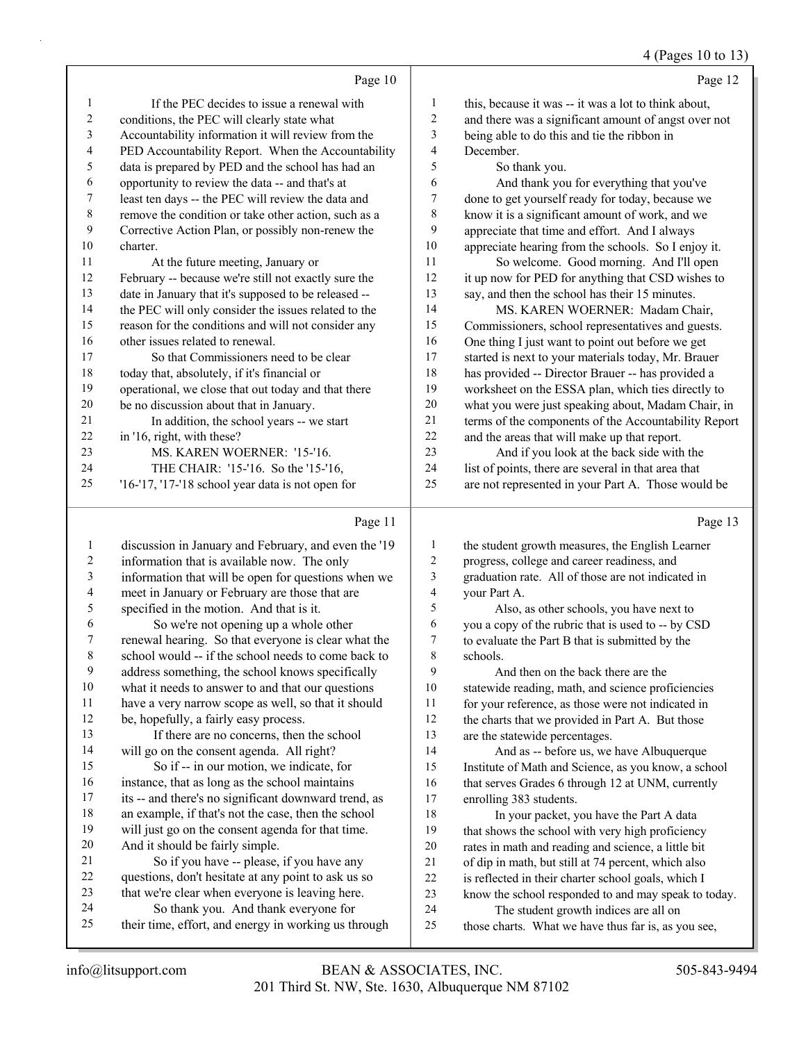Page 10

1 If the PEC decides to issue a renewal with
2 conditions, the PEC will clearly state what
3 Accountability information it will review from the
4 PED Accountability Report. When the Accountability
5 data is prepared by PED and the school has had an
6 opportunity to review the data -- and that's at
7 least ten days -- the PEC will review the data and
8 remove the condition or take other action, such as a
9 Corrective Action Plan, or possibly non-renew the
10 charter.
11 At the future meeting, January or
12 February -- because we're still not exactly sure the
13 date in January that it's supposed to be released --
14 the PEC will only consider the issues related to the
15 reason for the conditions and will not consider any
16 other issues related to renewal.
17 So that Commissioners need to be clear
18 today that, absolutely, if it's financial or
19 operational, we close that out today and that there
20 be no discussion about that in January.
21 In addition, the school years -- we start
22 in '16, right, with these?
23 MS. KAREN WOERNER: '15-'16.
24 THE CHAIR: '15-'16. So the '15-'16,
25 '16-'17, '17-'18 school year data is not open for

Page 11

1 discussion in January and February, and even the '19
2 information that is available now. The only
3 information that will be open for questions when we
4 meet in January or February are those that are
5 specified in the motion. And that is it.
6 So we're not opening up a whole other
7 renewal hearing. So that everyone is clear what the
8 school would -- if the school needs to come back to
9 address something, the school knows specifically
10 what it needs to answer to and that our questions
11 have a very narrow scope as well, so that it should
12 be, hopefully, a fairly easy process.
13 If there are no concerns, then the school
14 will go on the consent agenda. All right?
15 So if -- in our motion, we indicate, for
16 instance, that as long as the school maintains
17 its -- and there's no significant downward trend, as
18 an example, if that's not the case, then the school
19 will just go on the consent agenda for that time.
20 And it should be fairly simple.
21 So if you have -- please, if you have any
22 questions, don't hesitate at any point to ask us so
23 that we're clear when everyone is leaving here.
24 So thank you. And thank everyone for
25 their time, effort, and energy in working us through

Page 12

1 this, because it was -- it was a lot to think about,
2 and there was a significant amount of angst over not
3 being able to do this and tie the ribbon in
4 December.
5 So thank you.
6 And thank you for everything that you've
7 done to get yourself ready for today, because we
8 know it is a significant amount of work, and we
9 appreciate that time and effort. And I always
10 appreciate hearing from the schools. So I enjoy it.
11 So welcome. Good morning. And I'll open
12 it up now for PED for anything that CSD wishes to
13 say, and then the school has their 15 minutes.
14 MS. KAREN WOERNER: Madam Chair,
15 Commissioners, school representatives and guests.
16 One thing I just want to point out before we get
17 started is next to your materials today, Mr. Brauer
18 has provided -- Director Brauer -- has provided a
19 worksheet on the ESSA plan, which ties directly to
20 what you were just speaking about, Madam Chair, in
21 terms of the components of the Accountability Report
22 and the areas that will make up that report.
23 And if you look at the back side with the
24 list of points, there are several in that area that
25 are not represented in your Part A. Those would be

Page 13

1 the student growth measures, the English Learner
2 progress, college and career readiness, and
3 graduation rate. All of those are not indicated in
4 your Part A.
5 Also, as other schools, you have next to
6 you a copy of the rubric that is used to -- by CSD
7 to evaluate the Part B that is submitted by the
8 schools.
9 And then on the back there are the
10 statewide reading, math, and science proficiencies
11 for your reference, as those were not indicated in
12 the charts that we provided in Part A. But those
13 are the statewide percentages.
14 And as -- before us, we have Albuquerque
15 Institute of Math and Science, as you know, a school
16 that serves Grades 6 through 12 at UNM, currently
17 enrolling 383 students.
18 In your packet, you have the Part A data
19 that shows the school with very high proficiency
20 rates in math and reading and science, a little bit
21 of dip in math, but still at 74 percent, which also
22 is reflected in their charter school goals, which I
23 know the school responded to and may speak to today.
24 The student growth indices are all on
25 those charts. What we have thus far is, as you see,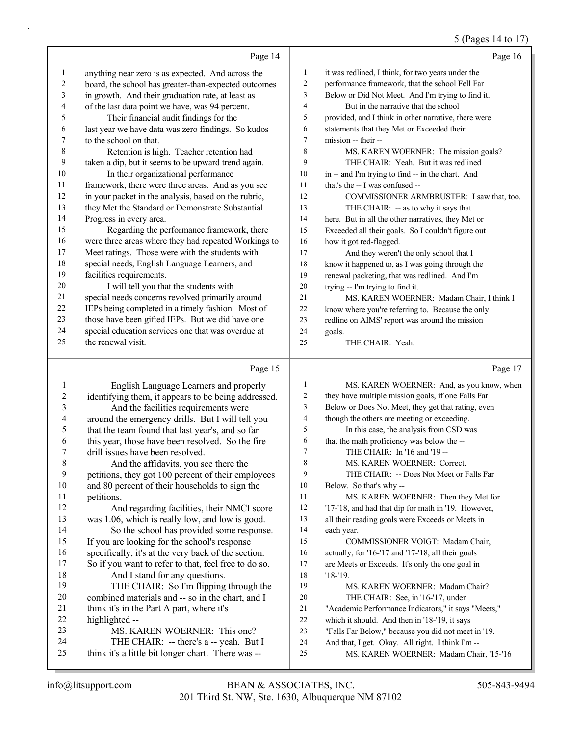Page 14

1 anything near zero is as expected. And across the
2 board, the school has greater-than-expected outcomes
3 in growth. And their graduation rate, at least as
4 of the last data point we have, was 94 percent.
5 Their financial audit findings for the
6 last year we have data was zero findings. So kudos
7 to the school on that.
8 Retention is high. Teacher retention had
9 taken a dip, but it seems to be upward trend again.
10 In their organizational performance
11 framework, there were three areas. And as you see
12 in your packet in the analysis, based on the rubric,
13 they Met the Standard or Demonstrate Substantial
14 Progress in every area.
15 Regarding the performance framework, there
16 were three areas where they had repeated Workings to
17 Meet ratings. Those were with the students with
18 special needs, English Language Learners, and
19 facilities requirements.
20 I will tell you that the students with
21 special needs concerns revolved primarily around
22 IEPs being completed in a timely fashion. Most of
23 those have been gifted IEPs. But we did have one
24 special education services one that was overdue at
25 the renewal visit.

Page 15

1 English Language Learners and properly
2 identifying them, it appears to be being addressed.
3 And the facilities requirements were
4 around the emergency drills. But I will tell you
5 that the team found that last year's, and so far
6 this year, those have been resolved. So the fire
7 drill issues have been resolved.
8 And the affidavits, you see there the
9 petitions, they got 100 percent of their employees
10 and 80 percent of their households to sign the
11 petitions.
12 And regarding facilities, their NMCI score
13 was 1.06, which is really low, and low is good.
14 So the school has provided some response.
15 If you are looking for the school's response
16 specifically, it's at the very back of the section.
17 So if you want to refer to that, feel free to do so.
18 And I stand for any questions.
19 THE CHAIR: So I'm flipping through the
20 combined materials and -- so in the chart, and I
21 think it's in the Part A part, where it's
22 highlighted --
23 MS. KAREN WOERNER: This one?
24 THE CHAIR: -- there's a -- yeah. But I
25 think it's a little bit longer chart. There was --

Page 16

1 it was redlined, I think, for two years under the
2 performance framework, that the school Fell Far
3 Below or Did Not Meet. And I'm trying to find it.
4 But in the narrative that the school
5 provided, and I think in other narrative, there were
6 statements that they Met or Exceeded their
7 mission -- their --
8 MS. KAREN WOERNER: The mission goals?
9 THE CHAIR: Yeah. But it was redlined
10 in -- and I'm trying to find -- in the chart. And
11 that's the -- I was confused --
12 COMMISSIONER ARMBRUSTER: I saw that, too.
13 THE CHAIR: -- as to why it says that
14 here. But in all the other narratives, they Met or
15 Exceeded all their goals. So I couldn't figure out
16 how it got red-flagged.
17 And they weren't the only school that I
18 know it happened to, as I was going through the
19 renewal packeting, that was redlined. And I'm
20 trying -- I'm trying to find it.
21 MS. KAREN WOERNER: Madam Chair, I think I
22 know where you're referring to. Because the only
23 redline on AIMS' report was around the mission
24 goals.
25 THE CHAIR: Yeah.

Page 17

1 MS. KAREN WOERNER: And, as you know, when
2 they have multiple mission goals, if one Falls Far
3 Below or Does Not Meet, they get that rating, even
4 though the others are meeting or exceeding.
5 In this case, the analysis from CSD was
6 that the math proficiency was below the --
7 THE CHAIR: In '16 and '19 --
8 MS. KAREN WOERNER: Correct.
9 THE CHAIR: -- Does Not Meet or Falls Far
10 Below. So that's why --
11 MS. KAREN WOERNER: Then they Met for
12 '17-'18, and had that dip for math in '19. However,
13 all their reading goals were Exceeds or Meets in
14 each year.
15 COMMISSIONER VOIGT: Madam Chair,
16 actually, for '16-'17 and '17-'18, all their goals
17 are Meets or Exceeds. It's only the one goal in
18 '18-'19.
19 MS. KAREN WOERNER: Madam Chair?
20 THE CHAIR: See, in '16-'17, under
21 "Academic Performance Indicators," it says "Meets,"
22 which it should. And then in '18-'19, it says
23 "Falls Far Below," because you did not meet in '19.
24 And that, I get. Okay. All right. I think I'm --
25 MS. KAREN WOERNER: Madam Chair, '15-'16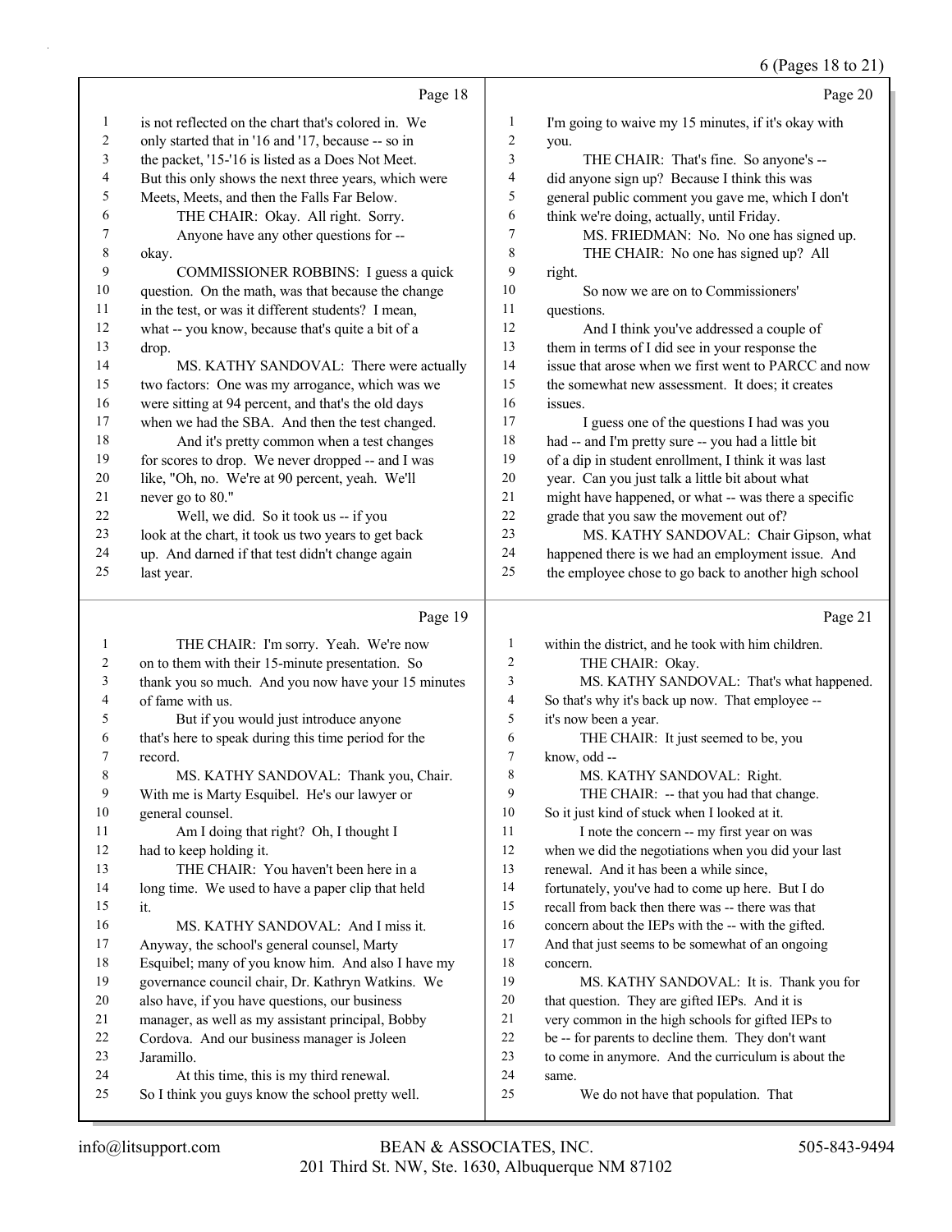Page 18

1 is not reflected on the chart that's colored in. We
2 only started that in '16 and '17, because -- so in
3 the packet, '15-'16 is listed as a Does Not Meet.
4 But this only shows the next three years, which were
5 Meets, Meets, and then the Falls Far Below.
6 THE CHAIR: Okay. All right. Sorry.
7 Anyone have any other questions for --
8 okay.
9 COMMISSIONER ROBBINS: I guess a quick
10 question. On the math, was that because the change
11 in the test, or was it different students? I mean,
12 what -- you know, because that's quite a bit of a
13 drop.
14 MS. KATHY SANDOVAL: There were actually
15 two factors: One was my arrogance, which was we
16 were sitting at 94 percent, and that's the old days
17 when we had the SBA. And then the test changed.
18 And it's pretty common when a test changes
19 for scores to drop. We never dropped -- and I was
20 like, "Oh, no. We're at 90 percent, yeah. We'll
21 never go to 80."
22 Well, we did. So it took us -- if you
23 look at the chart, it took us two years to get back
24 up. And darned if that test didn't change again
25 last year.

Page 19

1 THE CHAIR: I'm sorry. Yeah. We're now
2 on to them with their 15-minute presentation. So
3 thank you so much. And you now have your 15 minutes
4 of fame with us.
5 But if you would just introduce anyone
6 that's here to speak during this time period for the
7 record.
8 MS. KATHY SANDOVAL: Thank you, Chair.
9 With me is Marty Esquibel. He's our lawyer or
10 general counsel.
11 Am I doing that right? Oh, I thought I
12 had to keep holding it.
13 THE CHAIR: You haven't been here in a
14 long time. We used to have a paper clip that held
15 it.
16 MS. KATHY SANDOVAL: And I miss it.
17 Anyway, the school's general counsel, Marty
18 Esquibel; many of you know him. And also I have my
19 governance council chair, Dr. Kathryn Watkins. We
20 also have, if you have questions, our business
21 manager, as well as my assistant principal, Bobby
22 Cordova. And our business manager is Joleen
23 Jaramillo.
24 At this time, this is my third renewal.
25 So I think you guys know the school pretty well.

Page 20

1 I'm going to waive my 15 minutes, if it's okay with
2 you.
3 THE CHAIR: That's fine. So anyone's --
4 did anyone sign up? Because I think this was
5 general public comment you gave me, which I don't
6 think we're doing, actually, until Friday.
7 MS. FRIEDMAN: No. No one has signed up.
8 THE CHAIR: No one has signed up? All
9 right.
10 So now we are on to Commissioners'
11 questions.
12 And I think you've addressed a couple of
13 them in terms of I did see in your response the
14 issue that arose when we first went to PARCC and now
15 the somewhat new assessment. It does; it creates
16 issues.
17 I guess one of the questions I had was you
18 had -- and I'm pretty sure -- you had a little bit
19 of a dip in student enrollment, I think it was last
20 year. Can you just talk a little bit about what
21 might have happened, or what -- was there a specific
22 grade that you saw the movement out of?
23 MS. KATHY SANDOVAL: Chair Gipson, what
24 happened there is we had an employment issue. And
25 the employee chose to go back to another high school

Page 21

1 within the district, and he took with him children.
2 THE CHAIR: Okay.
3 MS. KATHY SANDOVAL: That's what happened.
4 So that's why it's back up now. That employee --
5 it's now been a year.
6 THE CHAIR: It just seemed to be, you
7 know, odd --
8 MS. KATHY SANDOVAL: Right.
9 THE CHAIR: -- that you had that change.
10 So it just kind of stuck when I looked at it.
11 I note the concern -- my first year on was
12 when we did the negotiations when you did your last
13 renewal. And it has been a while since,
14 fortunately, you've had to come up here. But I do
15 recall from back then there was -- there was that
16 concern about the IEPs with the -- with the gifted.
17 And that just seems to be somewhat of an ongoing
18 concern.
19 MS. KATHY SANDOVAL: It is. Thank you for
20 that question. They are gifted IEPs. And it is
21 very common in the high schools for gifted IEPs to
22 be -- for parents to decline them. They don't want
23 to come in anymore. And the curriculum is about the
24 same.
25 We do not have that population. That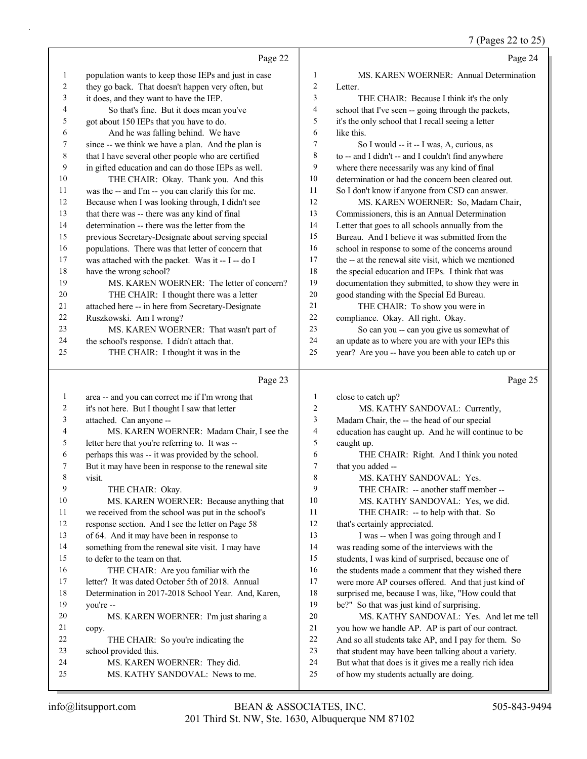Page 22

population wants to keep those IEPs and just in case they go back. That doesn't happen very often, but it does, and they want to have the IEP.

So that's fine. But it does mean you've got about 150 IEPs that you have to do.

And he was falling behind. We have since -- we think we have a plan. And the plan is that I have several other people who are certified in gifted education and can do those IEPs as well.

THE CHAIR: Okay. Thank you. And this was the -- and I'm -- you can clarify this for me. Because when I was looking through, I didn't see that there was -- there was any kind of final determination -- there was the letter from the previous Secretary-Designate about serving special populations. There was that letter of concern that was attached with the packet. Was it -- I -- do I have the wrong school?

MS. KAREN WOERNER: The letter of concern?

THE CHAIR: I thought there was a letter attached here -- in here from Secretary-Designate Ruszkowski. Am I wrong?

MS. KAREN WOERNER: That wasn't part of the school's response. I didn't attach that.

THE CHAIR: I thought it was in the

Page 23

area -- and you can correct me if I'm wrong that it's not here. But I thought I saw that letter attached. Can anyone --

MS. KAREN WOERNER: Madam Chair, I see the letter here that you're referring to. It was -- perhaps this was -- it was provided by the school. But it may have been in response to the renewal site visit.

THE CHAIR: Okay.

MS. KAREN WOERNER: Because anything that we received from the school was put in the school's response section. And I see the letter on Page 58 of 64. And it may have been in response to something from the renewal site visit. I may have to defer to the team on that.

THE CHAIR: Are you familiar with the letter? It was dated October 5th of 2018. Annual Determination in 2017-2018 School Year. And, Karen, you're --

MS. KAREN WOERNER: I'm just sharing a copy.

THE CHAIR: So you're indicating the school provided this.

MS. KAREN WOERNER: They did.

MS. KATHY SANDOVAL: News to me.

Page 24

MS. KAREN WOERNER: Annual Determination Letter.

THE CHAIR: Because I think it's the only school that I've seen -- going through the packets, it's the only school that I recall seeing a letter like this.

So I would -- it -- I was, A, curious, as to -- and I didn't -- and I couldn't find anywhere where there necessarily was any kind of final determination or had the concern been cleared out. So I don't know if anyone from CSD can answer.

MS. KAREN WOERNER: So, Madam Chair, Commissioners, this is an Annual Determination Letter that goes to all schools annually from the Bureau. And I believe it was submitted from the school in response to some of the concerns around the -- at the renewal site visit, which we mentioned the special education and IEPs. I think that was documentation they submitted, to show they were in good standing with the Special Ed Bureau.

THE CHAIR: To show you were in compliance. Okay. All right. Okay.

So can you -- can you give us somewhat of an update as to where you are with your IEPs this year? Are you -- have you been able to catch up or

Page 25

close to catch up?

MS. KATHY SANDOVAL: Currently, Madam Chair, the -- the head of our special education has caught up. And he will continue to be caught up.

THE CHAIR: Right. And I think you noted that you added --

MS. KATHY SANDOVAL: Yes.

THE CHAIR: -- another staff member --

MS. KATHY SANDOVAL: Yes, we did.

THE CHAIR: -- to help with that. So that's certainly appreciated.

I was -- when I was going through and I was reading some of the interviews with the students, I was kind of surprised, because one of the students made a comment that they wished there were more AP courses offered. And that just kind of surprised me, because I was, like, "How could that be?" So that was just kind of surprising.

MS. KATHY SANDOVAL: Yes. And let me tell you how we handle AP. AP is part of our contract. And so all students take AP, and I pay for them. So that student may have been talking about a variety. But what that does is it gives me a really rich idea of how my students actually are doing.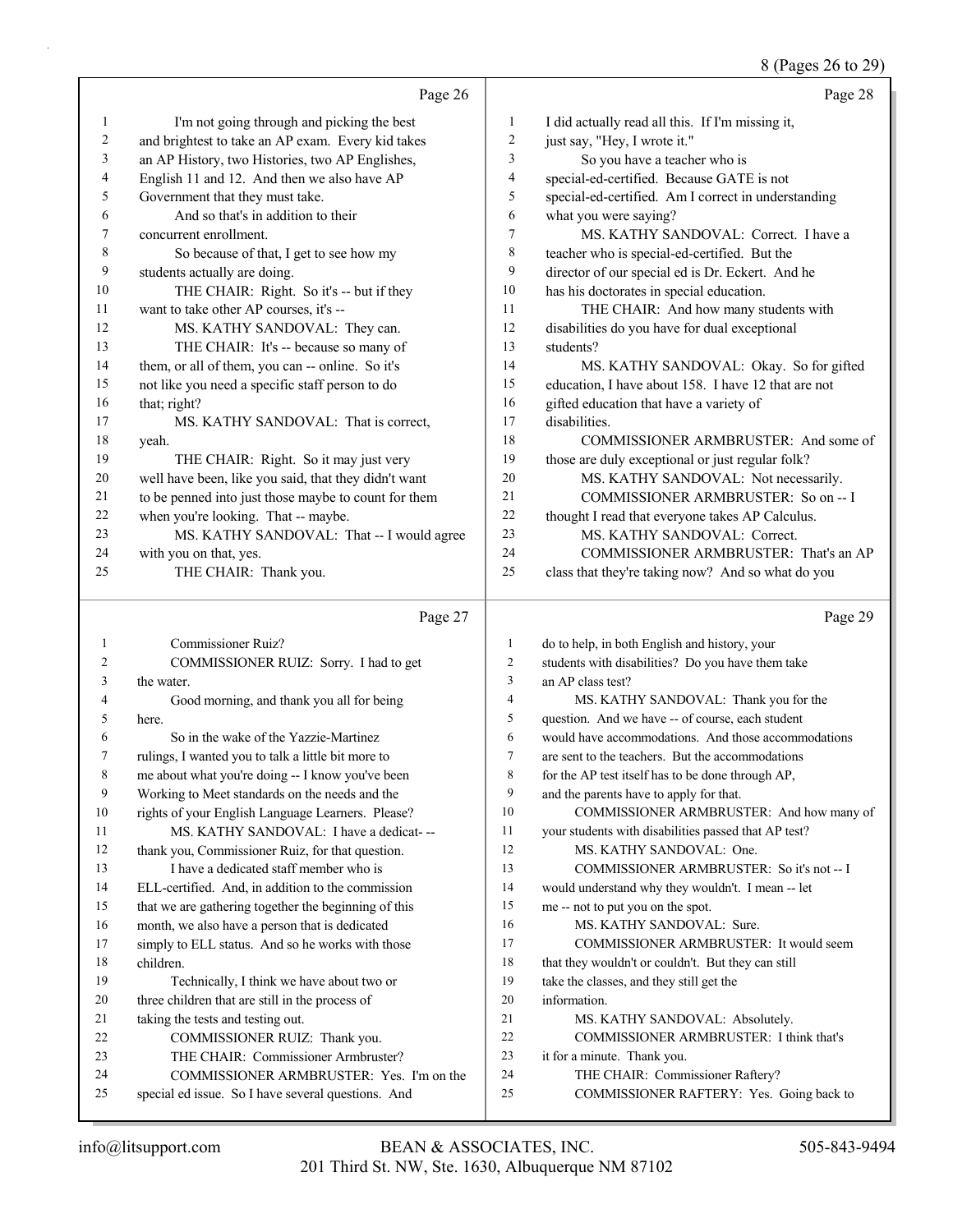Page 26

I'm not going through and picking the best and brightest to take an AP exam. Every kid takes an AP History, two Histories, two AP Englishes, English 11 and 12. And then we also have AP Government that they must take.

And so that's in addition to their concurrent enrollment.

So because of that, I get to see how my students actually are doing.

THE CHAIR: Right. So it's -- but if they want to take other AP courses, it's --

MS. KATHY SANDOVAL: They can.

THE CHAIR: It's -- because so many of them, or all of them, you can -- online. So it's not like you need a specific staff person to do that; right?

MS. KATHY SANDOVAL: That is correct, yeah.

THE CHAIR: Right. So it may just very well have been, like you said, that they didn't want to be penned into just those maybe to count for them when you're looking. That -- maybe.

MS. KATHY SANDOVAL: That -- I would agree with you on that, yes.

THE CHAIR: Thank you.

Page 27

Commissioner Ruiz?

COMMISSIONER RUIZ: Sorry. I had to get the water.

Good morning, and thank you all for being here.

So in the wake of the Yazzie-Martinez rulings, I wanted you to talk a little bit more to me about what you're doing -- I know you've been Working to Meet standards on the needs and the rights of your English Language Learners. Please?

MS. KATHY SANDOVAL: I have a dedicat- -- thank you, Commissioner Ruiz, for that question.

I have a dedicated staff member who is ELL-certified. And, in addition to the commission that we are gathering together the beginning of this month, we also have a person that is dedicated simply to ELL status. And so he works with those children.

Technically, I think we have about two or three children that are still in the process of taking the tests and testing out.

COMMISSIONER RUIZ: Thank you.

THE CHAIR: Commissioner Armbruster?

COMMISSIONER ARMBRUSTER: Yes. I'm on the special ed issue. So I have several questions. And

Page 28

I did actually read all this. If I'm missing it, just say, "Hey, I wrote it."

So you have a teacher who is special-ed-certified. Because GATE is not special-ed-certified. Am I correct in understanding what you were saying?

MS. KATHY SANDOVAL: Correct. I have a teacher who is special-ed-certified. But the director of our special ed is Dr. Eckert. And he has his doctorates in special education.

THE CHAIR: And how many students with disabilities do you have for dual exceptional students?

MS. KATHY SANDOVAL: Okay. So for gifted education, I have about 158. I have 12 that are not gifted education that have a variety of disabilities.

COMMISSIONER ARMBRUSTER: And some of those are duly exceptional or just regular folk?

MS. KATHY SANDOVAL: Not necessarily.

COMMISSIONER ARMBRUSTER: So on -- I thought I read that everyone takes AP Calculus.

MS. KATHY SANDOVAL: Correct.

COMMISSIONER ARMBRUSTER: That's an AP class that they're taking now? And so what do you

Page 29

do to help, in both English and history, your students with disabilities? Do you have them take an AP class test?

MS. KATHY SANDOVAL: Thank you for the question. And we have -- of course, each student would have accommodations. And those accommodations are sent to the teachers. But the accommodations for the AP test itself has to be done through AP, and the parents have to apply for that.

COMMISSIONER ARMBRUSTER: And how many of your students with disabilities passed that AP test?

MS. KATHY SANDOVAL: One.

COMMISSIONER ARMBRUSTER: So it's not -- I would understand why they wouldn't. I mean -- let me -- not to put you on the spot.

MS. KATHY SANDOVAL: Sure.

COMMISSIONER ARMBRUSTER: It would seem that they wouldn't or couldn't. But they can still take the classes, and they still get the information.

MS. KATHY SANDOVAL: Absolutely.

COMMISSIONER ARMBRUSTER: I think that's it for a minute. Thank you.

THE CHAIR: Commissioner Raftery?

COMMISSIONER RAFTERY: Yes. Going back to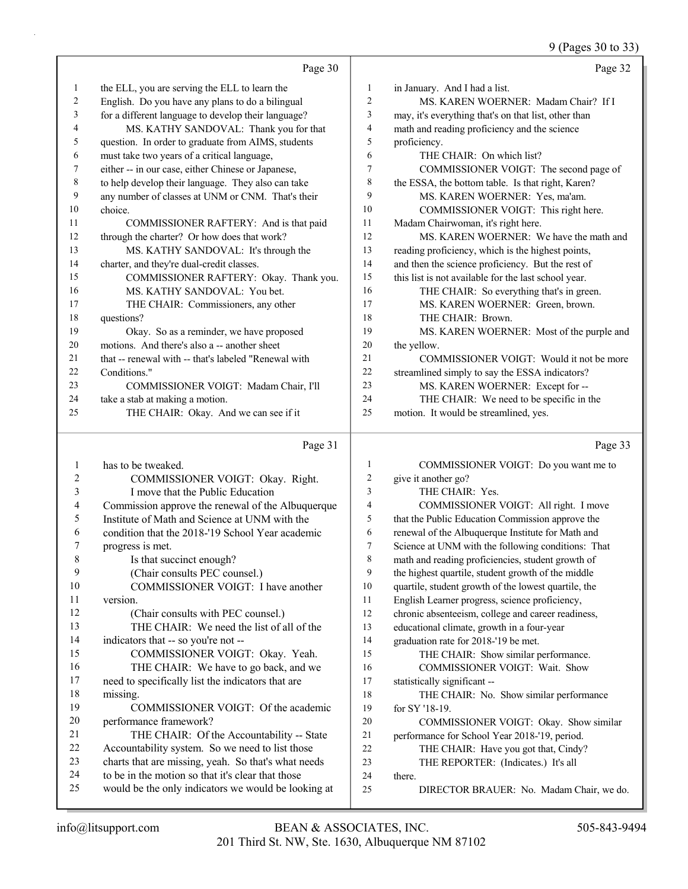Page 30

1 the ELL, you are serving the ELL to learn the
2 English. Do you have any plans to do a bilingual
3 for a different language to develop their language?
4 MS. KATHY SANDOVAL: Thank you for that
5 question. In order to graduate from AIMS, students
6 must take two years of a critical language,
7 either -- in our case, either Chinese or Japanese,
8 to help develop their language. They also can take
9 any number of classes at UNM or CNM. That's their
10 choice.
11 COMMISSIONER RAFTERY: And is that paid
12 through the charter? Or how does that work?
13 MS. KATHY SANDOVAL: It's through the
14 charter, and they're dual-credit classes.
15 COMMISSIONER RAFTERY: Okay. Thank you.
16 MS. KATHY SANDOVAL: You bet.
17 THE CHAIR: Commissioners, any other
18 questions?
19 Okay. So as a reminder, we have proposed
20 motions. And there's also a -- another sheet
21 that -- renewal with -- that's labeled "Renewal with
22 Conditions."
23 COMMISSIONER VOIGT: Madam Chair, I'll
24 take a stab at making a motion.
25 THE CHAIR: Okay. And we can see if it

Page 31

1 has to be tweaked.
2 COMMISSIONER VOIGT: Okay. Right.
3 I move that the Public Education
4 Commission approve the renewal of the Albuquerque
5 Institute of Math and Science at UNM with the
6 condition that the 2018-'19 School Year academic
7 progress is met.
8 Is that succinct enough?
9 (Chair consults PEC counsel.)
10 COMMISSIONER VOIGT: I have another
11 version.
12 (Chair consults with PEC counsel.)
13 THE CHAIR: We need the list of all of the
14 indicators that -- so you're not --
15 COMMISSIONER VOIGT: Okay. Yeah.
16 THE CHAIR: We have to go back, and we
17 need to specifically list the indicators that are
18 missing.
19 COMMISSIONER VOIGT: Of the academic
20 performance framework?
21 THE CHAIR: Of the Accountability -- State
22 Accountability system. So we need to list those
23 charts that are missing, yeah. So that's what needs
24 to be in the motion so that it's clear that those
25 would be the only indicators we would be looking at

Page 32

1 in January. And I had a list.
2 MS. KAREN WOERNER: Madam Chair? If I
3 may, it's everything that's on that list, other than
4 math and reading proficiency and the science
5 proficiency.
6 THE CHAIR: On which list?
7 COMMISSIONER VOIGT: The second page of
8 the ESSA, the bottom table. Is that right, Karen?
9 MS. KAREN WOERNER: Yes, ma'am.
10 COMMISSIONER VOIGT: This right here.
11 Madam Chairwoman, it's right here.
12 MS. KAREN WOERNER: We have the math and
13 reading proficiency, which is the highest points,
14 and then the science proficiency. But the rest of
15 this list is not available for the last school year.
16 THE CHAIR: So everything that's in green.
17 MS. KAREN WOERNER: Green, brown.
18 THE CHAIR: Brown.
19 MS. KAREN WOERNER: Most of the purple and
20 the yellow.
21 COMMISSIONER VOIGT: Would it not be more
22 streamlined simply to say the ESSA indicators?
23 MS. KAREN WOERNER: Except for --
24 THE CHAIR: We need to be specific in the
25 motion. It would be streamlined, yes.

Page 33

1 COMMISSIONER VOIGT: Do you want me to
2 give it another go?
3 THE CHAIR: Yes.
4 COMMISSIONER VOIGT: All right. I move
5 that the Public Education Commission approve the
6 renewal of the Albuquerque Institute for Math and
7 Science at UNM with the following conditions: That
8 math and reading proficiencies, student growth of
9 the highest quartile, student growth of the middle
10 quartile, student growth of the lowest quartile, the
11 English Learner progress, science proficiency,
12 chronic absenteeism, college and career readiness,
13 educational climate, growth in a four-year
14 graduation rate for 2018-'19 be met.
15 THE CHAIR: Show similar performance.
16 COMMISSIONER VOIGT: Wait. Show
17 statistically significant --
18 THE CHAIR: No. Show similar performance
19 for SY '18-19.
20 COMMISSIONER VOIGT: Okay. Show similar
21 performance for School Year 2018-'19, period.
22 THE CHAIR: Have you got that, Cindy?
23 THE REPORTER: (Indicates.) It's all
24 there.
25 DIRECTOR BRAUER: No. Madam Chair, we do.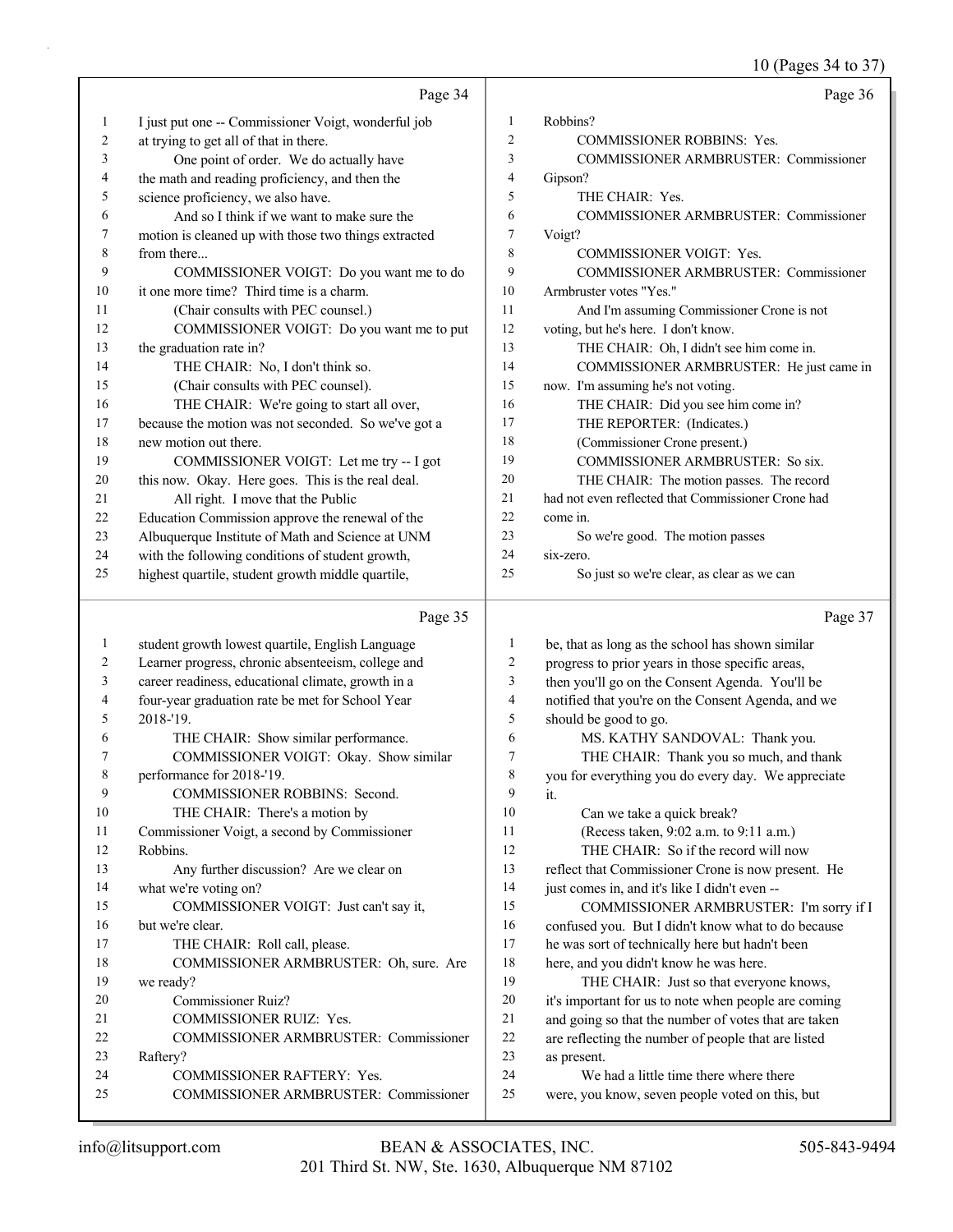Page 34

1 I just put one -- Commissioner Voigt, wonderful job
2 at trying to get all of that in there.
3 One point of order. We do actually have
4 the math and reading proficiency, and then the
5 science proficiency, we also have.
6 And so I think if we want to make sure the
7 motion is cleaned up with those two things extracted
8 from there...
9 COMMISSIONER VOIGT: Do you want me to do
10 it one more time? Third time is a charm.
11 (Chair consults with PEC counsel.)
12 COMMISSIONER VOIGT: Do you want me to put
13 the graduation rate in?
14 THE CHAIR: No, I don't think so.
15 (Chair consults with PEC counsel).
16 THE CHAIR: We're going to start all over,
17 because the motion was not seconded. So we've got a
18 new motion out there.
19 COMMISSIONER VOIGT: Let me try -- I got
20 this now. Okay. Here goes. This is the real deal.
21 All right. I move that the Public
22 Education Commission approve the renewal of the
23 Albuquerque Institute of Math and Science at UNM
24 with the following conditions of student growth,
25 highest quartile, student growth middle quartile,

Page 35

1 student growth lowest quartile, English Language
2 Learner progress, chronic absenteeism, college and
3 career readiness, educational climate, growth in a
4 four-year graduation rate be met for School Year
5 2018-'19.
6 THE CHAIR: Show similar performance.
7 COMMISSIONER VOIGT: Okay. Show similar
8 performance for 2018-'19.
9 COMMISSIONER ROBBINS: Second.
10 THE CHAIR: There's a motion by
11 Commissioner Voigt, a second by Commissioner
12 Robbins.
13 Any further discussion? Are we clear on
14 what we're voting on?
15 COMMISSIONER VOIGT: Just can't say it,
16 but we're clear.
17 THE CHAIR: Roll call, please.
18 COMMISSIONER ARMBRUSTER: Oh, sure. Are
19 we ready?
20 Commissioner Ruiz?
21 COMMISSIONER RUIZ: Yes.
22 COMMISSIONER ARMBRUSTER: Commissioner
23 Raftery?
24 COMMISSIONER RAFTERY: Yes.
25 COMMISSIONER ARMBRUSTER: Commissioner

Page 36

1 Robbins?
2 COMMISSIONER ROBBINS: Yes.
3 COMMISSIONER ARMBRUSTER: Commissioner
4 Gipson?
5 THE CHAIR: Yes.
6 COMMISSIONER ARMBRUSTER: Commissioner
7 Voigt?
8 COMMISSIONER VOIGT: Yes.
9 COMMISSIONER ARMBRUSTER: Commissioner
10 Armbruster votes "Yes."
11 And I'm assuming Commissioner Crone is not
12 voting, but he's here. I don't know.
13 THE CHAIR: Oh, I didn't see him come in.
14 COMMISSIONER ARMBRUSTER: He just came in
15 now. I'm assuming he's not voting.
16 THE CHAIR: Did you see him come in?
17 THE REPORTER: (Indicates.)
18 (Commissioner Crone present.)
19 COMMISSIONER ARMBRUSTER: So six.
20 THE CHAIR: The motion passes. The record
21 had not even reflected that Commissioner Crone had
22 come in.
23 So we're good. The motion passes
24 six-zero.
25 So just so we're clear, as clear as we can

Page 37

1 be, that as long as the school has shown similar
2 progress to prior years in those specific areas,
3 then you'll go on the Consent Agenda. You'll be
4 notified that you're on the Consent Agenda, and we
5 should be good to go.
6 MS. KATHY SANDOVAL: Thank you.
7 THE CHAIR: Thank you so much, and thank
8 you for everything you do every day. We appreciate
9 it.
10 Can we take a quick break?
11 (Recess taken, 9:02 a.m. to 9:11 a.m.)
12 THE CHAIR: So if the record will now
13 reflect that Commissioner Crone is now present. He
14 just comes in, and it's like I didn't even --
15 COMMISSIONER ARMBRUSTER: I'm sorry if I
16 confused you. But I didn't know what to do because
17 he was sort of technically here but hadn't been
18 here, and you didn't know he was here.
19 THE CHAIR: Just so that everyone knows,
20 it's important for us to note when people are coming
21 and going so that the number of votes that are taken
22 are reflecting the number of people that are listed
23 as present.
24 We had a little time there where there
25 were, you know, seven people voted on this, but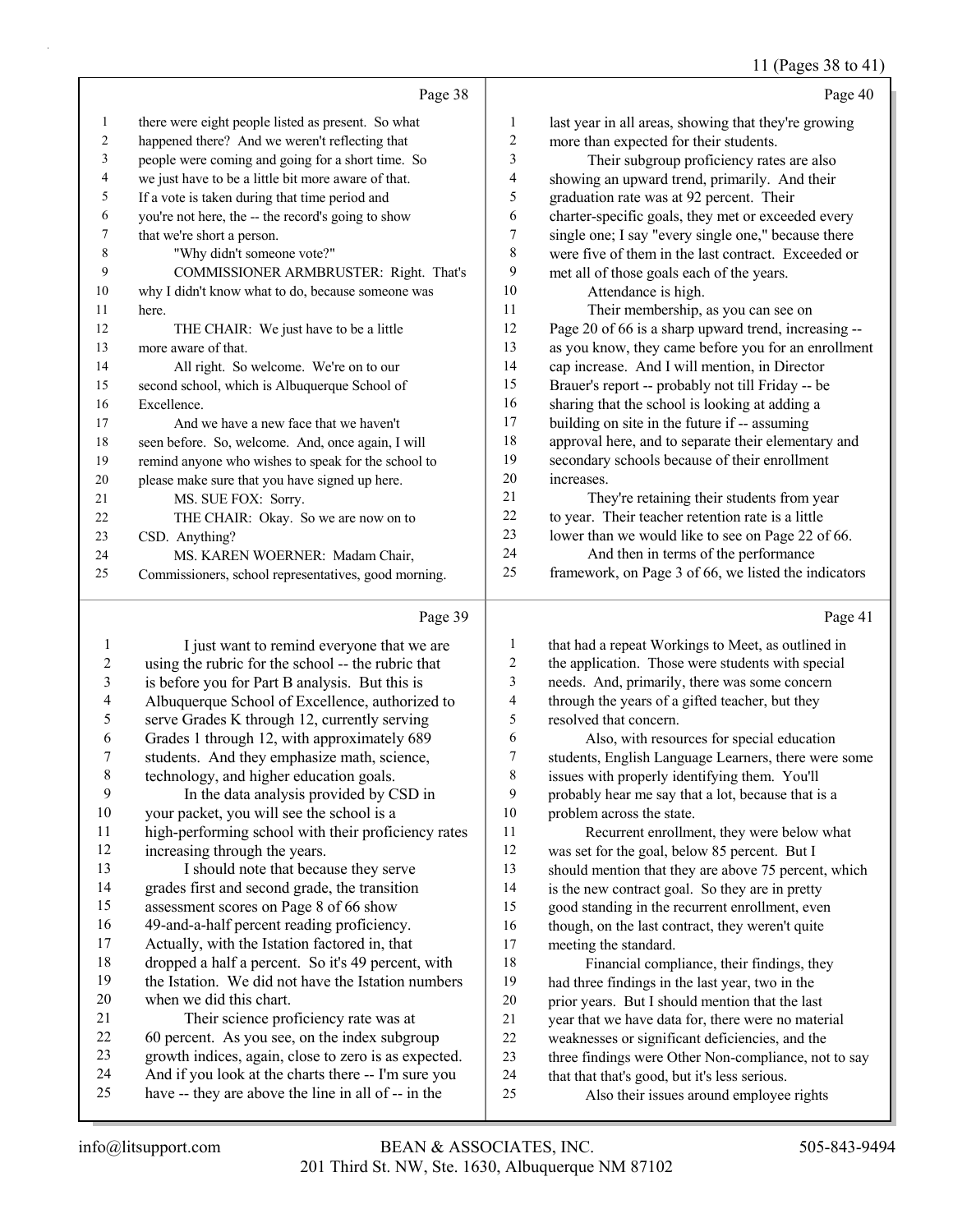Page 38

1 there were eight people listed as present. So what
2 happened there? And we weren't reflecting that
3 people were coming and going for a short time. So
4 we just have to be a little bit more aware of that.
5 If a vote is taken during that time period and
6 you're not here, the -- the record's going to show
7 that we're short a person.
8 "Why didn't someone vote?"
9 COMMISSIONER ARMBRUSTER: Right. That's
10 why I didn't know what to do, because someone was
11 here.
12 THE CHAIR: We just have to be a little
13 more aware of that.
14 All right. So welcome. We're on to our
15 second school, which is Albuquerque School of
16 Excellence.
17 And we have a new face that we haven't
18 seen before. So, welcome. And, once again, I will
19 remind anyone who wishes to speak for the school to
20 please make sure that you have signed up here.
21 MS. SUE FOX: Sorry.
22 THE CHAIR: Okay. So we are now on to
23 CSD. Anything?
24 MS. KAREN WOERNER: Madam Chair,
25 Commissioners, school representatives, good morning.

Page 39

1 I just want to remind everyone that we are
2 using the rubric for the school -- the rubric that
3 is before you for Part B analysis. But this is
4 Albuquerque School of Excellence, authorized to
5 serve Grades K through 12, currently serving
6 Grades 1 through 12, with approximately 689
7 students. And they emphasize math, science,
8 technology, and higher education goals.
9 In the data analysis provided by CSD in
10 your packet, you will see the school is a
11 high-performing school with their proficiency rates
12 increasing through the years.
13 I should note that because they serve
14 grades first and second grade, the transition
15 assessment scores on Page 8 of 66 show
16 49-and-a-half percent reading proficiency.
17 Actually, with the Istation factored in, that
18 dropped a half a percent. So it's 49 percent, with
19 the Istation. We did not have the Istation numbers
20 when we did this chart.
21 Their science proficiency rate was at
22 60 percent. As you see, on the index subgroup
23 growth indices, again, close to zero is as expected.
24 And if you look at the charts there -- I'm sure you
25 have -- they are above the line in all of -- in the

Page 40

1 last year in all areas, showing that they're growing
2 more than expected for their students.
3 Their subgroup proficiency rates are also
4 showing an upward trend, primarily. And their
5 graduation rate was at 92 percent. Their
6 charter-specific goals, they met or exceeded every
7 single one; I say "every single one," because there
8 were five of them in the last contract. Exceeded or
9 met all of those goals each of the years.
10 Attendance is high.
11 Their membership, as you can see on
12 Page 20 of 66 is a sharp upward trend, increasing --
13 as you know, they came before you for an enrollment
14 cap increase. And I will mention, in Director
15 Brauer's report -- probably not till Friday -- be
16 sharing that the school is looking at adding a
17 building on site in the future if -- assuming
18 approval here, and to separate their elementary and
19 secondary schools because of their enrollment
20 increases.
21 They're retaining their students from year
22 to year. Their teacher retention rate is a little
23 lower than we would like to see on Page 22 of 66.
24 And then in terms of the performance
25 framework, on Page 3 of 66, we listed the indicators

Page 41

1 that had a repeat Workings to Meet, as outlined in
2 the application. Those were students with special
3 needs. And, primarily, there was some concern
4 through the years of a gifted teacher, but they
5 resolved that concern.
6 Also, with resources for special education
7 students, English Language Learners, there were some
8 issues with properly identifying them. You'll
9 probably hear me say that a lot, because that is a
10 problem across the state.
11 Recurrent enrollment, they were below what
12 was set for the goal, below 85 percent. But I
13 should mention that they are above 75 percent, which
14 is the new contract goal. So they are in pretty
15 good standing in the recurrent enrollment, even
16 though, on the last contract, they weren't quite
17 meeting the standard.
18 Financial compliance, their findings, they
19 had three findings in the last year, two in the
20 prior years. But I should mention that the last
21 year that we have data for, there were no material
22 weaknesses or significant deficiencies, and the
23 three findings were Other Non-compliance, not to say
24 that that that's good, but it's less serious.
25 Also their issues around employee rights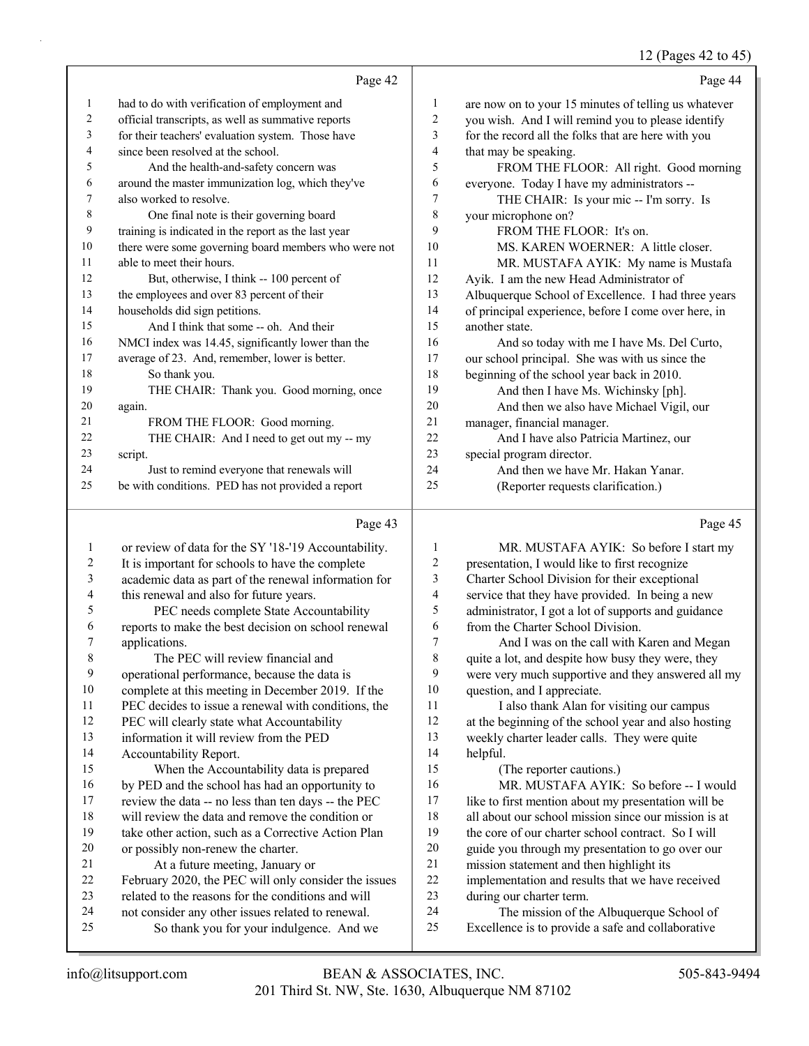Page 42

1 had to do with verification of employment and
2 official transcripts, as well as summative reports
3 for their teachers' evaluation system. Those have
4 since been resolved at the school.
5 And the health-and-safety concern was
6 around the master immunization log, which they've
7 also worked to resolve.
8 One final note is their governing board
9 training is indicated in the report as the last year
10 there were some governing board members who were not
11 able to meet their hours.
12 But, otherwise, I think -- 100 percent of
13 the employees and over 83 percent of their
14 households did sign petitions.
15 And I think that some -- oh. And their
16 NMCI index was 14.45, significantly lower than the
17 average of 23. And, remember, lower is better.
18 So thank you.
19 THE CHAIR: Thank you. Good morning, once
20 again.
21 FROM THE FLOOR: Good morning.
22 THE CHAIR: And I need to get out my -- my
23 script.
24 Just to remind everyone that renewals will
25 be with conditions. PED has not provided a report

Page 43

1 or review of data for the SY '18-'19 Accountability.
2 It is important for schools to have the complete
3 academic data as part of the renewal information for
4 this renewal and also for future years.
5 PEC needs complete State Accountability
6 reports to make the best decision on school renewal
7 applications.
8 The PEC will review financial and
9 operational performance, because the data is
10 complete at this meeting in December 2019. If the
11 PEC decides to issue a renewal with conditions, the
12 PEC will clearly state what Accountability
13 information it will review from the PED
14 Accountability Report.
15 When the Accountability data is prepared
16 by PED and the school has had an opportunity to
17 review the data -- no less than ten days -- the PEC
18 will review the data and remove the condition or
19 take other action, such as a Corrective Action Plan
20 or possibly non-renew the charter.
21 At a future meeting, January or
22 February 2020, the PEC will only consider the issues
23 related to the reasons for the conditions and will
24 not consider any other issues related to renewal.
25 So thank you for your indulgence. And we

Page 44

1 are now on to your 15 minutes of telling us whatever
2 you wish. And I will remind you to please identify
3 for the record all the folks that are here with you
4 that may be speaking.
5 FROM THE FLOOR: All right. Good morning
6 everyone. Today I have my administrators --
7 THE CHAIR: Is your mic -- I'm sorry. Is
8 your microphone on?
9 FROM THE FLOOR: It's on.
10 MS. KAREN WOERNER: A little closer.
11 MR. MUSTAFA AYIK: My name is Mustafa
12 Ayik. I am the new Head Administrator of
13 Albuquerque School of Excellence. I had three years
14 of principal experience, before I come over here, in
15 another state.
16 And so today with me I have Ms. Del Curto,
17 our school principal. She was with us since the
18 beginning of the school year back in 2010.
19 And then I have Ms. Wichinsky [ph].
20 And then we also have Michael Vigil, our
21 manager, financial manager.
22 And I have also Patricia Martinez, our
23 special program director.
24 And then we have Mr. Hakan Yanar.
25 (Reporter requests clarification.)

Page 45

1 MR. MUSTAFA AYIK: So before I start my
2 presentation, I would like to first recognize
3 Charter School Division for their exceptional
4 service that they have provided. In being a new
5 administrator, I got a lot of supports and guidance
6 from the Charter School Division.
7 And I was on the call with Karen and Megan
8 quite a lot, and despite how busy they were, they
9 were very much supportive and they answered all my
10 question, and I appreciate.
11 I also thank Alan for visiting our campus
12 at the beginning of the school year and also hosting
13 weekly charter leader calls. They were quite
14 helpful.
15 (The reporter cautions.)
16 MR. MUSTAFA AYIK: So before -- I would
17 like to first mention about my presentation will be
18 all about our school mission since our mission is at
19 the core of our charter school contract. So I will
20 guide you through my presentation to go over our
21 mission statement and then highlight its
22 implementation and results that we have received
23 during our charter term.
24 The mission of the Albuquerque School of
25 Excellence is to provide a safe and collaborative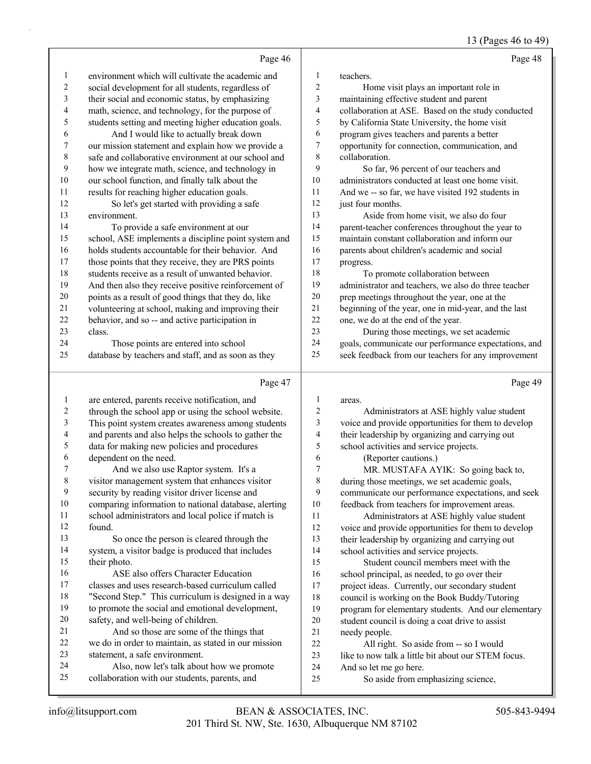Page 46

1 environment which will cultivate the academic and
2 social development for all students, regardless of
3 their social and economic status, by emphasizing
4 math, science, and technology, for the purpose of
5 students setting and meeting higher education goals.
6 And I would like to actually break down
7 our mission statement and explain how we provide a
8 safe and collaborative environment at our school and
9 how we integrate math, science, and technology in
10 our school function, and finally talk about the
11 results for reaching higher education goals.
12 So let's get started with providing a safe
13 environment.
14 To provide a safe environment at our
15 school, ASE implements a discipline point system and
16 holds students accountable for their behavior. And
17 those points that they receive, they are PRS points
18 students receive as a result of unwanted behavior.
19 And then also they receive positive reinforcement of
20 points as a result of good things that they do, like
21 volunteering at school, making and improving their
22 behavior, and so -- and active participation in
23 class.
24 Those points are entered into school
25 database by teachers and staff, and as soon as they

Page 47

1 are entered, parents receive notification, and
2 through the school app or using the school website.
3 This point system creates awareness among students
4 and parents and also helps the schools to gather the
5 data for making new policies and procedures
6 dependent on the need.
7 And we also use Raptor system. It's a
8 visitor management system that enhances visitor
9 security by reading visitor driver license and
10 comparing information to national database, alerting
11 school administrators and local police if match is
12 found.
13 So once the person is cleared through the
14 system, a visitor badge is produced that includes
15 their photo.
16 ASE also offers Character Education
17 classes and uses research-based curriculum called
18 "Second Step." This curriculum is designed in a way
19 to promote the social and emotional development,
20 safety, and well-being of children.
21 And so those are some of the things that
22 we do in order to maintain, as stated in our mission
23 statement, a safe environment.
24 Also, now let's talk about how we promote
25 collaboration with our students, parents, and

Page 48

1 teachers.
2 Home visit plays an important role in
3 maintaining effective student and parent
4 collaboration at ASE. Based on the study conducted
5 by California State University, the home visit
6 program gives teachers and parents a better
7 opportunity for connection, communication, and
8 collaboration.
9 So far, 96 percent of our teachers and
10 administrators conducted at least one home visit.
11 And we -- so far, we have visited 192 students in
12 just four months.
13 Aside from home visit, we also do four
14 parent-teacher conferences throughout the year to
15 maintain constant collaboration and inform our
16 parents about children's academic and social
17 progress.
18 To promote collaboration between
19 administrator and teachers, we also do three teacher
20 prep meetings throughout the year, one at the
21 beginning of the year, one in mid-year, and the last
22 one, we do at the end of the year.
23 During those meetings, we set academic
24 goals, communicate our performance expectations, and
25 seek feedback from our teachers for any improvement

Page 49

1 areas.
2 Administrators at ASE highly value student
3 voice and provide opportunities for them to develop
4 their leadership by organizing and carrying out
5 school activities and service projects.
6 (Reporter cautions.)
7 MR. MUSTAFA AYIK: So going back to,
8 during those meetings, we set academic goals,
9 communicate our performance expectations, and seek
10 feedback from teachers for improvement areas.
11 Administrators at ASE highly value student
12 voice and provide opportunities for them to develop
13 their leadership by organizing and carrying out
14 school activities and service projects.
15 Student council members meet with the
16 school principal, as needed, to go over their
17 project ideas. Currently, our secondary student
18 council is working on the Book Buddy/Tutoring
19 program for elementary students. And our elementary
20 student council is doing a coat drive to assist
21 needy people.
22 All right. So aside from -- so I would
23 like to now talk a little bit about our STEM focus.
24 And so let me go here.
25 So aside from emphasizing science,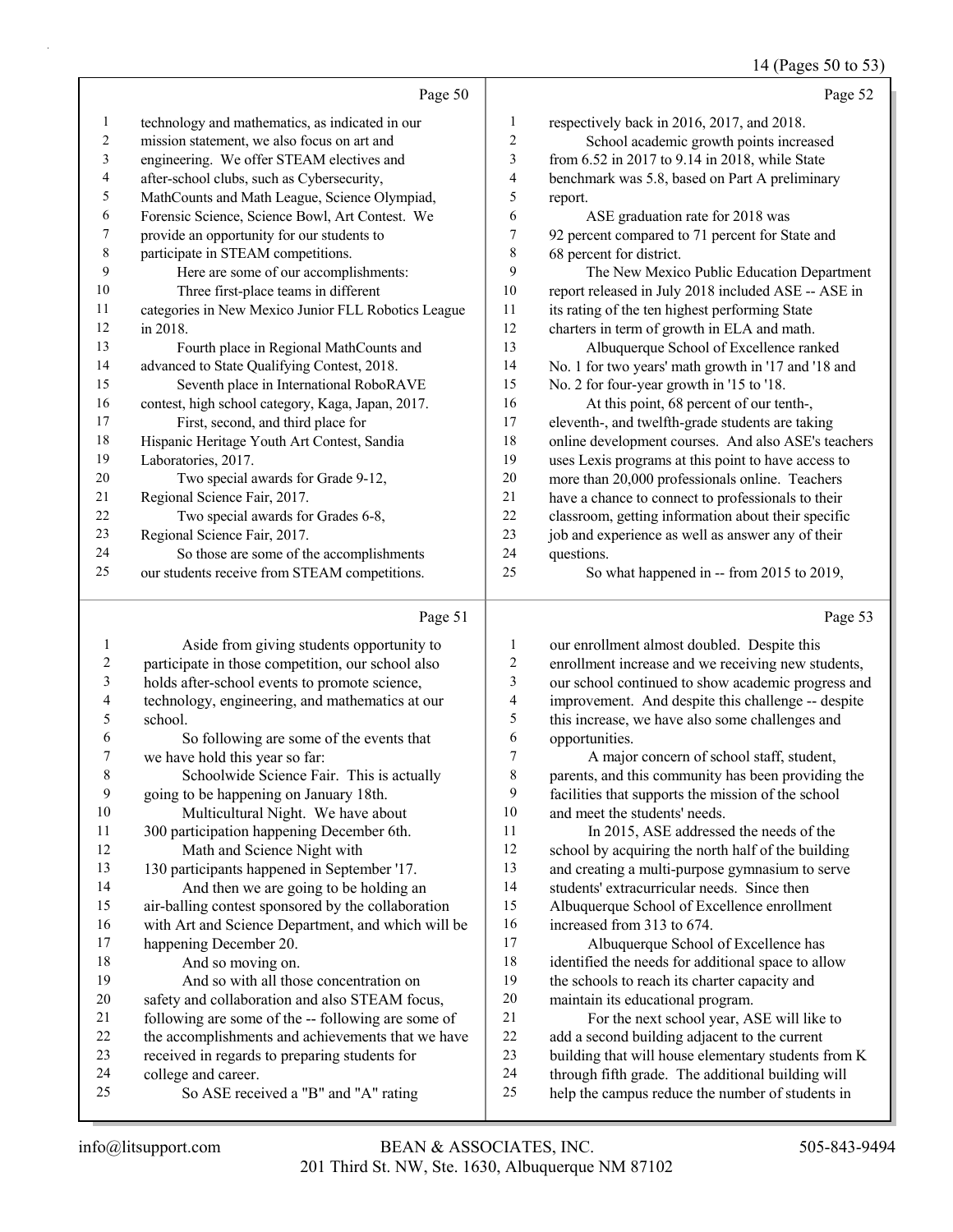Page 50

technology and mathematics, as indicated in our mission statement, we also focus on art and engineering. We offer STEAM electives and after-school clubs, such as Cybersecurity, MathCounts and Math League, Science Olympiad, Forensic Science, Science Bowl, Art Contest. We provide an opportunity for our students to participate in STEAM competitions.

Here are some of our accomplishments:

Three first-place teams in different categories in New Mexico Junior FLL Robotics League in 2018.

Fourth place in Regional MathCounts and advanced to State Qualifying Contest, 2018.

Seventh place in International RoboRAVE contest, high school category, Kaga, Japan, 2017.

First, second, and third place for Hispanic Heritage Youth Art Contest, Sandia Laboratories, 2017.

Two special awards for Grade 9-12, Regional Science Fair, 2017.

Two special awards for Grades 6-8, Regional Science Fair, 2017.

So those are some of the accomplishments our students receive from STEAM competitions.

Page 51

Aside from giving students opportunity to participate in those competition, our school also holds after-school events to promote science, technology, engineering, and mathematics at our school.

So following are some of the events that we have hold this year so far:

Schoolwide Science Fair. This is actually going to be happening on January 18th.

Multicultural Night. We have about 300 participation happening December 6th.

Math and Science Night with 130 participants happened in September '17.

And then we are going to be holding an air-balling contest sponsored by the collaboration with Art and Science Department, and which will be happening December 20.

And so moving on.

And so with all those concentration on safety and collaboration and also STEAM focus, following are some of the -- following are some of the accomplishments and achievements that we have received in regards to preparing students for college and career.

So ASE received a "B" and "A" rating

Page 52

respectively back in 2016, 2017, and 2018.

School academic growth points increased from 6.52 in 2017 to 9.14 in 2018, while State benchmark was 5.8, based on Part A preliminary report.

ASE graduation rate for 2018 was 92 percent compared to 71 percent for State and 68 percent for district.

The New Mexico Public Education Department report released in July 2018 included ASE -- ASE in its rating of the ten highest performing State charters in term of growth in ELA and math.

Albuquerque School of Excellence ranked No. 1 for two years' math growth in '17 and '18 and No. 2 for four-year growth in '15 to '18.

At this point, 68 percent of our tenth-, eleventh-, and twelfth-grade students are taking online development courses. And also ASE's teachers uses Lexis programs at this point to have access to more than 20,000 professionals online. Teachers have a chance to connect to professionals to their classroom, getting information about their specific job and experience as well as answer any of their questions.

So what happened in -- from 2015 to 2019,

Page 53

our enrollment almost doubled. Despite this enrollment increase and we receiving new students, our school continued to show academic progress and improvement. And despite this challenge -- despite this increase, we have also some challenges and opportunities.

A major concern of school staff, student, parents, and this community has been providing the facilities that supports the mission of the school and meet the students' needs.

In 2015, ASE addressed the needs of the school by acquiring the north half of the building and creating a multi-purpose gymnasium to serve students' extracurricular needs. Since then Albuquerque School of Excellence enrollment increased from 313 to 674.

Albuquerque School of Excellence has identified the needs for additional space to allow the schools to reach its charter capacity and maintain its educational program.

For the next school year, ASE will like to add a second building adjacent to the current building that will house elementary students from K through fifth grade. The additional building will help the campus reduce the number of students in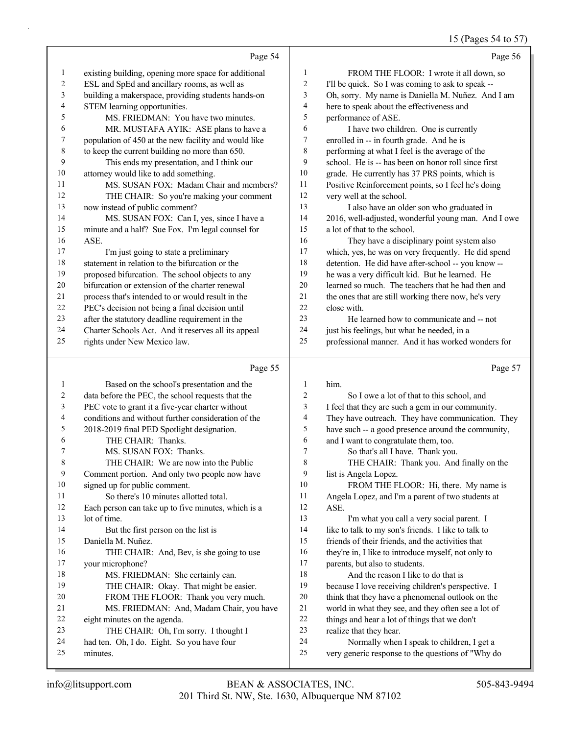Page 54

1 existing building, opening more space for additional
2 ESL and SpEd and ancillary rooms, as well as
3 building a makerspace, providing students hands-on
4 STEM learning opportunities.
5 MS. FRIEDMAN: You have two minutes.
6 MR. MUSTAFA AYIK: ASE plans to have a
7 population of 450 at the new facility and would like
8 to keep the current building no more than 650.
9 This ends my presentation, and I think our
10 attorney would like to add something.
11 MS. SUSAN FOX: Madam Chair and members?
12 THE CHAIR: So you're making your comment
13 now instead of public comment?
14 MS. SUSAN FOX: Can I, yes, since I have a
15 minute and a half? Sue Fox. I'm legal counsel for
16 ASE.
17 I'm just going to state a preliminary
18 statement in relation to the bifurcation or the
19 proposed bifurcation. The school objects to any
20 bifurcation or extension of the charter renewal
21 process that's intended to or would result in the
22 PEC's decision not being a final decision until
23 after the statutory deadline requirement in the
24 Charter Schools Act. And it reserves all its appeal
25 rights under New Mexico law.

Page 55

1 Based on the school's presentation and the
2 data before the PEC, the school requests that the
3 PEC vote to grant it a five-year charter without
4 conditions and without further consideration of the
5 2018-2019 final PED Spotlight designation.
6 THE CHAIR: Thanks.
7 MS. SUSAN FOX: Thanks.
8 THE CHAIR: We are now into the Public
9 Comment portion. And only two people now have
10 signed up for public comment.
11 So there's 10 minutes allotted total.
12 Each person can take up to five minutes, which is a
13 lot of time.
14 But the first person on the list is
15 Daniella M. Nuñez.
16 THE CHAIR: And, Bev, is she going to use
17 your microphone?
18 MS. FRIEDMAN: She certainly can.
19 THE CHAIR: Okay. That might be easier.
20 FROM THE FLOOR: Thank you very much.
21 MS. FRIEDMAN: And, Madam Chair, you have
22 eight minutes on the agenda.
23 THE CHAIR: Oh, I'm sorry. I thought I
24 had ten. Oh, I do. Eight. So you have four
25 minutes.

Page 56

1 FROM THE FLOOR: I wrote it all down, so
2 I'll be quick. So I was coming to ask to speak --
3 Oh, sorry. My name is Daniella M. Nuñez. And I am
4 here to speak about the effectiveness and
5 performance of ASE.
6 I have two children. One is currently
7 enrolled in -- in fourth grade. And he is
8 performing at what I feel is the average of the
9 school. He is -- has been on honor roll since first
10 grade. He currently has 37 PRS points, which is
11 Positive Reinforcement points, so I feel he's doing
12 very well at the school.
13 I also have an older son who graduated in
14 2016, well-adjusted, wonderful young man. And I owe
15 a lot of that to the school.
16 They have a disciplinary point system also
17 which, yes, he was on very frequently. He did spend
18 detention. He did have after-school -- you know --
19 he was a very difficult kid. But he learned. He
20 learned so much. The teachers that he had then and
21 the ones that are still working there now, he's very
22 close with.
23 He learned how to communicate and -- not
24 just his feelings, but what he needed, in a
25 professional manner. And it has worked wonders for

Page 57

1 him.
2 So I owe a lot of that to this school, and
3 I feel that they are such a gem in our community.
4 They have outreach. They have communication. They
5 have such -- a good presence around the community,
6 and I want to congratulate them, too.
7 So that's all I have. Thank you.
8 THE CHAIR: Thank you. And finally on the
9 list is Angela Lopez.
10 FROM THE FLOOR: Hi, there. My name is
11 Angela Lopez, and I'm a parent of two students at
12 ASE.
13 I'm what you call a very social parent. I
14 like to talk to my son's friends. I like to talk to
15 friends of their friends, and the activities that
16 they're in, I like to introduce myself, not only to
17 parents, but also to students.
18 And the reason I like to do that is
19 because I love receiving children's perspective. I
20 think that they have a phenomenal outlook on the
21 world in what they see, and they often see a lot of
22 things and hear a lot of things that we don't
23 realize that they hear.
24 Normally when I speak to children, I get a
25 very generic response to the questions of "Why do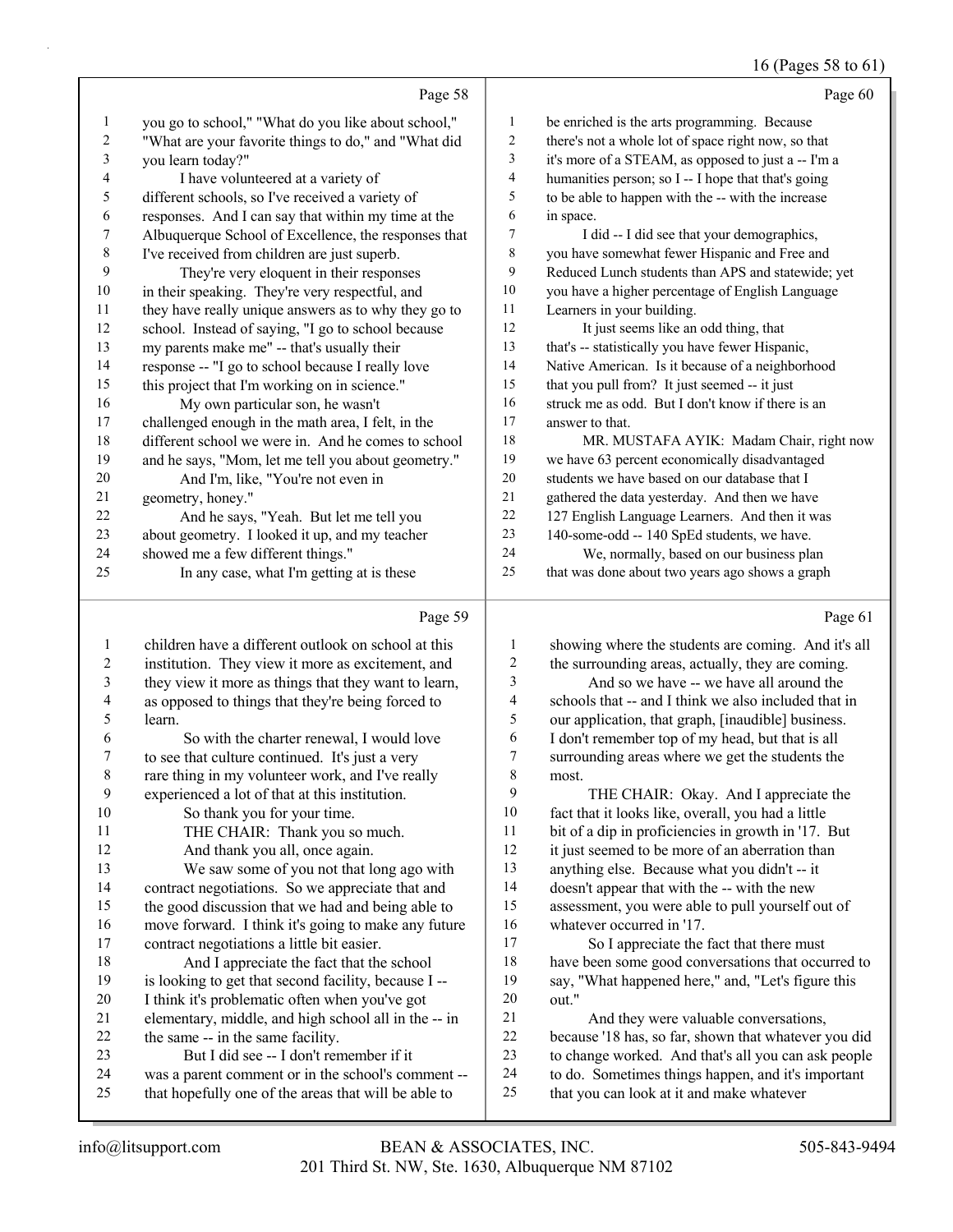Page 58

you go to school," "What do you like about school," "What are your favorite things to do," and "What did you learn today?"

I have volunteered at a variety of different schools, so I've received a variety of responses. And I can say that within my time at the Albuquerque School of Excellence, the responses that I've received from children are just superb.

They're very eloquent in their responses in their speaking. They're very respectful, and they have really unique answers as to why they go to school. Instead of saying, "I go to school because my parents make me" -- that's usually their response -- "I go to school because I really love this project that I'm working on in science."

My own particular son, he wasn't challenged enough in the math area, I felt, in the different school we were in. And he comes to school and he says, "Mom, let me tell you about geometry."

And I'm, like, "You're not even in geometry, honey."

And he says, "Yeah. But let me tell you about geometry. I looked it up, and my teacher showed me a few different things."

In any case, what I'm getting at is these

Page 59

children have a different outlook on school at this institution. They view it more as excitement, and they view it more as things that they want to learn, as opposed to things that they're being forced to learn.

So with the charter renewal, I would love to see that culture continued. It's just a very rare thing in my volunteer work, and I've really experienced a lot of that at this institution.

So thank you for your time.

THE CHAIR: Thank you so much.

And thank you all, once again.

We saw some of you not that long ago with contract negotiations. So we appreciate that and the good discussion that we had and being able to move forward. I think it's going to make any future contract negotiations a little bit easier.

And I appreciate the fact that the school is looking to get that second facility, because I -- I think it's problematic often when you've got elementary, middle, and high school all in the -- in the same -- in the same facility.

But I did see -- I don't remember if it was a parent comment or in the school's comment -- that hopefully one of the areas that will be able to

Page 60

be enriched is the arts programming. Because there's not a whole lot of space right now, so that it's more of a STEAM, as opposed to just a -- I'm a humanities person; so I -- I hope that that's going to be able to happen with the -- with the increase in space.

I did -- I did see that your demographics, you have somewhat fewer Hispanic and Free and Reduced Lunch students than APS and statewide; yet you have a higher percentage of English Language Learners in your building.

It just seems like an odd thing, that that's -- statistically you have fewer Hispanic, Native American. Is it because of a neighborhood that you pull from? It just seemed -- it just struck me as odd. But I don't know if there is an answer to that.

MR. MUSTAFA AYIK: Madam Chair, right now we have 63 percent economically disadvantaged students we have based on our database that I gathered the data yesterday. And then we have 127 English Language Learners. And then it was 140-some-odd -- 140 SpEd students, we have.

We, normally, based on our business plan that was done about two years ago shows a graph

Page 61

showing where the students are coming. And it's all the surrounding areas, actually, they are coming.

And so we have -- we have all around the schools that -- and I think we also included that in our application, that graph, [inaudible] business. I don't remember top of my head, but that is all surrounding areas where we get the students the most.

THE CHAIR: Okay. And I appreciate the fact that it looks like, overall, you had a little bit of a dip in proficiencies in growth in '17. But it just seemed to be more of an aberration than anything else. Because what you didn't -- it doesn't appear that with the -- with the new assessment, you were able to pull yourself out of whatever occurred in '17.

So I appreciate the fact that there must have been some good conversations that occurred to say, "What happened here," and, "Let's figure this out."

And they were valuable conversations, because '18 has, so far, shown that whatever you did to change worked. And that's all you can ask people to do. Sometimes things happen, and it's important that you can look at it and make whatever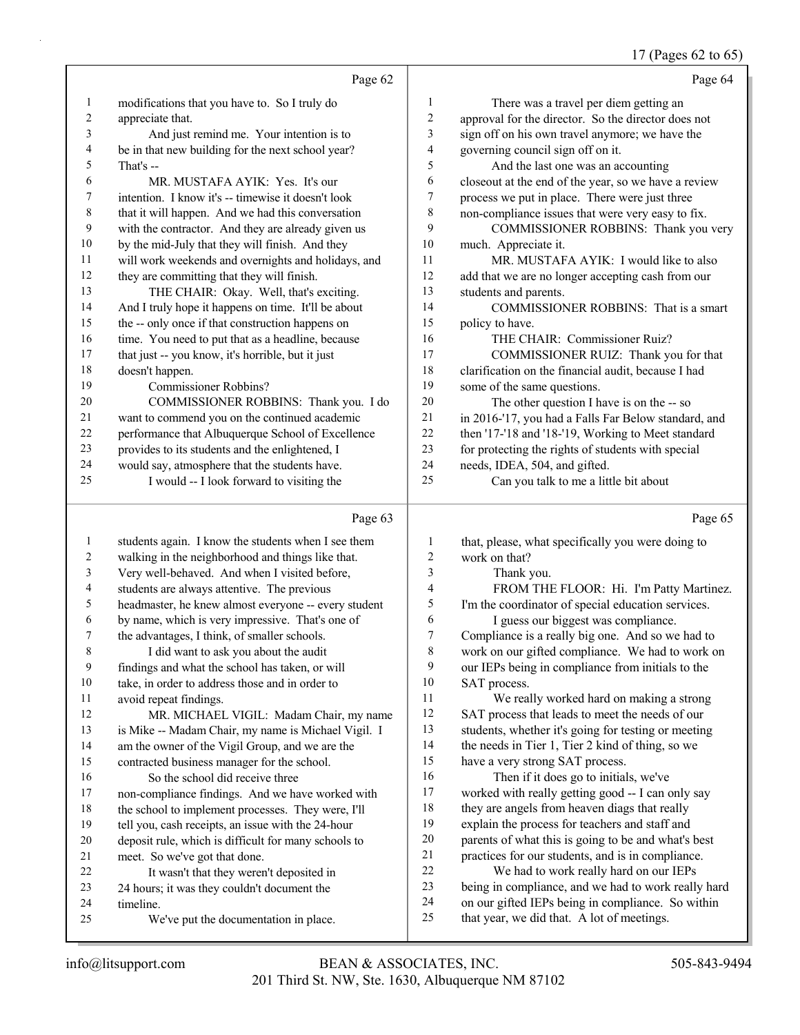Page 62

1 modifications that you have to. So I truly do
2 appreciate that.
3 And just remind me. Your intention is to
4 be in that new building for the next school year?
5 That's --
6 MR. MUSTAFA AYIK: Yes. It's our
7 intention. I know it's -- timewise it doesn't look
8 that it will happen. And we had this conversation
9 with the contractor. And they are already given us
10 by the mid-July that they will finish. And they
11 will work weekends and overnights and holidays, and
12 they are committing that they will finish.
13 THE CHAIR: Okay. Well, that's exciting.
14 And I truly hope it happens on time. It'll be about
15 the -- only once if that construction happens on
16 time. You need to put that as a headline, because
17 that just -- you know, it's horrible, but it just
18 doesn't happen.
19 Commissioner Robbins?
20 COMMISSIONER ROBBINS: Thank you. I do
21 want to commend you on the continued academic
22 performance that Albuquerque School of Excellence
23 provides to its students and the enlightened, I
24 would say, atmosphere that the students have.
25 I would -- I look forward to visiting the

Page 63

1 students again. I know the students when I see them
2 walking in the neighborhood and things like that.
3 Very well-behaved. And when I visited before,
4 students are always attentive. The previous
5 headmaster, he knew almost everyone -- every student
6 by name, which is very impressive. That's one of
7 the advantages, I think, of smaller schools.
8 I did want to ask you about the audit
9 findings and what the school has taken, or will
10 take, in order to address those and in order to
11 avoid repeat findings.
12 MR. MICHAEL VIGIL: Madam Chair, my name
13 is Mike -- Madam Chair, my name is Michael Vigil. I
14 am the owner of the Vigil Group, and we are the
15 contracted business manager for the school.
16 So the school did receive three
17 non-compliance findings. And we have worked with
18 the school to implement processes. They were, I'll
19 tell you, cash receipts, an issue with the 24-hour
20 deposit rule, which is difficult for many schools to
21 meet. So we've got that done.
22 It wasn't that they weren't deposited in
23 24 hours; it was they couldn't document the
24 timeline.
25 We've put the documentation in place.

Page 64

1 There was a travel per diem getting an
2 approval for the director. So the director does not
3 sign off on his own travel anymore; we have the
4 governing council sign off on it.
5 And the last one was an accounting
6 closeout at the end of the year, so we have a review
7 process we put in place. There were just three
8 non-compliance issues that were very easy to fix.
9 COMMISSIONER ROBBINS: Thank you very
10 much. Appreciate it.
11 MR. MUSTAFA AYIK: I would like to also
12 add that we are no longer accepting cash from our
13 students and parents.
14 COMMISSIONER ROBBINS: That is a smart
15 policy to have.
16 THE CHAIR: Commissioner Ruiz?
17 COMMISSIONER RUIZ: Thank you for that
18 clarification on the financial audit, because I had
19 some of the same questions.
20 The other question I have is on the -- so
21 in 2016-'17, you had a Falls Far Below standard, and
22 then '17-'18 and '18-'19, Working to Meet standard
23 for protecting the rights of students with special
24 needs, IDEA, 504, and gifted.
25 Can you talk to me a little bit about

Page 65

1 that, please, what specifically you were doing to
2 work on that?
3 Thank you.
4 FROM THE FLOOR: Hi. I'm Patty Martinez.
5 I'm the coordinator of special education services.
6 I guess our biggest was compliance.
7 Compliance is a really big one. And so we had to
8 work on our gifted compliance. We had to work on
9 our IEPs being in compliance from initials to the
10 SAT process.
11 We really worked hard on making a strong
12 SAT process that leads to meet the needs of our
13 students, whether it's going for testing or meeting
14 the needs in Tier 1, Tier 2 kind of thing, so we
15 have a very strong SAT process.
16 Then if it does go to initials, we've
17 worked with really getting good -- I can only say
18 they are angels from heaven diags that really
19 explain the process for teachers and staff and
20 parents of what this is going to be and what's best
21 practices for our students, and is in compliance.
22 We had to work really hard on our IEPs
23 being in compliance, and we had to work really hard
24 on our gifted IEPs being in compliance. So within
25 that year, we did that. A lot of meetings.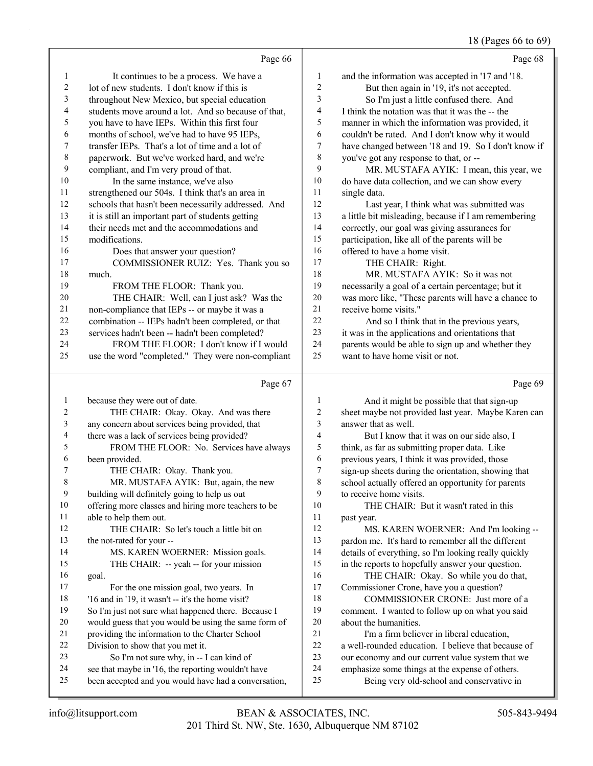Page 66

1 It continues to be a process. We have a
2 lot of new students. I don't know if this is
3 throughout New Mexico, but special education
4 students move around a lot. And so because of that,
5 you have to have IEPs. Within this first four
6 months of school, we've had to have 95 IEPs,
7 transfer IEPs. That's a lot of time and a lot of
8 paperwork. But we've worked hard, and we're
9 compliant, and I'm very proud of that.
10 In the same instance, we've also
11 strengthened our 504s. I think that's an area in
12 schools that hasn't been necessarily addressed. And
13 it is still an important part of students getting
14 their needs met and the accommodations and
15 modifications.
16 Does that answer your question?
17 COMMISSIONER RUIZ: Yes. Thank you so
18 much.
19 FROM THE FLOOR: Thank you.
20 THE CHAIR: Well, can I just ask? Was the
21 non-compliance that IEPs -- or maybe it was a
22 combination -- IEPs hadn't been completed, or that
23 services hadn't been -- hadn't been completed?
24 FROM THE FLOOR: I don't know if I would
25 use the word "completed." They were non-compliant

Page 67

1 because they were out of date.
2 THE CHAIR: Okay. Okay. And was there
3 any concern about services being provided, that
4 there was a lack of services being provided?
5 FROM THE FLOOR: No. Services have always
6 been provided.
7 THE CHAIR: Okay. Thank you.
8 MR. MUSTAFA AYIK: But, again, the new
9 building will definitely going to help us out
10 offering more classes and hiring more teachers to be
11 able to help them out.
12 THE CHAIR: So let's touch a little bit on
13 the not-rated for your --
14 MS. KAREN WOERNER: Mission goals.
15 THE CHAIR: -- yeah -- for your mission
16 goal.
17 For the one mission goal, two years. In
18 '16 and in '19, it wasn't -- it's the home visit?
19 So I'm just not sure what happened there. Because I
20 would guess that you would be using the same form of
21 providing the information to the Charter School
22 Division to show that you met it.
23 So I'm not sure why, in -- I can kind of
24 see that maybe in '16, the reporting wouldn't have
25 been accepted and you would have had a conversation,

Page 68

1 and the information was accepted in '17 and '18.
2 But then again in '19, it's not accepted.
3 So I'm just a little confused there. And
4 I think the notation was that it was the -- the
5 manner in which the information was provided, it
6 couldn't be rated. And I don't know why it would
7 have changed between '18 and 19. So I don't know if
8 you've got any response to that, or --
9 MR. MUSTAFA AYIK: I mean, this year, we
10 do have data collection, and we can show every
11 single data.
12 Last year, I think what was submitted was
13 a little bit misleading, because if I am remembering
14 correctly, our goal was giving assurances for
15 participation, like all of the parents will be
16 offered to have a home visit.
17 THE CHAIR: Right.
18 MR. MUSTAFA AYIK: So it was not
19 necessarily a goal of a certain percentage; but it
20 was more like, "These parents will have a chance to
21 receive home visits."
22 And so I think that in the previous years,
23 it was in the applications and orientations that
24 parents would be able to sign up and whether they
25 want to have home visit or not.

Page 69

1 And it might be possible that that sign-up
2 sheet maybe not provided last year. Maybe Karen can
3 answer that as well.
4 But I know that it was on our side also, I
5 think, as far as submitting proper data. Like
6 previous years, I think it was provided, those
7 sign-up sheets during the orientation, showing that
8 school actually offered an opportunity for parents
9 to receive home visits.
10 THE CHAIR: But it wasn't rated in this
11 past year.
12 MS. KAREN WOERNER: And I'm looking --
13 pardon me. It's hard to remember all the different
14 details of everything, so I'm looking really quickly
15 in the reports to hopefully answer your question.
16 THE CHAIR: Okay. So while you do that,
17 Commissioner Crone, have you a question?
18 COMMISSIONER CRONE: Just more of a
19 comment. I wanted to follow up on what you said
20 about the humanities.
21 I'm a firm believer in liberal education,
22 a well-rounded education. I believe that because of
23 our economy and our current value system that we
24 emphasize some things at the expense of others.
25 Being very old-school and conservative in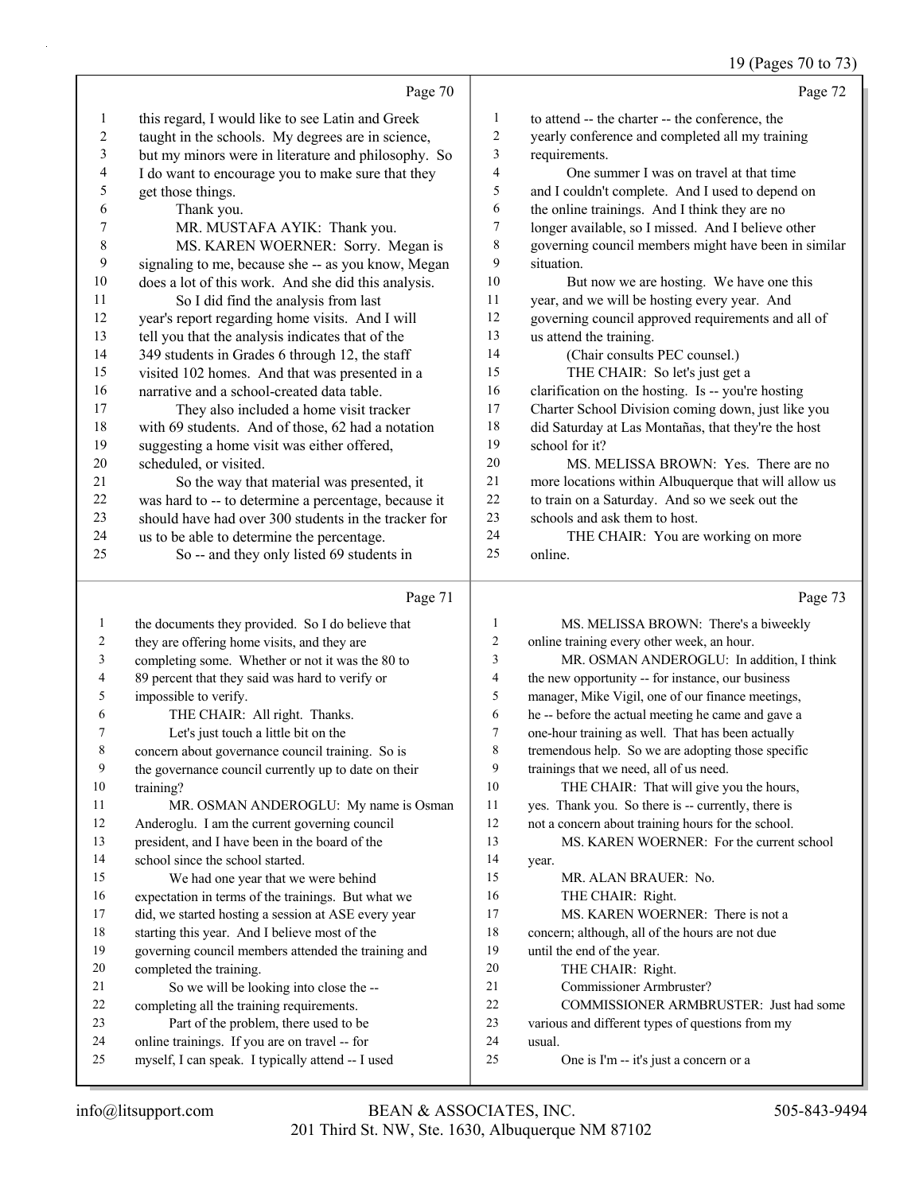Page 70

1 this regard, I would like to see Latin and Greek
2 taught in the schools. My degrees are in science,
3 but my minors were in literature and philosophy. So
4 I do want to encourage you to make sure that they
5 get those things.
6 Thank you.
7 MR. MUSTAFA AYIK: Thank you.
8 MS. KAREN WOERNER: Sorry. Megan is
9 signaling to me, because she -- as you know, Megan
10 does a lot of this work. And she did this analysis.
11 So I did find the analysis from last
12 year's report regarding home visits. And I will
13 tell you that the analysis indicates that of the
14 349 students in Grades 6 through 12, the staff
15 visited 102 homes. And that was presented in a
16 narrative and a school-created data table.
17 They also included a home visit tracker
18 with 69 students. And of those, 62 had a notation
19 suggesting a home visit was either offered,
20 scheduled, or visited.
21 So the way that material was presented, it
22 was hard to -- to determine a percentage, because it
23 should have had over 300 students in the tracker for
24 us to be able to determine the percentage.
25 So -- and they only listed 69 students in

Page 71

1 the documents they provided. So I do believe that
2 they are offering home visits, and they are
3 completing some. Whether or not it was the 80 to
4 89 percent that they said was hard to verify or
5 impossible to verify.
6 THE CHAIR: All right. Thanks.
7 Let's just touch a little bit on the
8 concern about governance council training. So is
9 the governance council currently up to date on their
10 training?
11 MR. OSMAN ANDEROGLU: My name is Osman
12 Anderoglu. I am the current governing council
13 president, and I have been in the board of the
14 school since the school started.
15 We had one year that we were behind
16 expectation in terms of the trainings. But what we
17 did, we started hosting a session at ASE every year
18 starting this year. And I believe most of the
19 governing council members attended the training and
20 completed the training.
21 So we will be looking into close the --
22 completing all the training requirements.
23 Part of the problem, there used to be
24 online trainings. If you are on travel -- for
25 myself, I can speak. I typically attend -- I used

Page 72

1 to attend -- the charter -- the conference, the
2 yearly conference and completed all my training
3 requirements.
4 One summer I was on travel at that time
5 and I couldn't complete. And I used to depend on
6 the online trainings. And I think they are no
7 longer available, so I missed. And I believe other
8 governing council members might have been in similar
9 situation.
10 But now we are hosting. We have one this
11 year, and we will be hosting every year. And
12 governing council approved requirements and all of
13 us attend the training.
14 (Chair consults PEC counsel.)
15 THE CHAIR: So let's just get a
16 clarification on the hosting. Is -- you're hosting
17 Charter School Division coming down, just like you
18 did Saturday at Las Montañas, that they're the host
19 school for it?
20 MS. MELISSA BROWN: Yes. There are no
21 more locations within Albuquerque that will allow us
22 to train on a Saturday. And so we seek out the
23 schools and ask them to host.
24 THE CHAIR: You are working on more
25 online.

Page 73

1 MS. MELISSA BROWN: There's a biweekly
2 online training every other week, an hour.
3 MR. OSMAN ANDEROGLU: In addition, I think
4 the new opportunity -- for instance, our business
5 manager, Mike Vigil, one of our finance meetings,
6 he -- before the actual meeting he came and gave a
7 one-hour training as well. That has been actually
8 tremendous help. So we are adopting those specific
9 trainings that we need, all of us need.
10 THE CHAIR: That will give you the hours,
11 yes. Thank you. So there is -- currently, there is
12 not a concern about training hours for the school.
13 MS. KAREN WOERNER: For the current school
14 year.
15 MR. ALAN BRAUER: No.
16 THE CHAIR: Right.
17 MS. KAREN WOERNER: There is not a
18 concern; although, all of the hours are not due
19 until the end of the year.
20 THE CHAIR: Right.
21 Commissioner Armbruster?
22 COMMISSIONER ARMBRUSTER: Just had some
23 various and different types of questions from my
24 usual.
25 One is I'm -- it's just a concern or a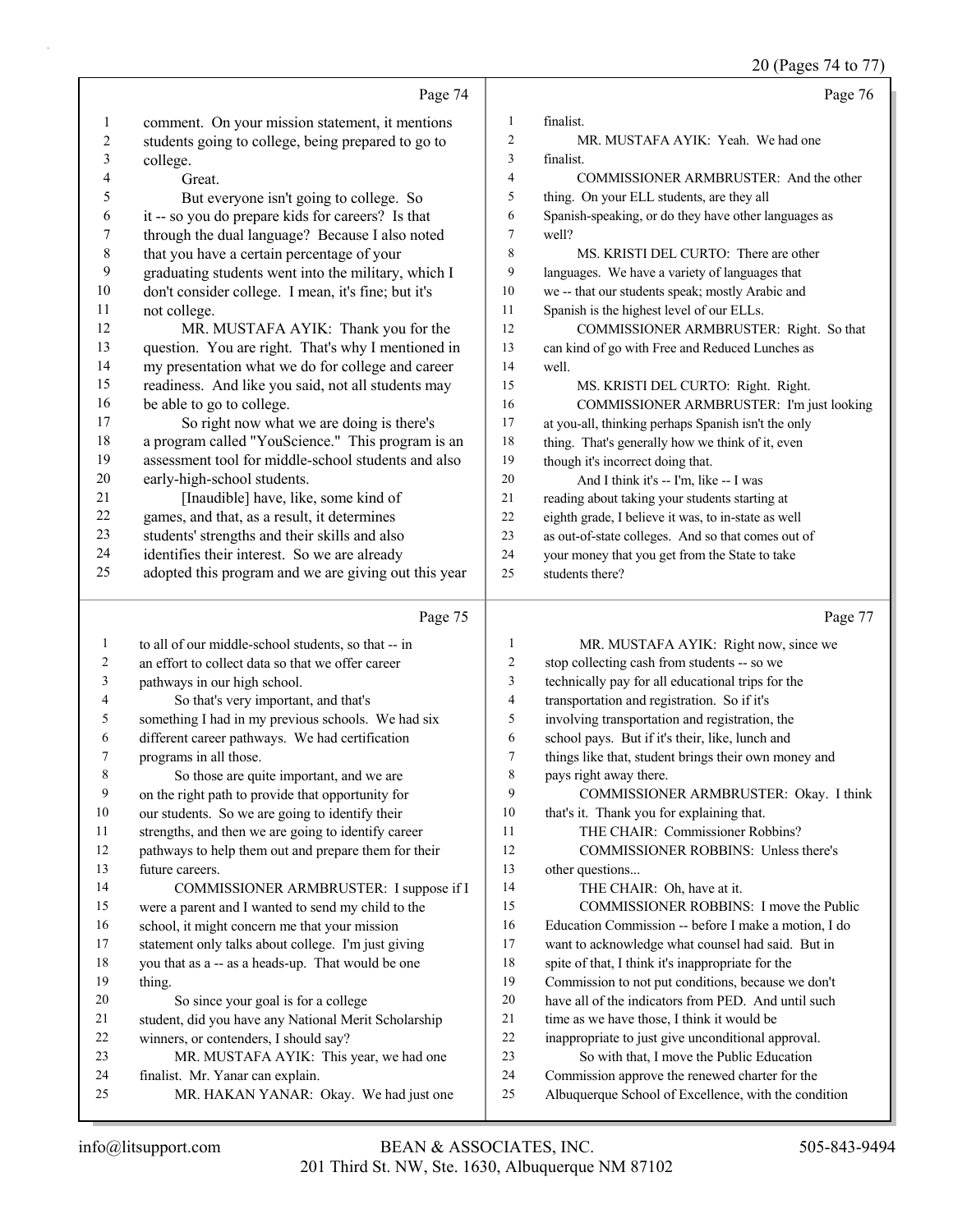Page 74

1 comment. On your mission statement, it mentions
2 students going to college, being prepared to go to
3 college.
4 Great.
5 But everyone isn't going to college. So
6 it -- so you do prepare kids for careers? Is that
7 through the dual language? Because I also noted
8 that you have a certain percentage of your
9 graduating students went into the military, which I
10 don't consider college. I mean, it's fine; but it's
11 not college.
12 MR. MUSTAFA AYIK: Thank you for the
13 question. You are right. That's why I mentioned in
14 my presentation what we do for college and career
15 readiness. And like you said, not all students may
16 be able to go to college.
17 So right now what we are doing is there's
18 a program called "YouScience." This program is an
19 assessment tool for middle-school students and also
20 early-high-school students.
21 [Inaudible] have, like, some kind of
22 games, and that, as a result, it determines
23 students' strengths and their skills and also
24 identifies their interest. So we are already
25 adopted this program and we are giving out this year

Page 75

1 to all of our middle-school students, so that -- in
2 an effort to collect data so that we offer career
3 pathways in our high school.
4 So that's very important, and that's
5 something I had in my previous schools. We had six
6 different career pathways. We had certification
7 programs in all those.
8 So those are quite important, and we are
9 on the right path to provide that opportunity for
10 our students. So we are going to identify their
11 strengths, and then we are going to identify career
12 pathways to help them out and prepare them for their
13 future careers.
14 COMMISSIONER ARMBRUSTER: I suppose if I
15 were a parent and I wanted to send my child to the
16 school, it might concern me that your mission
17 statement only talks about college. I'm just giving
18 you that as a -- as a heads-up. That would be one
19 thing.
20 So since your goal is for a college
21 student, did you have any National Merit Scholarship
22 winners, or contenders, I should say?
23 MR. MUSTAFA AYIK: This year, we had one
24 finalist. Mr. Yanar can explain.
25 MR. HAKAN YANAR: Okay. We had just one

Page 76

1 finalist.
2 MR. MUSTAFA AYIK: Yeah. We had one
3 finalist.
4 COMMISSIONER ARMBRUSTER: And the other
5 thing. On your ELL students, are they all
6 Spanish-speaking, or do they have other languages as
7 well?
8 MS. KRISTI DEL CURTO: There are other
9 languages. We have a variety of languages that
10 we -- that our students speak; mostly Arabic and
11 Spanish is the highest level of our ELLs.
12 COMMISSIONER ARMBRUSTER: Right. So that
13 can kind of go with Free and Reduced Lunches as
14 well.
15 MS. KRISTI DEL CURTO: Right. Right.
16 COMMISSIONER ARMBRUSTER: I'm just looking
17 at you-all, thinking perhaps Spanish isn't the only
18 thing. That's generally how we think of it, even
19 though it's incorrect doing that.
20 And I think it's -- I'm, like -- I was
21 reading about taking your students starting at
22 eighth grade, I believe it was, to in-state as well
23 as out-of-state colleges. And so that comes out of
24 your money that you get from the State to take
25 students there?

Page 77

1 MR. MUSTAFA AYIK: Right now, since we
2 stop collecting cash from students -- so we
3 technically pay for all educational trips for the
4 transportation and registration. So if it's
5 involving transportation and registration, the
6 school pays. But if it's their, like, lunch and
7 things like that, student brings their own money and
8 pays right away there.
9 COMMISSIONER ARMBRUSTER: Okay. I think
10 that's it. Thank you for explaining that.
11 THE CHAIR: Commissioner Robbins?
12 COMMISSIONER ROBBINS: Unless there's
13 other questions...
14 THE CHAIR: Oh, have at it.
15 COMMISSIONER ROBBINS: I move the Public
16 Education Commission -- before I make a motion, I do
17 want to acknowledge what counsel had said. But in
18 spite of that, I think it's inappropriate for the
19 Commission to not put conditions, because we don't
20 have all of the indicators from PED. And until such
21 time as we have those, I think it would be
22 inappropriate to just give unconditional approval.
23 So with that, I move the Public Education
24 Commission approve the renewed charter for the
25 Albuquerque School of Excellence, with the condition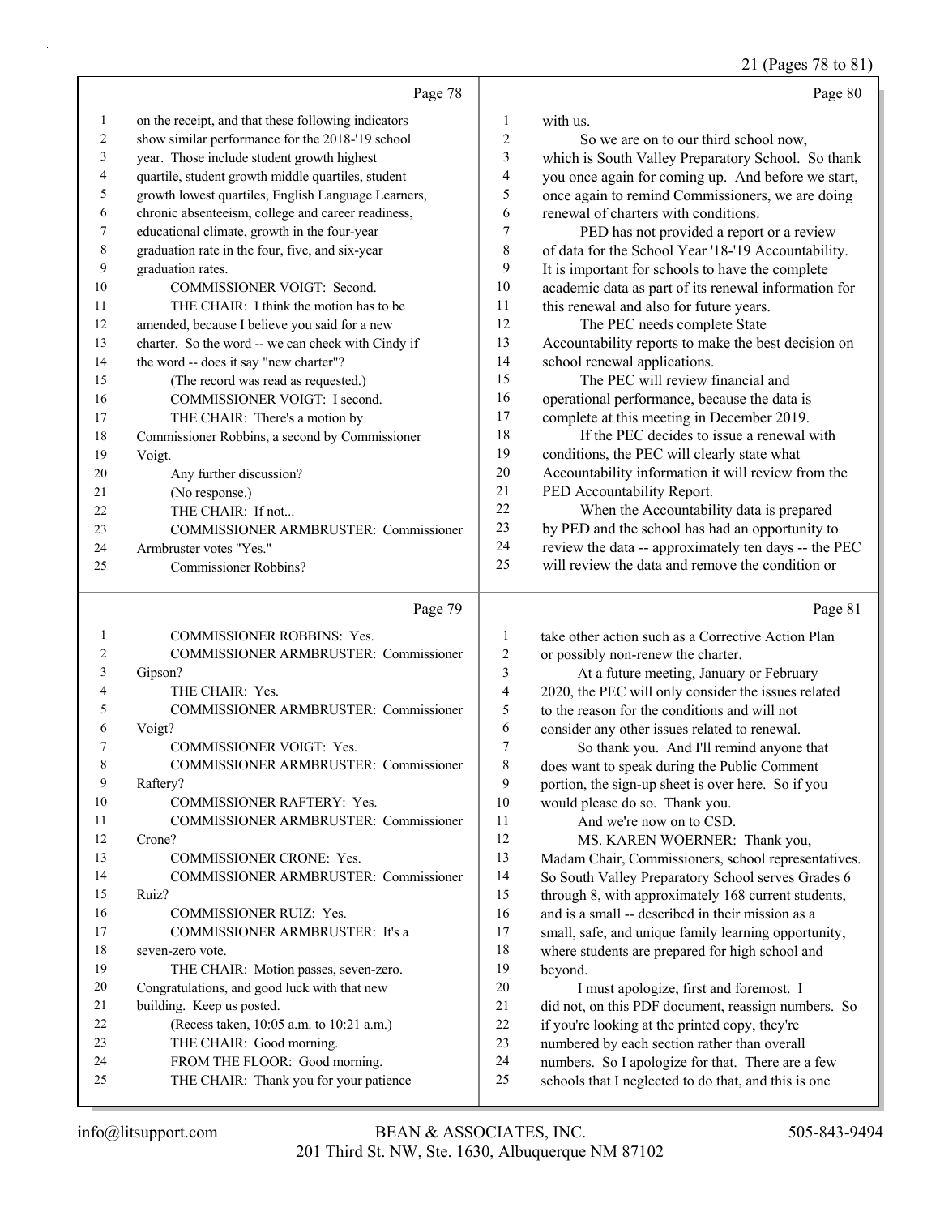Page 78

1 on the receipt, and that these following indicators
2 show similar performance for the 2018-'19 school
3 year. Those include student growth highest
4 quartile, student growth middle quartiles, student
5 growth lowest quartiles, English Language Learners,
6 chronic absenteeism, college and career readiness,
7 educational climate, growth in the four-year
8 graduation rate in the four, five, and six-year
9 graduation rates.
10 COMMISSIONER VOIGT: Second.
11 THE CHAIR: I think the motion has to be
12 amended, because I believe you said for a new
13 charter. So the word -- we can check with Cindy if
14 the word -- does it say "new charter"?
15 (The record was read as requested.)
16 COMMISSIONER VOIGT: I second.
17 THE CHAIR: There's a motion by
18 Commissioner Robbins, a second by Commissioner
19 Voigt.
20 Any further discussion?
21 (No response.)
22 THE CHAIR: If not...
23 COMMISSIONER ARMBRUSTER: Commissioner
24 Armbruster votes "Yes."
25 Commissioner Robbins?

Page 79

1 COMMISSIONER ROBBINS: Yes.
2 COMMISSIONER ARMBRUSTER: Commissioner
3 Gipson?
4 THE CHAIR: Yes.
5 COMMISSIONER ARMBRUSTER: Commissioner
6 Voigt?
7 COMMISSIONER VOIGT: Yes.
8 COMMISSIONER ARMBRUSTER: Commissioner
9 Raftery?
10 COMMISSIONER RAFTERY: Yes.
11 COMMISSIONER ARMBRUSTER: Commissioner
12 Crone?
13 COMMISSIONER CRONE: Yes.
14 COMMISSIONER ARMBRUSTER: Commissioner
15 Ruiz?
16 COMMISSIONER RUIZ: Yes.
17 COMMISSIONER ARMBRUSTER: It's a
18 seven-zero vote.
19 THE CHAIR: Motion passes, seven-zero.
20 Congratulations, and good luck with that new
21 building. Keep us posted.
22 (Recess taken, 10:05 a.m. to 10:21 a.m.)
23 THE CHAIR: Good morning.
24 FROM THE FLOOR: Good morning.
25 THE CHAIR: Thank you for your patience

Page 80

1 with us.
2 So we are on to our third school now,
3 which is South Valley Preparatory School. So thank
4 you once again for coming up. And before we start,
5 once again to remind Commissioners, we are doing
6 renewal of charters with conditions.
7 PED has not provided a report or a review
8 of data for the School Year '18-'19 Accountability.
9 It is important for schools to have the complete
10 academic data as part of its renewal information for
11 this renewal and also for future years.
12 The PEC needs complete State
13 Accountability reports to make the best decision on
14 school renewal applications.
15 The PEC will review financial and
16 operational performance, because the data is
17 complete at this meeting in December 2019.
18 If the PEC decides to issue a renewal with
19 conditions, the PEC will clearly state what
20 Accountability information it will review from the
21 PED Accountability Report.
22 When the Accountability data is prepared
23 by PED and the school has had an opportunity to
24 review the data -- approximately ten days -- the PEC
25 will review the data and remove the condition or

Page 81

1 take other action such as a Corrective Action Plan
2 or possibly non-renew the charter.
3 At a future meeting, January or February
4 2020, the PEC will only consider the issues related
5 to the reason for the conditions and will not
6 consider any other issues related to renewal.
7 So thank you. And I'll remind anyone that
8 does want to speak during the Public Comment
9 portion, the sign-up sheet is over here. So if you
10 would please do so. Thank you.
11 And we're now on to CSD.
12 MS. KAREN WOERNER: Thank you,
13 Madam Chair, Commissioners, school representatives.
14 So South Valley Preparatory School serves Grades 6
15 through 8, with approximately 168 current students,
16 and is a small -- described in their mission as a
17 small, safe, and unique family learning opportunity,
18 where students are prepared for high school and
19 beyond.
20 I must apologize, first and foremost. I
21 did not, on this PDF document, reassign numbers. So
22 if you're looking at the printed copy, they're
23 numbered by each section rather than overall
24 numbers. So I apologize for that. There are a few
25 schools that I neglected to do that, and this is one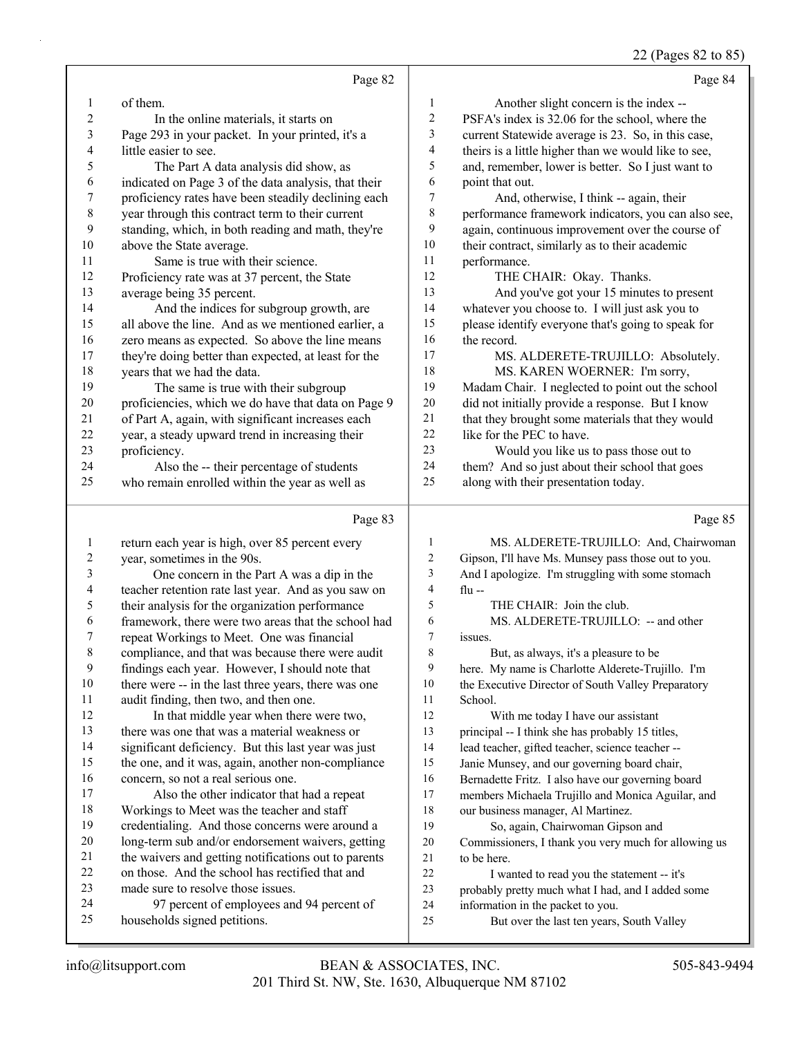Page 82

of them.

In the online materials, it starts on Page 293 in your packet. In your printed, it's a little easier to see.

The Part A data analysis did show, as indicated on Page 3 of the data analysis, that their proficiency rates have been steadily declining each year through this contract term to their current standing, which, in both reading and math, they're above the State average.

Same is true with their science. Proficiency rate was at 37 percent, the State average being 35 percent.

And the indices for subgroup growth, are all above the line. And as we mentioned earlier, a zero means as expected. So above the line means they're doing better than expected, at least for the years that we had the data.

The same is true with their subgroup proficiencies, which we do have that data on Page 9 of Part A, again, with significant increases each year, a steady upward trend in increasing their proficiency.

Also the -- their percentage of students who remain enrolled within the year as well as

Page 83

return each year is high, over 85 percent every year, sometimes in the 90s.

One concern in the Part A was a dip in the teacher retention rate last year. And as you saw on their analysis for the organization performance framework, there were two areas that the school had repeat Workings to Meet. One was financial compliance, and that was because there were audit findings each year. However, I should note that there were -- in the last three years, there was one audit finding, then two, and then one.

In that middle year when there were two, there was one that was a material weakness or significant deficiency. But this last year was just the one, and it was, again, another non-compliance concern, so not a real serious one.

Also the other indicator that had a repeat Workings to Meet was the teacher and staff credentialing. And those concerns were around a long-term sub and/or endorsement waivers, getting the waivers and getting notifications out to parents on those. And the school has rectified that and made sure to resolve those issues.

97 percent of employees and 94 percent of households signed petitions.

Page 84

Another slight concern is the index -- PSFA's index is 32.06 for the school, where the current Statewide average is 23. So, in this case, theirs is a little higher than we would like to see, and, remember, lower is better. So I just want to point that out.

And, otherwise, I think -- again, their performance framework indicators, you can also see, again, continuous improvement over the course of their contract, similarly as to their academic performance.

THE CHAIR: Okay. Thanks.

And you've got your 15 minutes to present whatever you choose to. I will just ask you to please identify everyone that's going to speak for the record.

MS. ALDERETE-TRUJILLO: Absolutely.

MS. KAREN WOERNER: I'm sorry, Madam Chair. I neglected to point out the school did not initially provide a response. But I know that they brought some materials that they would like for the PEC to have.

Would you like us to pass those out to them? And so just about their school that goes along with their presentation today.

Page 85

MS. ALDERETE-TRUJILLO: And, Chairwoman Gipson, I'll have Ms. Munsey pass those out to you. And I apologize. I'm struggling with some stomach flu --

THE CHAIR: Join the club.

MS. ALDERETE-TRUJILLO: -- and other issues.

But, as always, it's a pleasure to be here. My name is Charlotte Alderete-Trujillo. I'm the Executive Director of South Valley Preparatory School.

With me today I have our assistant principal -- I think she has probably 15 titles, lead teacher, gifted teacher, science teacher -- Janie Munsey, and our governing board chair, Bernadette Fritz. I also have our governing board members Michaela Trujillo and Monica Aguilar, and our business manager, Al Martinez.

So, again, Chairwoman Gipson and Commissioners, I thank you very much for allowing us to be here.

I wanted to read you the statement -- it's probably pretty much what I had, and I added some information in the packet to you.

But over the last ten years, South Valley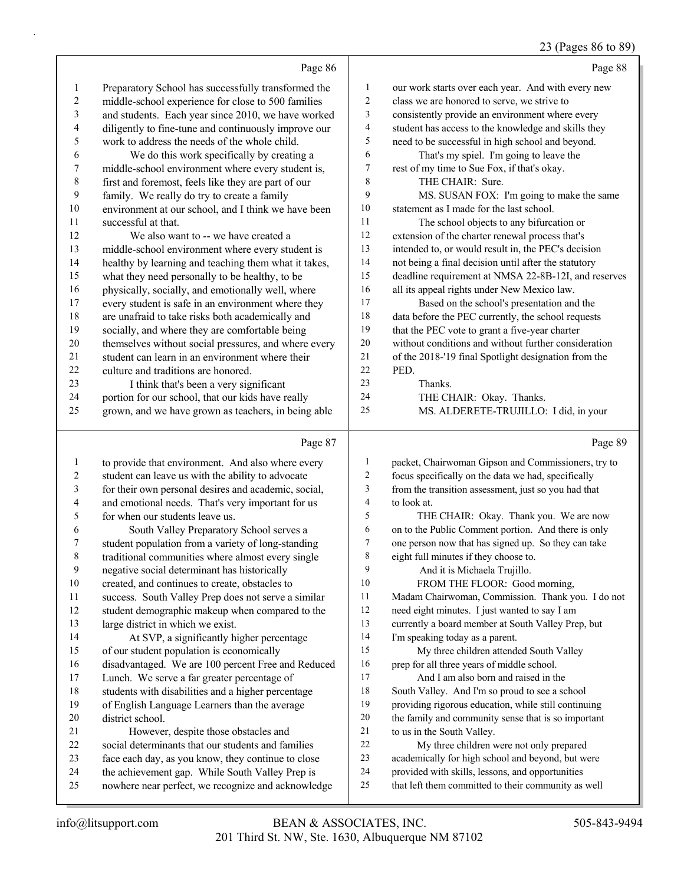23 (Pages 86 to 89)

Page 86

1 Preparatory School has successfully transformed the
2 middle-school experience for close to 500 families
3 and students. Each year since 2010, we have worked
4 diligently to fine-tune and continuously improve our
5 work to address the needs of the whole child.
6 We do this work specifically by creating a
7 middle-school environment where every student is,
8 first and foremost, feels like they are part of our
9 family. We really do try to create a family
10 environment at our school, and I think we have been
11 successful at that.
12 We also want to -- we have created a
13 middle-school environment where every student is
14 healthy by learning and teaching them what it takes,
15 what they need personally to be healthy, to be
16 physically, socially, and emotionally well, where
17 every student is safe in an environment where they
18 are unafraid to take risks both academically and
19 socially, and where they are comfortable being
20 themselves without social pressures, and where every
21 student can learn in an environment where their
22 culture and traditions are honored.
23 I think that's been a very significant
24 portion for our school, that our kids have really
25 grown, and we have grown as teachers, in being able

Page 87

1 to provide that environment. And also where every
2 student can leave us with the ability to advocate
3 for their own personal desires and academic, social,
4 and emotional needs. That's very important for us
5 for when our students leave us.
6 South Valley Preparatory School serves a
7 student population from a variety of long-standing
8 traditional communities where almost every single
9 negative social determinant has historically
10 created, and continues to create, obstacles to
11 success. South Valley Prep does not serve a similar
12 student demographic makeup when compared to the
13 large district in which we exist.
14 At SVP, a significantly higher percentage
15 of our student population is economically
16 disadvantaged. We are 100 percent Free and Reduced
17 Lunch. We serve a far greater percentage of
18 students with disabilities and a higher percentage
19 of English Language Learners than the average
20 district school.
21 However, despite those obstacles and
22 social determinants that our students and families
23 face each day, as you know, they continue to close
24 the achievement gap. While South Valley Prep is
25 nowhere near perfect, we recognize and acknowledge

Page 88

1 our work starts over each year. And with every new
2 class we are honored to serve, we strive to
3 consistently provide an environment where every
4 student has access to the knowledge and skills they
5 need to be successful in high school and beyond.
6 That's my spiel. I'm going to leave the
7 rest of my time to Sue Fox, if that's okay.
8 THE CHAIR: Sure.
9 MS. SUSAN FOX: I'm going to make the same
10 statement as I made for the last school.
11 The school objects to any bifurcation or
12 extension of the charter renewal process that's
13 intended to, or would result in, the PEC's decision
14 not being a final decision until after the statutory
15 deadline requirement at NMSA 22-8B-12I, and reserves
16 all its appeal rights under New Mexico law.
17 Based on the school's presentation and the
18 data before the PEC currently, the school requests
19 that the PEC vote to grant a five-year charter
20 without conditions and without further consideration
21 of the 2018-'19 final Spotlight designation from the
22 PED.
23 Thanks.
24 THE CHAIR: Okay. Thanks.
25 MS. ALDERETE-TRUJILLO: I did, in your

Page 89

1 packet, Chairwoman Gipson and Commissioners, try to
2 focus specifically on the data we had, specifically
3 from the transition assessment, just so you had that
4 to look at.
5 THE CHAIR: Okay. Thank you. We are now
6 on to the Public Comment portion. And there is only
7 one person now that has signed up. So they can take
8 eight full minutes if they choose to.
9 And it is Michaela Trujillo.
10 FROM THE FLOOR: Good morning,
11 Madam Chairwoman, Commission. Thank you. I do not
12 need eight minutes. I just wanted to say I am
13 currently a board member at South Valley Prep, but
14 I'm speaking today as a parent.
15 My three children attended South Valley
16 prep for all three years of middle school.
17 And I am also born and raised in the
18 South Valley. And I'm so proud to see a school
19 providing rigorous education, while still continuing
20 the family and community sense that is so important
21 to us in the South Valley.
22 My three children were not only prepared
23 academically for high school and beyond, but were
24 provided with skills, lessons, and opportunities
25 that left them committed to their community as well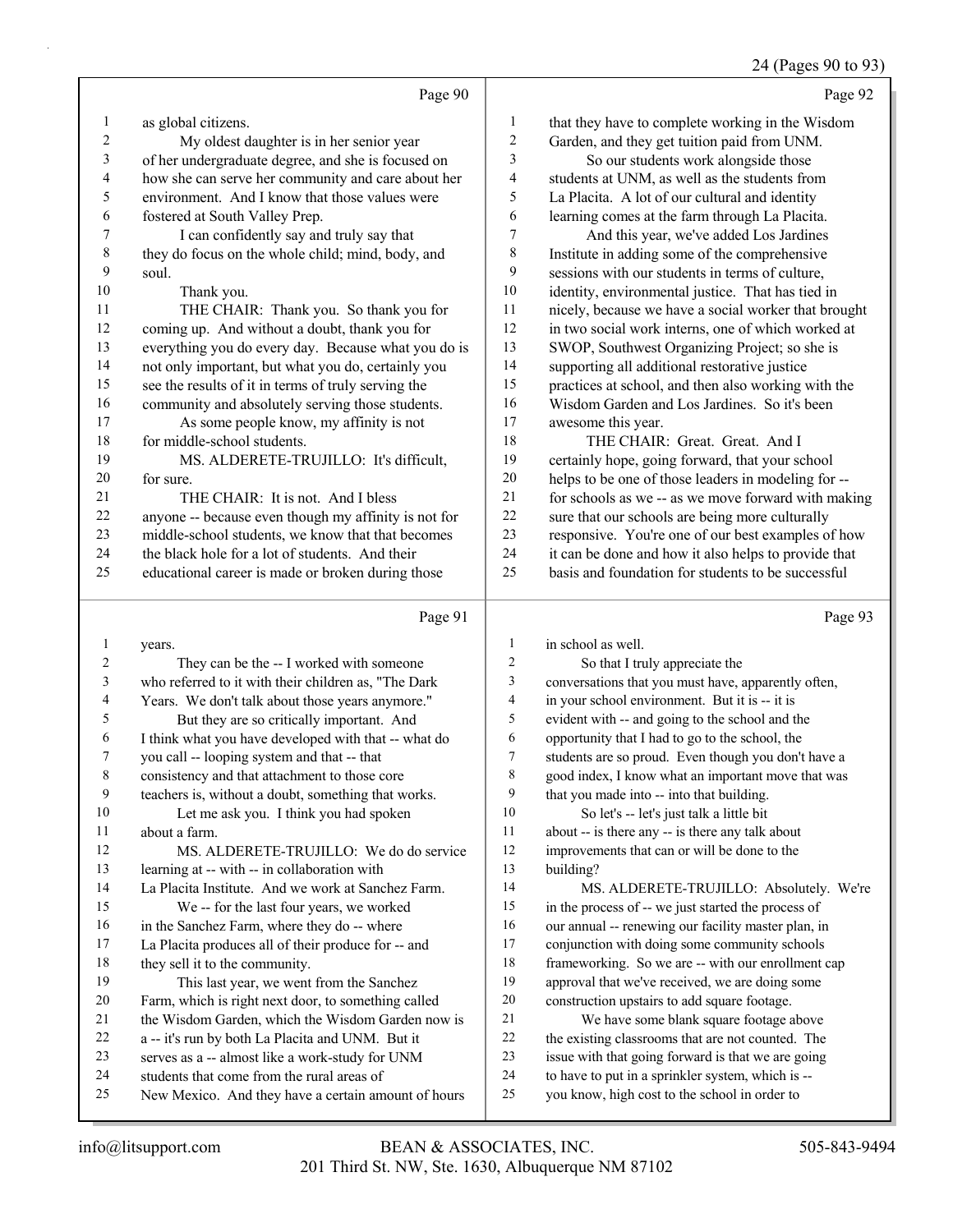**Page 90**

1 as global citizens.
2 My oldest daughter is in her senior year
3 of her undergraduate degree, and she is focused on
4 how she can serve her community and care about her
5 environment. And I know that those values were
6 fostered at South Valley Prep.
7 I can confidently say and truly say that
8 they do focus on the whole child; mind, body, and
9 soul.
10 Thank you.
11 THE CHAIR: Thank you. So thank you for
12 coming up. And without a doubt, thank you for
13 everything you do every day. Because what you do is
14 not only important, but what you do, certainly you
15 see the results of it in terms of truly serving the
16 community and absolutely serving those students.
17 As some people know, my affinity is not
18 for middle-school students.
19 MS. ALDERETE-TRUJILLO: It's difficult,
20 for sure.
21 THE CHAIR: It is not. And I bless
22 anyone -- because even though my affinity is not for
23 middle-school students, we know that that becomes
24 the black hole for a lot of students. And their
25 educational career is made or broken during those

**Page 91**

1 years.
2 They can be the -- I worked with someone
3 who referred to it with their children as, "The Dark
4 Years. We don't talk about those years anymore."
5 But they are so critically important. And
6 I think what you have developed with that -- what do
7 you call -- looping system and that -- that
8 consistency and that attachment to those core
9 teachers is, without a doubt, something that works.
10 Let me ask you. I think you had spoken
11 about a farm.
12 MS. ALDERETE-TRUJILLO: We do do service
13 learning at -- with -- in collaboration with
14 La Placita Institute. And we work at Sanchez Farm.
15 We -- for the last four years, we worked
16 in the Sanchez Farm, where they do -- where
17 La Placita produces all of their produce for -- and
18 they sell it to the community.
19 This last year, we went from the Sanchez
20 Farm, which is right next door, to something called
21 the Wisdom Garden, which the Wisdom Garden now is
22 a -- it's run by both La Placita and UNM. But it
23 serves as a -- almost like a work-study for UNM
24 students that come from the rural areas of
25 New Mexico. And they have a certain amount of hours

**Page 92**

1 that they have to complete working in the Wisdom
2 Garden, and they get tuition paid from UNM.
3 So our students work alongside those
4 students at UNM, as well as the students from
5 La Placita. A lot of our cultural and identity
6 learning comes at the farm through La Placita.
7 And this year, we've added Los Jardines
8 Institute in adding some of the comprehensive
9 sessions with our students in terms of culture,
10 identity, environmental justice. That has tied in
11 nicely, because we have a social worker that brought
12 in two social work interns, one of which worked at
13 SWOP, Southwest Organizing Project; so she is
14 supporting all additional restorative justice
15 practices at school, and then also working with the
16 Wisdom Garden and Los Jardines. So it's been
17 awesome this year.
18 THE CHAIR: Great. Great. And I
19 certainly hope, going forward, that your school
20 helps to be one of those leaders in modeling for --
21 for schools as we -- as we move forward with making
22 sure that our schools are being more culturally
23 responsive. You're one of our best examples of how
24 it can be done and how it also helps to provide that
25 basis and foundation for students to be successful

**Page 93**

1 in school as well.
2 So that I truly appreciate the
3 conversations that you must have, apparently often,
4 in your school environment. But it is -- it is
5 evident with -- and going to the school and the
6 opportunity that I had to go to the school, the
7 students are so proud. Even though you don't have a
8 good index, I know what an important move that was
9 that you made into -- into that building.
10 So let's -- let's just talk a little bit
11 about -- is there any -- is there any talk about
12 improvements that can or will be done to the
13 building?
14 MS. ALDERETE-TRUJILLO: Absolutely. We're
15 in the process of -- we just started the process of
16 our annual -- renewing our facility master plan, in
17 conjunction with doing some community schools
18 frameworking. So we are -- with our enrollment cap
19 approval that we've received, we are doing some
20 construction upstairs to add square footage.
21 We have some blank square footage above
22 the existing classrooms that are not counted. The
23 issue with that going forward is that we are going
24 to have to put in a sprinkler system, which is --
25 you know, high cost to the school in order to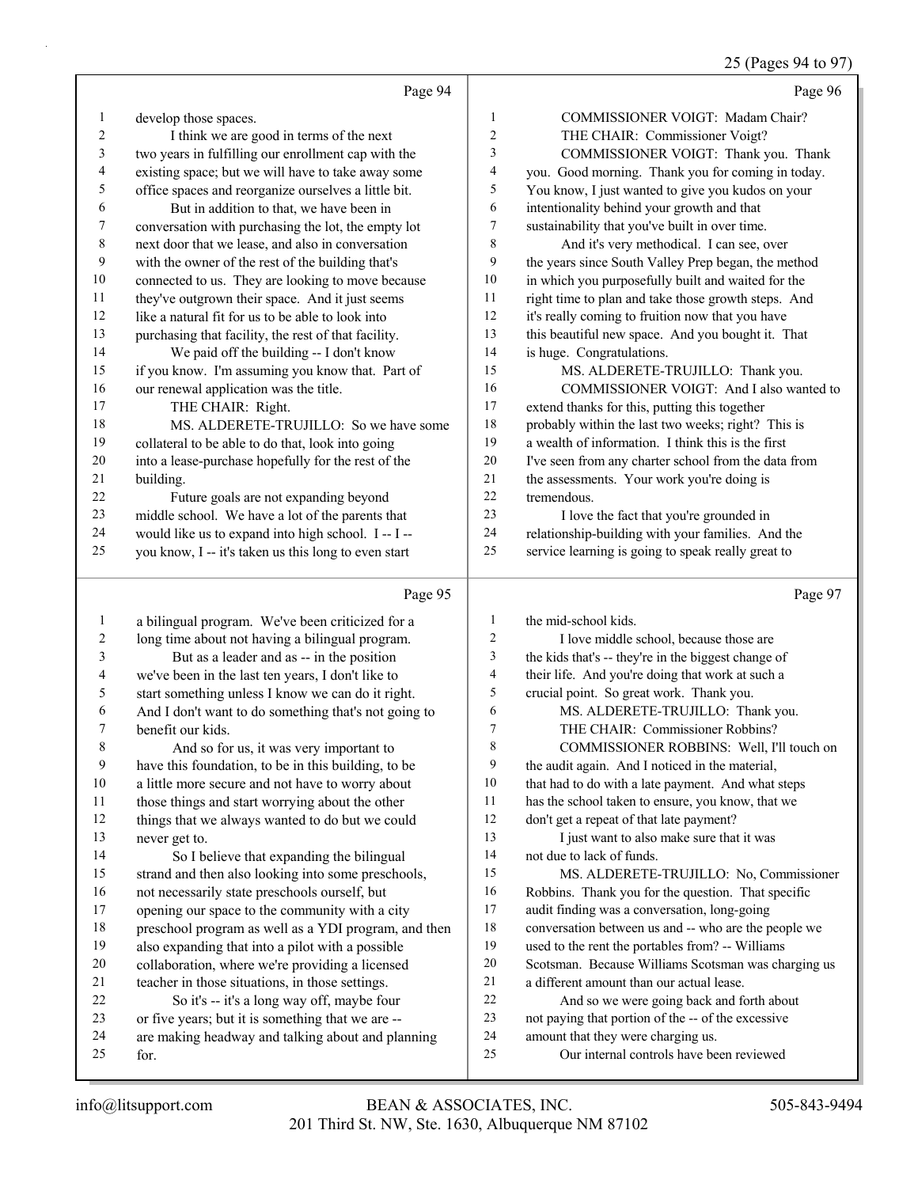Page 94

1 develop those spaces.
2 I think we are good in terms of the next
3 two years in fulfilling our enrollment cap with the
4 existing space; but we will have to take away some
5 office spaces and reorganize ourselves a little bit.
6 But in addition to that, we have been in
7 conversation with purchasing the lot, the empty lot
8 next door that we lease, and also in conversation
9 with the owner of the rest of the building that's
10 connected to us. They are looking to move because
11 they've outgrown their space. And it just seems
12 like a natural fit for us to be able to look into
13 purchasing that facility, the rest of that facility.
14 We paid off the building -- I don't know
15 if you know. I'm assuming you know that. Part of
16 our renewal application was the title.
17 THE CHAIR: Right.
18 MS. ALDERETE-TRUJILLO: So we have some
19 collateral to be able to do that, look into going
20 into a lease-purchase hopefully for the rest of the
21 building.
22 Future goals are not expanding beyond
23 middle school. We have a lot of the parents that
24 would like us to expand into high school. I -- I --
25 you know, I -- it's taken us this long to even start

Page 95

1 a bilingual program. We've been criticized for a
2 long time about not having a bilingual program.
3 But as a leader and as -- in the position
4 we've been in the last ten years, I don't like to
5 start something unless I know we can do it right.
6 And I don't want to do something that's not going to
7 benefit our kids.
8 And so for us, it was very important to
9 have this foundation, to be in this building, to be
10 a little more secure and not have to worry about
11 those things and start worrying about the other
12 things that we always wanted to do but we could
13 never get to.
14 So I believe that expanding the bilingual
15 strand and then also looking into some preschools,
16 not necessarily state preschools ourself, but
17 opening our space to the community with a city
18 preschool program as well as a YDI program, and then
19 also expanding that into a pilot with a possible
20 collaboration, where we're providing a licensed
21 teacher in those situations, in those settings.
22 So it's -- it's a long way off, maybe four
23 or five years; but it is something that we are --
24 are making headway and talking about and planning
25 for.

Page 96

1 COMMISSIONER VOIGT: Madam Chair?
2 THE CHAIR: Commissioner Voigt?
3 COMMISSIONER VOIGT: Thank you. Thank
4 you. Good morning. Thank you for coming in today.
5 You know, I just wanted to give you kudos on your
6 intentionality behind your growth and that
7 sustainability that you've built in over time.
8 And it's very methodical. I can see, over
9 the years since South Valley Prep began, the method
10 in which you purposefully built and waited for the
11 right time to plan and take those growth steps. And
12 it's really coming to fruition now that you have
13 this beautiful new space. And you bought it. That
14 is huge. Congratulations.
15 MS. ALDERETE-TRUJILLO: Thank you.
16 COMMISSIONER VOIGT: And I also wanted to
17 extend thanks for this, putting this together
18 probably within the last two weeks; right? This is
19 a wealth of information. I think this is the first
20 I've seen from any charter school from the data from
21 the assessments. Your work you're doing is
22 tremendous.
23 I love the fact that you're grounded in
24 relationship-building with your families. And the
25 service learning is going to speak really great to

Page 97

1 the mid-school kids.
2 I love middle school, because those are
3 the kids that's -- they're in the biggest change of
4 their life. And you're doing that work at such a
5 crucial point. So great work. Thank you.
6 MS. ALDERETE-TRUJILLO: Thank you.
7 THE CHAIR: Commissioner Robbins?
8 COMMISSIONER ROBBINS: Well, I'll touch on
9 the audit again. And I noticed in the material,
10 that had to do with a late payment. And what steps
11 has the school taken to ensure, you know, that we
12 don't get a repeat of that late payment?
13 I just want to also make sure that it was
14 not due to lack of funds.
15 MS. ALDERETE-TRUJILLO: No, Commissioner
16 Robbins. Thank you for the question. That specific
17 audit finding was a conversation, long-going
18 conversation between us and -- who are the people we
19 used to the rent the portables from? -- Williams
20 Scotsman. Because Williams Scotsman was charging us
21 a different amount than our actual lease.
22 And so we were going back and forth about
23 not paying that portion of the -- of the excessive
24 amount that they were charging us.
25 Our internal controls have been reviewed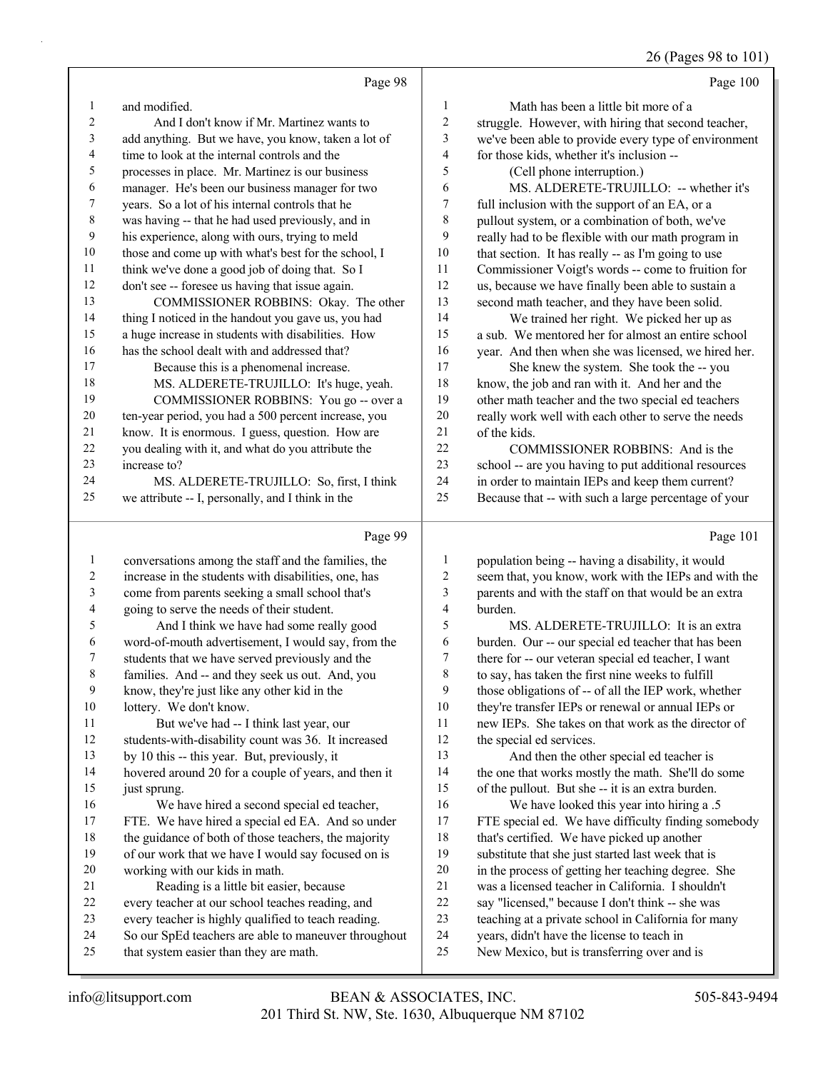Page 98

1 and modified.
2 And I don't know if Mr. Martinez wants to
3 add anything. But we have, you know, taken a lot of
4 time to look at the internal controls and the
5 processes in place. Mr. Martinez is our business
6 manager. He's been our business manager for two
7 years. So a lot of his internal controls that he
8 was having -- that he had used previously, and in
9 his experience, along with ours, trying to meld
10 those and come up with what's best for the school, I
11 think we've done a good job of doing that. So I
12 don't see -- foresee us having that issue again.
13 COMMISSIONER ROBBINS: Okay. The other
14 thing I noticed in the handout you gave us, you had
15 a huge increase in students with disabilities. How
16 has the school dealt with and addressed that?
17 Because this is a phenomenal increase.
18 MS. ALDERETE-TRUJILLO: It's huge, yeah.
19 COMMISSIONER ROBBINS: You go -- over a
20 ten-year period, you had a 500 percent increase, you
21 know. It is enormous. I guess, question. How are
22 you dealing with it, and what do you attribute the
23 increase to?
24 MS. ALDERETE-TRUJILLO: So, first, I think
25 we attribute -- I, personally, and I think in the

Page 99

1 conversations among the staff and the families, the
2 increase in the students with disabilities, one, has
3 come from parents seeking a small school that's
4 going to serve the needs of their student.
5 And I think we have had some really good
6 word-of-mouth advertisement, I would say, from the
7 students that we have served previously and the
8 families. And -- and they seek us out. And, you
9 know, they're just like any other kid in the
10 lottery. We don't know.
11 But we've had -- I think last year, our
12 students-with-disability count was 36. It increased
13 by 10 this -- this year. But, previously, it
14 hovered around 20 for a couple of years, and then it
15 just sprung.
16 We have hired a second special ed teacher,
17 FTE. We have hired a special ed EA. And so under
18 the guidance of both of those teachers, the majority
19 of our work that we have I would say focused on is
20 working with our kids in math.
21 Reading is a little bit easier, because
22 every teacher at our school teaches reading, and
23 every teacher is highly qualified to teach reading.
24 So our SpEd teachers are able to maneuver throughout
25 that system easier than they are math.

Page 100

1 Math has been a little bit more of a
2 struggle. However, with hiring that second teacher,
3 we've been able to provide every type of environment
4 for those kids, whether it's inclusion --
5 (Cell phone interruption.)
6 MS. ALDERETE-TRUJILLO: -- whether it's
7 full inclusion with the support of an EA, or a
8 pullout system, or a combination of both, we've
9 really had to be flexible with our math program in
10 that section. It has really -- as I'm going to use
11 Commissioner Voigt's words -- come to fruition for
12 us, because we have finally been able to sustain a
13 second math teacher, and they have been solid.
14 We trained her right. We picked her up as
15 a sub. We mentored her for almost an entire school
16 year. And then when she was licensed, we hired her.
17 She knew the system. She took the -- you
18 know, the job and ran with it. And her and the
19 other math teacher and the two special ed teachers
20 really work well with each other to serve the needs
21 of the kids.
22 COMMISSIONER ROBBINS: And is the
23 school -- are you having to put additional resources
24 in order to maintain IEPs and keep them current?
25 Because that -- with such a large percentage of your

Page 101

1 population being -- having a disability, it would
2 seem that, you know, work with the IEPs and with the
3 parents and with the staff on that would be an extra
4 burden.
5 MS. ALDERETE-TRUJILLO: It is an extra
6 burden. Our -- our special ed teacher that has been
7 there for -- our veteran special ed teacher, I want
8 to say, has taken the first nine weeks to fulfill
9 those obligations of -- of all the IEP work, whether
10 they're transfer IEPs or renewal or annual IEPs or
11 new IEPs. She takes on that work as the director of
12 the special ed services.
13 And then the other special ed teacher is
14 the one that works mostly the math. She'll do some
15 of the pullout. But she -- it is an extra burden.
16 We have looked this year into hiring a .5
17 FTE special ed. We have difficulty finding somebody
18 that's certified. We have picked up another
19 substitute that she just started last week that is
20 in the process of getting her teaching degree. She
21 was a licensed teacher in California. I shouldn't
22 say "licensed," because I don't think -- she was
23 teaching at a private school in California for many
24 years, didn't have the license to teach in
25 New Mexico, but is transferring over and is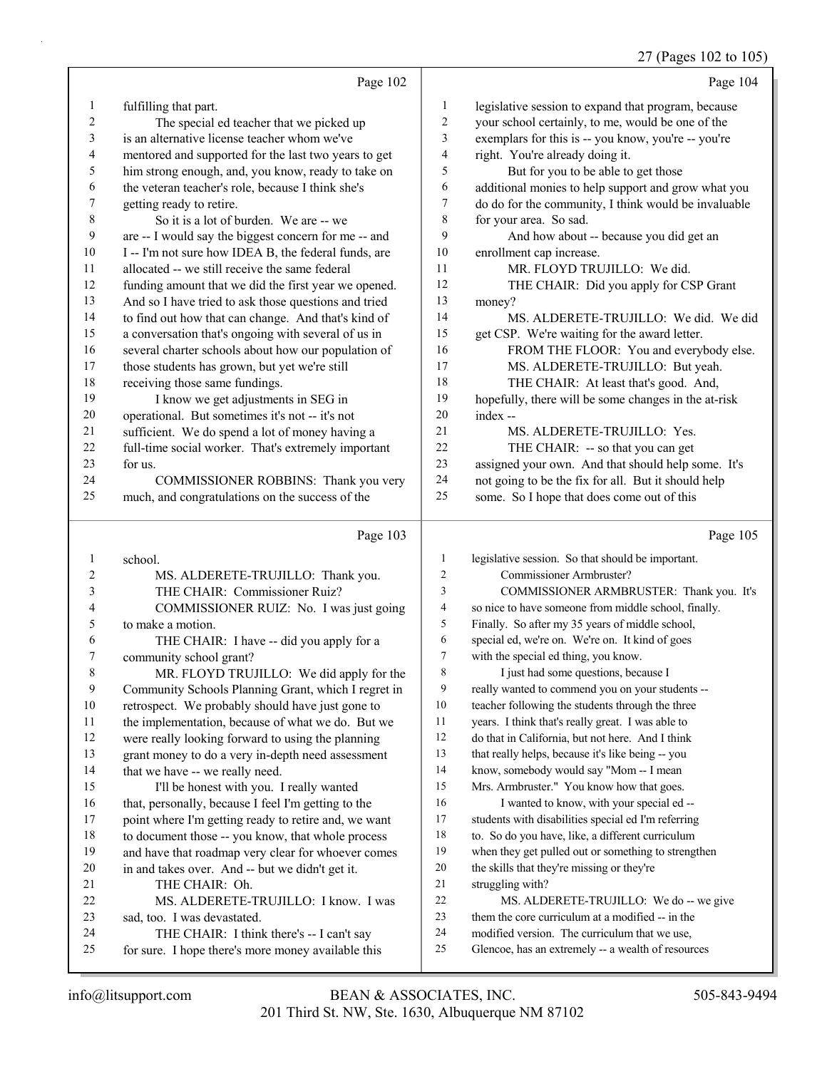Page 102

fulfilling that part.

The special ed teacher that we picked up is an alternative license teacher whom we've mentored and supported for the last two years to get him strong enough, and, you know, ready to take on the veteran teacher's role, because I think she's getting ready to retire.

So it is a lot of burden. We are -- we are -- I would say the biggest concern for me -- and I -- I'm not sure how IDEA B, the federal funds, are allocated -- we still receive the same federal funding amount that we did the first year we opened. And so I have tried to ask those questions and tried to find out how that can change. And that's kind of a conversation that's ongoing with several of us in several charter schools about how our population of those students has grown, but yet we're still receiving those same fundings.

I know we get adjustments in SEG in operational. But sometimes it's not -- it's not sufficient. We do spend a lot of money having a full-time social worker. That's extremely important for us.

COMMISSIONER ROBBINS: Thank you very much, and congratulations on the success of the

Page 103

school.

MS. ALDERETE-TRUJILLO: Thank you.

THE CHAIR: Commissioner Ruiz?

COMMISSIONER RUIZ: No. I was just going to make a motion.

THE CHAIR: I have -- did you apply for a community school grant?

MR. FLOYD TRUJILLO: We did apply for the Community Schools Planning Grant, which I regret in retrospect. We probably should have just gone to the implementation, because of what we do. But we were really looking forward to using the planning grant money to do a very in-depth need assessment that we have -- we really need.

I'll be honest with you. I really wanted that, personally, because I feel I'm getting to the point where I'm getting ready to retire and, we want to document those -- you know, that whole process and have that roadmap very clear for whoever comes in and takes over. And -- but we didn't get it.

THE CHAIR: Oh.

MS. ALDERETE-TRUJILLO: I know. I was sad, too. I was devastated.

THE CHAIR: I think there's -- I can't say for sure. I hope there's more money available this

Page 104

legislative session to expand that program, because your school certainly, to me, would be one of the exemplars for this is -- you know, you're -- you're right. You're already doing it.

But for you to be able to get those additional monies to help support and grow what you do do for the community, I think would be invaluable for your area. So sad.

And how about -- because you did get an enrollment cap increase.

MR. FLOYD TRUJILLO: We did.

THE CHAIR: Did you apply for CSP Grant money?

MS. ALDERETE-TRUJILLO: We did. We did get CSP. We're waiting for the award letter.

FROM THE FLOOR: You and everybody else.

MS. ALDERETE-TRUJILLO: But yeah.

THE CHAIR: At least that's good. And, hopefully, there will be some changes in the at-risk index --

MS. ALDERETE-TRUJILLO: Yes.

THE CHAIR: -- so that you can get assigned your own. And that should help some. It's not going to be the fix for all. But it should help some. So I hope that does come out of this

Page 105

legislative session. So that should be important.

Commissioner Armbruster?

COMMISSIONER ARMBRUSTER: Thank you. It's so nice to have someone from middle school, finally. Finally. So after my 35 years of middle school, special ed, we're on. We're on. It kind of goes with the special ed thing, you know.

I just had some questions, because I really wanted to commend you on your students -- teacher following the students through the three years. I think that's really great. I was able to do that in California, but not here. And I think that really helps, because it's like being -- you know, somebody would say "Mom -- I mean Mrs. Armbruster." You know how that goes.

I wanted to know, with your special ed -- students with disabilities special ed I'm referring to. So do you have, like, a different curriculum when they get pulled out or something to strengthen the skills that they're missing or they're struggling with?

MS. ALDERETE-TRUJILLO: We do -- we give them the core curriculum at a modified -- in the modified version. The curriculum that we use, Glencoe, has an extremely -- a wealth of resources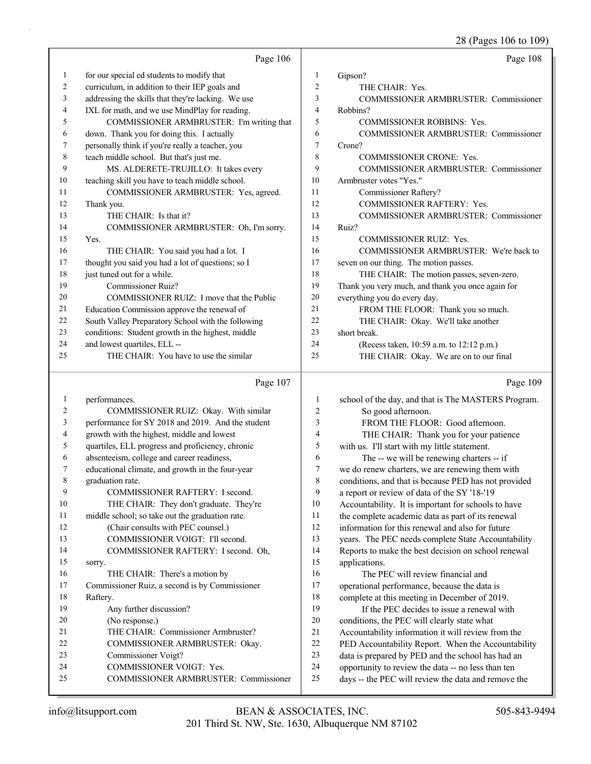Page 106

1 for our special ed students to modify that
2 curriculum, in addition to their IEP goals and
3 addressing the skills that they're lacking. We use
4 IXL for math, and we use MindPlay for reading.
5 COMMISSIONER ARMBRUSTER: I'm writing that
6 down. Thank you for doing this. I actually
7 personally think if you're really a teacher, you
8 teach middle school. But that's just me.
9 MS. ALDERETE-TRUJILLO: It takes every
10 teaching skill you have to teach middle school.
11 COMMISSIONER ARMBRUSTER: Yes, agreed.
12 Thank you.
13 THE CHAIR: Is that it?
14 COMMISSIONER ARMBRUSTER: Oh, I'm sorry.
15 Yes.
16 THE CHAIR: You said you had a lot. I
17 thought you said you had a lot of questions; so I
18 just tuned out for a while.
19 Commissioner Ruiz?
20 COMMISSIONER RUIZ: I move that the Public
21 Education Commission approve the renewal of
22 South Valley Preparatory School with the following
23 conditions: Student growth in the highest, middle
24 and lowest quartiles, ELL --
25 THE CHAIR: You have to use the similar

Page 107

1 performances.
2 COMMISSIONER RUIZ: Okay. With similar
3 performance for SY 2018 and 2019. And the student
4 growth with the highest, middle and lowest
5 quartiles, ELL progress and proficiency, chronic
6 absenteeism, college and career readiness,
7 educational climate, and growth in the four-year
8 graduation rate.
9 COMMISSIONER RAFTERY: I second.
10 THE CHAIR: They don't graduate. They're
11 middle school; so take out the graduation rate.
12 (Chair consults with PEC counsel.)
13 COMMISSIONER VOIGT: I'll second.
14 COMMISSIONER RAFTERY: I second. Oh,
15 sorry.
16 THE CHAIR: There's a motion by
17 Commissioner Ruiz, a second is by Commissioner
18 Raftery.
19 Any further discussion?
20 (No response.)
21 THE CHAIR: Commissioner Armbruster?
22 COMMISSIONER ARMBRUSTER: Okay.
23 Commissioner Voigt?
24 COMMISSIONER VOIGT: Yes.
25 COMMISSIONER ARMBRUSTER: Commissioner

Page 108

1 Gipson?
2 THE CHAIR: Yes.
3 COMMISSIONER ARMBRUSTER: Commissioner
4 Robbins?
5 COMMISSIONER ROBBINS: Yes.
6 COMMISSIONER ARMBRUSTER: Commissioner
7 Crone?
8 COMMISSIONER CRONE: Yes.
9 COMMISSIONER ARMBRUSTER: Commissioner
10 Armbruster votes "Yes."
11 Commissioner Raftery?
12 COMMISSIONER RAFTERY: Yes.
13 COMMISSIONER ARMBRUSTER: Commissioner
14 Ruiz?
15 COMMISSIONER RUIZ: Yes.
16 COMMISSIONER ARMBRUSTER: We're back to
17 seven on our thing. The motion passes.
18 THE CHAIR: The motion passes, seven-zero.
19 Thank you very much, and thank you once again for
20 everything you do every day.
21 FROM THE FLOOR: Thank you so much.
22 THE CHAIR: Okay. We'll take another
23 short break.
24 (Recess taken, 10:59 a.m. to 12:12 p.m.)
25 THE CHAIR: Okay. We are on to our final

Page 109

1 school of the day, and that is The MASTERS Program.
2 So good afternoon.
3 FROM THE FLOOR: Good afternoon.
4 THE CHAIR: Thank you for your patience
5 with us. I'll start with my little statement.
6 The -- we will be renewing charters -- if
7 we do renew charters, we are renewing them with
8 conditions, and that is because PED has not provided
9 a report or review of data of the SY '18-'19
10 Accountability. It is important for schools to have
11 the complete academic data as part of its renewal
12 information for this renewal and also for future
13 years. The PEC needs complete State Accountability
14 Reports to make the best decision on school renewal
15 applications.
16 The PEC will review financial and
17 operational performance, because the data is
18 complete at this meeting in December of 2019.
19 If the PEC decides to issue a renewal with
20 conditions, the PEC will clearly state what
21 Accountability information it will review from the
22 PED Accountability Report. When the Accountability
23 data is prepared by PED and the school has had an
24 opportunity to review the data -- no less than ten
25 days -- the PEC will review the data and remove the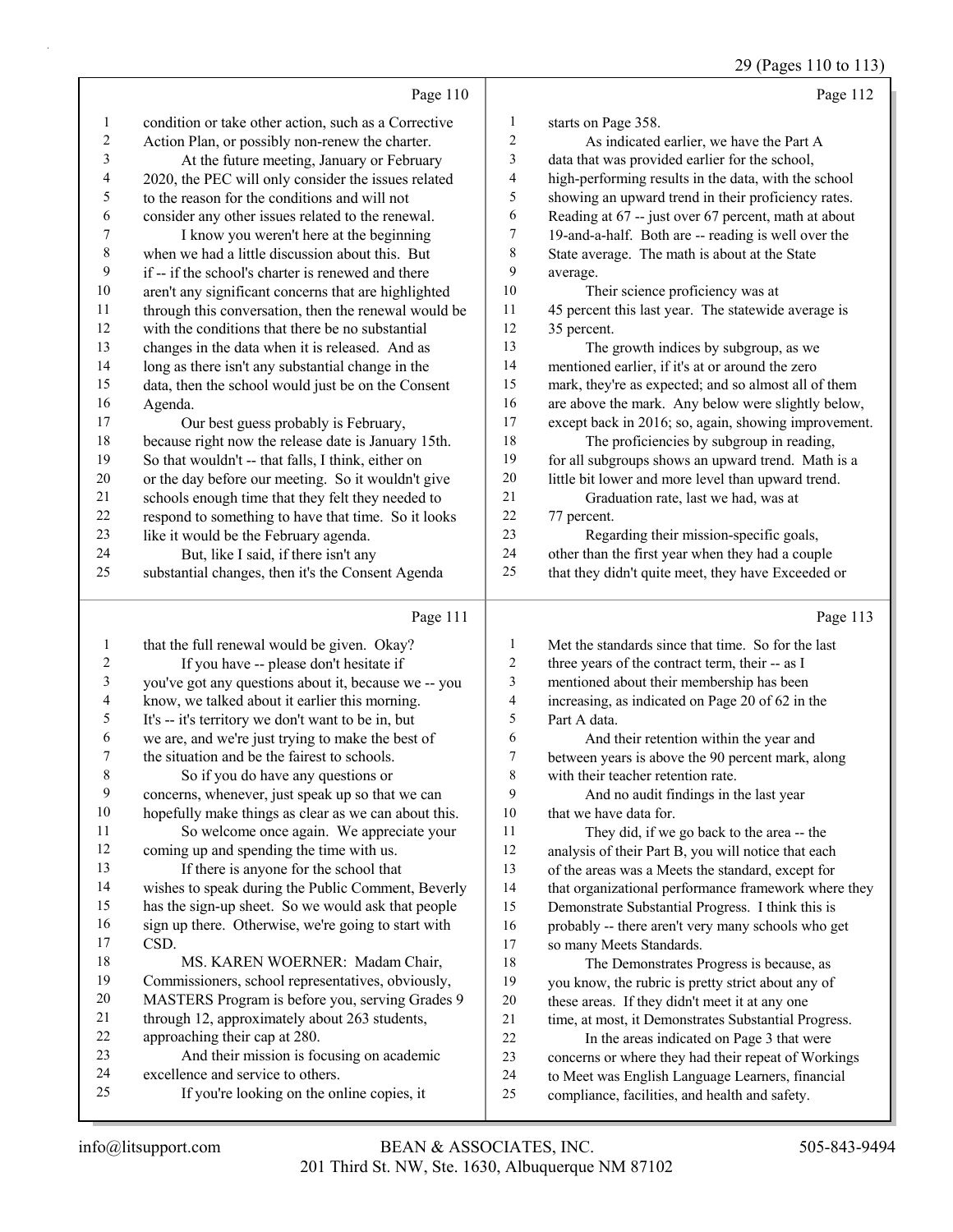Page 110

1 condition or take other action, such as a Corrective
2 Action Plan, or possibly non-renew the charter.
3 At the future meeting, January or February
4 2020, the PEC will only consider the issues related
5 to the reason for the conditions and will not
6 consider any other issues related to the renewal.
7 I know you weren't here at the beginning
8 when we had a little discussion about this. But
9 if -- if the school's charter is renewed and there
10 aren't any significant concerns that are highlighted
11 through this conversation, then the renewal would be
12 with the conditions that there be no substantial
13 changes in the data when it is released. And as
14 long as there isn't any substantial change in the
15 data, then the school would just be on the Consent
16 Agenda.
17 Our best guess probably is February,
18 because right now the release date is January 15th.
19 So that wouldn't -- that falls, I think, either on
20 or the day before our meeting. So it wouldn't give
21 schools enough time that they felt they needed to
22 respond to something to have that time. So it looks
23 like it would be the February agenda.
24 But, like I said, if there isn't any
25 substantial changes, then it's the Consent Agenda

Page 111

1 that the full renewal would be given. Okay?
2 If you have -- please don't hesitate if
3 you've got any questions about it, because we -- you
4 know, we talked about it earlier this morning.
5 It's -- it's territory we don't want to be in, but
6 we are, and we're just trying to make the best of
7 the situation and be the fairest to schools.
8 So if you do have any questions or
9 concerns, whenever, just speak up so that we can
10 hopefully make things as clear as we can about this.
11 So welcome once again. We appreciate your
12 coming up and spending the time with us.
13 If there is anyone for the school that
14 wishes to speak during the Public Comment, Beverly
15 has the sign-up sheet. So we would ask that people
16 sign up there. Otherwise, we're going to start with
17 CSD.
18 MS. KAREN WOERNER: Madam Chair,
19 Commissioners, school representatives, obviously,
20 MASTERS Program is before you, serving Grades 9
21 through 12, approximately about 263 students,
22 approaching their cap at 280.
23 And their mission is focusing on academic
24 excellence and service to others.
25 If you're looking on the online copies, it

Page 112

1 starts on Page 358.
2 As indicated earlier, we have the Part A
3 data that was provided earlier for the school,
4 high-performing results in the data, with the school
5 showing an upward trend in their proficiency rates.
6 Reading at 67 -- just over 67 percent, math at about
7 19-and-a-half. Both are -- reading is well over the
8 State average. The math is about at the State
9 average.
10 Their science proficiency was at
11 45 percent this last year. The statewide average is
12 35 percent.
13 The growth indices by subgroup, as we
14 mentioned earlier, if it's at or around the zero
15 mark, they're as expected; and so almost all of them
16 are above the mark. Any below were slightly below,
17 except back in 2016; so, again, showing improvement.
18 The proficiencies by subgroup in reading,
19 for all subgroups shows an upward trend. Math is a
20 little bit lower and more level than upward trend.
21 Graduation rate, last we had, was at
22 77 percent.
23 Regarding their mission-specific goals,
24 other than the first year when they had a couple
25 that they didn't quite meet, they have Exceeded or

Page 113

1 Met the standards since that time. So for the last
2 three years of the contract term, their -- as I
3 mentioned about their membership has been
4 increasing, as indicated on Page 20 of 62 in the
5 Part A data.
6 And their retention within the year and
7 between years is above the 90 percent mark, along
8 with their teacher retention rate.
9 And no audit findings in the last year
10 that we have data for.
11 They did, if we go back to the area -- the
12 analysis of their Part B, you will notice that each
13 of the areas was a Meets the standard, except for
14 that organizational performance framework where they
15 Demonstrate Substantial Progress. I think this is
16 probably -- there aren't very many schools who get
17 so many Meets Standards.
18 The Demonstrates Progress is because, as
19 you know, the rubric is pretty strict about any of
20 these areas. If they didn't meet it at any one
21 time, at most, it Demonstrates Substantial Progress.
22 In the areas indicated on Page 3 that were
23 concerns or where they had their repeat of Workings
24 to Meet was English Language Learners, financial
25 compliance, facilities, and health and safety.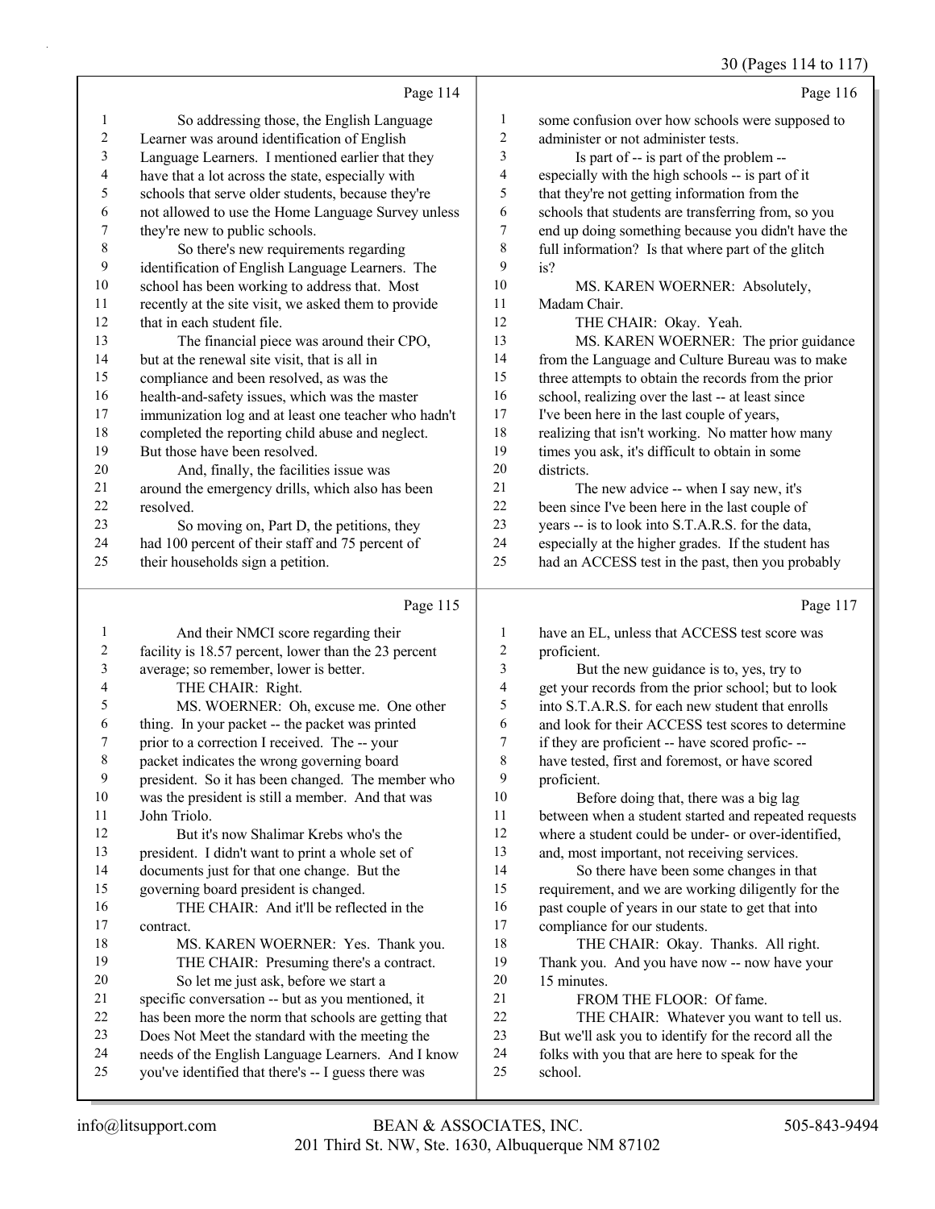Page 114

1 So addressing those, the English Language
2 Learner was around identification of English
3 Language Learners. I mentioned earlier that they
4 have that a lot across the state, especially with
5 schools that serve older students, because they're
6 not allowed to use the Home Language Survey unless
7 they're new to public schools.
8 So there's new requirements regarding
9 identification of English Language Learners. The
10 school has been working to address that. Most
11 recently at the site visit, we asked them to provide
12 that in each student file.
13 The financial piece was around their CPO,
14 but at the renewal site visit, that is all in
15 compliance and been resolved, as was the
16 health-and-safety issues, which was the master
17 immunization log and at least one teacher who hadn't
18 completed the reporting child abuse and neglect.
19 But those have been resolved.
20 And, finally, the facilities issue was
21 around the emergency drills, which also has been
22 resolved.
23 So moving on, Part D, the petitions, they
24 had 100 percent of their staff and 75 percent of
25 their households sign a petition.

Page 115

1 And their NMCI score regarding their
2 facility is 18.57 percent, lower than the 23 percent
3 average; so remember, lower is better.
4 THE CHAIR: Right.
5 MS. WOERNER: Oh, excuse me. One other
6 thing. In your packet -- the packet was printed
7 prior to a correction I received. The -- your
8 packet indicates the wrong governing board
9 president. So it has been changed. The member who
10 was the president is still a member. And that was
11 John Triolo.
12 But it's now Shalimar Krebs who's the
13 president. I didn't want to print a whole set of
14 documents just for that one change. But the
15 governing board president is changed.
16 THE CHAIR: And it'll be reflected in the
17 contract.
18 MS. KAREN WOERNER: Yes. Thank you.
19 THE CHAIR: Presuming there's a contract.
20 So let me just ask, before we start a
21 specific conversation -- but as you mentioned, it
22 has been more the norm that schools are getting that
23 Does Not Meet the standard with the meeting the
24 needs of the English Language Learners. And I know
25 you've identified that there's -- I guess there was

Page 116

1 some confusion over how schools were supposed to
2 administer or not administer tests.
3 Is part of -- is part of the problem --
4 especially with the high schools -- is part of it
5 that they're not getting information from the
6 schools that students are transferring from, so you
7 end up doing something because you didn't have the
8 full information? Is that where part of the glitch
9 is?
10 MS. KAREN WOERNER: Absolutely,
11 Madam Chair.
12 THE CHAIR: Okay. Yeah.
13 MS. KAREN WOERNER: The prior guidance
14 from the Language and Culture Bureau was to make
15 three attempts to obtain the records from the prior
16 school, realizing over the last -- at least since
17 I've been here in the last couple of years,
18 realizing that isn't working. No matter how many
19 times you ask, it's difficult to obtain in some
20 districts.
21 The new advice -- when I say new, it's
22 been since I've been here in the last couple of
23 years -- is to look into S.T.A.R.S. for the data,
24 especially at the higher grades. If the student has
25 had an ACCESS test in the past, then you probably

Page 117

1 have an EL, unless that ACCESS test score was
2 proficient.
3 But the new guidance is to, yes, try to
4 get your records from the prior school; but to look
5 into S.T.A.R.S. for each new student that enrolls
6 and look for their ACCESS test scores to determine
7 if they are proficient -- have scored profic- --
8 have tested, first and foremost, or have scored
9 proficient.
10 Before doing that, there was a big lag
11 between when a student started and repeated requests
12 where a student could be under- or over-identified,
13 and, most important, not receiving services.
14 So there have been some changes in that
15 requirement, and we are working diligently for the
16 past couple of years in our state to get that into
17 compliance for our students.
18 THE CHAIR: Okay. Thanks. All right.
19 Thank you. And you have now -- now have your
20 15 minutes.
21 FROM THE FLOOR: Of fame.
22 THE CHAIR: Whatever you want to tell us.
23 But we'll ask you to identify for the record all the
24 folks with you that are here to speak for the
25 school.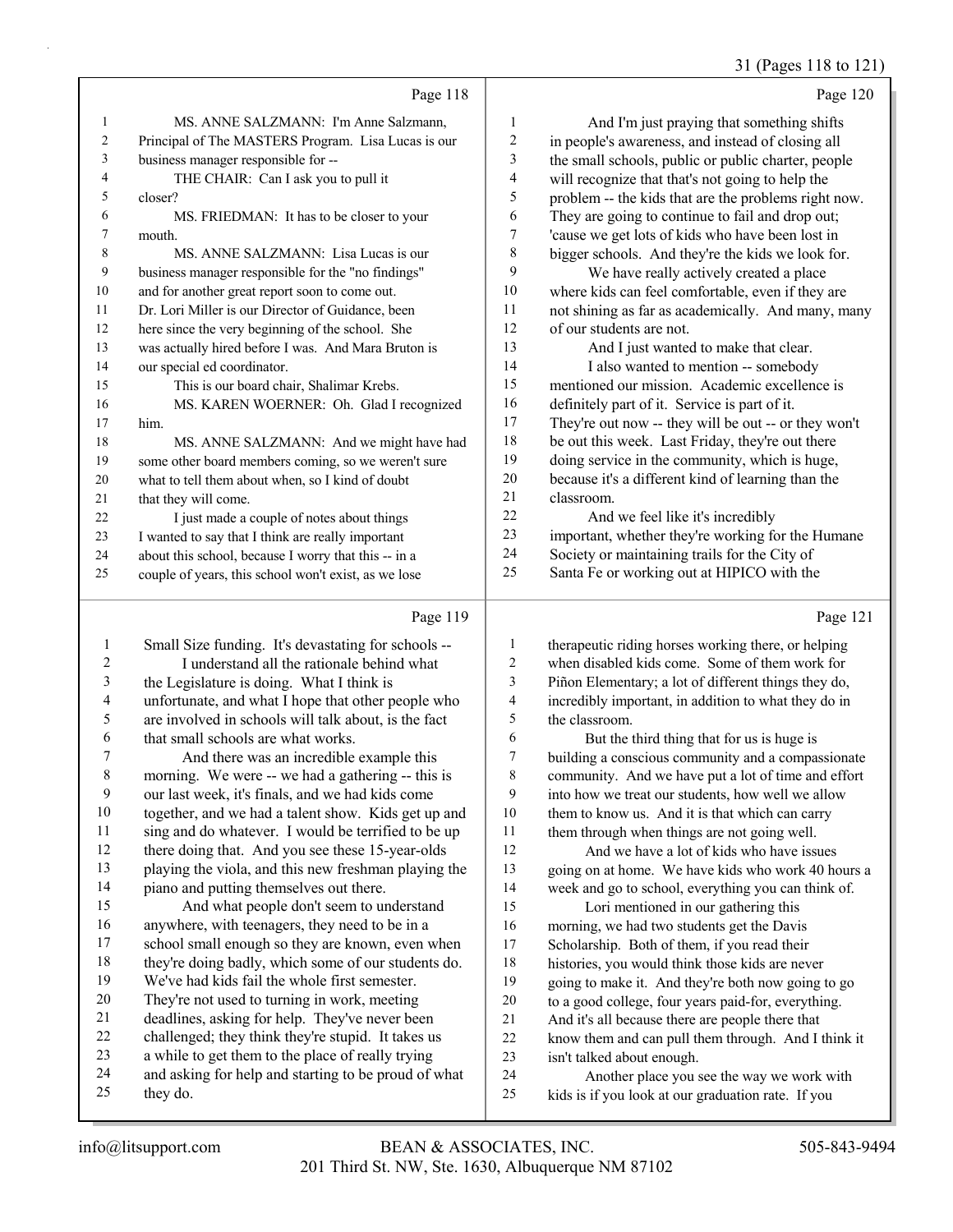Page 118

1 MS. ANNE SALZMANN: I'm Anne Salzmann,
2 Principal of The MASTERS Program. Lisa Lucas is our
3 business manager responsible for --
4 THE CHAIR: Can I ask you to pull it
5 closer?
6 MS. FRIEDMAN: It has to be closer to your
7 mouth.
8 MS. ANNE SALZMANN: Lisa Lucas is our
9 business manager responsible for the "no findings"
10 and for another great report soon to come out.
11 Dr. Lori Miller is our Director of Guidance, been
12 here since the very beginning of the school. She
13 was actually hired before I was. And Mara Bruton is
14 our special ed coordinator.
15 This is our board chair, Shalimar Krebs.
16 MS. KAREN WOERNER: Oh. Glad I recognized
17 him.
18 MS. ANNE SALZMANN: And we might have had
19 some other board members coming, so we weren't sure
20 what to tell them about when, so I kind of doubt
21 that they will come.
22 I just made a couple of notes about things
23 I wanted to say that I think are really important
24 about this school, because I worry that this -- in a
25 couple of years, this school won't exist, as we lose

Page 119

1 Small Size funding. It's devastating for schools --
2 I understand all the rationale behind what
3 the Legislature is doing. What I think is
4 unfortunate, and what I hope that other people who
5 are involved in schools will talk about, is the fact
6 that small schools are what works.
7 And there was an incredible example this
8 morning. We were -- we had a gathering -- this is
9 our last week, it's finals, and we had kids come
10 together, and we had a talent show. Kids get up and
11 sing and do whatever. I would be terrified to be up
12 there doing that. And you see these 15-year-olds
13 playing the viola, and this new freshman playing the
14 piano and putting themselves out there.
15 And what people don't seem to understand
16 anywhere, with teenagers, they need to be in a
17 school small enough so they are known, even when
18 they're doing badly, which some of our students do.
19 We've had kids fail the whole first semester.
20 They're not used to turning in work, meeting
21 deadlines, asking for help. They've never been
22 challenged; they think they're stupid. It takes us
23 a while to get them to the place of really trying
24 and asking for help and starting to be proud of what
25 they do.

Page 120

1 And I'm just praying that something shifts
2 in people's awareness, and instead of closing all
3 the small schools, public or public charter, people
4 will recognize that that's not going to help the
5 problem -- the kids that are the problems right now.
6 They are going to continue to fail and drop out;
7 'cause we get lots of kids who have been lost in
8 bigger schools. And they're the kids we look for.
9 We have really actively created a place
10 where kids can feel comfortable, even if they are
11 not shining as far as academically. And many, many
12 of our students are not.
13 And I just wanted to make that clear.
14 I also wanted to mention -- somebody
15 mentioned our mission. Academic excellence is
16 definitely part of it. Service is part of it.
17 They're out now -- they will be out -- or they won't
18 be out this week. Last Friday, they're out there
19 doing service in the community, which is huge,
20 because it's a different kind of learning than the
21 classroom.
22 And we feel like it's incredibly
23 important, whether they're working for the Humane
24 Society or maintaining trails for the City of
25 Santa Fe or working out at HIPICO with the

Page 121

1 therapeutic riding horses working there, or helping
2 when disabled kids come. Some of them work for
3 Piñon Elementary; a lot of different things they do,
4 incredibly important, in addition to what they do in
5 the classroom.
6 But the third thing that for us is huge is
7 building a conscious community and a compassionate
8 community. And we have put a lot of time and effort
9 into how we treat our students, how well we allow
10 them to know us. And it is that which can carry
11 them through when things are not going well.
12 And we have a lot of kids who have issues
13 going on at home. We have kids who work 40 hours a
14 week and go to school, everything you can think of.
15 Lori mentioned in our gathering this
16 morning, we had two students get the Davis
17 Scholarship. Both of them, if you read their
18 histories, you would think those kids are never
19 going to make it. And they're both now going to go
20 to a good college, four years paid-for, everything.
21 And it's all because there are people there that
22 know them and can pull them through. And I think it
23 isn't talked about enough.
24 Another place you see the way we work with
25 kids is if you look at our graduation rate. If you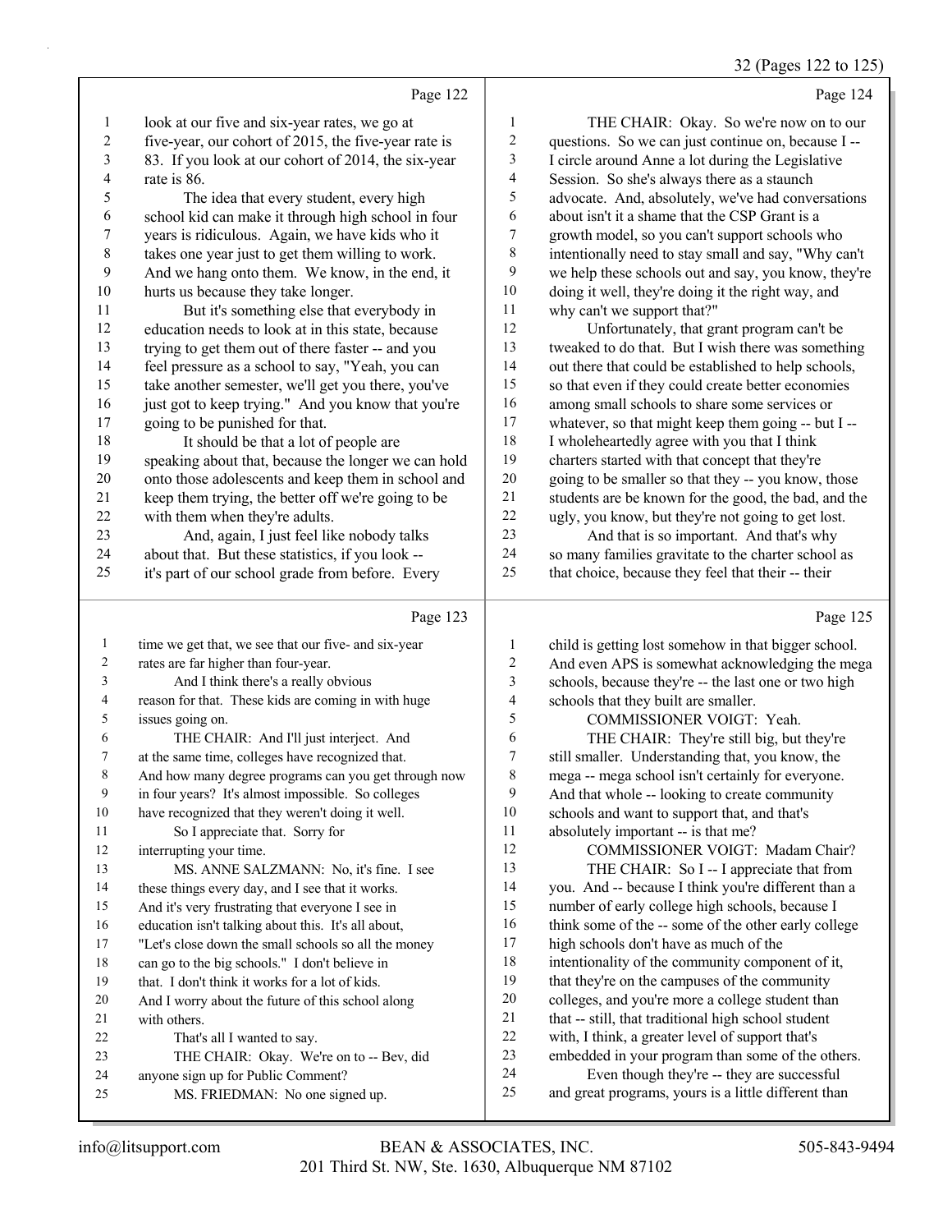Page 122

1 look at our five and six-year rates, we go at
2 five-year, our cohort of 2015, the five-year rate is
3 83. If you look at our cohort of 2014, the six-year
4 rate is 86.
5 The idea that every student, every high
6 school kid can make it through high school in four
7 years is ridiculous. Again, we have kids who it
8 takes one year just to get them willing to work.
9 And we hang onto them. We know, in the end, it
10 hurts us because they take longer.
11 But it's something else that everybody in
12 education needs to look at in this state, because
13 trying to get them out of there faster -- and you
14 feel pressure as a school to say, "Yeah, you can
15 take another semester, we'll get you there, you've
16 just got to keep trying." And you know that you're
17 going to be punished for that.
18 It should be that a lot of people are
19 speaking about that, because the longer we can hold
20 onto those adolescents and keep them in school and
21 keep them trying, the better off we're going to be
22 with them when they're adults.
23 And, again, I just feel like nobody talks
24 about that. But these statistics, if you look --
25 it's part of our school grade from before. Every

Page 123

1 time we get that, we see that our five- and six-year
2 rates are far higher than four-year.
3 And I think there's a really obvious
4 reason for that. These kids are coming in with huge
5 issues going on.
6 THE CHAIR: And I'll just interject. And
7 at the same time, colleges have recognized that.
8 And how many degree programs can you get through now
9 in four years? It's almost impossible. So colleges
10 have recognized that they weren't doing it well.
11 So I appreciate that. Sorry for
12 interrupting your time.
13 MS. ANNE SALZMANN: No, it's fine. I see
14 these things every day, and I see that it works.
15 And it's very frustrating that everyone I see in
16 education isn't talking about this. It's all about,
17 "Let's close down the small schools so all the money
18 can go to the big schools." I don't believe in
19 that. I don't think it works for a lot of kids.
20 And I worry about the future of this school along
21 with others.
22 That's all I wanted to say.
23 THE CHAIR: Okay. We're on to -- Bev, did
24 anyone sign up for Public Comment?
25 MS. FRIEDMAN: No one signed up.

Page 124

1 THE CHAIR: Okay. So we're now on to our
2 questions. So we can just continue on, because I --
3 I circle around Anne a lot during the Legislative
4 Session. So she's always there as a staunch
5 advocate. And, absolutely, we've had conversations
6 about isn't it a shame that the CSP Grant is a
7 growth model, so you can't support schools who
8 intentionally need to stay small and say, "Why can't
9 we help these schools out and say, you know, they're
10 doing it well, they're doing it the right way, and
11 why can't we support that?"
12 Unfortunately, that grant program can't be
13 tweaked to do that. But I wish there was something
14 out there that could be established to help schools,
15 so that even if they could create better economies
16 among small schools to share some services or
17 whatever, so that might keep them going -- but I --
18 I wholeheartedly agree with you that I think
19 charters started with that concept that they're
20 going to be smaller so that they -- you know, those
21 students are be known for the good, the bad, and the
22 ugly, you know, but they're not going to get lost.
23 And that is so important. And that's why
24 so many families gravitate to the charter school as
25 that choice, because they feel that their -- their

Page 125

1 child is getting lost somehow in that bigger school.
2 And even APS is somewhat acknowledging the mega
3 schools, because they're -- the last one or two high
4 schools that they built are smaller.
5 COMMISSIONER VOIGT: Yeah.
6 THE CHAIR: They're still big, but they're
7 still smaller. Understanding that, you know, the
8 mega -- mega school isn't certainly for everyone.
9 And that whole -- looking to create community
10 schools and want to support that, and that's
11 absolutely important -- is that me?
12 COMMISSIONER VOIGT: Madam Chair?
13 THE CHAIR: So I -- I appreciate that from
14 you. And -- because I think you're different than a
15 number of early college high schools, because I
16 think some of the -- some of the other early college
17 high schools don't have as much of the
18 intentionality of the community component of it,
19 that they're on the campuses of the community
20 colleges, and you're more a college student than
21 that -- still, that traditional high school student
22 with, I think, a greater level of support that's
23 embedded in your program than some of the others.
24 Even though they're -- they are successful
25 and great programs, yours is a little different than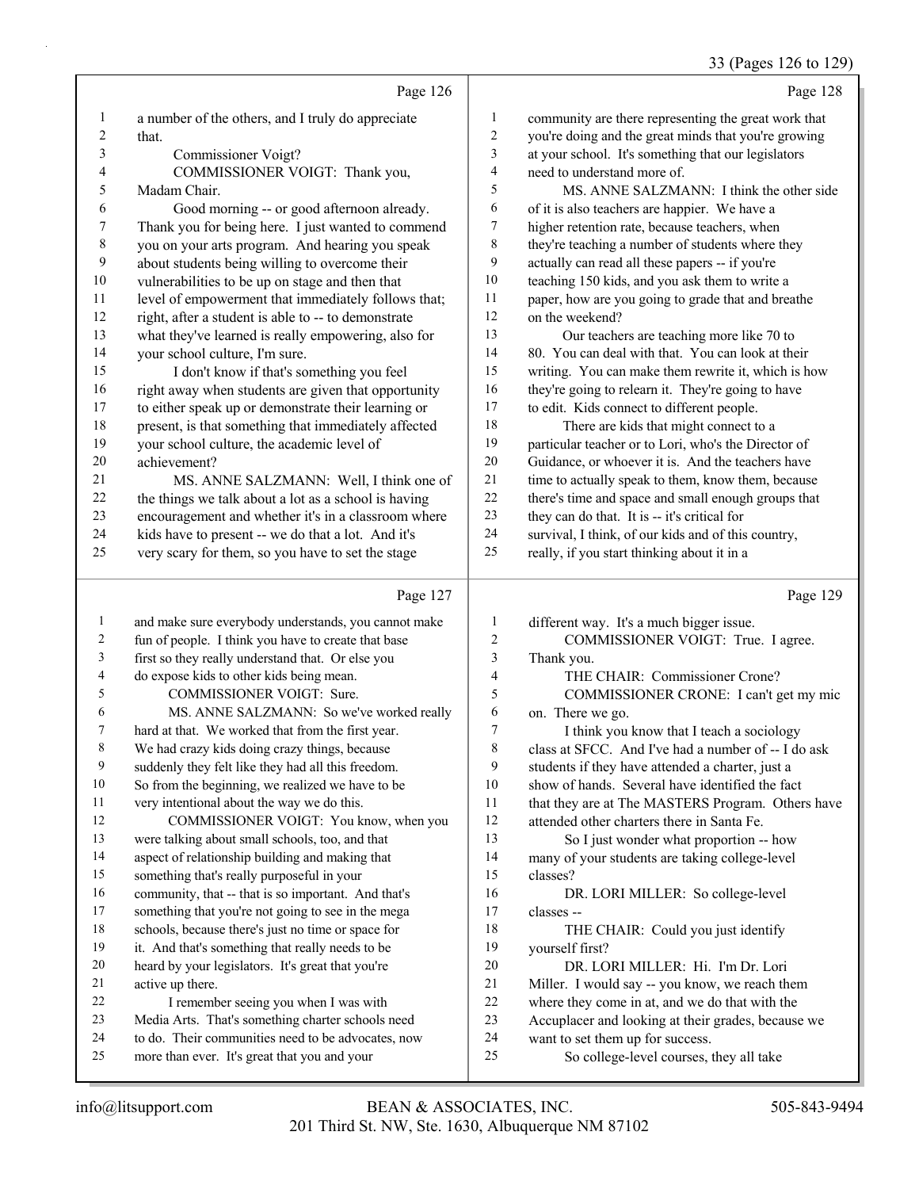Page 126

1 a number of the others, and I truly do appreciate
2 that.
3 Commissioner Voigt?
4 COMMISSIONER VOIGT: Thank you,
5 Madam Chair.
6 Good morning -- or good afternoon already.
7 Thank you for being here. I just wanted to commend
8 you on your arts program. And hearing you speak
9 about students being willing to overcome their
10 vulnerabilities to be up on stage and then that
11 level of empowerment that immediately follows that;
12 right, after a student is able to -- to demonstrate
13 what they've learned is really empowering, also for
14 your school culture, I'm sure.
15 I don't know if that's something you feel
16 right away when students are given that opportunity
17 to either speak up or demonstrate their learning or
18 present, is that something that immediately affected
19 your school culture, the academic level of
20 achievement?
21 MS. ANNE SALZMANN: Well, I think one of
22 the things we talk about a lot as a school is having
23 encouragement and whether it's in a classroom where
24 kids have to present -- we do that a lot. And it's
25 very scary for them, so you have to set the stage

Page 127

1 and make sure everybody understands, you cannot make
2 fun of people. I think you have to create that base
3 first so they really understand that. Or else you
4 do expose kids to other kids being mean.
5 COMMISSIONER VOIGT: Sure.
6 MS. ANNE SALZMANN: So we've worked really
7 hard at that. We worked that from the first year.
8 We had crazy kids doing crazy things, because
9 suddenly they felt like they had all this freedom.
10 So from the beginning, we realized we have to be
11 very intentional about the way we do this.
12 COMMISSIONER VOIGT: You know, when you
13 were talking about small schools, too, and that
14 aspect of relationship building and making that
15 something that's really purposeful in your
16 community, that -- that is so important. And that's
17 something that you're not going to see in the mega
18 schools, because there's just no time or space for
19 it. And that's something that really needs to be
20 heard by your legislators. It's great that you're
21 active up there.
22 I remember seeing you when I was with
23 Media Arts. That's something charter schools need
24 to do. Their communities need to be advocates, now
25 more than ever. It's great that you and your

Page 128

1 community are there representing the great work that
2 you're doing and the great minds that you're growing
3 at your school. It's something that our legislators
4 need to understand more of.
5 MS. ANNE SALZMANN: I think the other side
6 of it is also teachers are happier. We have a
7 higher retention rate, because teachers, when
8 they're teaching a number of students where they
9 actually can read all these papers -- if you're
10 teaching 150 kids, and you ask them to write a
11 paper, how are you going to grade that and breathe
12 on the weekend?
13 Our teachers are teaching more like 70 to
14 80. You can deal with that. You can look at their
15 writing. You can make them rewrite it, which is how
16 they're going to relearn it. They're going to have
17 to edit. Kids connect to different people.
18 There are kids that might connect to a
19 particular teacher or to Lori, who's the Director of
20 Guidance, or whoever it is. And the teachers have
21 time to actually speak to them, know them, because
22 there's time and space and small enough groups that
23 they can do that. It is -- it's critical for
24 survival, I think, of our kids and of this country,
25 really, if you start thinking about it in a

Page 129

1 different way. It's a much bigger issue.
2 COMMISSIONER VOIGT: True. I agree.
3 Thank you.
4 THE CHAIR: Commissioner Crone?
5 COMMISSIONER CRONE: I can't get my mic
6 on. There we go.
7 I think you know that I teach a sociology
8 class at SFCC. And I've had a number of -- I do ask
9 students if they have attended a charter, just a
10 show of hands. Several have identified the fact
11 that they are at The MASTERS Program. Others have
12 attended other charters there in Santa Fe.
13 So I just wonder what proportion -- how
14 many of your students are taking college-level
15 classes?
16 DR. LORI MILLER: So college-level
17 classes --
18 THE CHAIR: Could you just identify
19 yourself first?
20 DR. LORI MILLER: Hi. I'm Dr. Lori
21 Miller. I would say -- you know, we reach them
22 where they come in at, and we do that with the
23 Accuplacer and looking at their grades, because we
24 want to set them up for success.
25 So college-level courses, they all take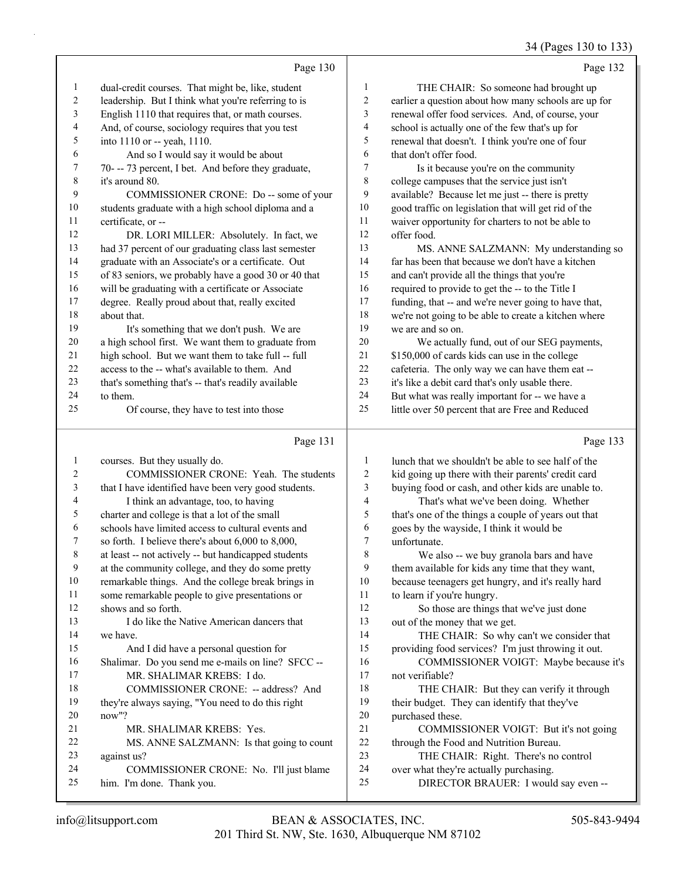Page 130

1 dual-credit courses. That might be, like, student
2 leadership. But I think what you're referring to is
3 English 1110 that requires that, or math courses.
4 And, of course, sociology requires that you test
5 into 1110 or -- yeah, 1110.
6 And so I would say it would be about
7 70- -- 73 percent, I bet. And before they graduate,
8 it's around 80.
9 COMMISSIONER CRONE: Do -- some of your
10 students graduate with a high school diploma and a
11 certificate, or --
12 DR. LORI MILLER: Absolutely. In fact, we
13 had 37 percent of our graduating class last semester
14 graduate with an Associate's or a certificate. Out
15 of 83 seniors, we probably have a good 30 or 40 that
16 will be graduating with a certificate or Associate
17 degree. Really proud about that, really excited
18 about that.
19 It's something that we don't push. We are
20 a high school first. We want them to graduate from
21 high school. But we want them to take full -- full
22 access to the -- what's available to them. And
23 that's something that's -- that's readily available
24 to them.
25 Of course, they have to test into those

Page 131

1 courses. But they usually do.
2 COMMISSIONER CRONE: Yeah. The students
3 that I have identified have been very good students.
4 I think an advantage, too, to having
5 charter and college is that a lot of the small
6 schools have limited access to cultural events and
7 so forth. I believe there's about 6,000 to 8,000,
8 at least -- not actively -- but handicapped students
9 at the community college, and they do some pretty
10 remarkable things. And the college break brings in
11 some remarkable people to give presentations or
12 shows and so forth.
13 I do like the Native American dancers that
14 we have.
15 And I did have a personal question for
16 Shalimar. Do you send me e-mails on line? SFCC --
17 MR. SHALIMAR KREBS: I do.
18 COMMISSIONER CRONE: -- address? And
19 they're always saying, "You need to do this right
20 now"?
21 MR. SHALIMAR KREBS: Yes.
22 MS. ANNE SALZMANN: Is that going to count
23 against us?
24 COMMISSIONER CRONE: No. I'll just blame
25 him. I'm done. Thank you.

Page 132

1 THE CHAIR: So someone had brought up
2 earlier a question about how many schools are up for
3 renewal offer food services. And, of course, your
4 school is actually one of the few that's up for
5 renewal that doesn't. I think you're one of four
6 that don't offer food.
7 Is it because you're on the community
8 college campuses that the service just isn't
9 available? Because let me just -- there is pretty
10 good traffic on legislation that will get rid of the
11 waiver opportunity for charters to not be able to
12 offer food.
13 MS. ANNE SALZMANN: My understanding so
14 far has been that because we don't have a kitchen
15 and can't provide all the things that you're
16 required to provide to get the -- to the Title I
17 funding, that -- and we're never going to have that,
18 we're not going to be able to create a kitchen where
19 we are and so on.
20 We actually fund, out of our SEG payments,
21 $150,000 of cards kids can use in the college
22 cafeteria. The only way we can have them eat --
23 it's like a debit card that's only usable there.
24 But what was really important for -- we have a
25 little over 50 percent that are Free and Reduced

Page 133

1 lunch that we shouldn't be able to see half of the
2 kid going up there with their parents' credit card
3 buying food or cash, and other kids are unable to.
4 That's what we've been doing. Whether
5 that's one of the things a couple of years out that
6 goes by the wayside, I think it would be
7 unfortunate.
8 We also -- we buy granola bars and have
9 them available for kids any time that they want,
10 because teenagers get hungry, and it's really hard
11 to learn if you're hungry.
12 So those are things that we've just done
13 out of the money that we get.
14 THE CHAIR: So why can't we consider that
15 providing food services? I'm just throwing it out.
16 COMMISSIONER VOIGT: Maybe because it's
17 not verifiable?
18 THE CHAIR: But they can verify it through
19 their budget. They can identify that they've
20 purchased these.
21 COMMISSIONER VOIGT: But it's not going
22 through the Food and Nutrition Bureau.
23 THE CHAIR: Right. There's no control
24 over what they're actually purchasing.
25 DIRECTOR BRAUER: I would say even --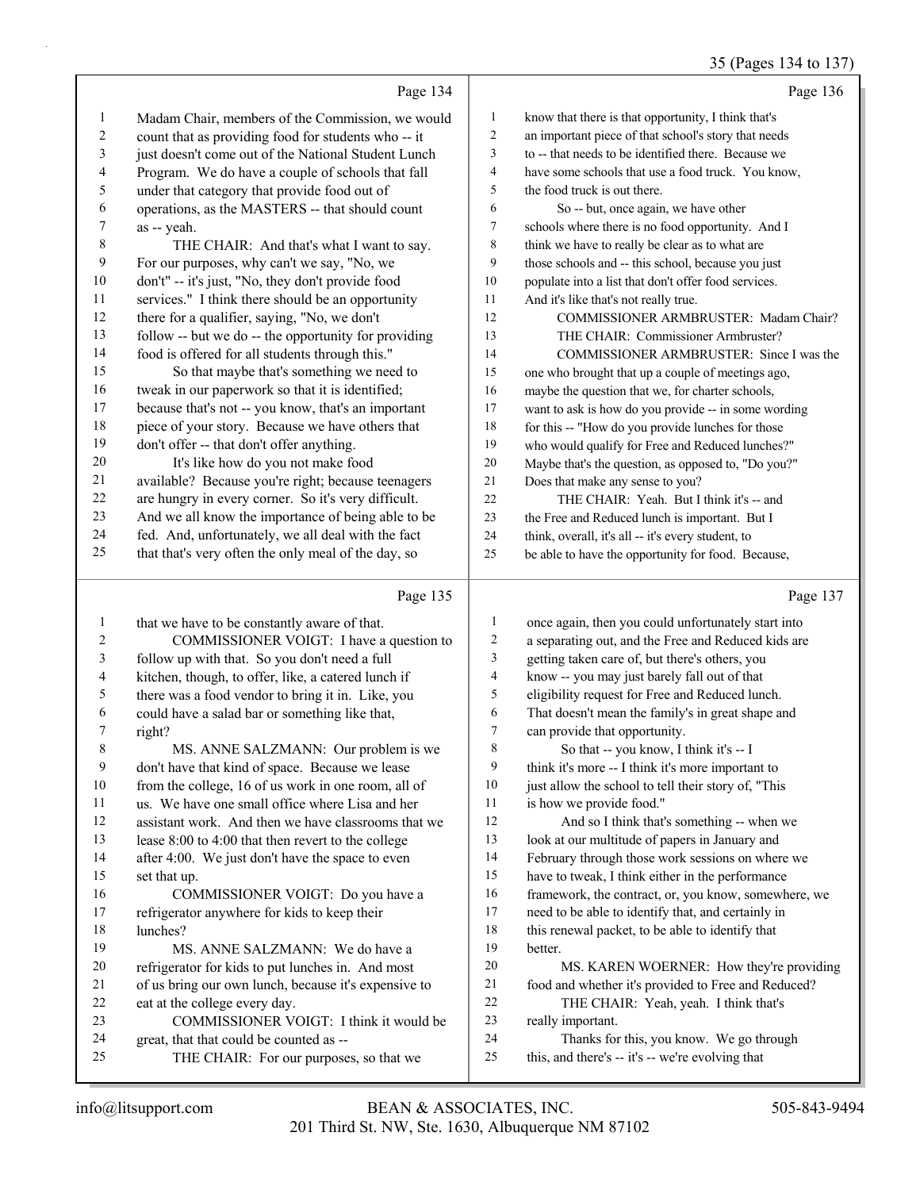Page 134

1 Madam Chair, members of the Commission, we would
2 count that as providing food for students who -- it
3 just doesn't come out of the National Student Lunch
4 Program. We do have a couple of schools that fall
5 under that category that provide food out of
6 operations, as the MASTERS -- that should count
7 as -- yeah.
8 THE CHAIR: And that's what I want to say.
9 For our purposes, why can't we say, "No, we
10 don't" -- it's just, "No, they don't provide food
11 services." I think there should be an opportunity
12 there for a qualifier, saying, "No, we don't
13 follow -- but we do -- the opportunity for providing
14 food is offered for all students through this."
15 So that maybe that's something we need to
16 tweak in our paperwork so that it is identified;
17 because that's not -- you know, that's an important
18 piece of your story. Because we have others that
19 don't offer -- that don't offer anything.
20 It's like how do you not make food
21 available? Because you're right; because teenagers
22 are hungry in every corner. So it's very difficult.
23 And we all know the importance of being able to be
24 fed. And, unfortunately, we all deal with the fact
25 that that's very often the only meal of the day, so

Page 135

1 that we have to be constantly aware of that.
2 COMMISSIONER VOIGT: I have a question to
3 follow up with that. So you don't need a full
4 kitchen, though, to offer, like, a catered lunch if
5 there was a food vendor to bring it in. Like, you
6 could have a salad bar or something like that,
7 right?
8 MS. ANNE SALZMANN: Our problem is we
9 don't have that kind of space. Because we lease
10 from the college, 16 of us work in one room, all of
11 us. We have one small office where Lisa and her
12 assistant work. And then we have classrooms that we
13 lease 8:00 to 4:00 that then revert to the college
14 after 4:00. We just don't have the space to even
15 set that up.
16 COMMISSIONER VOIGT: Do you have a
17 refrigerator anywhere for kids to keep their
18 lunches?
19 MS. ANNE SALZMANN: We do have a
20 refrigerator for kids to put lunches in. And most
21 of us bring our own lunch, because it's expensive to
22 eat at the college every day.
23 COMMISSIONER VOIGT: I think it would be
24 great, that that could be counted as --
25 THE CHAIR: For our purposes, so that we

Page 136

1 know that there is that opportunity, I think that's
2 an important piece of that school's story that needs
3 to -- that needs to be identified there. Because we
4 have some schools that use a food truck. You know,
5 the food truck is out there.
6 So -- but, once again, we have other
7 schools where there is no food opportunity. And I
8 think we have to really be clear as to what are
9 those schools and -- this school, because you just
10 populate into a list that don't offer food services.
11 And it's like that's not really true.
12 COMMISSIONER ARMBRUSTER: Madam Chair?
13 THE CHAIR: Commissioner Armbruster?
14 COMMISSIONER ARMBRUSTER: Since I was the
15 one who brought that up a couple of meetings ago,
16 maybe the question that we, for charter schools,
17 want to ask is how do you provide -- in some wording
18 for this -- "How do you provide lunches for those
19 who would qualify for Free and Reduced lunches?"
20 Maybe that's the question, as opposed to, "Do you?"
21 Does that make any sense to you?
22 THE CHAIR: Yeah. But I think it's -- and
23 the Free and Reduced lunch is important. But I
24 think, overall, it's all -- it's every student, to
25 be able to have the opportunity for food. Because,

Page 137

1 once again, then you could unfortunately start into
2 a separating out, and the Free and Reduced kids are
3 getting taken care of, but there's others, you
4 know -- you may just barely fall out of that
5 eligibility request for Free and Reduced lunch.
6 That doesn't mean the family's in great shape and
7 can provide that opportunity.
8 So that -- you know, I think it's -- I
9 think it's more -- I think it's more important to
10 just allow the school to tell their story of, "This
11 is how we provide food."
12 And so I think that's something -- when we
13 look at our multitude of papers in January and
14 February through those work sessions on where we
15 have to tweak, I think either in the performance
16 framework, the contract, or, you know, somewhere, we
17 need to be able to identify that, and certainly in
18 this renewal packet, to be able to identify that
19 better.
20 MS. KAREN WOERNER: How they're providing
21 food and whether it's provided to Free and Reduced?
22 THE CHAIR: Yeah, yeah. I think that's
23 really important.
24 Thanks for this, you know. We go through
25 this, and there's -- it's -- we're evolving that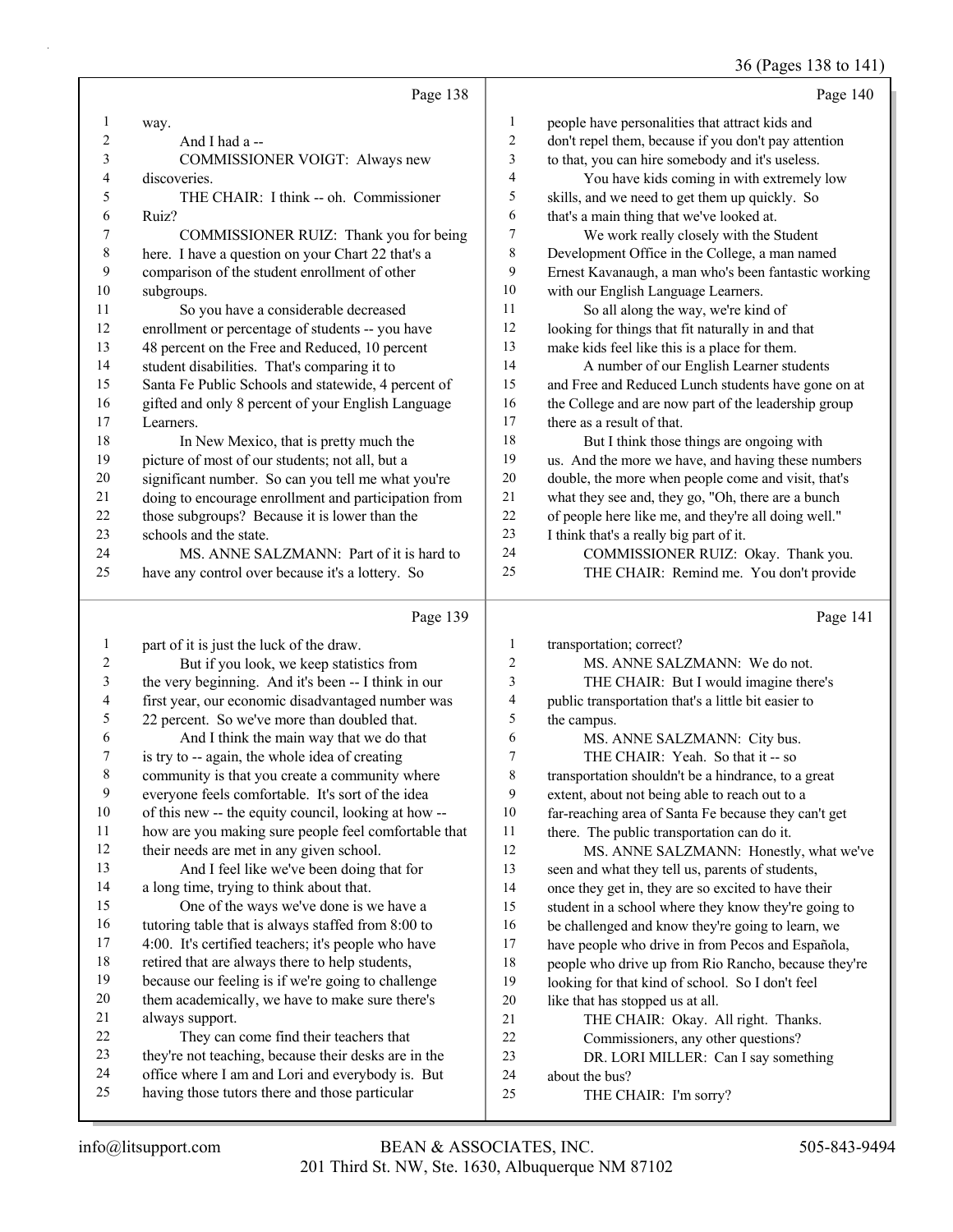Page 138

1 way.
2 And I had a --
3 COMMISSIONER VOIGT: Always new
4 discoveries.
5 THE CHAIR: I think -- oh. Commissioner
6 Ruiz?
7 COMMISSIONER RUIZ: Thank you for being
8 here. I have a question on your Chart 22 that's a
9 comparison of the student enrollment of other
10 subgroups.
11 So you have a considerable decreased
12 enrollment or percentage of students -- you have
13 48 percent on the Free and Reduced, 10 percent
14 student disabilities. That's comparing it to
15 Santa Fe Public Schools and statewide, 4 percent of
16 gifted and only 8 percent of your English Language
17 Learners.
18 In New Mexico, that is pretty much the
19 picture of most of our students; not all, but a
20 significant number. So can you tell me what you're
21 doing to encourage enrollment and participation from
22 those subgroups? Because it is lower than the
23 schools and the state.
24 MS. ANNE SALZMANN: Part of it is hard to
25 have any control over because it's a lottery. So

Page 139

1 part of it is just the luck of the draw.
2 But if you look, we keep statistics from
3 the very beginning. And it's been -- I think in our
4 first year, our economic disadvantaged number was
5 22 percent. So we've more than doubled that.
6 And I think the main way that we do that
7 is try to -- again, the whole idea of creating
8 community is that you create a community where
9 everyone feels comfortable. It's sort of the idea
10 of this new -- the equity council, looking at how --
11 how are you making sure people feel comfortable that
12 their needs are met in any given school.
13 And I feel like we've been doing that for
14 a long time, trying to think about that.
15 One of the ways we've done is we have a
16 tutoring table that is always staffed from 8:00 to
17 4:00. It's certified teachers; it's people who have
18 retired that are always there to help students,
19 because our feeling is if we're going to challenge
20 them academically, we have to make sure there's
21 always support.
22 They can come find their teachers that
23 they're not teaching, because their desks are in the
24 office where I am and Lori and everybody is. But
25 having those tutors there and those particular

Page 140

1 people have personalities that attract kids and
2 don't repel them, because if you don't pay attention
3 to that, you can hire somebody and it's useless.
4 You have kids coming in with extremely low
5 skills, and we need to get them up quickly. So
6 that's a main thing that we've looked at.
7 We work really closely with the Student
8 Development Office in the College, a man named
9 Ernest Kavanaugh, a man who's been fantastic working
10 with our English Language Learners.
11 So all along the way, we're kind of
12 looking for things that fit naturally in and that
13 make kids feel like this is a place for them.
14 A number of our English Learner students
15 and Free and Reduced Lunch students have gone on at
16 the College and are now part of the leadership group
17 there as a result of that.
18 But I think those things are ongoing with
19 us. And the more we have, and having these numbers
20 double, the more when people come and visit, that's
21 what they see and, they go, "Oh, there are a bunch
22 of people here like me, and they're all doing well."
23 I think that's a really big part of it.
24 COMMISSIONER RUIZ: Okay. Thank you.
25 THE CHAIR: Remind me. You don't provide

Page 141

1 transportation; correct?
2 MS. ANNE SALZMANN: We do not.
3 THE CHAIR: But I would imagine there's
4 public transportation that's a little bit easier to
5 the campus.
6 MS. ANNE SALZMANN: City bus.
7 THE CHAIR: Yeah. So that it -- so
8 transportation shouldn't be a hindrance, to a great
9 extent, about not being able to reach out to a
10 far-reaching area of Santa Fe because they can't get
11 there. The public transportation can do it.
12 MS. ANNE SALZMANN: Honestly, what we've
13 seen and what they tell us, parents of students,
14 once they get in, they are so excited to have their
15 student in a school where they know they're going to
16 be challenged and know they're going to learn, we
17 have people who drive in from Pecos and Española,
18 people who drive up from Rio Rancho, because they're
19 looking for that kind of school. So I don't feel
20 like that has stopped us at all.
21 THE CHAIR: Okay. All right. Thanks.
22 Commissioners, any other questions?
23 DR. LORI MILLER: Can I say something
24 about the bus?
25 THE CHAIR: I'm sorry?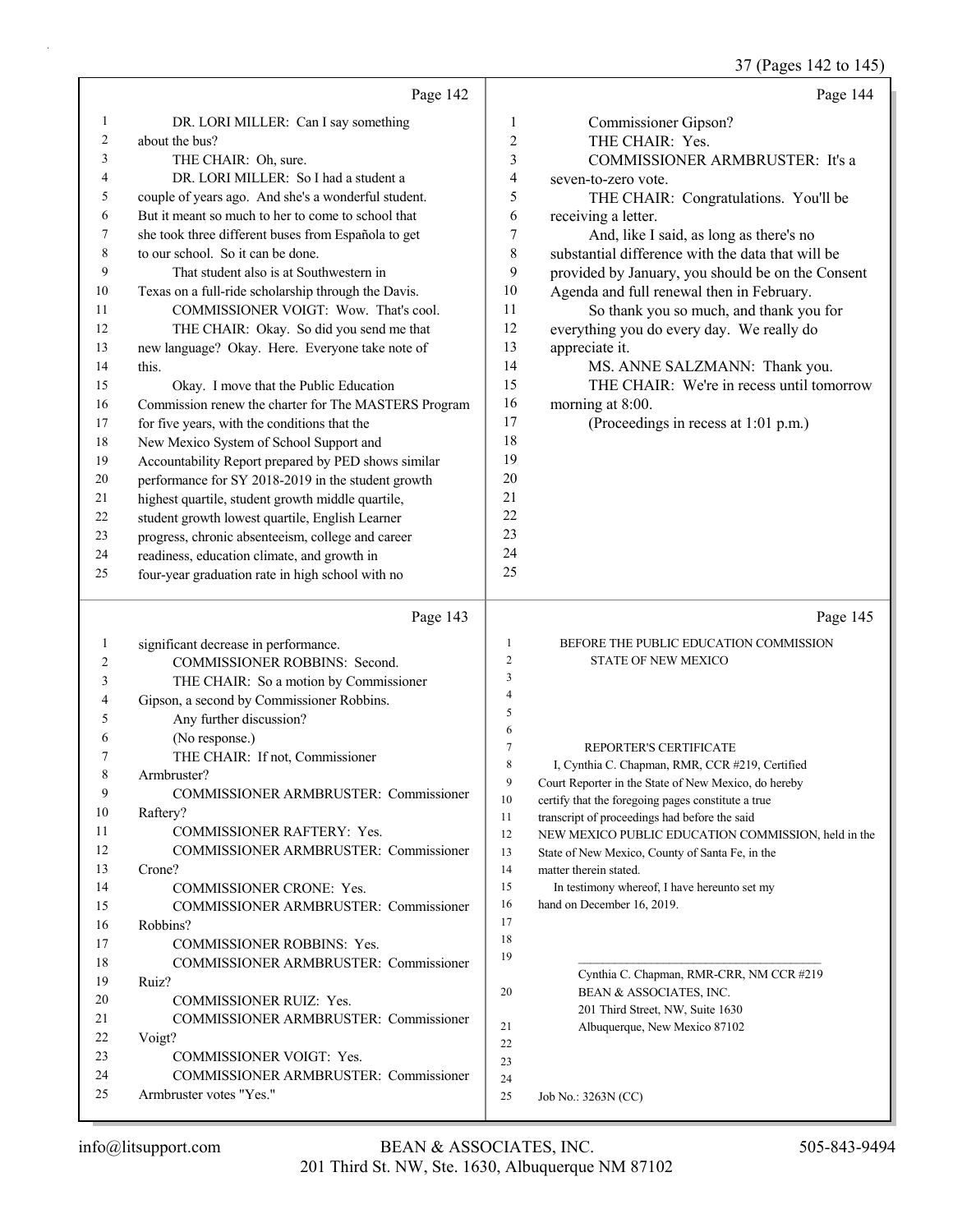Page 142

1 DR. LORI MILLER: Can I say something
2 about the bus?
3 THE CHAIR: Oh, sure.
4 DR. LORI MILLER: So I had a student a
5 couple of years ago. And she's a wonderful student.
6 But it meant so much to her to come to school that
7 she took three different buses from Española to get
8 to our school. So it can be done.
9 That student also is at Southwestern in
10 Texas on a full-ride scholarship through the Davis.
11 COMMISSIONER VOIGT: Wow. That's cool.
12 THE CHAIR: Okay. So did you send me that
13 new language? Okay. Here. Everyone take note of
14 this.
15 Okay. I move that the Public Education
16 Commission renew the charter for The MASTERS Program
17 for five years, with the conditions that the
18 New Mexico System of School Support and
19 Accountability Report prepared by PED shows similar
20 performance for SY 2018-2019 in the student growth
21 highest quartile, student growth middle quartile,
22 student growth lowest quartile, English Learner
23 progress, chronic absenteeism, college and career
24 readiness, education climate, and growth in
25 four-year graduation rate in high school with no

Page 143

1 significant decrease in performance.
2 COMMISSIONER ROBBINS: Second.
3 THE CHAIR: So a motion by Commissioner
4 Gipson, a second by Commissioner Robbins.
5 Any further discussion?
6 (No response.)
7 THE CHAIR: If not, Commissioner
8 Armbruster?
9 COMMISSIONER ARMBRUSTER: Commissioner
10 Raftery?
11 COMMISSIONER RAFTERY: Yes.
12 COMMISSIONER ARMBRUSTER: Commissioner
13 Crone?
14 COMMISSIONER CRONE: Yes.
15 COMMISSIONER ARMBRUSTER: Commissioner
16 Robbins?
17 COMMISSIONER ROBBINS: Yes.
18 COMMISSIONER ARMBRUSTER: Commissioner
19 Ruiz?
20 COMMISSIONER RUIZ: Yes.
21 COMMISSIONER ARMBRUSTER: Commissioner
22 Voigt?
23 COMMISSIONER VOIGT: Yes.
24 COMMISSIONER ARMBRUSTER: Commissioner
25 Armbruster votes "Yes."

Page 144

1 Commissioner Gipson?
2 THE CHAIR: Yes.
3 COMMISSIONER ARMBRUSTER: It's a
4 seven-to-zero vote.
5 THE CHAIR: Congratulations. You'll be
6 receiving a letter.
7 And, like I said, as long as there's no
8 substantial difference with the data that will be
9 provided by January, you should be on the Consent
10 Agenda and full renewal then in February.
11 So thank you so much, and thank you for
12 everything you do every day. We really do
13 appreciate it.
14 MS. ANNE SALZMANN: Thank you.
15 THE CHAIR: We're in recess until tomorrow
16 morning at 8:00.
17 (Proceedings in recess at 1:01 p.m.)
18
19
20
21
22
23
24
25

Page 145

1 BEFORE THE PUBLIC EDUCATION COMMISSION
2 STATE OF NEW MEXICO
3
4
5
6
7 REPORTER'S CERTIFICATE
8 I, Cynthia C. Chapman, RMR, CCR #219, Certified
9 Court Reporter in the State of New Mexico, do hereby
10 certify that the foregoing pages constitute a true
11 transcript of proceedings had before the said
12 NEW MEXICO PUBLIC EDUCATION COMMISSION, held in the
13 State of New Mexico, County of Santa Fe, in the
14 matter therein stated.
15 In testimony whereof, I have hereunto set my
16 hand on December 16, 2019.
17
18
19 \_\_\_\_\_\_\_\_\_\_\_\_\_\_\_\_\_\_\_\_\_\_\_\_\_\_\_\_\_\_\_\_\_\_\_\_
Cynthia C. Chapman, RMR-CRR, NM CCR #219
20 BEAN & ASSOCIATES, INC.
201 Third Street, NW, Suite 1630
21 Albuquerque, New Mexico 87102
22
23
24
25 Job No.: 3263N (CC)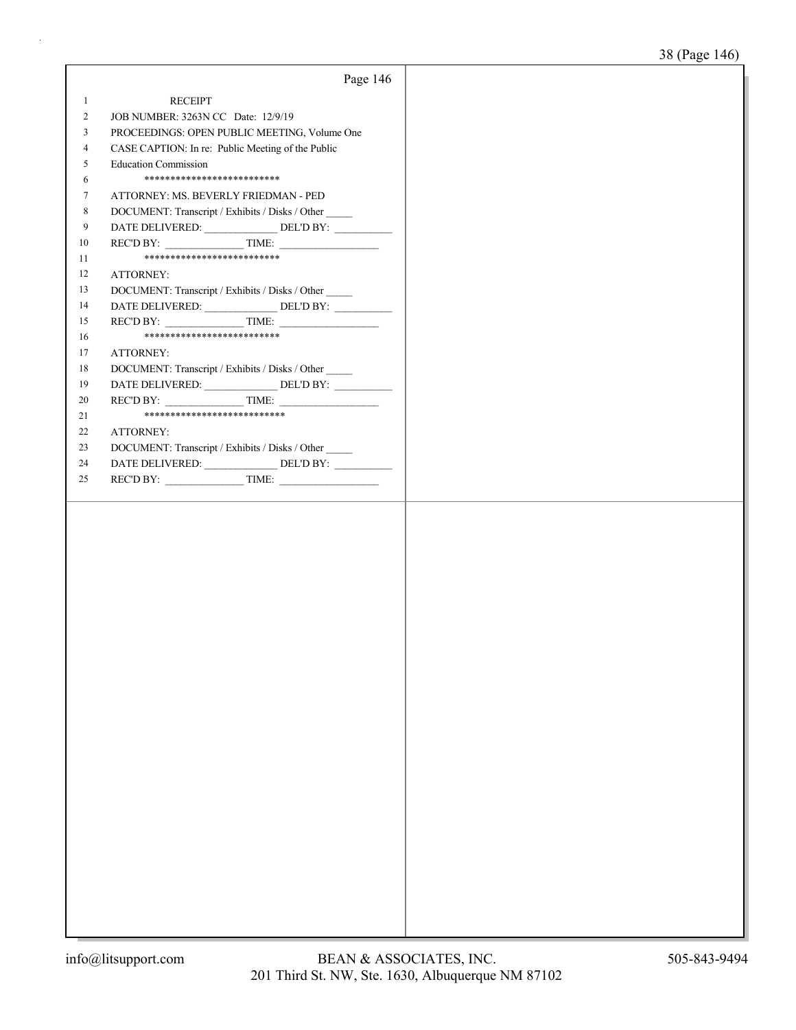Page 146

1 RECEIPT
2 JOB NUMBER: 3263N CC Date: 12/9/19
3 PROCEEDINGS: OPEN PUBLIC MEETING, Volume One
4 CASE CAPTION: In re: Public Meeting of the Public
5 Education Commission
6 **************************
7 ATTORNEY: MS. BEVERLY FRIEDMAN - PED
8 DOCUMENT: Transcript / Exhibits / Disks / Other _____
9 DATE DELIVERED: ______________ DEL'D BY: ___________
10 REC'D BY: _______________ TIME: ___________________
11 **************************
12 ATTORNEY:
13 DOCUMENT: Transcript / Exhibits / Disks / Other _____
14 DATE DELIVERED: ______________ DEL'D BY: ___________
15 REC'D BY: _______________ TIME: ___________________
16 **************************
17 ATTORNEY:
18 DOCUMENT: Transcript / Exhibits / Disks / Other _____
19 DATE DELIVERED: ______________ DEL'D BY: ___________
20 REC'D BY: _______________ TIME: ___________________
21 ***************************
22 ATTORNEY:
23 DOCUMENT: Transcript / Exhibits / Disks / Other _____
24 DATE DELIVERED: ______________ DEL'D BY: ___________
25 REC'D BY: _______________ TIME: ___________________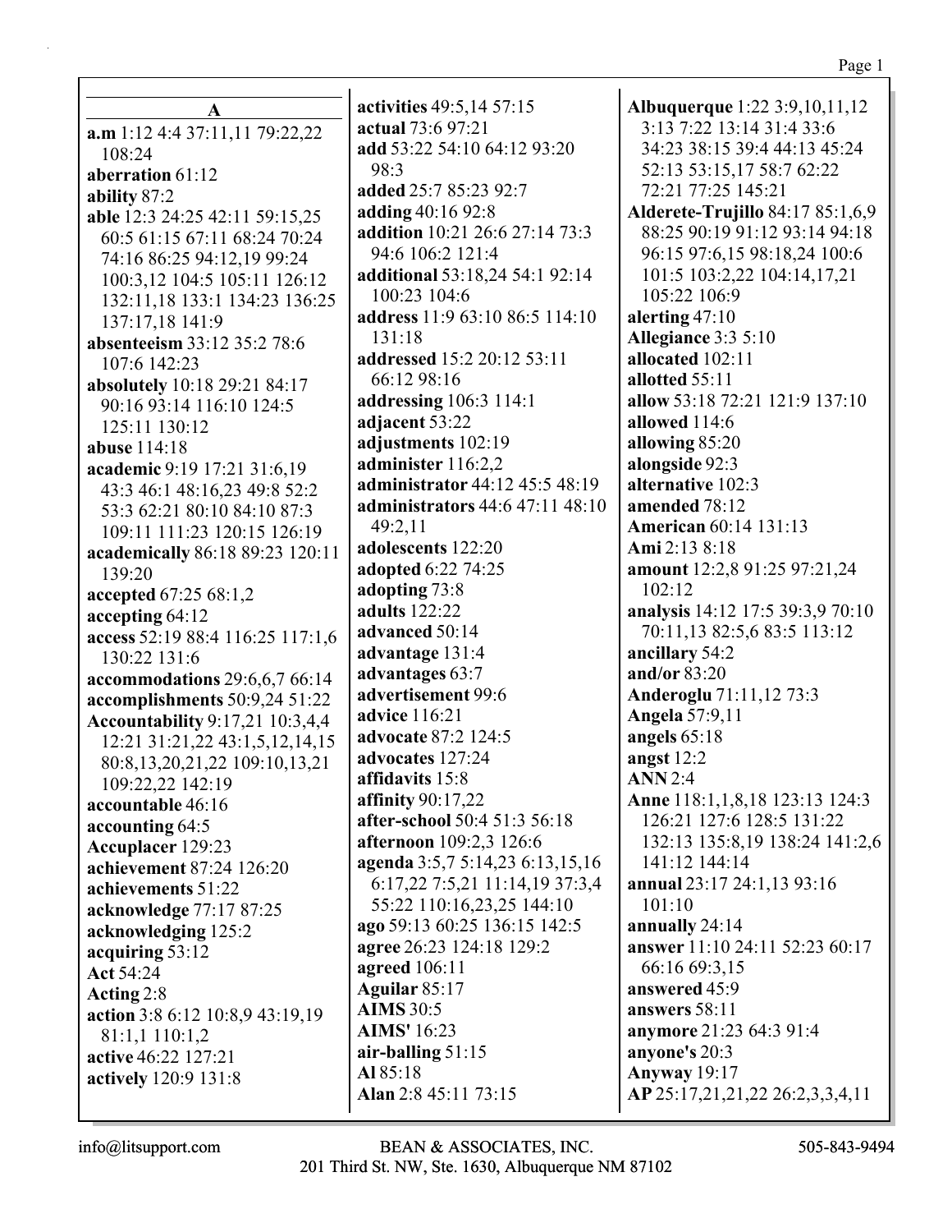## A

**a.m** 1:12 4:4 37:11,11 79:22,22 108:24
**aberration** 61:12
**ability** 87:2
**able** 12:3 24:25 42:11 59:15,25 60:5 61:15 67:11 68:24 70:24 74:16 86:25 94:12,19 99:24 100:3,12 104:5 105:11 126:12 132:11,18 133:1 134:23 136:25 137:17,18 141:9
**absenteeism** 33:12 35:2 78:6 107:6 142:23
**absolutely** 10:18 29:21 84:17 90:16 93:14 116:10 124:5 125:11 130:12
**abuse** 114:18
**academic** 9:19 17:21 31:6,19 43:3 46:1 48:16,23 49:8 52:2 53:3 62:21 80:10 84:10 87:3 109:11 111:23 120:15 126:19
**academically** 86:18 89:23 120:11 139:20
**accepted** 67:25 68:1,2
**accepting** 64:12
**access** 52:19 88:4 116:25 117:1,6 130:22 131:6
**accommodations** 29:6,6,7 66:14
**accomplishments** 50:9,24 51:22
**Accountability** 9:17,21 10:3,4,4 12:21 31:21,22 43:1,5,12,14,15 80:8,13,20,21,22 109:10,13,21 109:22,22 142:19
**accountable** 46:16
**accounting** 64:5
**Accuplacer** 129:23
**achievement** 87:24 126:20
**achievements** 51:22
**acknowledge** 77:17 87:25
**acknowledging** 125:2
**acquiring** 53:12
**Act** 54:24
**Acting** 2:8
**action** 3:8 6:12 10:8,9 43:19,19 81:1,1 110:1,2
**active** 46:22 127:21
**actively** 120:9 131:8
**activities** 49:5,14 57:15
**actual** 73:6 97:21
**add** 53:22 54:10 64:12 93:20 98:3
**added** 25:7 85:23 92:7
**adding** 40:16 92:8
**addition** 10:21 26:6 27:14 73:3 94:6 106:2 121:4
**additional** 53:18,24 54:1 92:14 100:23 104:6
**address** 11:9 63:10 86:5 114:10 131:18
**addressed** 15:2 20:12 53:11 66:12 98:16
**addressing** 106:3 114:1
**adjacent** 53:22
**adjustments** 102:19
**administer** 116:2,2
**administrator** 44:12 45:5 48:19
**administrators** 44:6 47:11 48:10 49:2,11
**adolescents** 122:20
**adopted** 6:22 74:25
**adopting** 73:8
**adults** 122:22
**advanced** 50:14
**advantage** 131:4
**advantages** 63:7
**advertisement** 99:6
**advice** 116:21
**advocate** 87:2 124:5
**advocates** 127:24
**affidavits** 15:8
**affinity** 90:17,22
**after-school** 50:4 51:3 56:18
**afternoon** 109:2,3 126:6
**agenda** 3:5,7 5:14,23 6:13,15,16 6:17,22 7:5,21 11:14,19 37:3,4 55:22 110:16,23,25 144:10
**ago** 59:13 60:25 136:15 142:5
**agree** 26:23 124:18 129:2
**agreed** 106:11
**Aguilar** 85:17
**AIMS** 30:5
**AIMS'** 16:23
**air-balling** 51:15
**Al** 85:18
**Alan** 2:8 45:11 73:15
**Albuquerque** 1:22 3:9,10,11,12 3:13 7:22 13:14 31:4 33:6 34:23 38:15 39:4 44:13 45:24 52:13 53:15,17 58:7 62:22 72:21 77:25 145:21
**Alderete-Trujillo** 84:17 85:1,6,9 88:25 90:19 91:12 93:14 94:18 96:15 97:6,15 98:18,24 100:6 101:5 103:2,22 104:14,17,21 105:22 106:9
**alerting** 47:10
**Allegiance** 3:3 5:10
**allocated** 102:11
**allotted** 55:11
**allow** 53:18 72:21 121:9 137:10
**allowed** 114:6
**allowing** 85:20
**alongside** 92:3
**alternative** 102:3
**amended** 78:12
**American** 60:14 131:13
**Ami** 2:13 8:18
**amount** 12:2,8 91:25 97:21,24 102:12
**analysis** 14:12 17:5 39:3,9 70:10 70:11,13 82:5,6 83:5 113:12
**ancillary** 54:2
**and/or** 83:20
**Anderoglu** 71:11,12 73:3
**Angela** 57:9,11
**angels** 65:18
**angst** 12:2
**ANN** 2:4
**Anne** 118:1,1,8,18 123:13 124:3 126:21 127:6 128:5 131:22 132:13 135:8,19 138:24 141:2,6 141:12 144:14
**annual** 23:17 24:1,13 93:16 101:10
**annually** 24:14
**answer** 11:10 24:11 52:23 60:17 66:16 69:3,15
**answered** 45:9
**answers** 58:11
**anymore** 21:23 64:3 91:4
**anyone's** 20:3
**Anyway** 19:17
**AP** 25:17,21,21,22 26:2,3,3,4,11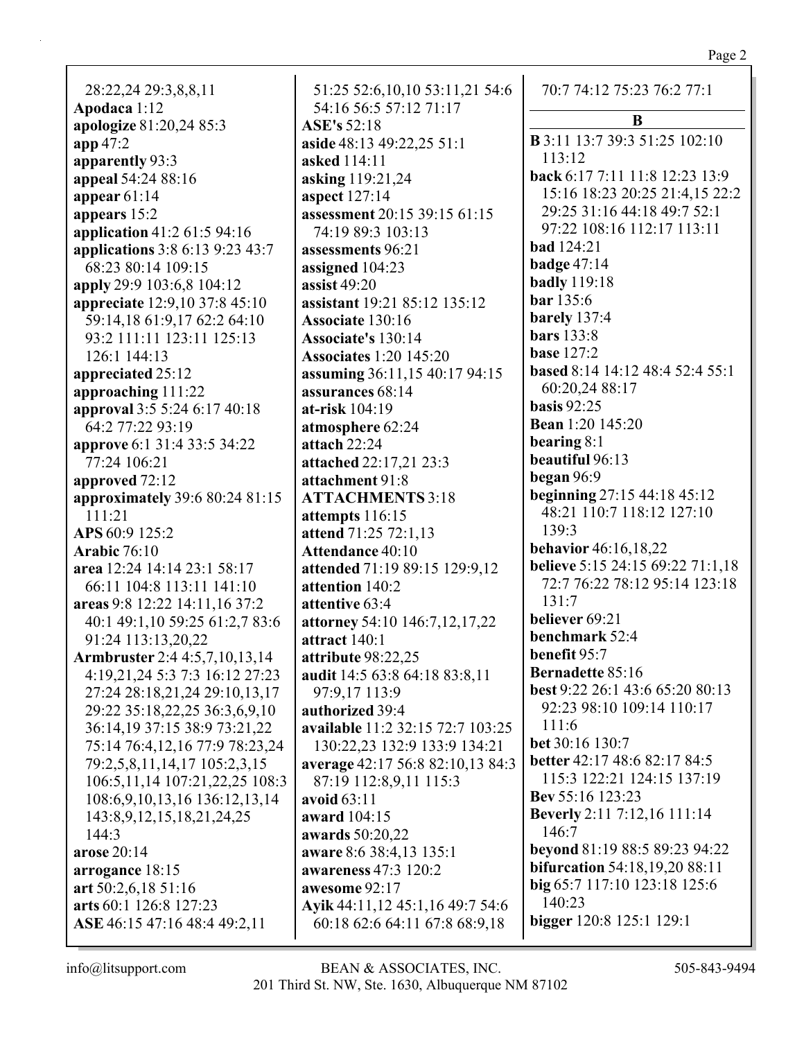28:22,24 29:3,8,8,11
**Apodaca** 1:12
**apologize** 81:20,24 85:3
**app** 47:2
**apparently** 93:3
**appeal** 54:24 88:16
**appear** 61:14
**appears** 15:2
**application** 41:2 61:5 94:16
**applications** 3:8 6:13 9:23 43:7 68:23 80:14 109:15
**apply** 29:9 103:6,8 104:12
**appreciate** 12:9,10 37:8 45:10 59:14,18 61:9,17 62:2 64:10 93:2 111:11 123:11 125:13 126:1 144:13
**appreciated** 25:12
**approaching** 111:22
**approval** 3:5 5:24 6:17 40:18 64:2 77:22 93:19
**approve** 6:1 31:4 33:5 34:22 77:24 106:21
**approved** 72:12
**approximately** 39:6 80:24 81:15 111:21
**APS** 60:9 125:2
**Arabic** 76:10
**area** 12:24 14:14 23:1 58:17 66:11 104:8 113:11 141:10
**areas** 9:8 12:22 14:11,16 37:2 40:1 49:1,10 59:25 61:2,7 83:6 91:24 113:13,20,22
**Armbruster** 2:4 4:5,7,10,13,14 4:19,21,24 5:3 7:3 16:12 27:23 27:24 28:18,21,24 29:10,13,17 29:22 35:18,22,25 36:3,6,9,10 36:14,19 37:15 38:9 73:21,22 75:14 76:4,12,16 77:9 78:23,24 79:2,5,8,11,14,17 105:2,3,15 106:5,11,14 107:21,22,25 108:3 108:6,9,10,13,16 136:12,13,14 143:8,9,12,15,18,21,24,25 144:3
**arose** 20:14
**arrogance** 18:15
**art** 50:2,6,18 51:16
**arts** 60:1 126:8 127:23
**ASE** 46:15 47:16 48:4 49:2,11 51:25 52:6,10,10 53:11,21 54:6 54:16 56:5 57:12 71:17
**ASE's** 52:18
**aside** 48:13 49:22,25 51:1
**asked** 114:11
**asking** 119:21,24
**aspect** 127:14
**assessment** 20:15 39:15 61:15 74:19 89:3 103:13
**assessments** 96:21
**assigned** 104:23
**assist** 49:20
**assistant** 19:21 85:12 135:12
**Associate** 130:16
**Associate's** 130:14
**Associates** 1:20 145:20
**assuming** 36:11,15 40:17 94:15
**assurances** 68:14
**at-risk** 104:19
**atmosphere** 62:24
**attach** 22:24
**attached** 22:17,21 23:3
**attachment** 91:8
**ATTACHMENTS** 3:18
**attempts** 116:15
**attend** 71:25 72:1,13
**Attendance** 40:10
**attended** 71:19 89:15 129:9,12
**attention** 140:2
**attentive** 63:4
**attorney** 54:10 146:7,12,17,22
**attract** 140:1
**attribute** 98:22,25
**audit** 14:5 63:8 64:18 83:8,11 97:9,17 113:9
**authorized** 39:4
**available** 11:2 32:15 72:7 103:25 130:22,23 132:9 133:9 134:21
**average** 42:17 56:8 82:10,13 84:3 87:19 112:8,9,11 115:3
**avoid** 63:11
**award** 104:15
**awards** 50:20,22
**aware** 8:6 38:4,13 135:1
**awareness** 47:3 120:2
**awesome** 92:17
**Ayik** 44:11,12 45:1,16 49:7 54:6 60:18 62:6 64:11 67:8 68:9,18 70:7 74:12 75:23 76:2 77:1

## B

**B** 3:11 13:7 39:3 51:25 102:10 113:12
**back** 6:17 7:11 11:8 12:23 13:9 15:16 18:23 20:25 21:4,15 22:2 29:25 31:16 44:18 49:7 52:1 97:22 108:16 112:17 113:11
**bad** 124:21
**badge** 47:14
**badly** 119:18
**bar** 135:6
**barely** 137:4
**bars** 133:8
**base** 127:2
**based** 8:14 14:12 48:4 52:4 55:1 60:20,24 88:17
**basis** 92:25
**Bean** 1:20 145:20
**bearing** 8:1
**beautiful** 96:13
**began** 96:9
**beginning** 27:15 44:18 45:12 48:21 110:7 118:12 127:10 139:3
**behavior** 46:16,18,22
**believe** 5:15 24:15 69:22 71:1,18 72:7 76:22 78:12 95:14 123:18 131:7
**believer** 69:21
**benchmark** 52:4
**benefit** 95:7
**Bernadette** 85:16
**best** 9:22 26:1 43:6 65:20 80:13 92:23 98:10 109:14 110:17 111:6
**bet** 30:16 130:7
**better** 42:17 48:6 82:17 84:5 115:3 122:21 124:15 137:19
**Bev** 55:16 123:23
**Beverly** 2:11 7:12,16 111:14 146:7
**beyond** 81:19 88:5 89:23 94:22
**bifurcation** 54:18,19,20 88:11
**big** 65:7 117:10 123:18 125:6 140:23
**bigger** 120:8 125:1 129:1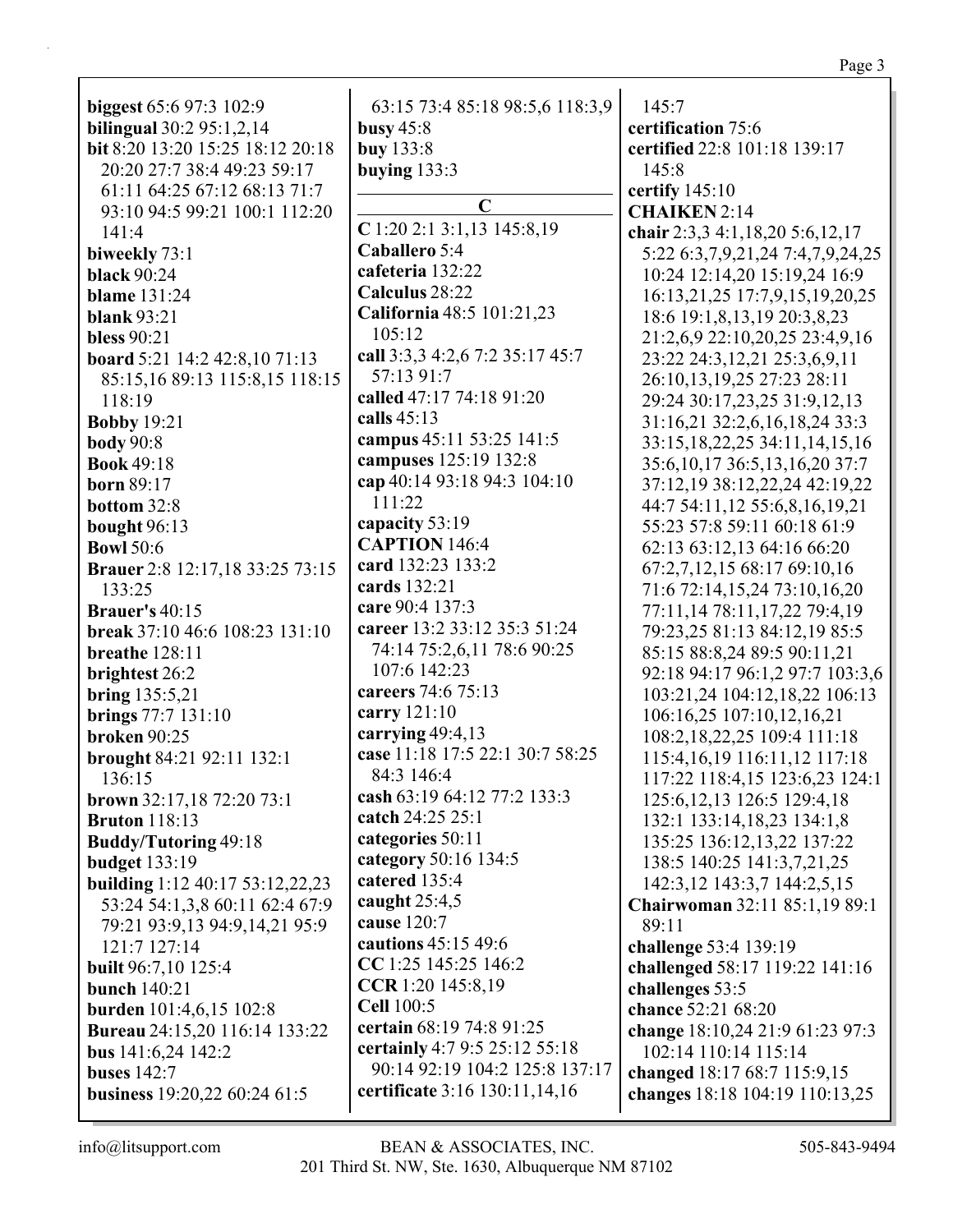**biggest** 65:6 97:3 102:9
**bilingual** 30:2 95:1,2,14
**bit** 8:20 13:20 15:25 18:12 20:18 20:20 27:7 38:4 49:23 59:17 61:11 64:25 67:12 68:13 71:7 93:10 94:5 99:21 100:1 112:20 141:4
**biweekly** 73:1
**black** 90:24
**blame** 131:24
**blank** 93:21
**bless** 90:21
**board** 5:21 14:2 42:8,10 71:13 85:15,16 89:13 115:8,15 118:15 118:19
**Bobby** 19:21
**body** 90:8
**Book** 49:18
**born** 89:17
**bottom** 32:8
**bought** 96:13
**Bowl** 50:6
**Brauer** 2:8 12:17,18 33:25 73:15 133:25
**Brauer's** 40:15
**break** 37:10 46:6 108:23 131:10
**breathe** 128:11
**brightest** 26:2
**bring** 135:5,21
**brings** 77:7 131:10
**broken** 90:25
**brought** 84:21 92:11 132:1 136:15
**brown** 32:17,18 72:20 73:1
**Bruton** 118:13
**Buddy/Tutoring** 49:18
**budget** 133:19
**building** 1:12 40:17 53:12,22,23 53:24 54:1,3,8 60:11 62:4 67:9 79:21 93:9,13 94:9,14,21 95:9 121:7 127:14
**built** 96:7,10 125:4
**bunch** 140:21
**burden** 101:4,6,15 102:8
**Bureau** 24:15,20 116:14 133:22
**bus** 141:6,24 142:2
**buses** 142:7
**business** 19:20,22 60:24 61:5 63:15 73:4 85:18 98:5,6 118:3,9
**busy** 45:8
**buy** 133:8
**buying** 133:3

## C

**C** 1:20 2:1 3:1,13 145:8,19
**Caballero** 5:4
**cafeteria** 132:22
**Calculus** 28:22
**California** 48:5 101:21,23 105:12
**call** 3:3,3 4:2,6 7:2 35:17 45:7 57:13 91:7
**called** 47:17 74:18 91:20
**calls** 45:13
**campus** 45:11 53:25 141:5
**campuses** 125:19 132:8
**cap** 40:14 93:18 94:3 104:10 111:22
**capacity** 53:19
**CAPTION** 146:4
**card** 132:23 133:2
**cards** 132:21
**care** 90:4 137:3
**career** 13:2 33:12 35:3 51:24 74:14 75:2,6,11 78:6 90:25 107:6 142:23
**careers** 74:6 75:13
**carry** 121:10
**carrying** 49:4,13
**case** 11:18 17:5 22:1 30:7 58:25 84:3 146:4
**cash** 63:19 64:12 77:2 133:3
**catch** 24:25 25:1
**categories** 50:11
**category** 50:16 134:5
**catered** 135:4
**caught** 25:4,5
**cause** 120:7
**cautions** 45:15 49:6
**CC** 1:25 145:25 146:2
**CCR** 1:20 145:8,19
**Cell** 100:5
**certain** 68:19 74:8 91:25
**certainly** 4:7 9:5 25:12 55:18 90:14 92:19 104:2 125:8 137:17
**certificate** 3:16 130:11,14,16 145:7
**certification** 75:6
**certified** 22:8 101:18 139:17 145:8
**certify** 145:10
**CHAIKEN** 2:14
**chair** 2:3,3 4:1,18,20 5:6,12,17 5:22 6:3,7,9,21,24 7:4,7,9,24,25 10:24 12:14,20 15:19,24 16:9 16:13,21,25 17:7,9,15,19,20,25 18:6 19:1,8,13,19 20:3,8,23 21:2,6,9 22:10,20,25 23:4,9,16 23:22 24:3,12,21 25:3,6,9,11 26:10,13,19,25 27:23 28:11 29:24 30:17,23,25 31:9,12,13 31:16,21 32:2,6,16,18,24 33:3 33:15,18,22,25 34:11,14,15,16 35:6,10,17 36:5,13,16,20 37:7 37:12,19 38:12,22,24 42:19,22 44:7 54:11,12 55:6,8,16,19,21 55:23 57:8 59:11 60:18 61:9 62:13 63:12,13 64:16 66:20 67:2,7,12,15 68:17 69:10,16 71:6 72:14,15,24 73:10,16,20 77:11,14 78:11,17,22 79:4,19 79:23,25 81:13 84:12,19 85:5 85:15 88:8,24 89:5 90:11,21 92:18 94:17 96:1,2 97:7 103:3,6 103:21,24 104:12,18,22 106:13 106:16,25 107:10,12,16,21 108:2,18,22,25 109:4 111:18 115:4,16,19 116:11,12 117:18 117:22 118:4,15 123:6,23 124:1 125:6,12,13 126:5 129:4,18 132:1 133:14,18,23 134:1,8 135:25 136:12,13,22 137:22 138:5 140:25 141:3,7,21,25 142:3,12 143:3,7 144:2,5,15
**Chairwoman** 32:11 85:1,19 89:1 89:11
**challenge** 53:4 139:19
**challenged** 58:17 119:22 141:16
**challenges** 53:5
**chance** 52:21 68:20
**change** 18:10,24 21:9 61:23 97:3 102:14 110:14 115:14
**changed** 18:17 68:7 115:9,15
**changes** 18:18 104:19 110:13,25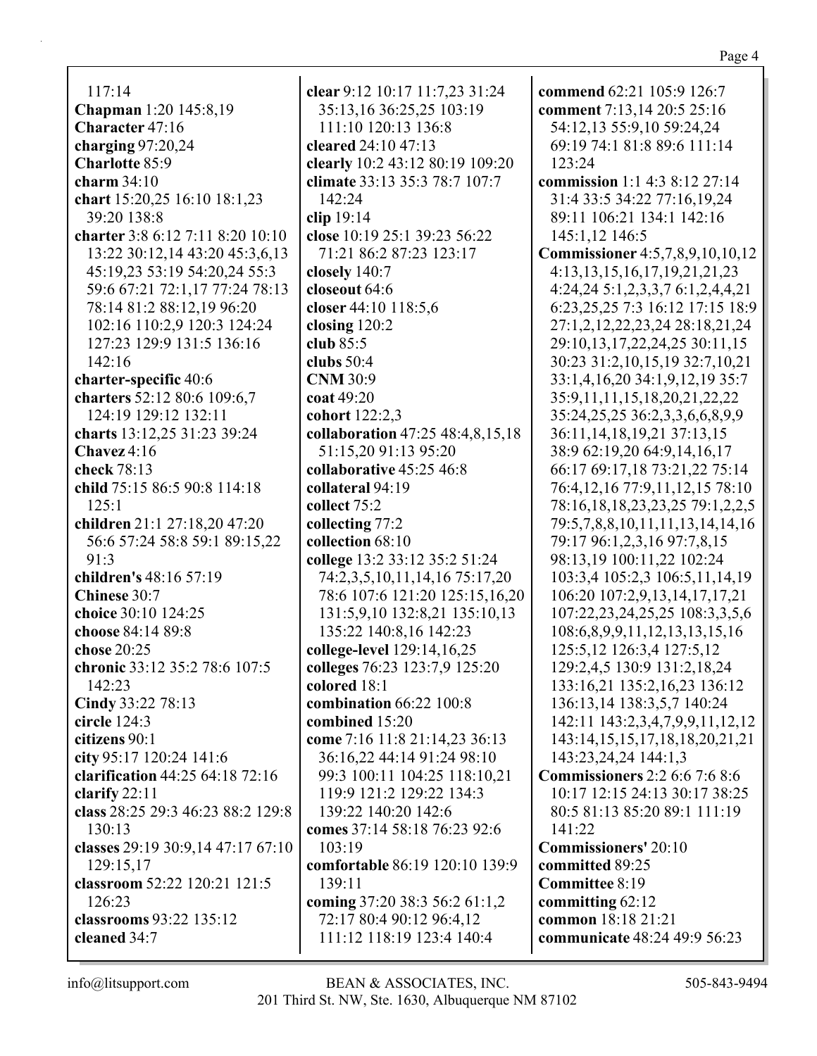117:14
**Chapman** 1:20 145:8,19
**Character** 47:16
**charging** 97:20,24
**Charlotte** 85:9
**charm** 34:10
**chart** 15:20,25 16:10 18:1,23 39:20 138:8
**charter** 3:8 6:12 7:11 8:20 10:10 13:22 30:12,14 43:20 45:3,6,13 45:19,23 53:19 54:20,24 55:3 59:6 67:21 72:1,17 77:24 78:13 78:14 81:2 88:12,19 96:20 102:16 110:2,9 120:3 124:24 127:23 129:9 131:5 136:16 142:16
**charter-specific** 40:6
**charters** 52:12 80:6 109:6,7 124:19 129:12 132:11
**charts** 13:12,25 31:23 39:24
**Chavez** 4:16
**check** 78:13
**child** 75:15 86:5 90:8 114:18 125:1
**children** 21:1 27:18,20 47:20 56:6 57:24 58:8 59:1 89:15,22 91:3
**children's** 48:16 57:19
**Chinese** 30:7
**choice** 30:10 124:25
**choose** 84:14 89:8
**chose** 20:25
**chronic** 33:12 35:2 78:6 107:5 142:23
**Cindy** 33:22 78:13
**circle** 124:3
**citizens** 90:1
**city** 95:17 120:24 141:6
**clarification** 44:25 64:18 72:16
**clarify** 22:11
**class** 28:25 29:3 46:23 88:2 129:8 130:13
**classes** 29:19 30:9,14 47:17 67:10 129:15,17
**classroom** 52:22 120:21 121:5 126:23
**classrooms** 93:22 135:12
**cleaned** 34:7
**clear** 9:12 10:17 11:7,23 31:24 35:13,16 36:25,25 103:19 111:10 120:13 136:8
**cleared** 24:10 47:13
**clearly** 10:2 43:12 80:19 109:20
**climate** 33:13 35:3 78:7 107:7 142:24
**clip** 19:14
**close** 10:19 25:1 39:23 56:22 71:21 86:2 87:23 123:17
**closely** 140:7
**closeout** 64:6
**closer** 44:10 118:5,6
**closing** 120:2
**club** 85:5
**clubs** 50:4
**CNM** 30:9
**coat** 49:20
**cohort** 122:2,3
**collaboration** 47:25 48:4,8,15,18 51:15,20 91:13 95:20
**collaborative** 45:25 46:8
**collateral** 94:19
**collect** 75:2
**collecting** 77:2
**collection** 68:10
**college** 13:2 33:12 35:2 51:24 74:2,3,5,10,11,14,16 75:17,20 78:6 107:6 121:20 125:15,16,20 131:5,9,10 132:8,21 135:10,13 135:22 140:8,16 142:23
**college-level** 129:14,16,25
**colleges** 76:23 123:7,9 125:20
**colored** 18:1
**combination** 66:22 100:8
**combined** 15:20
**come** 7:16 11:8 21:14,23 36:13 36:16,22 44:14 91:24 98:10 99:3 100:11 104:25 118:10,21 119:9 121:2 129:22 134:3 139:22 140:20 142:6
**comes** 37:14 58:18 76:23 92:6 103:19
**comfortable** 86:19 120:10 139:9 139:11
**coming** 37:20 38:3 56:2 61:1,2 72:17 80:4 90:12 96:4,12 111:12 118:19 123:4 140:4
**commend** 62:21 105:9 126:7
**comment** 7:13,14 20:5 25:16 54:12,13 55:9,10 59:24,24 69:19 74:1 81:8 89:6 111:14 123:24
**commission** 1:1 4:3 8:12 27:14 31:4 33:5 34:22 77:16,19,24 89:11 106:21 134:1 142:16 145:1,12 146:5
**Commissioner** 4:5,7,8,9,10,10,12 4:13,13,15,16,17,19,21,21,23 4:24,24 5:1,2,3,3,7 6:1,2,4,4,21 6:23,25,25 7:3 16:12 17:15 18:9 27:1,2,12,22,23,24 28:18,21,24 29:10,13,17,22,24,25 30:11,15 30:23 31:2,10,15,19 32:7,10,21 33:1,4,16,20 34:1,9,12,19 35:7 35:9,11,11,15,18,20,21,22,22 35:24,25,25 36:2,3,3,6,6,8,9,9 36:11,14,18,19,21 37:13,15 38:9 62:19,20 64:9,14,16,17 66:17 69:17,18 73:21,22 75:14 76:4,12,16 77:9,11,12,15 78:10 78:16,18,18,23,23,25 79:1,2,2,5 79:5,7,8,8,10,11,11,13,14,14,16 79:17 96:1,2,3,16 97:7,8,15 98:13,19 100:11,22 102:24 103:3,4 105:2,3 106:5,11,14,19 106:20 107:2,9,13,14,17,17,21 107:22,23,24,25,25 108:3,3,5,6 108:6,8,9,9,11,12,13,13,15,16 125:5,12 126:3,4 127:5,12 129:2,4,5 130:9 131:2,18,24 133:16,21 135:2,16,23 136:12 136:13,14 138:3,5,7 140:24 142:11 143:2,3,4,7,9,9,11,12,12 143:14,15,15,17,18,18,20,21,21 143:23,24,24 144:1,3
**Commissioners** 2:2 6:6 7:6 8:6 10:17 12:15 24:13 30:17 38:25 80:5 81:13 85:20 89:1 111:19 141:22
**Commissioners'** 20:10
**committed** 89:25
**Committee** 8:19
**committing** 62:12
**common** 18:18 21:21
**communicate** 48:24 49:9 56:23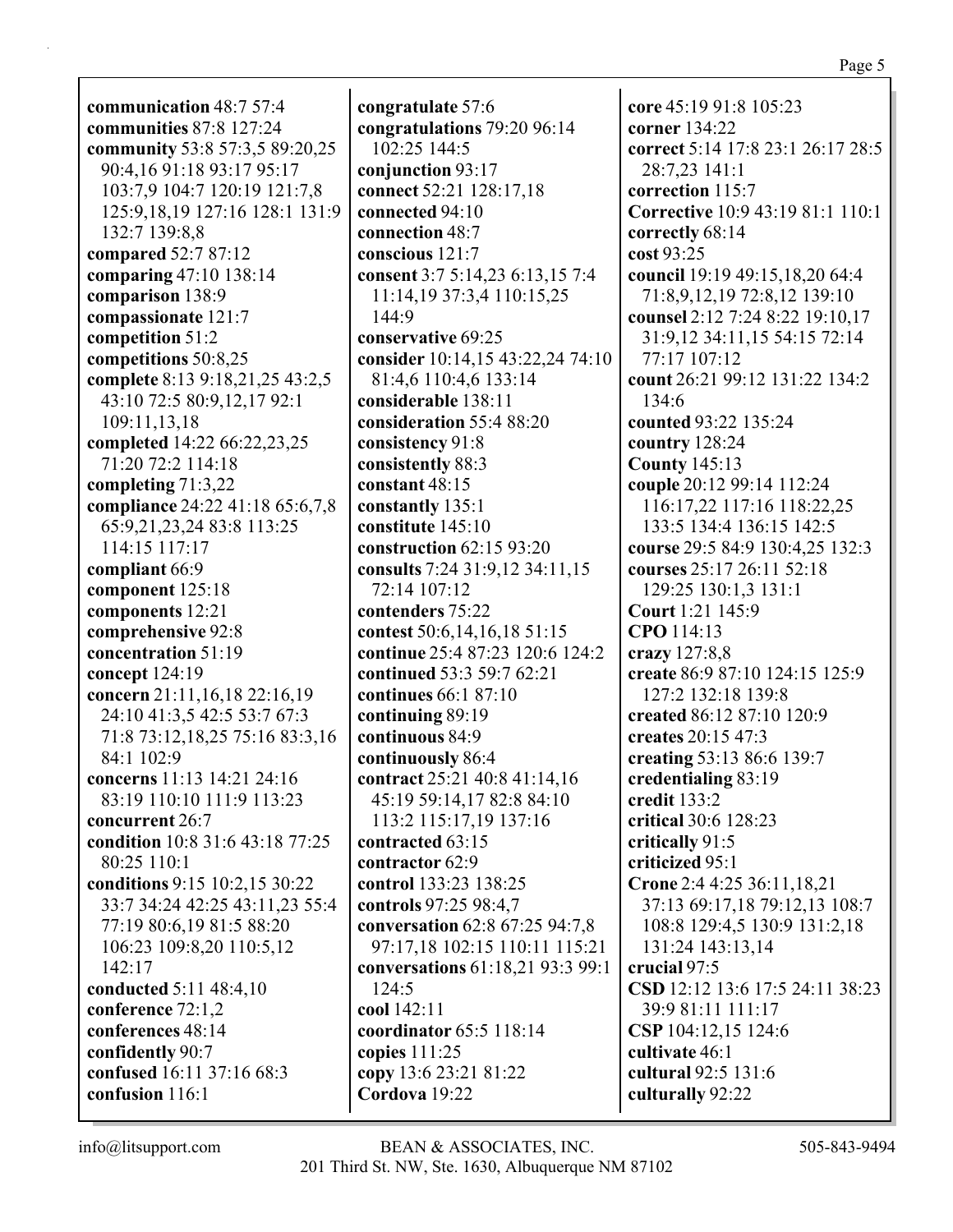**communication** 48:7 57:4
**communities** 87:8 127:24
**community** 53:8 57:3,5 89:20,25 90:4,16 91:18 93:17 95:17 103:7,9 104:7 120:19 121:7,8 125:9,18,19 127:16 128:1 131:9 132:7 139:8,8
**compared** 52:7 87:12
**comparing** 47:10 138:14
**comparison** 138:9
**compassionate** 121:7
**competition** 51:2
**competitions** 50:8,25
**complete** 8:13 9:18,21,25 43:2,5 43:10 72:5 80:9,12,17 92:1 109:11,13,18
**completed** 14:22 66:22,23,25 71:20 72:2 114:18
**completing** 71:3,22
**compliance** 24:22 41:18 65:6,7,8 65:9,21,23,24 83:8 113:25 114:15 117:17
**compliant** 66:9
**component** 125:18
**components** 12:21
**comprehensive** 92:8
**concentration** 51:19
**concept** 124:19
**concern** 21:11,16,18 22:16,19 24:10 41:3,5 42:5 53:7 67:3 71:8 73:12,18,25 75:16 83:3,16 84:1 102:9
**concerns** 11:13 14:21 24:16 83:19 110:10 111:9 113:23
**concurrent** 26:7
**condition** 10:8 31:6 43:18 77:25 80:25 110:1
**conditions** 9:15 10:2,15 30:22 33:7 34:24 42:25 43:11,23 55:4 77:19 80:6,19 81:5 88:20 106:23 109:8,20 110:5,12 142:17
**conducted** 5:11 48:4,10
**conference** 72:1,2
**conferences** 48:14
**confidently** 90:7
**confused** 16:11 37:16 68:3
**confusion** 116:1
**congratulate** 57:6
**congratulations** 79:20 96:14 102:25 144:5
**conjunction** 93:17
**connect** 52:21 128:17,18
**connected** 94:10
**connection** 48:7
**conscious** 121:7
**consent** 3:7 5:14,23 6:13,15 7:4 11:14,19 37:3,4 110:15,25 144:9
**conservative** 69:25
**consider** 10:14,15 43:22,24 74:10 81:4,6 110:4,6 133:14
**considerable** 138:11
**consideration** 55:4 88:20
**consistency** 91:8
**consistently** 88:3
**constant** 48:15
**constantly** 135:1
**constitute** 145:10
**construction** 62:15 93:20
**consults** 7:24 31:9,12 34:11,15 72:14 107:12
**contenders** 75:22
**contest** 50:6,14,16,18 51:15
**continue** 25:4 87:23 120:6 124:2
**continued** 53:3 59:7 62:21
**continues** 66:1 87:10
**continuing** 89:19
**continuous** 84:9
**continuously** 86:4
**contract** 25:21 40:8 41:14,16 45:19 59:14,17 82:8 84:10 113:2 115:17,19 137:16
**contracted** 63:15
**contractor** 62:9
**control** 133:23 138:25
**controls** 97:25 98:4,7
**conversation** 62:8 67:25 94:7,8 97:17,18 102:15 110:11 115:21
**conversations** 61:18,21 93:3 99:1 124:5
**cool** 142:11
**coordinator** 65:5 118:14
**copies** 111:25
**copy** 13:6 23:21 81:22
**Cordova** 19:22
**core** 45:19 91:8 105:23
**corner** 134:22
**correct** 5:14 17:8 23:1 26:17 28:5 28:7,23 141:1
**correction** 115:7
**Corrective** 10:9 43:19 81:1 110:1
**correctly** 68:14
**cost** 93:25
**council** 19:19 49:15,18,20 64:4 71:8,9,12,19 72:8,12 139:10
**counsel** 2:12 7:24 8:22 19:10,17 31:9,12 34:11,15 54:15 72:14 77:17 107:12
**count** 26:21 99:12 131:22 134:2 134:6
**counted** 93:22 135:24
**country** 128:24
**County** 145:13
**couple** 20:12 99:14 112:24 116:17,22 117:16 118:22,25 133:5 134:4 136:15 142:5
**course** 29:5 84:9 130:4,25 132:3
**courses** 25:17 26:11 52:18 129:25 130:1,3 131:1
**Court** 1:21 145:9
**CPO** 114:13
**crazy** 127:8,8
**create** 86:9 87:10 124:15 125:9 127:2 132:18 139:8
**created** 86:12 87:10 120:9
**creates** 20:15 47:3
**creating** 53:13 86:6 139:7
**credentialing** 83:19
**credit** 133:2
**critical** 30:6 128:23
**critically** 91:5
**criticized** 95:1
**Crone** 2:4 4:25 36:11,18,21 37:13 69:17,18 79:12,13 108:7 108:8 129:4,5 130:9 131:2,18 131:24 143:13,14
**crucial** 97:5
**CSD** 12:12 13:6 17:5 24:11 38:23 39:9 81:11 111:17
**CSP** 104:12,15 124:6
**cultivate** 46:1
**cultural** 92:5 131:6
**culturally** 92:22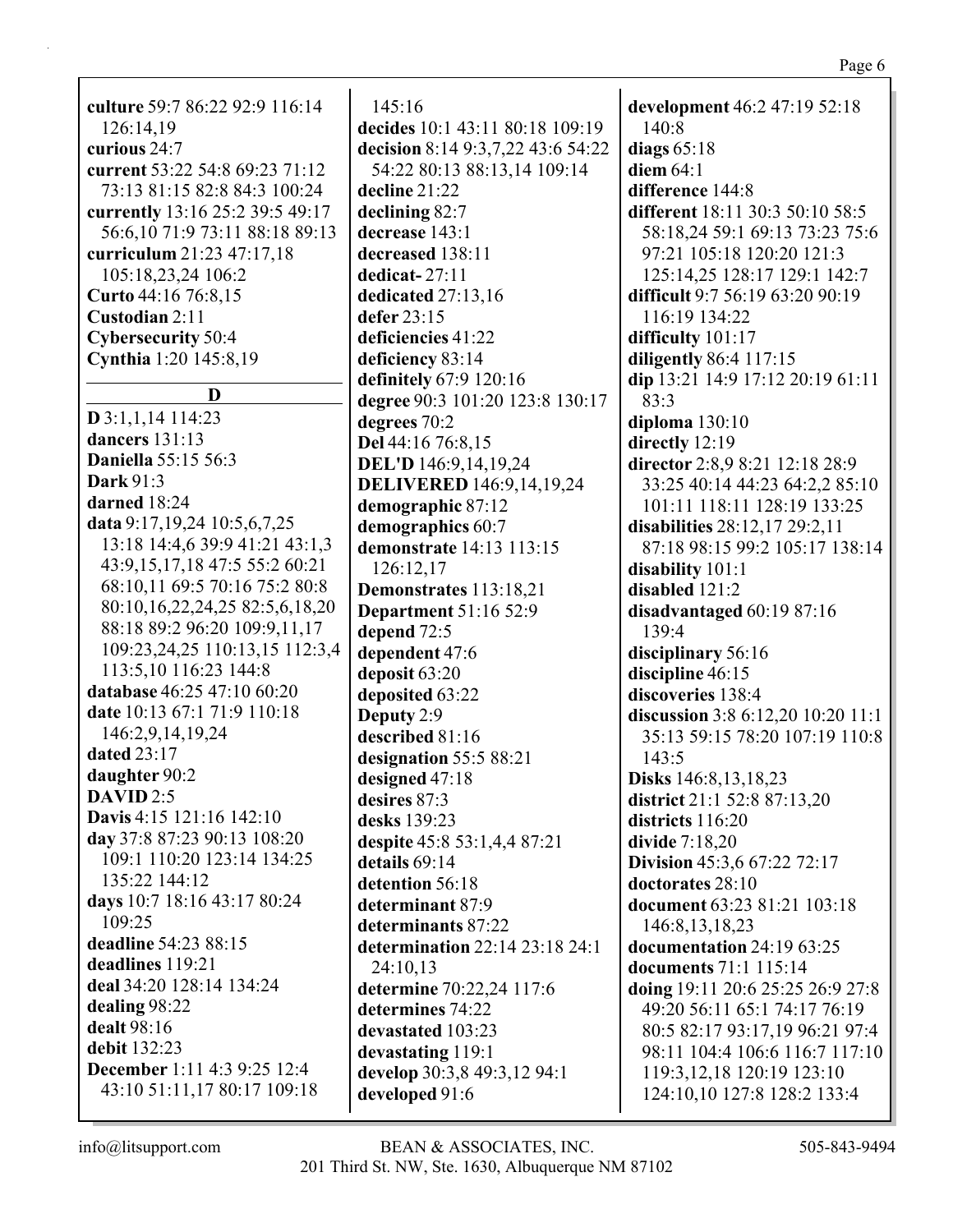**culture** 59:7 86:22 92:9 116:14 126:14,19
**curious** 24:7
**current** 53:22 54:8 69:23 71:12 73:13 81:15 82:8 84:3 100:24
**currently** 13:16 25:2 39:5 49:17 56:6,10 71:9 73:11 88:18 89:13
**curriculum** 21:23 47:17,18 105:18,23,24 106:2
**Curto** 44:16 76:8,15
**Custodian** 2:11
**Cybersecurity** 50:4
**Cynthia** 1:20 145:8,19

### D

**D** 3:1,1,14 114:23
**dancers** 131:13
**Daniella** 55:15 56:3
**Dark** 91:3
**darned** 18:24
**data** 9:17,19,24 10:5,6,7,25 13:18 14:4,6 39:9 41:21 43:1,3 43:9,15,17,18 47:5 55:2 60:21 68:10,11 69:5 70:16 75:2 80:8 80:10,16,22,24,25 82:5,6,18,20 88:18 89:2 96:20 109:9,11,17 109:23,24,25 110:13,15 112:3,4 113:5,10 116:23 144:8
**database** 46:25 47:10 60:20
**date** 10:13 67:1 71:9 110:18 146:2,9,14,19,24
**dated** 23:17
**daughter** 90:2
**DAVID** 2:5
**Davis** 4:15 121:16 142:10
**day** 37:8 87:23 90:13 108:20 109:1 110:20 123:14 134:25 135:22 144:12
**days** 10:7 18:16 43:17 80:24 109:25
**deadline** 54:23 88:15
**deadlines** 119:21
**deal** 34:20 128:14 134:24
**dealing** 98:22
**dealt** 98:16
**debit** 132:23
**December** 1:11 4:3 9:25 12:4 43:10 51:11,17 80:17 109:18 145:16
**decides** 10:1 43:11 80:18 109:19
**decision** 8:14 9:3,7,22 43:6 54:22 54:22 80:13 88:13,14 109:14
**decline** 21:22
**declining** 82:7
**decrease** 143:1
**decreased** 138:11
**dedicat-** 27:11
**dedicated** 27:13,16
**defer** 23:15
**deficiencies** 41:22
**deficiency** 83:14
**definitely** 67:9 120:16
**degree** 90:3 101:20 123:8 130:17
**degrees** 70:2
**Del** 44:16 76:8,15
**DEL'D** 146:9,14,19,24
**DELIVERED** 146:9,14,19,24
**demographic** 87:12
**demographics** 60:7
**demonstrate** 14:13 113:15 126:12,17
**Demonstrates** 113:18,21
**Department** 51:16 52:9
**depend** 72:5
**dependent** 47:6
**deposit** 63:20
**deposited** 63:22
**Deputy** 2:9
**described** 81:16
**designation** 55:5 88:21
**designed** 47:18
**desires** 87:3
**desks** 139:23
**despite** 45:8 53:1,4,4 87:21
**details** 69:14
**detention** 56:18
**determinant** 87:9
**determinants** 87:22
**determination** 22:14 23:18 24:1 24:10,13
**determine** 70:22,24 117:6
**determines** 74:22
**devastated** 103:23
**devastating** 119:1
**develop** 30:3,8 49:3,12 94:1
**developed** 91:6
**development** 46:2 47:19 52:18 140:8
**diags** 65:18
**diem** 64:1
**difference** 144:8
**different** 18:11 30:3 50:10 58:5 58:18,24 59:1 69:13 73:23 75:6 97:21 105:18 120:20 121:3 125:14,25 128:17 129:1 142:7
**difficult** 9:7 56:19 63:20 90:19 116:19 134:22
**difficulty** 101:17
**diligently** 86:4 117:15
**dip** 13:21 14:9 17:12 20:19 61:11 83:3
**diploma** 130:10
**directly** 12:19
**director** 2:8,9 8:21 12:18 28:9 33:25 40:14 44:23 64:2,2 85:10 101:11 118:11 128:19 133:25
**disabilities** 28:12,17 29:2,11 87:18 98:15 99:2 105:17 138:14
**disability** 101:1
**disabled** 121:2
**disadvantaged** 60:19 87:16 139:4
**disciplinary** 56:16
**discipline** 46:15
**discoveries** 138:4
**discussion** 3:8 6:12,20 10:20 11:1 35:13 59:15 78:20 107:19 110:8 143:5
**Disks** 146:8,13,18,23
**district** 21:1 52:8 87:13,20
**districts** 116:20
**divide** 7:18,20
**Division** 45:3,6 67:22 72:17
**doctorates** 28:10
**document** 63:23 81:21 103:18 146:8,13,18,23
**documentation** 24:19 63:25
**documents** 71:1 115:14
**doing** 19:11 20:6 25:25 26:9 27:8 49:20 56:11 65:1 74:17 76:19 80:5 82:17 93:17,19 96:21 97:4 98:11 104:4 106:6 116:7 117:10 119:3,12,18 120:19 123:10 124:10,10 127:8 128:2 133:4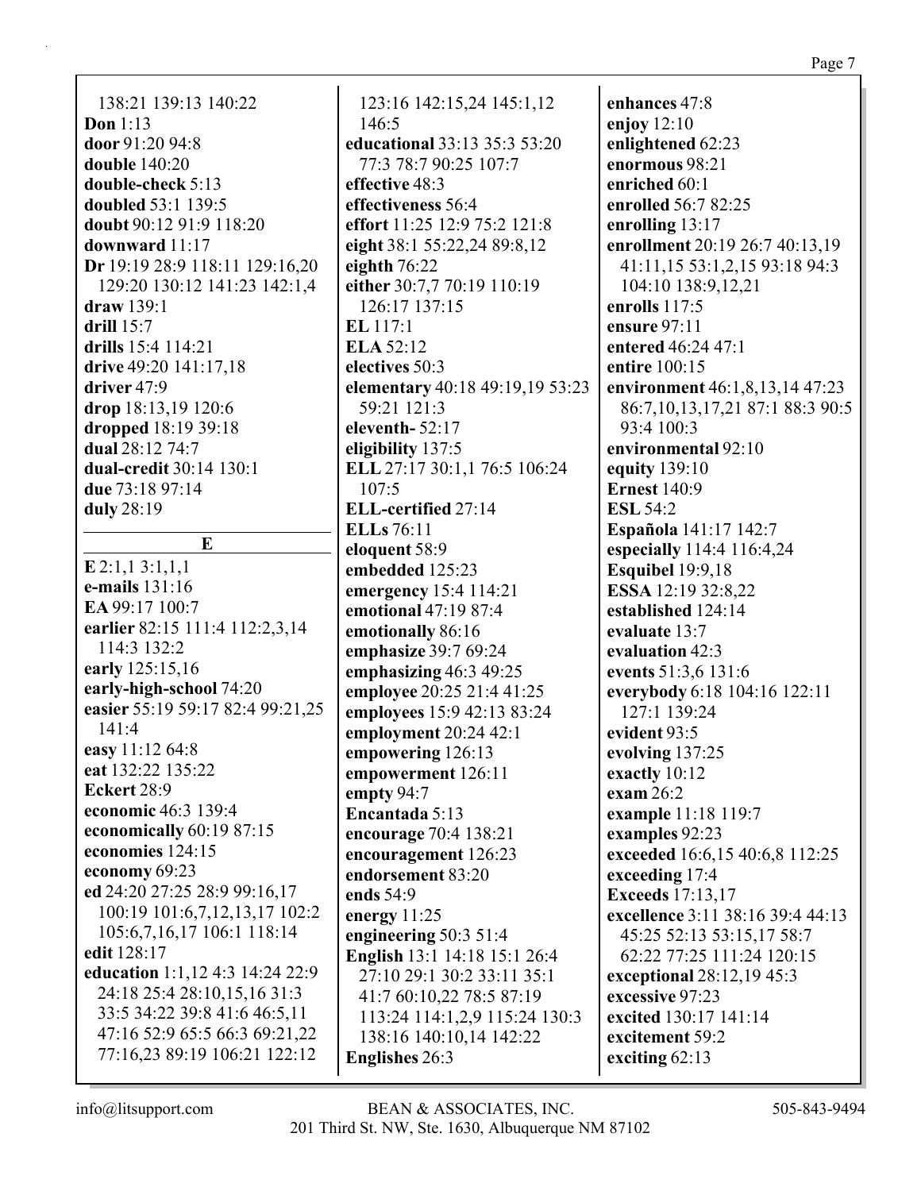138:21 139:13 140:22
**Don** 1:13
**door** 91:20 94:8
**double** 140:20
**double-check** 5:13
**doubled** 53:1 139:5
**doubt** 90:12 91:9 118:20
**downward** 11:17
**Dr** 19:19 28:9 118:11 129:16,20 129:20 130:12 141:23 142:1,4
**draw** 139:1
**drill** 15:7
**drills** 15:4 114:21
**drive** 49:20 141:17,18
**driver** 47:9
**drop** 18:13,19 120:6
**dropped** 18:19 39:18
**dual** 28:12 74:7
**dual-credit** 30:14 130:1
**due** 73:18 97:14
**duly** 28:19

## E

**E** 2:1,1 3:1,1,1
**e-mails** 131:16
**EA** 99:17 100:7
**earlier** 82:15 111:4 112:2,3,14 114:3 132:2
**early** 125:15,16
**early-high-school** 74:20
**easier** 55:19 59:17 82:4 99:21,25 141:4
**easy** 11:12 64:8
**eat** 132:22 135:22
**Eckert** 28:9
**economic** 46:3 139:4
**economically** 60:19 87:15
**economies** 124:15
**economy** 69:23
**ed** 24:20 27:25 28:9 99:16,17 100:19 101:6,7,12,13,17 102:2 105:6,7,16,17 106:1 118:14
**edit** 128:17
**education** 1:1,12 4:3 14:24 22:9 24:18 25:4 28:10,15,16 31:3 33:5 34:22 39:8 41:6 46:5,11 47:16 52:9 65:5 66:3 69:21,22 77:16,23 89:19 106:21 122:12 123:16 142:15,24 145:1,12 146:5
**educational** 33:13 35:3 53:20 77:3 78:7 90:25 107:7
**effective** 48:3
**effectiveness** 56:4
**effort** 11:25 12:9 75:2 121:8
**eight** 38:1 55:22,24 89:8,12
**eighth** 76:22
**either** 30:7,7 70:19 110:19 126:17 137:15
**EL** 117:1
**ELA** 52:12
**electives** 50:3
**elementary** 40:18 49:19,19 53:23 59:21 121:3
**eleventh-** 52:17
**eligibility** 137:5
**ELL** 27:17 30:1,1 76:5 106:24 107:5
**ELL-certified** 27:14
**ELLs** 76:11
**eloquent** 58:9
**embedded** 125:23
**emergency** 15:4 114:21
**emotional** 47:19 87:4
**emotionally** 86:16
**emphasize** 39:7 69:24
**emphasizing** 46:3 49:25
**employee** 20:25 21:4 41:25
**employees** 15:9 42:13 83:24
**employment** 20:24 42:1
**empowering** 126:13
**empowerment** 126:11
**empty** 94:7
**Encantada** 5:13
**encourage** 70:4 138:21
**encouragement** 126:23
**endorsement** 83:20
**ends** 54:9
**energy** 11:25
**engineering** 50:3 51:4
**English** 13:1 14:18 15:1 26:4 27:10 29:1 30:2 33:11 35:1 41:7 60:10,22 78:5 87:19 113:24 114:1,2,9 115:24 130:3 138:16 140:10,14 142:22
**Englishes** 26:3
**enhances** 47:8
**enjoy** 12:10
**enlightened** 62:23
**enormous** 98:21
**enriched** 60:1
**enrolled** 56:7 82:25
**enrolling** 13:17
**enrollment** 20:19 26:7 40:13,19 41:11,15 53:1,2,15 93:18 94:3 104:10 138:9,12,21
**enrolls** 117:5
**ensure** 97:11
**entered** 46:24 47:1
**entire** 100:15
**environment** 46:1,8,13,14 47:23 86:7,10,13,17,21 87:1 88:3 90:5 93:4 100:3
**environmental** 92:10
**equity** 139:10
**Ernest** 140:9
**ESL** 54:2
**Española** 141:17 142:7
**especially** 114:4 116:4,24
**Esquibel** 19:9,18
**ESSA** 12:19 32:8,22
**established** 124:14
**evaluate** 13:7
**evaluation** 42:3
**events** 51:3,6 131:6
**everybody** 6:18 104:16 122:11 127:1 139:24
**evident** 93:5
**evolving** 137:25
**exactly** 10:12
**exam** 26:2
**example** 11:18 119:7
**examples** 92:23
**exceeded** 16:6,15 40:6,8 112:25
**exceeding** 17:4
**Exceeds** 17:13,17
**excellence** 3:11 38:16 39:4 44:13 45:25 52:13 53:15,17 58:7 62:22 77:25 111:24 120:15
**exceptional** 28:12,19 45:3
**excessive** 97:23
**excited** 130:17 141:14
**excitement** 59:2
**exciting** 62:13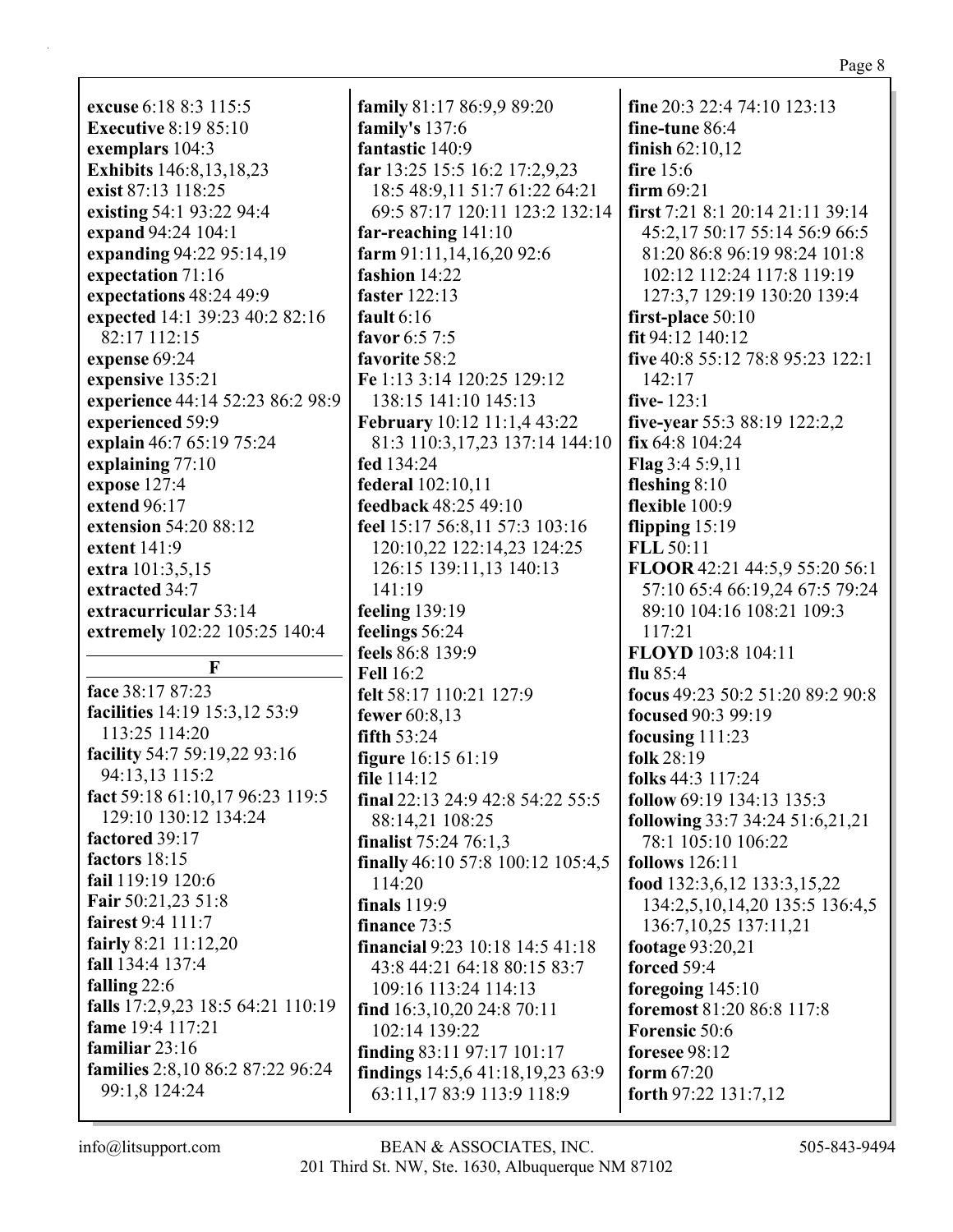**excuse** 6:18 8:3 115:5
**Executive** 8:19 85:10
**exemplars** 104:3
**Exhibits** 146:8,13,18,23
**exist** 87:13 118:25
**existing** 54:1 93:22 94:4
**expand** 94:24 104:1
**expanding** 94:22 95:14,19
**expectation** 71:16
**expectations** 48:24 49:9
**expected** 14:1 39:23 40:2 82:16 82:17 112:15
**expense** 69:24
**expensive** 135:21
**experience** 44:14 52:23 86:2 98:9
**experienced** 59:9
**explain** 46:7 65:19 75:24
**explaining** 77:10
**expose** 127:4
**extend** 96:17
**extension** 54:20 88:12
**extent** 141:9
**extra** 101:3,5,15
**extracted** 34:7
**extracurricular** 53:14
**extremely** 102:22 105:25 140:4

## F

**face** 38:17 87:23
**facilities** 14:19 15:3,12 53:9 113:25 114:20
**facility** 54:7 59:19,22 93:16 94:13,13 115:2
**fact** 59:18 61:10,17 96:23 119:5 129:10 130:12 134:24
**factored** 39:17
**factors** 18:15
**fail** 119:19 120:6
**Fair** 50:21,23 51:8
**fairest** 9:4 111:7
**fairly** 8:21 11:12,20
**fall** 134:4 137:4
**falling** 22:6
**falls** 17:2,9,23 18:5 64:21 110:19
**fame** 19:4 117:21
**familiar** 23:16
**families** 2:8,10 86:2 87:22 96:24 99:1,8 124:24
**family** 81:17 86:9,9 89:20
**family's** 137:6
**fantastic** 140:9
**far** 13:25 15:5 16:2 17:2,9,23 18:5 48:9,11 51:7 61:22 64:21 69:5 87:17 120:11 123:2 132:14
**far-reaching** 141:10
**farm** 91:11,14,16,20 92:6
**fashion** 14:22
**faster** 122:13
**fault** 6:16
**favor** 6:5 7:5
**favorite** 58:2
**Fe** 1:13 3:14 120:25 129:12 138:15 141:10 145:13
**February** 10:12 11:1,4 43:22 81:3 110:3,17,23 137:14 144:10
**fed** 134:24
**federal** 102:10,11
**feedback** 48:25 49:10
**feel** 15:17 56:8,11 57:3 103:16 120:10,22 122:14,23 124:25 126:15 139:11,13 140:13 141:19
**feeling** 139:19
**feelings** 56:24
**feels** 86:8 139:9
**Fell** 16:2
**felt** 58:17 110:21 127:9
**fewer** 60:8,13
**fifth** 53:24
**figure** 16:15 61:19
**file** 114:12
**final** 22:13 24:9 42:8 54:22 55:5 88:14,21 108:25
**finalist** 75:24 76:1,3
**finally** 46:10 57:8 100:12 105:4,5 114:20
**finals** 119:9
**finance** 73:5
**financial** 9:23 10:18 14:5 41:18 43:8 44:21 64:18 80:15 83:7 109:16 113:24 114:13
**find** 16:3,10,20 24:8 70:11 102:14 139:22
**finding** 83:11 97:17 101:17
**findings** 14:5,6 41:18,19,23 63:9 63:11,17 83:9 113:9 118:9
**fine** 20:3 22:4 74:10 123:13
**fine-tune** 86:4
**finish** 62:10,12
**fire** 15:6
**firm** 69:21
**first** 7:21 8:1 20:14 21:11 39:14 45:2,17 50:17 55:14 56:9 66:5 81:20 86:8 96:19 98:24 101:8 102:12 112:24 117:8 119:19 127:3,7 129:19 130:20 139:4
**first-place** 50:10
**fit** 94:12 140:12
**five** 40:8 55:12 78:8 95:23 122:1 142:17
**five-** 123:1
**five-year** 55:3 88:19 122:2,2
**fix** 64:8 104:24
**Flag** 3:4 5:9,11
**fleshing** 8:10
**flexible** 100:9
**flipping** 15:19
**FLL** 50:11
**FLOOR** 42:21 44:5,9 55:20 56:1 57:10 65:4 66:19,24 67:5 79:24 89:10 104:16 108:21 109:3 117:21
**FLOYD** 103:8 104:11
**flu** 85:4
**focus** 49:23 50:2 51:20 89:2 90:8
**focused** 90:3 99:19
**focusing** 111:23
**folk** 28:19
**folks** 44:3 117:24
**follow** 69:19 134:13 135:3
**following** 33:7 34:24 51:6,21,21 78:1 105:10 106:22
**follows** 126:11
**food** 132:3,6,12 133:3,15,22 134:2,5,10,14,20 135:5 136:4,5 136:7,10,25 137:11,21
**footage** 93:20,21
**forced** 59:4
**foregoing** 145:10
**foremost** 81:20 86:8 117:8
**Forensic** 50:6
**foresee** 98:12
**form** 67:20
**forth** 97:22 131:7,12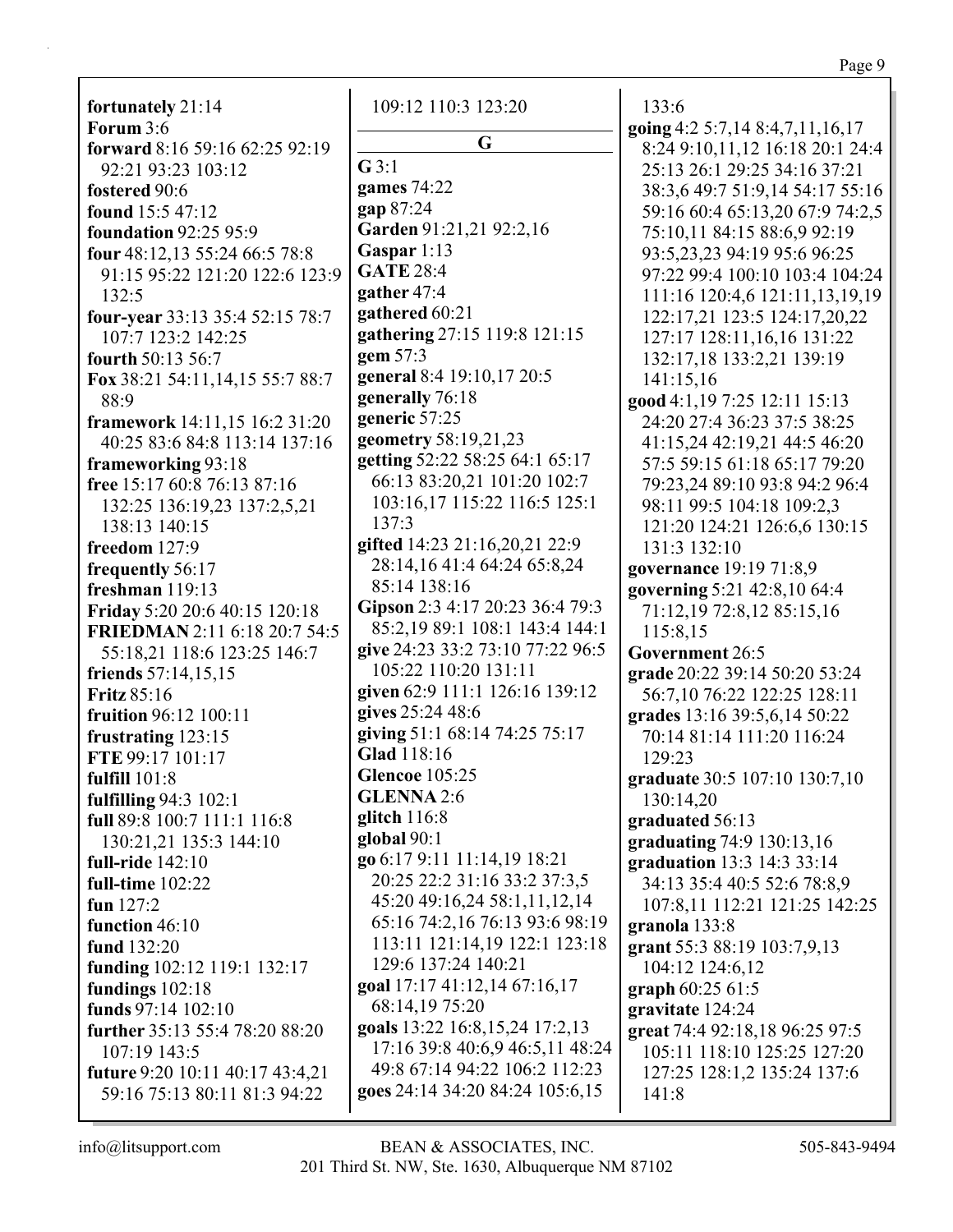**fortunately** 21:14
**Forum** 3:6
**forward** 8:16 59:16 62:25 92:19 92:21 93:23 103:12
**fostered** 90:6
**found** 15:5 47:12
**foundation** 92:25 95:9
**four** 48:12,13 55:24 66:5 78:8 91:15 95:22 121:20 122:6 123:9 132:5
**four-year** 33:13 35:4 52:15 78:7 107:7 123:2 142:25
**fourth** 50:13 56:7
**Fox** 38:21 54:11,14,15 55:7 88:7 88:9
**framework** 14:11,15 16:2 31:20 40:25 83:6 84:8 113:14 137:16
**frameworking** 93:18
**free** 15:17 60:8 76:13 87:16 132:25 136:19,23 137:2,5,21 138:13 140:15
**freedom** 127:9
**frequently** 56:17
**freshman** 119:13
**Friday** 5:20 20:6 40:15 120:18
**FRIEDMAN** 2:11 6:18 20:7 54:5 55:18,21 118:6 123:25 146:7
**friends** 57:14,15,15
**Fritz** 85:16
**fruition** 96:12 100:11
**frustrating** 123:15
**FTE** 99:17 101:17
**fulfill** 101:8
**fulfilling** 94:3 102:1
**full** 89:8 100:7 111:1 116:8 130:21,21 135:3 144:10
**full-ride** 142:10
**full-time** 102:22
**fun** 127:2
**function** 46:10
**fund** 132:20
**funding** 102:12 119:1 132:17
**fundings** 102:18
**funds** 97:14 102:10
**further** 35:13 55:4 78:20 88:20 107:19 143:5
**future** 9:20 10:11 40:17 43:4,21 59:16 75:13 80:11 81:3 94:22 109:12 110:3 123:20

## G

**G** 3:1
**games** 74:22
**gap** 87:24
**Garden** 91:21,21 92:2,16
**Gaspar** 1:13
**GATE** 28:4
**gather** 47:4
**gathered** 60:21
**gathering** 27:15 119:8 121:15
**gem** 57:3
**general** 8:4 19:10,17 20:5
**generally** 76:18
**generic** 57:25
**geometry** 58:19,21,23
**getting** 52:22 58:25 64:1 65:17 66:13 83:20,21 101:20 102:7 103:16,17 115:22 116:5 125:1 137:3
**gifted** 14:23 21:16,20,21 22:9 28:14,16 41:4 64:24 65:8,24 85:14 138:16
**Gipson** 2:3 4:17 20:23 36:4 79:3 85:2,19 89:1 108:1 143:4 144:1
**give** 24:23 33:2 73:10 77:22 96:5 105:22 110:20 131:11
**given** 62:9 111:1 126:16 139:12
**gives** 25:24 48:6
**giving** 51:1 68:14 74:25 75:17
**Glad** 118:16
**Glencoe** 105:25
**GLENNA** 2:6
**glitch** 116:8
**global** 90:1
**go** 6:17 9:11 11:14,19 18:21 20:25 22:2 31:16 33:2 37:3,5 45:20 49:16,24 58:1,11,12,14 65:16 74:2,16 76:13 93:6 98:19 113:11 121:14,19 122:1 123:18 129:6 137:24 140:21
**goal** 17:17 41:12,14 67:16,17 68:14,19 75:20
**goals** 13:22 16:8,15,24 17:2,13 17:16 39:8 40:6,9 46:5,11 48:24 49:8 67:14 94:22 106:2 112:23
**goes** 24:14 34:20 84:24 105:6,15 133:6
**going** 4:2 5:7,14 8:4,7,11,16,17 8:24 9:10,11,12 16:18 20:1 24:4 25:13 26:1 29:25 34:16 37:21 38:3,6 49:7 51:9,14 54:17 55:16 59:16 60:4 65:13,20 67:9 74:2,5 75:10,11 84:15 88:6,9 92:19 93:5,23,23 94:19 95:6 96:25 97:22 99:4 100:10 103:4 104:24 111:16 120:4,6 121:11,13,19,19 122:17,21 123:5 124:17,20,22 127:17 128:11,16,16 131:22 132:17,18 133:2,21 139:19 141:15,16
**good** 4:1,19 7:25 12:11 15:13 24:20 27:4 36:23 37:5 38:25 41:15,24 42:19,21 44:5 46:20 57:5 59:15 61:18 65:17 79:20 79:23,24 89:10 93:8 94:2 96:4 98:11 99:5 104:18 109:2,3 121:20 124:21 126:6,6 130:15 131:3 132:10
**governance** 19:19 71:8,9
**governing** 5:21 42:8,10 64:4 71:12,19 72:8,12 85:15,16 115:8,15
**Government** 26:5
**grade** 20:22 39:14 50:20 53:24 56:7,10 76:22 122:25 128:11
**grades** 13:16 39:5,6,14 50:22 70:14 81:14 111:20 116:24 129:23
**graduate** 30:5 107:10 130:7,10 130:14,20
**graduated** 56:13
**graduating** 74:9 130:13,16
**graduation** 13:3 14:3 33:14 34:13 35:4 40:5 52:6 78:8,9 107:8,11 112:21 121:25 142:25
**granola** 133:8
**grant** 55:3 88:19 103:7,9,13 104:12 124:6,12
**graph** 60:25 61:5
**gravitate** 124:24
**great** 74:4 92:18,18 96:25 97:5 105:11 118:10 125:25 127:20 127:25 128:1,2 135:24 137:6 141:8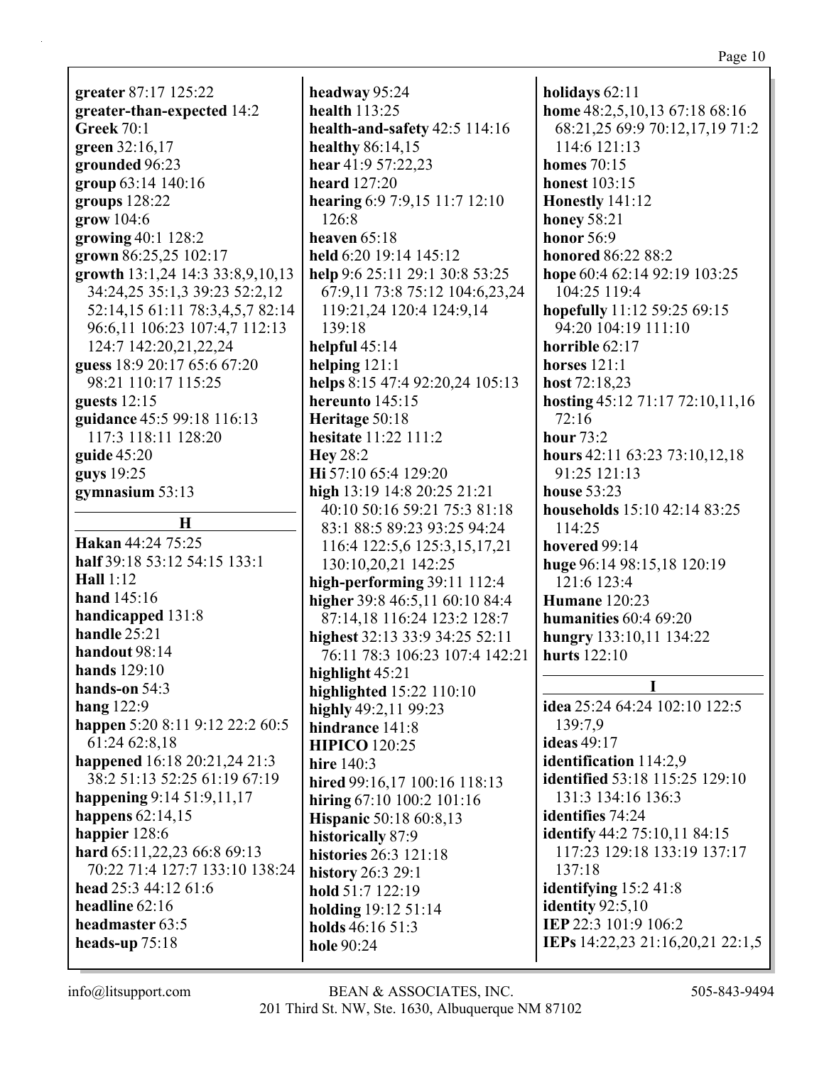**greater** 87:17 125:22
**greater-than-expected** 14:2
**Greek** 70:1
**green** 32:16,17
**grounded** 96:23
**group** 63:14 140:16
**groups** 128:22
**grow** 104:6
**growing** 40:1 128:2
**grown** 86:25,25 102:17
**growth** 13:1,24 14:3 33:8,9,10,13 34:24,25 35:1,3 39:23 52:2,12 52:14,15 61:11 78:3,4,5,7 82:14 96:6,11 106:23 107:4,7 112:13 124:7 142:20,21,22,24
**guess** 18:9 20:17 65:6 67:20 98:21 110:17 115:25
**guests** 12:15
**guidance** 45:5 99:18 116:13 117:3 118:11 128:20
**guide** 45:20
**guys** 19:25
**gymnasium** 53:13

## H

**Hakan** 44:24 75:25
**half** 39:18 53:12 54:15 133:1
**Hall** 1:12
**hand** 145:16
**handicapped** 131:8
**handle** 25:21
**handout** 98:14
**hands** 129:10
**hands-on** 54:3
**hang** 122:9
**happen** 5:20 8:11 9:12 22:2 60:5 61:24 62:8,18
**happened** 16:18 20:21,24 21:3 38:2 51:13 52:25 61:19 67:19
**happening** 9:14 51:9,11,17
**happens** 62:14,15
**happier** 128:6
**hard** 65:11,22,23 66:8 69:13 70:22 71:4 127:7 133:10 138:24
**head** 25:3 44:12 61:6
**headline** 62:16
**headmaster** 63:5
**heads-up** 75:18
**headway** 95:24
**health** 113:25
**health-and-safety** 42:5 114:16
**healthy** 86:14,15
**hear** 41:9 57:22,23
**heard** 127:20
**hearing** 6:9 7:9,15 11:7 12:10 126:8
**heaven** 65:18
**held** 6:20 19:14 145:12
**help** 9:6 25:11 29:1 30:8 53:25 67:9,11 73:8 75:12 104:6,23,24 119:21,24 120:4 124:9,14 139:18
**helpful** 45:14
**helping** 121:1
**helps** 8:15 47:4 92:20,24 105:13
**hereunto** 145:15
**Heritage** 50:18
**hesitate** 11:22 111:2
**Hey** 28:2
**Hi** 57:10 65:4 129:20
**high** 13:19 14:8 20:25 21:21 40:10 50:16 59:21 75:3 81:18 83:1 88:5 89:23 93:25 94:24 116:4 122:5,6 125:3,15,17,21 130:10,20,21 142:25
**high-performing** 39:11 112:4
**higher** 39:8 46:5,11 60:10 84:4 87:14,18 116:24 123:2 128:7
**highest** 32:13 33:9 34:25 52:11 76:11 78:3 106:23 107:4 142:21
**highlight** 45:21
**highlighted** 15:22 110:10
**highly** 49:2,11 99:23
**hindrance** 141:8
**HIPICO** 120:25
**hire** 140:3
**hired** 99:16,17 100:16 118:13
**hiring** 67:10 100:2 101:16
**Hispanic** 50:18 60:8,13
**historically** 87:9
**histories** 26:3 121:18
**history** 26:3 29:1
**hold** 51:7 122:19
**holding** 19:12 51:14
**holds** 46:16 51:3
**hole** 90:24
**holidays** 62:11
**home** 48:2,5,10,13 67:18 68:16 68:21,25 69:9 70:12,17,19 71:2 114:6 121:13
**homes** 70:15
**honest** 103:15
**Honestly** 141:12
**honey** 58:21
**honor** 56:9
**honored** 86:22 88:2
**hope** 60:4 62:14 92:19 103:25 104:25 119:4
**hopefully** 11:12 59:25 69:15 94:20 104:19 111:10
**horrible** 62:17
**horses** 121:1
**host** 72:18,23
**hosting** 45:12 71:17 72:10,11,16 72:16
**hour** 73:2
**hours** 42:11 63:23 73:10,12,18 91:25 121:13
**house** 53:23
**households** 15:10 42:14 83:25 114:25
**hovered** 99:14
**huge** 96:14 98:15,18 120:19 121:6 123:4
**Humane** 120:23
**humanities** 60:4 69:20
**hungry** 133:10,11 134:22
**hurts** 122:10

## I

**idea** 25:24 64:24 102:10 122:5 139:7,9
**ideas** 49:17
**identification** 114:2,9
**identified** 53:18 115:25 129:10 131:3 134:16 136:3
**identifies** 74:24
**identify** 44:2 75:10,11 84:15 117:23 129:18 133:19 137:17 137:18
**identifying** 15:2 41:8
**identity** 92:5,10
**IEP** 22:3 101:9 106:2
**IEPs** 14:22,23 21:16,20,21 22:1,5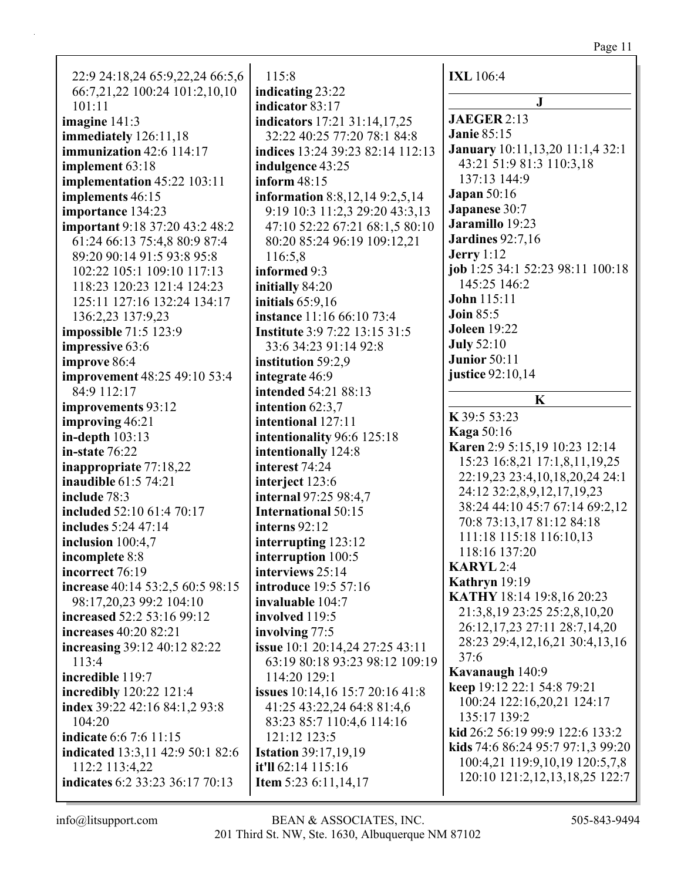22:9 24:18,24 65:9,22,24 66:5,6 66:7,21,22 100:24 101:2,10,10 101:11

**imagine** 141:3
**immediately** 126:11,18
**immunization** 42:6 114:17
**implement** 63:18
**implementation** 45:22 103:11
**implements** 46:15
**importance** 134:23
**important** 9:18 37:20 43:2 48:2 61:24 66:13 75:4,8 80:9 87:4 89:20 90:14 91:5 93:8 95:8 102:22 105:1 109:10 117:13 118:23 120:23 121:4 124:23 125:11 127:16 132:24 134:17 136:2,23 137:9,23
**impossible** 71:5 123:9
**impressive** 63:6
**improve** 86:4
**improvement** 48:25 49:10 53:4 84:9 112:17
**improvements** 93:12
**improving** 46:21
**in-depth** 103:13
**in-state** 76:22
**inappropriate** 77:18,22
**inaudible** 61:5 74:21
**include** 78:3
**included** 52:10 61:4 70:17
**includes** 5:24 47:14
**inclusion** 100:4,7
**incomplete** 8:8
**incorrect** 76:19
**increase** 40:14 53:2,5 60:5 98:15 98:17,20,23 99:2 104:10
**increased** 52:2 53:16 99:12
**increases** 40:20 82:21
**increasing** 39:12 40:12 82:22 113:4
**incredible** 119:7
**incredibly** 120:22 121:4
**index** 39:22 42:16 84:1,2 93:8 104:20
**indicate** 6:6 7:6 11:15
**indicated** 13:3,11 42:9 50:1 82:6 112:2 113:4,22
**indicates** 6:2 33:23 36:17 70:13 115:8
**indicating** 23:22
**indicator** 83:17
**indicators** 17:21 31:14,17,25 32:22 40:25 77:20 78:1 84:8
**indices** 13:24 39:23 82:14 112:13
**indulgence** 43:25
**inform** 48:15
**information** 8:8,12,14 9:2,5,14 9:19 10:3 11:2,3 29:20 43:3,13 47:10 52:22 67:21 68:1,5 80:10 80:20 85:24 96:19 109:12,21 116:5,8
**informed** 9:3
**initially** 84:20
**initials** 65:9,16
**instance** 11:16 66:10 73:4
**Institute** 3:9 7:22 13:15 31:5 33:6 34:23 91:14 92:8
**institution** 59:2,9
**integrate** 46:9
**intended** 54:21 88:13
**intention** 62:3,7
**intentional** 127:11
**intentionality** 96:6 125:18
**intentionally** 124:8
**interest** 74:24
**interject** 123:6
**internal** 97:25 98:4,7
**International** 50:15
**interns** 92:12
**interrupting** 123:12
**interruption** 100:5
**interviews** 25:14
**introduce** 19:5 57:16
**invaluable** 104:7
**involved** 119:5
**involving** 77:5
**issue** 10:1 20:14,24 27:25 43:11 63:19 80:18 93:23 98:12 109:19 114:20 129:1
**issues** 10:14,16 15:7 20:16 41:8 41:25 43:22,24 64:8 81:4,6 83:23 85:7 110:4,6 114:16 121:12 123:5
**Istation** 39:17,19,19
**it'll** 62:14 115:16
**Item** 5:23 6:11,14,17
**IXL** 106:4

## J

**JAEGER** 2:13
**Janie** 85:15
**January** 10:11,13,20 11:1,4 32:1 43:21 51:9 81:3 110:3,18 137:13 144:9
**Japan** 50:16
**Japanese** 30:7
**Jaramillo** 19:23
**Jardines** 92:7,16
**Jerry** 1:12
**job** 1:25 34:1 52:23 98:11 100:18 145:25 146:2
**John** 115:11
**Join** 85:5
**Joleen** 19:22
**July** 52:10
**Junior** 50:11
**justice** 92:10,14

## K

**K** 39:5 53:23
**Kaga** 50:16
**Karen** 2:9 5:15,19 10:23 12:14 15:23 16:8,21 17:1,8,11,19,25 22:19,23 23:4,10,18,20,24 24:1 24:12 32:2,8,9,12,17,19,23 38:24 44:10 45:7 67:14 69:2,12 70:8 73:13,17 81:12 84:18 111:18 115:18 116:10,13 118:16 137:20
**KARYL** 2:4
**Kathryn** 19:19
**KATHY** 18:14 19:8,16 20:23 21:3,8,19 23:25 25:2,8,10,20 26:12,17,23 27:11 28:7,14,20 28:23 29:4,12,16,21 30:4,13,16 37:6
**Kavanaugh** 140:9
**keep** 19:12 22:1 54:8 79:21 100:24 122:16,20,21 124:17 135:17 139:2
**kid** 26:2 56:19 99:9 122:6 133:2
**kids** 74:6 86:24 95:7 97:1,3 99:20 100:4,21 119:9,10,19 120:5,7,8 120:10 121:2,12,13,18,25 122:7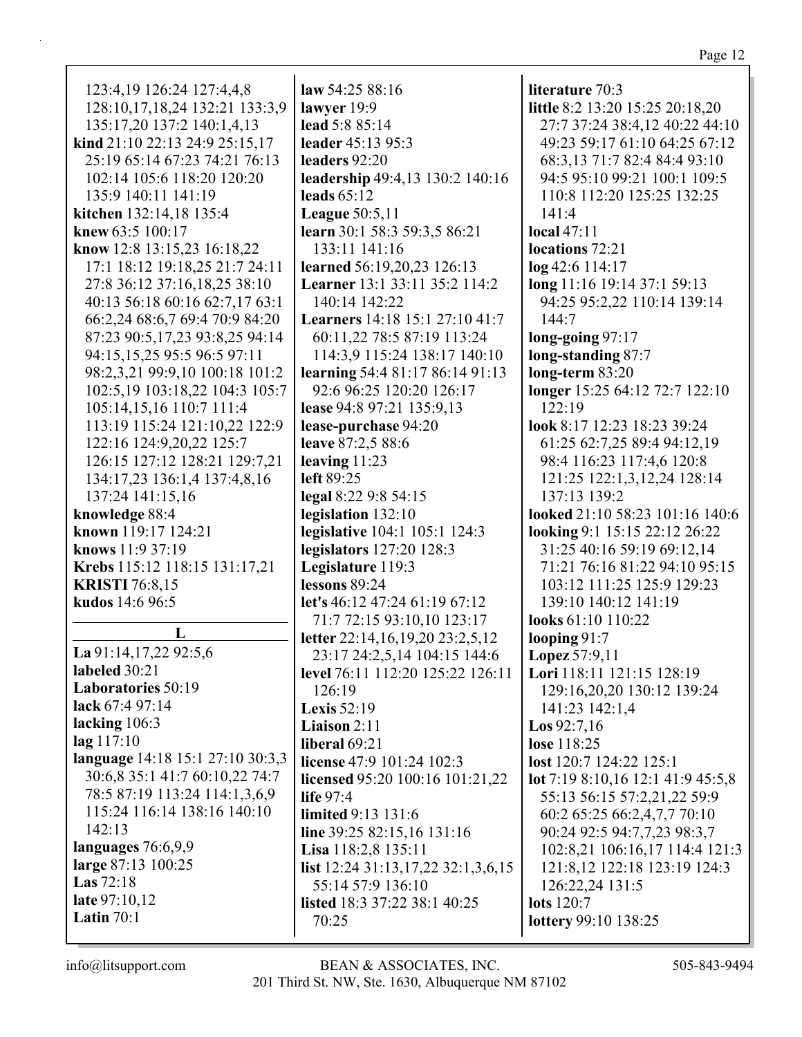123:4,19 126:24 127:4,4,8 128:10,17,18,24 132:21 133:3,9 135:17,20 137:2 140:1,4,13
**kind** 21:10 22:13 24:9 25:15,17 25:19 65:14 67:23 74:21 76:13 102:14 105:6 118:20 120:20 135:9 140:11 141:19
**kitchen** 132:14,18 135:4
**knew** 63:5 100:17
**know** 12:8 13:15,23 16:18,22 17:1 18:12 19:18,25 21:7 24:11 27:8 36:12 37:16,18,25 38:10 40:13 56:18 60:16 62:7,17 63:1 66:2,24 68:6,7 69:4 70:9 84:20 87:23 90:5,17,23 93:8,25 94:14 94:15,15,25 95:5 96:5 97:11 98:2,3,21 99:9,10 100:18 101:2 102:5,19 103:18,22 104:3 105:7 105:14,15,16 110:7 111:4 113:19 115:24 121:10,22 122:9 122:16 124:9,20,22 125:7 126:15 127:12 128:21 129:7,21 134:17,23 136:1,4 137:4,8,16 137:24 141:15,16
**knowledge** 88:4
**known** 119:17 124:21
**knows** 11:9 37:19
**Krebs** 115:12 118:15 131:17,21
**KRISTI** 76:8,15
**kudos** 14:6 96:5

## L

**La** 91:14,17,22 92:5,6
**labeled** 30:21
**Laboratories** 50:19
**lack** 67:4 97:14
**lacking** 106:3
**lag** 117:10
**language** 14:18 15:1 27:10 30:3,3 30:6,8 35:1 41:7 60:10,22 74:7 78:5 87:19 113:24 114:1,3,6,9 115:24 116:14 138:16 140:10 142:13
**languages** 76:6,9,9
**large** 87:13 100:25
**Las** 72:18
**late** 97:10,12
**Latin** 70:1
**law** 54:25 88:16
**lawyer** 19:9
**lead** 5:8 85:14
**leader** 45:13 95:3
**leaders** 92:20
**leadership** 49:4,13 130:2 140:16
**leads** 65:12
**League** 50:5,11
**learn** 30:1 58:3 59:3,5 86:21 133:11 141:16
**learned** 56:19,20,23 126:13
**Learner** 13:1 33:11 35:2 114:2 140:14 142:22
**Learners** 14:18 15:1 27:10 41:7 60:11,22 78:5 87:19 113:24 114:3,9 115:24 138:17 140:10
**learning** 54:4 81:17 86:14 91:13 92:6 96:25 120:20 126:17
**lease** 94:8 97:21 135:9,13
**lease-purchase** 94:20
**leave** 87:2,5 88:6
**leaving** 11:23
**left** 89:25
**legal** 8:22 9:8 54:15
**legislation** 132:10
**legislative** 104:1 105:1 124:3
**legislators** 127:20 128:3
**Legislature** 119:3
**lessons** 89:24
**let's** 46:12 47:24 61:19 67:12 71:7 72:15 93:10,10 123:17
**letter** 22:14,16,19,20 23:2,5,12 23:17 24:2,5,14 104:15 144:6
**level** 76:11 112:20 125:22 126:11 126:19
**Lexis** 52:19
**Liaison** 2:11
**liberal** 69:21
**license** 47:9 101:24 102:3
**licensed** 95:20 100:16 101:21,22
**life** 97:4
**limited** 9:13 131:6
**line** 39:25 82:15,16 131:16
**Lisa** 118:2,8 135:11
**list** 12:24 31:13,17,22 32:1,3,6,15 55:14 57:9 136:10
**listed** 18:3 37:22 38:1 40:25 70:25
**literature** 70:3
**little** 8:2 13:20 15:25 20:18,20 27:7 37:24 38:4,12 40:22 44:10 49:23 59:17 61:10 64:25 67:12 68:3,13 71:7 82:4 84:4 93:10 94:5 95:10 99:21 100:1 109:5 110:8 112:20 125:25 132:25 141:4
**local** 47:11
**locations** 72:21
**log** 42:6 114:17
**long** 11:16 19:14 37:1 59:13 94:25 95:2,22 110:14 139:14 144:7
**long-going** 97:17
**long-standing** 87:7
**long-term** 83:20
**longer** 15:25 64:12 72:7 122:10 122:19
**look** 8:17 12:23 18:23 39:24 61:25 62:7,25 89:4 94:12,19 98:4 116:23 117:4,6 120:8 121:25 122:1,3,12,24 128:14 137:13 139:2
**looked** 21:10 58:23 101:16 140:6
**looking** 9:1 15:15 22:12 26:22 31:25 40:16 59:19 69:12,14 71:21 76:16 81:22 94:10 95:15 103:12 111:25 125:9 129:23 139:10 140:12 141:19
**looks** 61:10 110:22
**looping** 91:7
**Lopez** 57:9,11
**Lori** 118:11 121:15 128:19 129:16,20,20 130:12 139:24 141:23 142:1,4
**Los** 92:7,16
**lose** 118:25
**lost** 120:7 124:22 125:1
**lot** 7:19 8:10,16 12:1 41:9 45:5,8 55:13 56:15 57:2,21,22 59:9 60:2 65:25 66:2,4,7,7 70:10 90:24 92:5 94:7,7,23 98:3,7 102:8,21 106:16,17 114:4 121:3 121:8,12 122:18 123:19 124:3 126:22,24 131:5
**lots** 120:7
**lottery** 99:10 138:25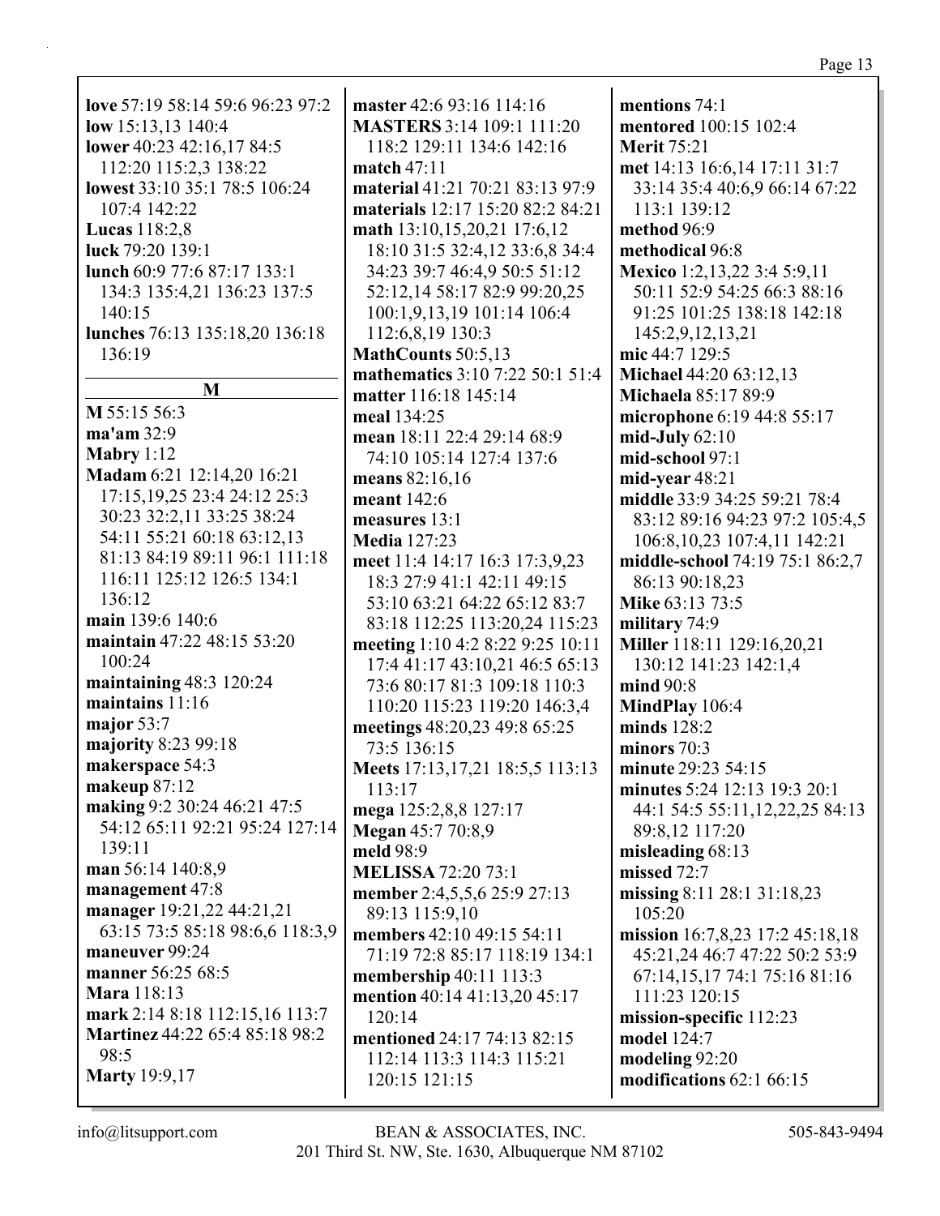**love** 57:19 58:14 59:6 96:23 97:2
**low** 15:13,13 140:4
**lower** 40:23 42:16,17 84:5 112:20 115:2,3 138:22
**lowest** 33:10 35:1 78:5 106:24 107:4 142:22
**Lucas** 118:2,8
**luck** 79:20 139:1
**lunch** 60:9 77:6 87:17 133:1 134:3 135:4,21 136:23 137:5 140:15
**lunches** 76:13 135:18,20 136:18 136:19

**M**

**M** 55:15 56:3
**ma'am** 32:9
**Mabry** 1:12
**Madam** 6:21 12:14,20 16:21 17:15,19,25 23:4 24:12 25:3 30:23 32:2,11 33:25 38:24 54:11 55:21 60:18 63:12,13 81:13 84:19 89:11 96:1 111:18 116:11 125:12 126:5 134:1 136:12
**main** 139:6 140:6
**maintain** 47:22 48:15 53:20 100:24
**maintaining** 48:3 120:24
**maintains** 11:16
**major** 53:7
**majority** 8:23 99:18
**makerspace** 54:3
**makeup** 87:12
**making** 9:2 30:24 46:21 47:5 54:12 65:11 92:21 95:24 127:14 139:11
**man** 56:14 140:8,9
**management** 47:8
**manager** 19:21,22 44:21,21 63:15 73:5 85:18 98:6,6 118:3,9
**maneuver** 99:24
**manner** 56:25 68:5
**Mara** 118:13
**mark** 2:14 8:18 112:15,16 113:7
**Martinez** 44:22 65:4 85:18 98:2 98:5
**Marty** 19:9,17
**master** 42:6 93:16 114:16
**MASTERS** 3:14 109:1 111:20 118:2 129:11 134:6 142:16
**match** 47:11
**material** 41:21 70:21 83:13 97:9
**materials** 12:17 15:20 82:2 84:21
**math** 13:10,15,20,21 17:6,12 18:10 31:5 32:4,12 33:6,8 34:4 34:23 39:7 46:4,9 50:5 51:12 52:12,14 58:17 82:9 99:20,25 100:1,9,13,19 101:14 106:4 112:6,8,19 130:3
**MathCounts** 50:5,13
**mathematics** 3:10 7:22 50:1 51:4
**matter** 116:18 145:14
**meal** 134:25
**mean** 18:11 22:4 29:14 68:9 74:10 105:14 127:4 137:6
**means** 82:16,16
**meant** 142:6
**measures** 13:1
**Media** 127:23
**meet** 11:4 14:17 16:3 17:3,9,23 18:3 27:9 41:1 42:11 49:15 53:10 63:21 64:22 65:12 83:7 83:18 112:25 113:20,24 115:23
**meeting** 1:10 4:2 8:22 9:25 10:11 17:4 41:17 43:10,21 46:5 65:13 73:6 80:17 81:3 109:18 110:3 110:20 115:23 119:20 146:3,4
**meetings** 48:20,23 49:8 65:25 73:5 136:15
**Meets** 17:13,17,21 18:5,5 113:13 113:17
**mega** 125:2,8,8 127:17
**Megan** 45:7 70:8,9
**meld** 98:9
**MELISSA** 72:20 73:1
**member** 2:4,5,5,6 25:9 27:13 89:13 115:9,10
**members** 42:10 49:15 54:11 71:19 72:8 85:17 118:19 134:1
**membership** 40:11 113:3
**mention** 40:14 41:13,20 45:17 120:14
**mentioned** 24:17 74:13 82:15 112:14 113:3 114:3 115:21 120:15 121:15
**mentions** 74:1
**mentored** 100:15 102:4
**Merit** 75:21
**met** 14:13 16:6,14 17:11 31:7 33:14 35:4 40:6,9 66:14 67:22 113:1 139:12
**method** 96:9
**methodical** 96:8
**Mexico** 1:2,13,22 3:4 5:9,11 50:11 52:9 54:25 66:3 88:16 91:25 101:25 138:18 142:18 145:2,9,12,13,21
**mic** 44:7 129:5
**Michael** 44:20 63:12,13
**Michaela** 85:17 89:9
**microphone** 6:19 44:8 55:17
**mid-July** 62:10
**mid-school** 97:1
**mid-year** 48:21
**middle** 33:9 34:25 59:21 78:4 83:12 89:16 94:23 97:2 105:4,5 106:8,10,23 107:4,11 142:21
**middle-school** 74:19 75:1 86:2,7 86:13 90:18,23
**Mike** 63:13 73:5
**military** 74:9
**Miller** 118:11 129:16,20,21 130:12 141:23 142:1,4
**mind** 90:8
**MindPlay** 106:4
**minds** 128:2
**minors** 70:3
**minute** 29:23 54:15
**minutes** 5:24 12:13 19:3 20:1 44:1 54:5 55:11,12,22,25 84:13 89:8,12 117:20
**misleading** 68:13
**missed** 72:7
**missing** 8:11 28:1 31:18,23 105:20
**mission** 16:7,8,23 17:2 45:18,18 45:21,24 46:7 47:22 50:2 53:9 67:14,15,17 74:1 75:16 81:16 111:23 120:15
**mission-specific** 112:23
**model** 124:7
**modeling** 92:20
**modifications** 62:1 66:15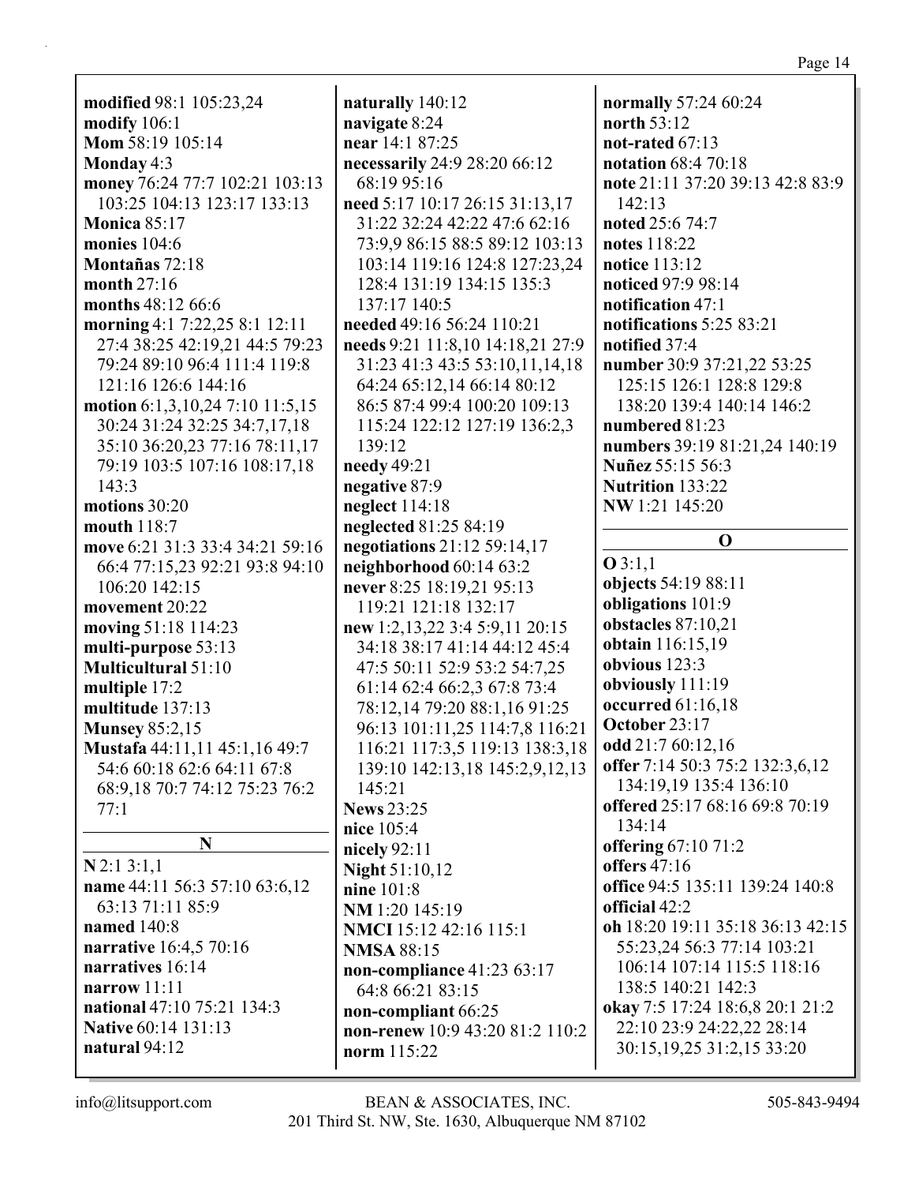**modified** 98:1 105:23,24
**modify** 106:1
**Mom** 58:19 105:14
**Monday** 4:3
**money** 76:24 77:7 102:21 103:13 103:25 104:13 123:17 133:13
**Monica** 85:17
**monies** 104:6
**Montañas** 72:18
**month** 27:16
**months** 48:12 66:6
**morning** 4:1 7:22,25 8:1 12:11 27:4 38:25 42:19,21 44:5 79:23 79:24 89:10 96:4 111:4 119:8 121:16 126:6 144:16
**motion** 6:1,3,10,24 7:10 11:5,15 30:24 31:24 32:25 34:7,17,18 35:10 36:20,23 77:16 78:11,17 79:19 103:5 107:16 108:17,18 143:3
**motions** 30:20
**mouth** 118:7
**move** 6:21 31:3 33:4 34:21 59:16 66:4 77:15,23 92:21 93:8 94:10 106:20 142:15
**movement** 20:22
**moving** 51:18 114:23
**multi-purpose** 53:13
**Multicultural** 51:10
**multiple** 17:2
**multitude** 137:13
**Munsey** 85:2,15
**Mustafa** 44:11,11 45:1,16 49:7 54:6 60:18 62:6 64:11 67:8 68:9,18 70:7 74:12 75:23 76:2 77:1

## N

**N** 2:1 3:1,1
**name** 44:11 56:3 57:10 63:6,12 63:13 71:11 85:9
**named** 140:8
**narrative** 16:4,5 70:16
**narratives** 16:14
**narrow** 11:11
**national** 47:10 75:21 134:3
**Native** 60:14 131:13
**natural** 94:12
**naturally** 140:12
**navigate** 8:24
**near** 14:1 87:25
**necessarily** 24:9 28:20 66:12 68:19 95:16
**need** 5:17 10:17 26:15 31:13,17 31:22 32:24 42:22 47:6 62:16 73:9,9 86:15 88:5 89:12 103:13 103:14 119:16 124:8 127:23,24 128:4 131:19 134:15 135:3 137:17 140:5
**needed** 49:16 56:24 110:21
**needs** 9:21 11:8,10 14:18,21 27:9 31:23 41:3 43:5 53:10,11,14,18 64:24 65:12,14 66:14 80:12 86:5 87:4 99:4 100:20 109:13 115:24 122:12 127:19 136:2,3 139:12
**needy** 49:21
**negative** 87:9
**neglect** 114:18
**neglected** 81:25 84:19
**negotiations** 21:12 59:14,17
**neighborhood** 60:14 63:2
**never** 8:25 18:19,21 95:13 119:21 121:18 132:17
**new** 1:2,13,22 3:4 5:9,11 20:15 34:18 38:17 41:14 44:12 45:4 47:5 50:11 52:9 53:2 54:7,25 61:14 62:4 66:2,3 67:8 73:4 78:12,14 79:20 88:1,16 91:25 96:13 101:11,25 114:7,8 116:21 116:21 117:3,5 119:13 138:3,18 139:10 142:13,18 145:2,9,12,13 145:21
**News** 23:25
**nice** 105:4
**nicely** 92:11
**Night** 51:10,12
**nine** 101:8
**NM** 1:20 145:19
**NMCI** 15:12 42:16 115:1
**NMSA** 88:15
**non-compliance** 41:23 63:17 64:8 66:21 83:15
**non-compliant** 66:25
**non-renew** 10:9 43:20 81:2 110:2
**norm** 115:22
**normally** 57:24 60:24
**north** 53:12
**not-rated** 67:13
**notation** 68:4 70:18
**note** 21:11 37:20 39:13 42:8 83:9 142:13
**noted** 25:6 74:7
**notes** 118:22
**notice** 113:12
**noticed** 97:9 98:14
**notification** 47:1
**notifications** 5:25 83:21
**notified** 37:4
**number** 30:9 37:21,22 53:25 125:15 126:1 128:8 129:8 138:20 139:4 140:14 146:2
**numbered** 81:23
**numbers** 39:19 81:21,24 140:19
**Nuñez** 55:15 56:3
**Nutrition** 133:22
**NW** 1:21 145:20

## O

**O** 3:1,1
**objects** 54:19 88:11
**obligations** 101:9
**obstacles** 87:10,21
**obtain** 116:15,19
**obvious** 123:3
**obviously** 111:19
**occurred** 61:16,18
**October** 23:17
**odd** 21:7 60:12,16
**offer** 7:14 50:3 75:2 132:3,6,12 134:19,19 135:4 136:10
**offered** 25:17 68:16 69:8 70:19 134:14
**offering** 67:10 71:2
**offers** 47:16
**office** 94:5 135:11 139:24 140:8
**official** 42:2
**oh** 18:20 19:11 35:18 36:13 42:15 55:23,24 56:3 77:14 103:21 106:14 107:14 115:5 118:16 138:5 140:21 142:3
**okay** 7:5 17:24 18:6,8 20:1 21:2 22:10 23:9 24:22,22 28:14 30:15,19,25 31:2,15 33:20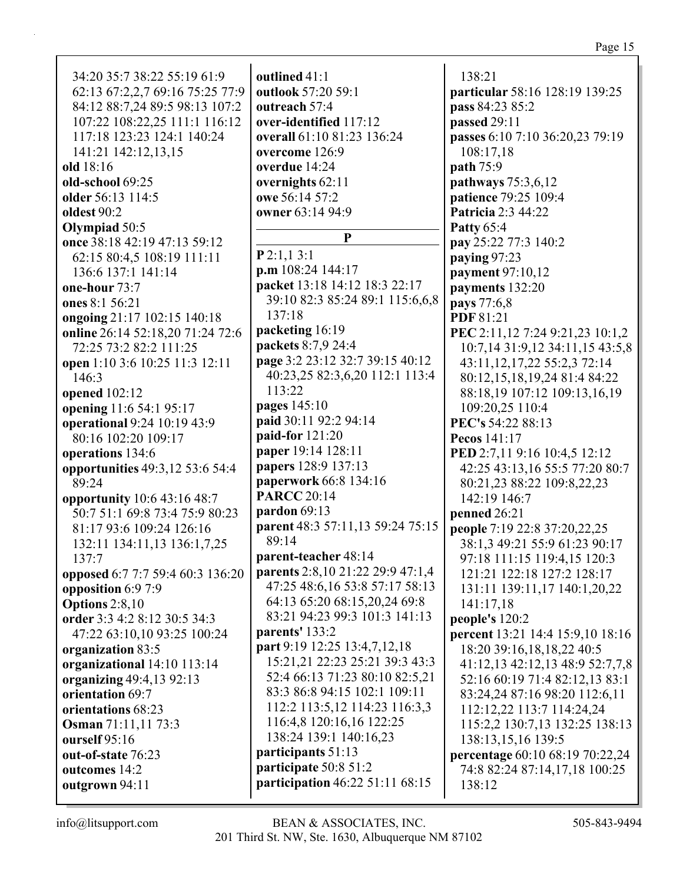34:20 35:7 38:22 55:19 61:9 62:13 67:2,2,7 69:16 75:25 77:9 84:12 88:7,24 89:5 98:13 107:2 107:22 108:22,25 111:1 116:12 117:18 123:23 124:1 140:24 141:21 142:12,13,15
**old** 18:16
**old-school** 69:25
**older** 56:13 114:5
**oldest** 90:2
**Olympiad** 50:5
**once** 38:18 42:19 47:13 59:12 62:15 80:4,5 108:19 111:11 136:6 137:1 141:14
**one-hour** 73:7
**ones** 8:1 56:21
**ongoing** 21:17 102:15 140:18
**online** 26:14 52:18,20 71:24 72:6 72:25 73:2 82:2 111:25
**open** 1:10 3:6 10:25 11:3 12:11 146:3
**opened** 102:12
**opening** 11:6 54:1 95:17
**operational** 9:24 10:19 43:9 80:16 102:20 109:17
**operations** 134:6
**opportunities** 49:3,12 53:6 54:4 89:24
**opportunity** 10:6 43:16 48:7 50:7 51:1 69:8 73:4 75:9 80:23 81:17 93:6 109:24 126:16 132:11 134:11,13 136:1,7,25 137:7
**opposed** 6:7 7:7 59:4 60:3 136:20
**opposition** 6:9 7:9
**Options** 2:8,10
**order** 3:3 4:2 8:12 30:5 34:3 47:22 63:10,10 93:25 100:24
**organization** 83:5
**organizational** 14:10 113:14
**organizing** 49:4,13 92:13
**orientation** 69:7
**orientations** 68:23
**Osman** 71:11,11 73:3
**ourself** 95:16
**out-of-state** 76:23
**outcomes** 14:2
**outgrown** 94:11
**outlined** 41:1
**outlook** 57:20 59:1
**outreach** 57:4
**over-identified** 117:12
**overall** 61:10 81:23 136:24
**overcome** 126:9
**overdue** 14:24
**overnights** 62:11
**owe** 56:14 57:2
**owner** 63:14 94:9

## P

**P** 2:1,1 3:1
**p.m** 108:24 144:17
**packet** 13:18 14:12 18:3 22:17 39:10 82:3 85:24 89:1 115:6,6,8 137:18
**packeting** 16:19
**packets** 8:7,9 24:4
**page** 3:2 23:12 32:7 39:15 40:12 40:23,25 82:3,6,20 112:1 113:4 113:22
**pages** 145:10
**paid** 30:11 92:2 94:14
**paid-for** 121:20
**paper** 19:14 128:11
**papers** 128:9 137:13
**paperwork** 66:8 134:16
**PARCC** 20:14
**pardon** 69:13
**parent** 48:3 57:11,13 59:24 75:15 89:14
**parent-teacher** 48:14
**parents** 2:8,10 21:22 29:9 47:1,4 47:25 48:6,16 53:8 57:17 58:13 64:13 65:20 68:15,20,24 69:8 83:21 94:23 99:3 101:3 141:13
**parents'** 133:2
**part** 9:19 12:25 13:4,7,12,18 15:21,21 22:23 25:21 39:3 43:3 52:4 66:13 71:23 80:10 82:5,21 83:3 86:8 94:15 102:1 109:11 112:2 113:5,12 114:23 116:3,3 116:4,8 120:16,16 122:25 138:24 139:1 140:16,23
**participants** 51:13
**participate** 50:8 51:2
**participation** 46:22 51:11 68:15 138:21
**particular** 58:16 128:19 139:25
**pass** 84:23 85:2
**passed** 29:11
**passes** 6:10 7:10 36:20,23 79:19 108:17,18
**path** 75:9
**pathways** 75:3,6,12
**patience** 79:25 109:4
**Patricia** 2:3 44:22
**Patty** 65:4
**pay** 25:22 77:3 140:2
**paying** 97:23
**payment** 97:10,12
**payments** 132:20
**pays** 77:6,8
**PDF** 81:21
**PEC** 2:11,12 7:24 9:21,23 10:1,2 10:7,14 31:9,12 34:11,15 43:5,8 43:11,12,17,22 55:2,3 72:14 80:12,15,18,19,24 81:4 84:22 88:18,19 107:12 109:13,16,19 109:20,25 110:4
**PEC's** 54:22 88:13
**Pecos** 141:17
**PED** 2:7,11 9:16 10:4,5 12:12 42:25 43:13,16 55:5 77:20 80:7 80:21,23 88:22 109:8,22,23 142:19 146:7
**penned** 26:21
**people** 7:19 22:8 37:20,22,25 38:1,3 49:21 55:9 61:23 90:17 97:18 111:15 119:4,15 120:3 121:21 122:18 127:2 128:17 131:11 139:11,17 140:1,20,22 141:17,18
**people's** 120:2
**percent** 13:21 14:4 15:9,10 18:16 18:20 39:16,18,18,22 40:5 41:12,13 42:12,13 48:9 52:7,7,8 52:16 60:19 71:4 82:12,13 83:1 83:24,24 87:16 98:20 112:6,11 112:12,22 113:7 114:24,24 115:2,2 130:7,13 132:25 138:13 138:13,15,16 139:5
**percentage** 60:10 68:19 70:22,24 74:8 82:24 87:14,17,18 100:25 138:12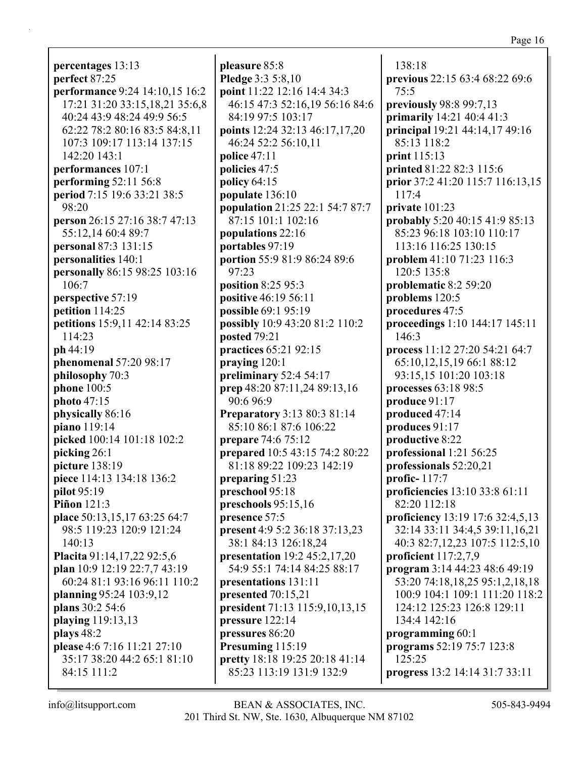**percentages** 13:13
**perfect** 87:25
**performance** 9:24 14:10,15 16:2 17:21 31:20 33:15,18,21 35:6,8 40:24 43:9 48:24 49:9 56:5 62:22 78:2 80:16 83:5 84:8,11 107:3 109:17 113:14 137:15 142:20 143:1
**performances** 107:1
**performing** 52:11 56:8
**period** 7:15 19:6 33:21 38:5 98:20
**person** 26:15 27:16 38:7 47:13 55:12,14 60:4 89:7
**personal** 87:3 131:15
**personalities** 140:1
**personally** 86:15 98:25 103:16 106:7
**perspective** 57:19
**petition** 114:25
**petitions** 15:9,11 42:14 83:25 114:23
**ph** 44:19
**phenomenal** 57:20 98:17
**philosophy** 70:3
**phone** 100:5
**photo** 47:15
**physically** 86:16
**piano** 119:14
**picked** 100:14 101:18 102:2
**picking** 26:1
**picture** 138:19
**piece** 114:13 134:18 136:2
**pilot** 95:19
**Piñon** 121:3
**place** 50:13,15,17 63:25 64:7 98:5 119:23 120:9 121:24 140:13
**Placita** 91:14,17,22 92:5,6
**plan** 10:9 12:19 22:7,7 43:19 60:24 81:1 93:16 96:11 110:2
**planning** 95:24 103:9,12
**plans** 30:2 54:6
**playing** 119:13,13
**plays** 48:2
**please** 4:6 7:16 11:21 27:10 35:17 38:20 44:2 65:1 81:10 84:15 111:2
**pleasure** 85:8
**Pledge** 3:3 5:8,10
**point** 11:22 12:16 14:4 34:3 46:15 47:3 52:16,19 56:16 84:6 84:19 97:5 103:17
**points** 12:24 32:13 46:17,17,20 46:24 52:2 56:10,11
**police** 47:11
**policies** 47:5
**policy** 64:15
**populate** 136:10
**population** 21:25 22:1 54:7 87:7 87:15 101:1 102:16
**populations** 22:16
**portables** 97:19
**portion** 55:9 81:9 86:24 89:6 97:23
**position** 8:25 95:3
**positive** 46:19 56:11
**possible** 69:1 95:19
**possibly** 10:9 43:20 81:2 110:2
**posted** 79:21
**practices** 65:21 92:15
**praying** 120:1
**preliminary** 52:4 54:17
**prep** 48:20 87:11,24 89:13,16 90:6 96:9
**Preparatory** 3:13 80:3 81:14 85:10 86:1 87:6 106:22
**prepare** 74:6 75:12
**prepared** 10:5 43:15 74:2 80:22 81:18 89:22 109:23 142:19
**preparing** 51:23
**preschool** 95:18
**preschools** 95:15,16
**presence** 57:5
**present** 4:9 5:2 36:18 37:13,23 38:1 84:13 126:18,24
**presentation** 19:2 45:2,17,20 54:9 55:1 74:14 84:25 88:17
**presentations** 131:11
**presented** 70:15,21
**president** 71:13 115:9,10,13,15
**pressure** 122:14
**pressures** 86:20
**Presuming** 115:19
**pretty** 18:18 19:25 20:18 41:14 85:23 113:19 131:9 132:9 138:18
**previous** 22:15 63:4 68:22 69:6 75:5
**previously** 98:8 99:7,13
**primarily** 14:21 40:4 41:3
**principal** 19:21 44:14,17 49:16 85:13 118:2
**print** 115:13
**printed** 81:22 82:3 115:6
**prior** 37:2 41:20 115:7 116:13,15 117:4
**private** 101:23
**probably** 5:20 40:15 41:9 85:13 85:23 96:18 103:10 110:17 113:16 116:25 130:15
**problem** 41:10 71:23 116:3 120:5 135:8
**problematic** 8:2 59:20
**problems** 120:5
**procedures** 47:5
**proceedings** 1:10 144:17 145:11 146:3
**process** 11:12 27:20 54:21 64:7 65:10,12,15,19 66:1 88:12 93:15,15 101:20 103:18
**processes** 63:18 98:5
**produce** 91:17
**produced** 47:14
**produces** 91:17
**productive** 8:22
**professional** 1:21 56:25
**professionals** 52:20,21
**profic-** 117:7
**proficiencies** 13:10 33:8 61:11 82:20 112:18
**proficiency** 13:19 17:6 32:4,5,13 32:14 33:11 34:4,5 39:11,16,21 40:3 82:7,12,23 107:5 112:5,10
**proficient** 117:2,7,9
**program** 3:14 44:23 48:6 49:19 53:20 74:18,18,25 95:1,2,18,18 100:9 104:1 109:1 111:20 118:2 124:12 125:23 126:8 129:11 134:4 142:16
**programming** 60:1
**programs** 52:19 75:7 123:8 125:25
**progress** 13:2 14:14 31:7 33:11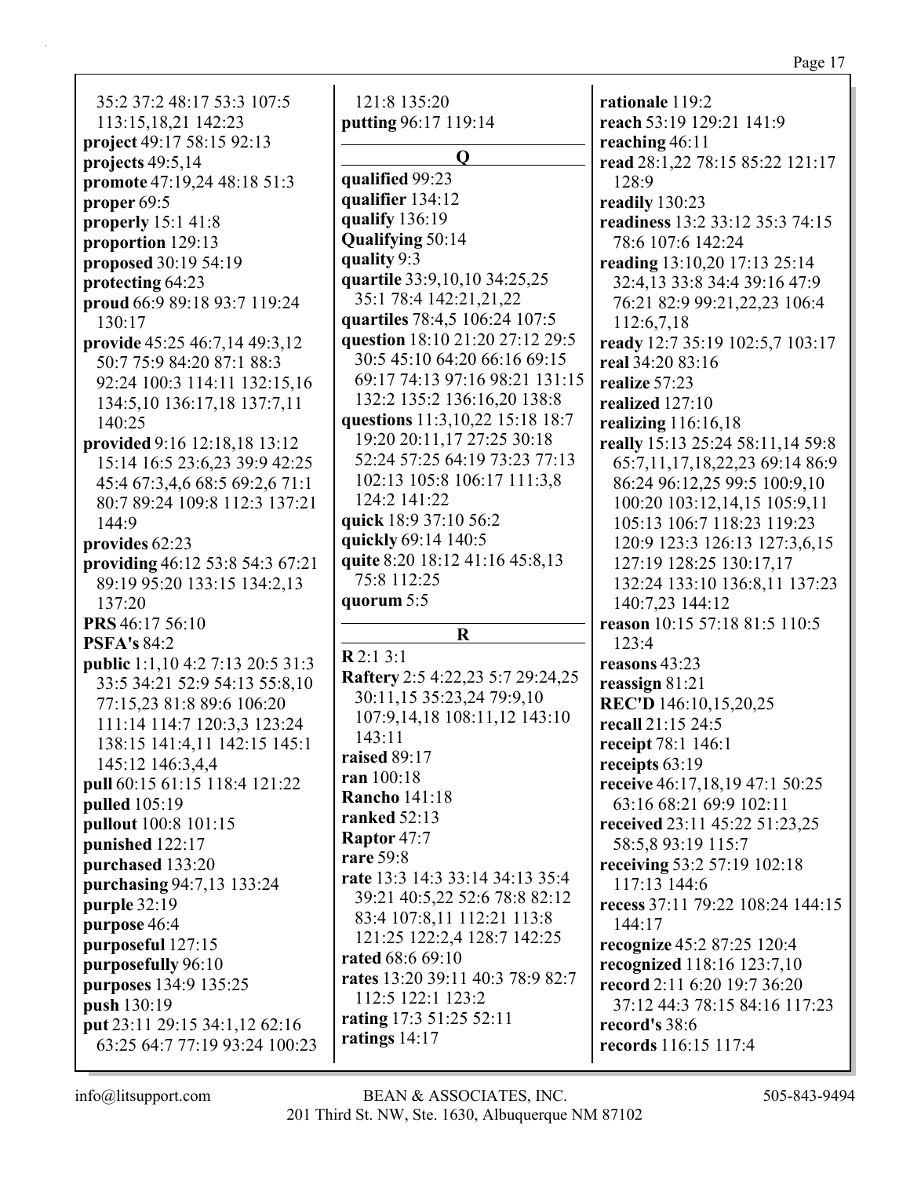35:2 37:2 48:17 53:3 107:5 113:15,18,21 142:23
**project** 49:17 58:15 92:13
**projects** 49:5,14
**promote** 47:19,24 48:18 51:3
**proper** 69:5
**properly** 15:1 41:8
**proportion** 129:13
**proposed** 30:19 54:19
**protecting** 64:23
**proud** 66:9 89:18 93:7 119:24 130:17
**provide** 45:25 46:7,14 49:3,12 50:7 75:9 84:20 87:1 88:3 92:24 100:3 114:11 132:15,16 134:5,10 136:17,18 137:7,11 140:25
**provided** 9:16 12:18,18 13:12 15:14 16:5 23:6,23 39:9 42:25 45:4 67:3,4,6 68:5 69:2,6 71:1 80:7 89:24 109:8 112:3 137:21 144:9
**provides** 62:23
**providing** 46:12 53:8 54:3 67:21 89:19 95:20 133:15 134:2,13 137:20
**PRS** 46:17 56:10
**PSFA's** 84:2
**public** 1:1,10 4:2 7:13 20:5 31:3 33:5 34:21 52:9 54:13 55:8,10 77:15,23 81:8 89:6 106:20 111:14 114:7 120:3,3 123:24 138:15 141:4,11 142:15 145:1 145:12 146:3,4,4
**pull** 60:15 61:15 118:4 121:22
**pulled** 105:19
**pullout** 100:8 101:15
**punished** 122:17
**purchased** 133:20
**purchasing** 94:7,13 133:24
**purple** 32:19
**purpose** 46:4
**purposeful** 127:15
**purposefully** 96:10
**purposes** 134:9 135:25
**push** 130:19
**put** 23:11 29:15 34:1,12 62:16 63:25 64:7 77:19 93:24 100:23 121:8 135:20
**putting** 96:17 119:14

## Q

**qualified** 99:23
**qualifier** 134:12
**qualify** 136:19
**Qualifying** 50:14
**quality** 9:3
**quartile** 33:9,10,10 34:25,25 35:1 78:4 142:21,21,22
**quartiles** 78:4,5 106:24 107:5
**question** 18:10 21:20 27:12 29:5 30:5 45:10 64:20 66:16 69:15 69:17 74:13 97:16 98:21 131:15 132:2 135:2 136:16,20 138:8
**questions** 11:3,10,22 15:18 18:7 19:20 20:11,17 27:25 30:18 52:24 57:25 64:19 73:23 77:13 102:13 105:8 106:17 111:3,8 124:2 141:22
**quick** 18:9 37:10 56:2
**quickly** 69:14 140:5
**quite** 8:20 18:12 41:16 45:8,13 75:8 112:25
**quorum** 5:5

## R

**R** 2:1 3:1
**Raftery** 2:5 4:22,23 5:7 29:24,25 30:11,15 35:23,24 79:9,10 107:9,14,18 108:11,12 143:10 143:11
**raised** 89:17
**ran** 100:18
**Rancho** 141:18
**ranked** 52:13
**Raptor** 47:7
**rare** 59:8
**rate** 13:3 14:3 33:14 34:13 35:4 39:21 40:5,22 52:6 78:8 82:12 83:4 107:8,11 112:21 113:8 121:25 122:2,4 128:7 142:25
**rated** 68:6 69:10
**rates** 13:20 39:11 40:3 78:9 82:7 112:5 122:1 123:2
**rating** 17:3 51:25 52:11
**ratings** 14:17
**rationale** 119:2
**reach** 53:19 129:21 141:9
**reaching** 46:11
**read** 28:1,22 78:15 85:22 121:17 128:9
**readily** 130:23
**readiness** 13:2 33:12 35:3 74:15 78:6 107:6 142:24
**reading** 13:10,20 17:13 25:14 32:4,13 33:8 34:4 39:16 47:9 76:21 82:9 99:21,22,23 106:4 112:6,7,18
**ready** 12:7 35:19 102:5,7 103:17
**real** 34:20 83:16
**realize** 57:23
**realized** 127:10
**realizing** 116:16,18
**really** 15:13 25:24 58:11,14 59:8 65:7,11,17,18,22,23 69:14 86:9 86:24 96:12,25 99:5 100:9,10 100:20 103:12,14,15 105:9,11 105:13 106:7 118:23 119:23 120:9 123:3 126:13 127:3,6,15 127:19 128:25 130:17,17 132:24 133:10 136:8,11 137:23 140:7,23 144:12
**reason** 10:15 57:18 81:5 110:5 123:4
**reasons** 43:23
**reassign** 81:21
**REC'D** 146:10,15,20,25
**recall** 21:15 24:5
**receipt** 78:1 146:1
**receipts** 63:19
**receive** 46:17,18,19 47:1 50:25 63:16 68:21 69:9 102:11
**received** 23:11 45:22 51:23,25 58:5,8 93:19 115:7
**receiving** 53:2 57:19 102:18 117:13 144:6
**recess** 37:11 79:22 108:24 144:15 144:17
**recognize** 45:2 87:25 120:4
**recognized** 118:16 123:7,10
**record** 2:11 6:20 19:7 36:20 37:12 44:3 78:15 84:16 117:23
**record's** 38:6
**records** 116:15 117:4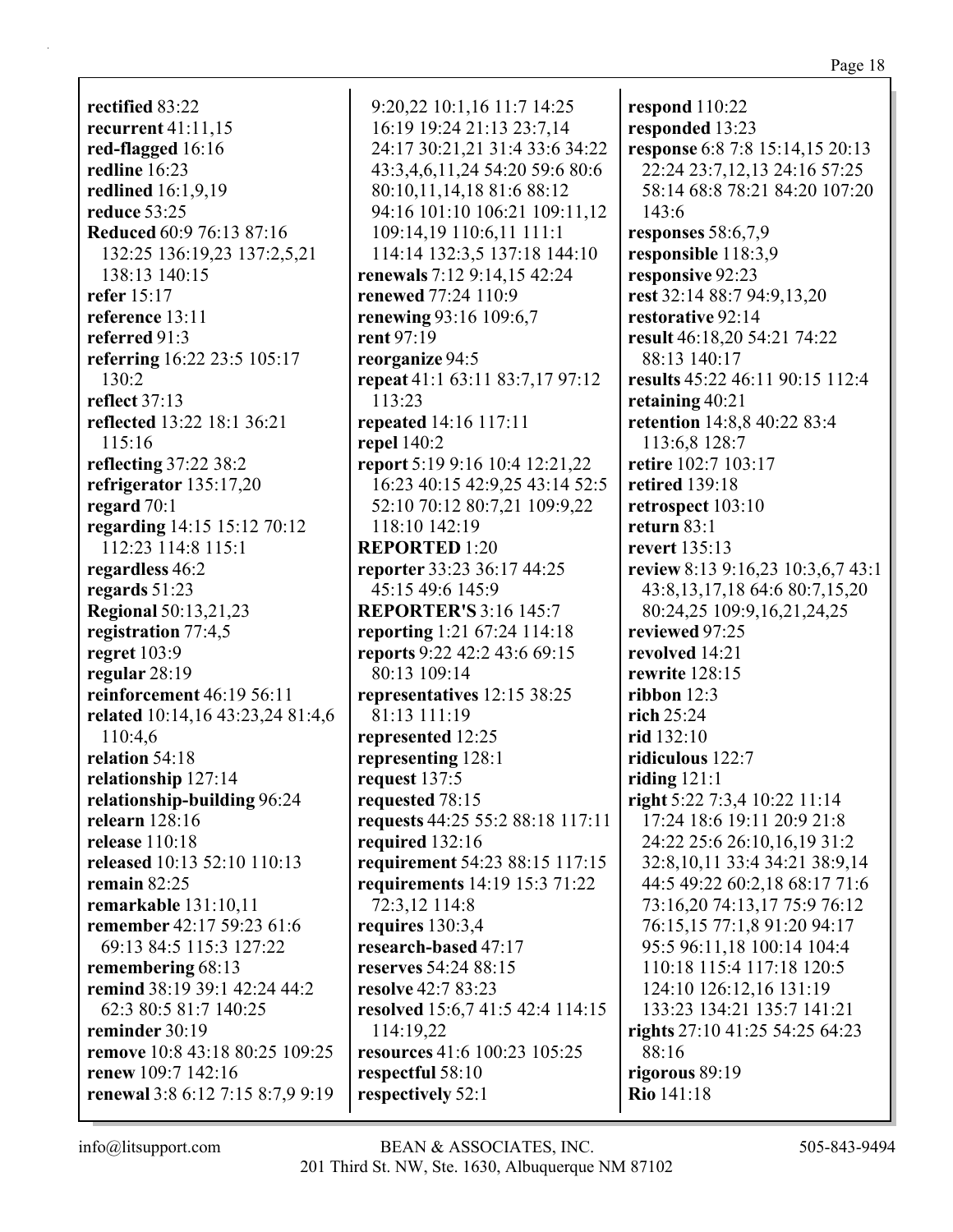**rectified** 83:22
**recurrent** 41:11,15
**red-flagged** 16:16
**redline** 16:23
**redlined** 16:1,9,19
**reduce** 53:25
**Reduced** 60:9 76:13 87:16 132:25 136:19,23 137:2,5,21 138:13 140:15
**refer** 15:17
**reference** 13:11
**referred** 91:3
**referring** 16:22 23:5 105:17 130:2
**reflect** 37:13
**reflected** 13:22 18:1 36:21 115:16
**reflecting** 37:22 38:2
**refrigerator** 135:17,20
**regard** 70:1
**regarding** 14:15 15:12 70:12 112:23 114:8 115:1
**regardless** 46:2
**regards** 51:23
**Regional** 50:13,21,23
**registration** 77:4,5
**regret** 103:9
**regular** 28:19
**reinforcement** 46:19 56:11
**related** 10:14,16 43:23,24 81:4,6 110:4,6
**relation** 54:18
**relationship** 127:14
**relationship-building** 96:24
**relearn** 128:16
**release** 110:18
**released** 10:13 52:10 110:13
**remain** 82:25
**remarkable** 131:10,11
**remember** 42:17 59:23 61:6 69:13 84:5 115:3 127:22
**remembering** 68:13
**remind** 38:19 39:1 42:24 44:2 62:3 80:5 81:7 140:25
**reminder** 30:19
**remove** 10:8 43:18 80:25 109:25
**renew** 109:7 142:16
**renewal** 3:8 6:12 7:15 8:7,9 9:19 9:20,22 10:1,16 11:7 14:25 16:19 19:24 21:13 23:7,14 24:17 30:21,21 31:4 33:6 34:22 43:3,4,6,11,24 54:20 59:6 80:6 80:10,11,14,18 81:6 88:12 94:16 101:10 106:21 109:11,12 109:14,19 110:6,11 111:1 114:14 132:3,5 137:18 144:10
**renewals** 7:12 9:14,15 42:24
**renewed** 77:24 110:9
**renewing** 93:16 109:6,7
**rent** 97:19
**reorganize** 94:5
**repeat** 41:1 63:11 83:7,17 97:12 113:23
**repeated** 14:16 117:11
**repel** 140:2
**report** 5:19 9:16 10:4 12:21,22 16:23 40:15 42:9,25 43:14 52:5 52:10 70:12 80:7,21 109:9,22 118:10 142:19
**REPORTED** 1:20
**reporter** 33:23 36:17 44:25 45:15 49:6 145:9
**REPORTER'S** 3:16 145:7
**reporting** 1:21 67:24 114:18
**reports** 9:22 42:2 43:6 69:15 80:13 109:14
**representatives** 12:15 38:25 81:13 111:19
**represented** 12:25
**representing** 128:1
**request** 137:5
**requested** 78:15
**requests** 44:25 55:2 88:18 117:11
**required** 132:16
**requirement** 54:23 88:15 117:15
**requirements** 14:19 15:3 71:22 72:3,12 114:8
**requires** 130:3,4
**research-based** 47:17
**reserves** 54:24 88:15
**resolve** 42:7 83:23
**resolved** 15:6,7 41:5 42:4 114:15 114:19,22
**resources** 41:6 100:23 105:25
**respectful** 58:10
**respectively** 52:1
**respond** 110:22
**responded** 13:23
**response** 6:8 7:8 15:14,15 20:13 22:24 23:7,12,13 24:16 57:25 58:14 68:8 78:21 84:20 107:20 143:6
**responses** 58:6,7,9
**responsible** 118:3,9
**responsive** 92:23
**rest** 32:14 88:7 94:9,13,20
**restorative** 92:14
**result** 46:18,20 54:21 74:22 88:13 140:17
**results** 45:22 46:11 90:15 112:4
**retaining** 40:21
**retention** 14:8,8 40:22 83:4 113:6,8 128:7
**retire** 102:7 103:17
**retired** 139:18
**retrospect** 103:10
**return** 83:1
**revert** 135:13
**review** 8:13 9:16,23 10:3,6,7 43:1 43:8,13,17,18 64:6 80:7,15,20 80:24,25 109:9,16,21,24,25
**reviewed** 97:25
**revolved** 14:21
**rewrite** 128:15
**ribbon** 12:3
**rich** 25:24
**rid** 132:10
**ridiculous** 122:7
**riding** 121:1
**right** 5:22 7:3,4 10:22 11:14 17:24 18:6 19:11 20:9 21:8 24:22 25:6 26:10,16,19 31:2 32:8,10,11 33:4 34:21 38:9,14 44:5 49:22 60:2,18 68:17 71:6 73:16,20 74:13,17 75:9 76:12 76:15,15 77:1,8 91:20 94:17 95:5 96:11,18 100:14 104:4 110:18 115:4 117:18 120:5 124:10 126:12,16 131:19 133:23 134:21 135:7 141:21
**rights** 27:10 41:25 54:25 64:23 88:16
**rigorous** 89:19
**Rio** 141:18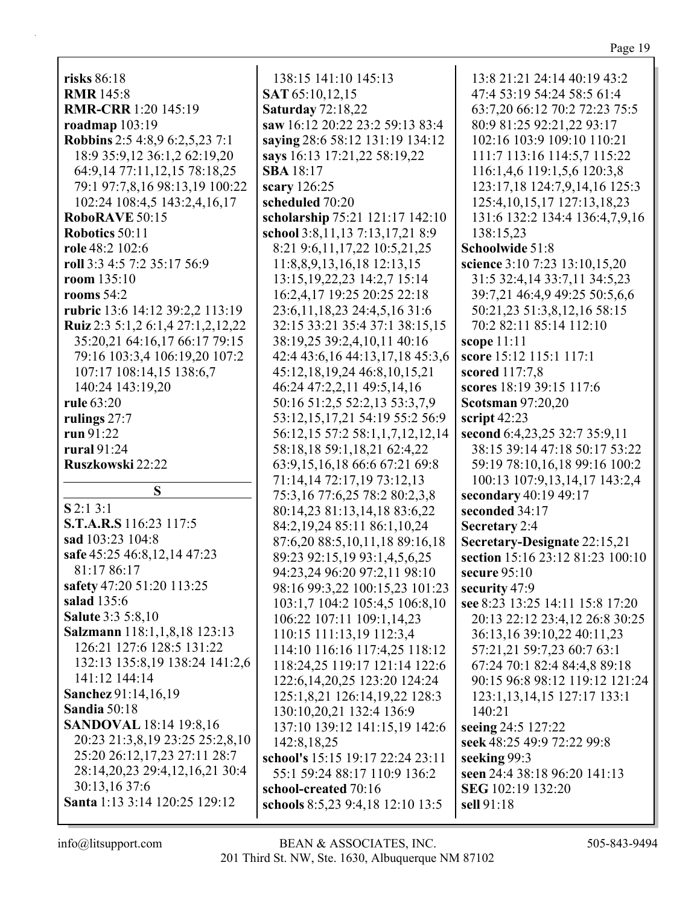**risks** 86:18
**RMR** 145:8
**RMR-CRR** 1:20 145:19
**roadmap** 103:19
**Robbins** 2:5 4:8,9 6:2,5,23 7:1 18:9 35:9,12 36:1,2 62:19,20 64:9,14 77:11,12,15 78:18,25 79:1 97:7,8,16 98:13,19 100:22 102:24 108:4,5 143:2,4,16,17
**RoboRAVE** 50:15
**Robotics** 50:11
**role** 48:2 102:6
**roll** 3:3 4:5 7:2 35:17 56:9
**room** 135:10
**rooms** 54:2
**rubric** 13:6 14:12 39:2,2 113:19
**Ruiz** 2:3 5:1,2 6:1,4 27:1,2,12,22 35:20,21 64:16,17 66:17 79:15 79:16 103:3,4 106:19,20 107:2 107:17 108:14,15 138:6,7 140:24 143:19,20
**rule** 63:20
**rulings** 27:7
**run** 91:22
**rural** 91:24
**Ruszkowski** 22:22

## S

**S** 2:1 3:1
**S.T.A.R.S** 116:23 117:5
**sad** 103:23 104:8
**safe** 45:25 46:8,12,14 47:23 81:17 86:17
**safety** 47:20 51:20 113:25
**salad** 135:6
**Salute** 3:3 5:8,10
**Salzmann** 118:1,1,8,18 123:13 126:21 127:6 128:5 131:22 132:13 135:8,19 138:24 141:2,6 141:12 144:14
**Sanchez** 91:14,16,19
**Sandia** 50:18
**SANDOVAL** 18:14 19:8,16 20:23 21:3,8,19 23:25 25:2,8,10 25:20 26:12,17,23 27:11 28:7 28:14,20,23 29:4,12,16,21 30:4 30:13,16 37:6
**Santa** 1:13 3:14 120:25 129:12
138:15 141:10 145:13
**SAT** 65:10,12,15
**Saturday** 72:18,22
**saw** 16:12 20:22 23:2 59:13 83:4
**saying** 28:6 58:12 131:19 134:12
**says** 16:13 17:21,22 58:19,22
**SBA** 18:17
**scary** 126:25
**scheduled** 70:20
**scholarship** 75:21 121:17 142:10
**school** 3:8,11,13 7:13,17,21 8:9 8:21 9:6,11,17,22 10:5,21,25 11:8,8,9,13,16,18 12:13,15 13:15,19,22,23 14:2,7 15:14 16:2,4,17 19:25 20:25 22:18 23:6,11,18,23 24:4,5,16 31:6 32:15 33:21 35:4 37:1 38:15,15 38:19,25 39:2,4,10,11 40:16 42:4 43:6,16 44:13,17,18 45:3,6 45:12,18,19,24 46:8,10,15,21 46:24 47:2,2,11 49:5,14,16 50:16 51:2,5 52:2,13 53:3,7,9 53:12,15,17,21 54:19 55:2 56:9 56:12,15 57:2 58:1,1,7,12,12,14 58:18,18 59:1,18,21 62:4,22 63:9,15,16,18 66:6 67:21 69:8 71:14,14 72:17,19 73:12,13 75:3,16 77:6,25 78:2 80:2,3,8 80:14,23 81:13,14,18 83:6,22 84:2,19,24 85:11 86:1,10,24 87:6,20 88:5,10,11,18 89:16,18 89:23 92:15,19 93:1,4,5,6,25 94:23,24 96:20 97:2,11 98:10 98:16 99:3,22 100:15,23 101:23 103:1,7 104:2 105:4,5 106:8,10 106:22 107:11 109:1,14,23 110:15 111:13,19 112:3,4 114:10 116:16 117:4,25 118:12 118:24,25 119:17 121:14 122:6 122:6,14,20,25 123:20 124:24 125:1,8,21 126:14,19,22 128:3 130:10,20,21 132:4 136:9 137:10 139:12 141:15,19 142:6 142:8,18,25
**school's** 15:15 19:17 22:24 23:11 55:1 59:24 88:17 110:9 136:2
**school-created** 70:16
**schools** 8:5,23 9:4,18 12:10 13:5
13:8 21:21 24:14 40:19 43:2 47:4 53:19 54:24 58:5 61:4 63:7,20 66:12 70:2 72:23 75:5 80:9 81:25 92:21,22 93:17 102:16 103:9 109:10 110:21 111:7 113:16 114:5,7 115:22 116:1,4,6 119:1,5,6 120:3,8 123:17,18 124:7,9,14,16 125:3 125:4,10,15,17 127:13,18,23 131:6 132:2 134:4 136:4,7,9,16 138:15,23
**Schoolwide** 51:8
**science** 3:10 7:23 13:10,15,20 31:5 32:4,14 33:7,11 34:5,23 39:7,21 46:4,9 49:25 50:5,6,6 50:21,23 51:3,8,12,16 58:15 70:2 82:11 85:14 112:10
**scope** 11:11
**score** 15:12 115:1 117:1
**scored** 117:7,8
**scores** 18:19 39:15 117:6
**Scotsman** 97:20,20
**script** 42:23
**second** 6:4,23,25 32:7 35:9,11 38:15 39:14 47:18 50:17 53:22 59:19 78:10,16,18 99:16 100:2 100:13 107:9,13,14,17 143:2,4
**secondary** 40:19 49:17
**seconded** 34:17
**Secretary** 2:4
**Secretary-Designate** 22:15,21
**section** 15:16 23:12 81:23 100:10
**secure** 95:10
**security** 47:9
**see** 8:23 13:25 14:11 15:8 17:20 20:13 22:12 23:4,12 26:8 30:25 36:13,16 39:10,22 40:11,23 57:21,21 59:7,23 60:7 63:1 67:24 70:1 82:4 84:4,8 89:18 90:15 96:8 98:12 119:12 121:24 123:1,13,14,15 127:17 133:1 140:21
**seeing** 24:5 127:22
**seek** 48:25 49:9 72:22 99:8
**seeking** 99:3
**seen** 24:4 38:18 96:20 141:13
**SEG** 102:19 132:20
**sell** 91:18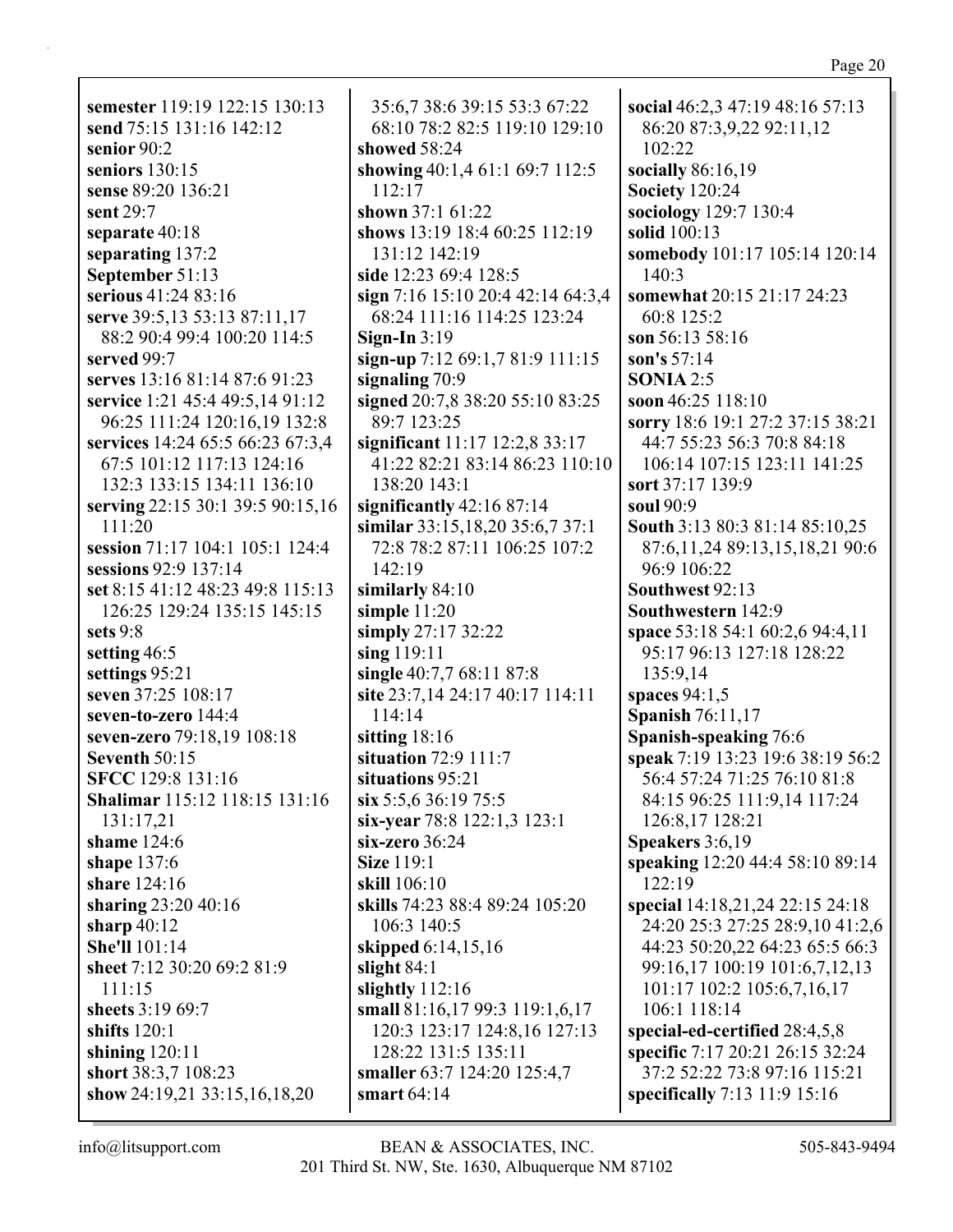**semester** 119:19 122:15 130:13
**send** 75:15 131:16 142:12
**senior** 90:2
**seniors** 130:15
**sense** 89:20 136:21
**sent** 29:7
**separate** 40:18
**separating** 137:2
**September** 51:13
**serious** 41:24 83:16
**serve** 39:5,13 53:13 87:11,17 88:2 90:4 99:4 100:20 114:5
**served** 99:7
**serves** 13:16 81:14 87:6 91:23
**service** 1:21 45:4 49:5,14 91:12 96:25 111:24 120:16,19 132:8
**services** 14:24 65:5 66:23 67:3,4 67:5 101:12 117:13 124:16 132:3 133:15 134:11 136:10
**serving** 22:15 30:1 39:5 90:15,16 111:20
**session** 71:17 104:1 105:1 124:4
**sessions** 92:9 137:14
**set** 8:15 41:12 48:23 49:8 115:13 126:25 129:24 135:15 145:15
**sets** 9:8
**setting** 46:5
**settings** 95:21
**seven** 37:25 108:17
**seven-to-zero** 144:4
**seven-zero** 79:18,19 108:18
**Seventh** 50:15
**SFCC** 129:8 131:16
**Shalimar** 115:12 118:15 131:16 131:17,21
**shame** 124:6
**shape** 137:6
**share** 124:16
**sharing** 23:20 40:16
**sharp** 40:12
**She'll** 101:14
**sheet** 7:12 30:20 69:2 81:9 111:15
**sheets** 3:19 69:7
**shifts** 120:1
**shining** 120:11
**short** 38:3,7 108:23
**show** 24:19,21 33:15,16,18,20 35:6,7 38:6 39:15 53:3 67:22 68:10 78:2 82:5 119:10 129:10
**showed** 58:24
**showing** 40:1,4 61:1 69:7 112:5 112:17
**shown** 37:1 61:22
**shows** 13:19 18:4 60:25 112:19 131:12 142:19
**side** 12:23 69:4 128:5
**sign** 7:16 15:10 20:4 42:14 64:3,4 68:24 111:16 114:25 123:24
**Sign-In** 3:19
**sign-up** 7:12 69:1,7 81:9 111:15
**signaling** 70:9
**signed** 20:7,8 38:20 55:10 83:25 89:7 123:25
**significant** 11:17 12:2,8 33:17 41:22 82:21 83:14 86:23 110:10 138:20 143:1
**significantly** 42:16 87:14
**similar** 33:15,18,20 35:6,7 37:1 72:8 78:2 87:11 106:25 107:2 142:19
**similarly** 84:10
**simple** 11:20
**simply** 27:17 32:22
**sing** 119:11
**single** 40:7,7 68:11 87:8
**site** 23:7,14 24:17 40:17 114:11 114:14
**sitting** 18:16
**situation** 72:9 111:7
**situations** 95:21
**six** 5:5,6 36:19 75:5
**six-year** 78:8 122:1,3 123:1
**six-zero** 36:24
**Size** 119:1
**skill** 106:10
**skills** 74:23 88:4 89:24 105:20 106:3 140:5
**skipped** 6:14,15,16
**slight** 84:1
**slightly** 112:16
**small** 81:16,17 99:3 119:1,6,17 120:3 123:17 124:8,16 127:13 128:22 131:5 135:11
**smaller** 63:7 124:20 125:4,7
**smart** 64:14
**social** 46:2,3 47:19 48:16 57:13 86:20 87:3,9,22 92:11,12 102:22
**socially** 86:16,19
**Society** 120:24
**sociology** 129:7 130:4
**solid** 100:13
**somebody** 101:17 105:14 120:14 140:3
**somewhat** 20:15 21:17 24:23 60:8 125:2
**son** 56:13 58:16
**son's** 57:14
**SONIA** 2:5
**soon** 46:25 118:10
**sorry** 18:6 19:1 27:2 37:15 38:21 44:7 55:23 56:3 70:8 84:18 106:14 107:15 123:11 141:25
**sort** 37:17 139:9
**soul** 90:9
**South** 3:13 80:3 81:14 85:10,25 87:6,11,24 89:13,15,18,21 90:6 96:9 106:22
**Southwest** 92:13
**Southwestern** 142:9
**space** 53:18 54:1 60:2,6 94:4,11 95:17 96:13 127:18 128:22 135:9,14
**spaces** 94:1,5
**Spanish** 76:11,17
**Spanish-speaking** 76:6
**speak** 7:19 13:23 19:6 38:19 56:2 56:4 57:24 71:25 76:10 81:8 84:15 96:25 111:9,14 117:24 126:8,17 128:21
**Speakers** 3:6,19
**speaking** 12:20 44:4 58:10 89:14 122:19
**special** 14:18,21,24 22:15 24:18 24:20 25:3 27:25 28:9,10 41:2,6 44:23 50:20,22 64:23 65:5 66:3 99:16,17 100:19 101:6,7,12,13 101:17 102:2 105:6,7,16,17 106:1 118:14
**special-ed-certified** 28:4,5,8
**specific** 7:17 20:21 26:15 32:24 37:2 52:22 73:8 97:16 115:21
**specifically** 7:13 11:9 15:16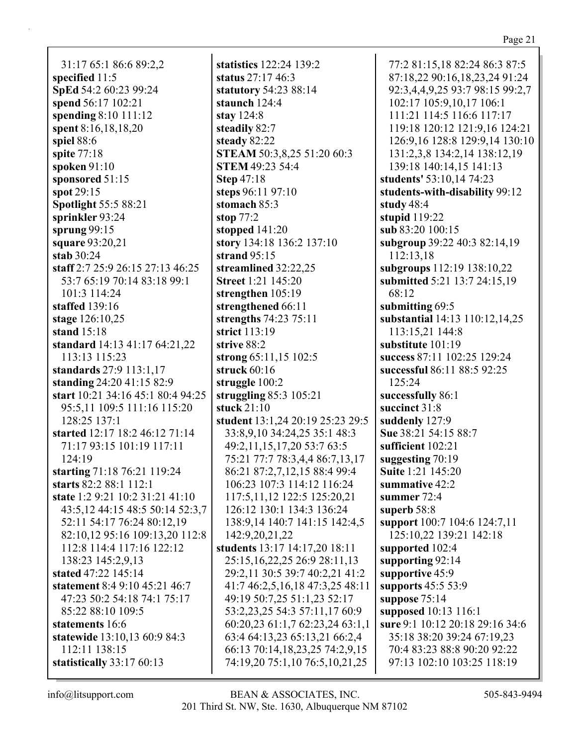31:17 65:1 86:6 89:2,2
**specified** 11:5
**SpEd** 54:2 60:23 99:24
**spend** 56:17 102:21
**spending** 8:10 111:12
**spent** 8:16,18,18,20
**spiel** 88:6
**spite** 77:18
**spoken** 91:10
**sponsored** 51:15
**spot** 29:15
**Spotlight** 55:5 88:21
**sprinkler** 93:24
**sprung** 99:15
**square** 93:20,21
**stab** 30:24
**staff** 2:7 25:9 26:15 27:13 46:25 53:7 65:19 70:14 83:18 99:1 101:3 114:24
**staffed** 139:16
**stage** 126:10,25
**stand** 15:18
**standard** 14:13 41:17 64:21,22 113:13 115:23
**standards** 27:9 113:1,17
**standing** 24:20 41:15 82:9
**start** 10:21 34:16 45:1 80:4 94:25 95:5,11 109:5 111:16 115:20 128:25 137:1
**started** 12:17 18:2 46:12 71:14 71:17 93:15 101:19 117:11 124:19
**starting** 71:18 76:21 119:24
**starts** 82:2 88:1 112:1
**state** 1:2 9:21 10:2 31:21 41:10 43:5,12 44:15 48:5 50:14 52:3,7 52:11 54:17 76:24 80:12,19 82:10,12 95:16 109:13,20 112:8 112:8 114:4 117:16 122:12 138:23 145:2,9,13
**stated** 47:22 145:14
**statement** 8:4 9:10 45:21 46:7 47:23 50:2 54:18 74:1 75:17 85:22 88:10 109:5
**statements** 16:6
**statewide** 13:10,13 60:9 84:3 112:11 138:15
**statistically** 33:17 60:13
**statistics** 122:24 139:2
**status** 27:17 46:3
**statutory** 54:23 88:14
**staunch** 124:4
**stay** 124:8
**steadily** 82:7
**steady** 82:22
**STEAM** 50:3,8,25 51:20 60:3
**STEM** 49:23 54:4
**Step** 47:18
**steps** 96:11 97:10
**stomach** 85:3
**stop** 77:2
**stopped** 141:20
**story** 134:18 136:2 137:10
**strand** 95:15
**streamlined** 32:22,25
**Street** 1:21 145:20
**strengthen** 105:19
**strengthened** 66:11
**strengths** 74:23 75:11
**strict** 113:19
**strive** 88:2
**strong** 65:11,15 102:5
**struck** 60:16
**struggle** 100:2
**struggling** 85:3 105:21
**stuck** 21:10
**student** 13:1,24 20:19 25:23 29:5 33:8,9,10 34:24,25 35:1 48:3 49:2,11,15,17,20 53:7 63:5 75:21 77:7 78:3,4,4 86:7,13,17 86:21 87:2,7,12,15 88:4 99:4 106:23 107:3 114:12 116:24 117:5,11,12 122:5 125:20,21 126:12 130:1 134:3 136:24 138:9,14 140:7 141:15 142:4,5 142:9,20,21,22
**students** 13:17 14:17,20 18:11 25:15,16,22,25 26:9 28:11,13 29:2,11 30:5 39:7 40:2,21 41:2 41:7 46:2,5,16,18 47:3,25 48:11 49:19 50:7,25 51:1,23 52:17 53:2,23,25 54:3 57:11,17 60:9 60:20,23 61:1,7 62:23,24 63:1,1 63:4 64:13,23 65:13,21 66:2,4 66:13 70:14,18,23,25 74:2,9,15 74:19,20 75:1,10 76:5,10,21,25 77:2 81:15,18 82:24 86:3 87:5 87:18,22 90:16,18,23,24 91:24 92:3,4,4,9,25 93:7 98:15 99:2,7 102:17 105:9,10,17 106:1 111:21 114:5 116:6 117:17 119:18 120:12 121:9,16 124:21 126:9,16 128:8 129:9,14 130:10 131:2,3,8 134:2,14 138:12,19 139:18 140:14,15 141:13
**students'** 53:10,14 74:23
**students-with-disability** 99:12
**study** 48:4
**stupid** 119:22
**sub** 83:20 100:15
**subgroup** 39:22 40:3 82:14,19 112:13,18
**subgroups** 112:19 138:10,22
**submitted** 5:21 13:7 24:15,19 68:12
**submitting** 69:5
**substantial** 14:13 110:12,14,25 113:15,21 144:8
**substitute** 101:19
**success** 87:11 102:25 129:24
**successful** 86:11 88:5 92:25 125:24
**successfully** 86:1
**succinct** 31:8
**suddenly** 127:9
**Sue** 38:21 54:15 88:7
**sufficient** 102:21
**suggesting** 70:19
**Suite** 1:21 145:20
**summative** 42:2
**summer** 72:4
**superb** 58:8
**support** 100:7 104:6 124:7,11 125:10,22 139:21 142:18
**supported** 102:4
**supporting** 92:14
**supportive** 45:9
**supports** 45:5 53:9
**suppose** 75:14
**supposed** 10:13 116:1
**sure** 9:1 10:12 20:18 29:16 34:6 35:18 38:20 39:24 67:19,23 70:4 83:23 88:8 90:20 92:22 97:13 102:10 103:25 118:19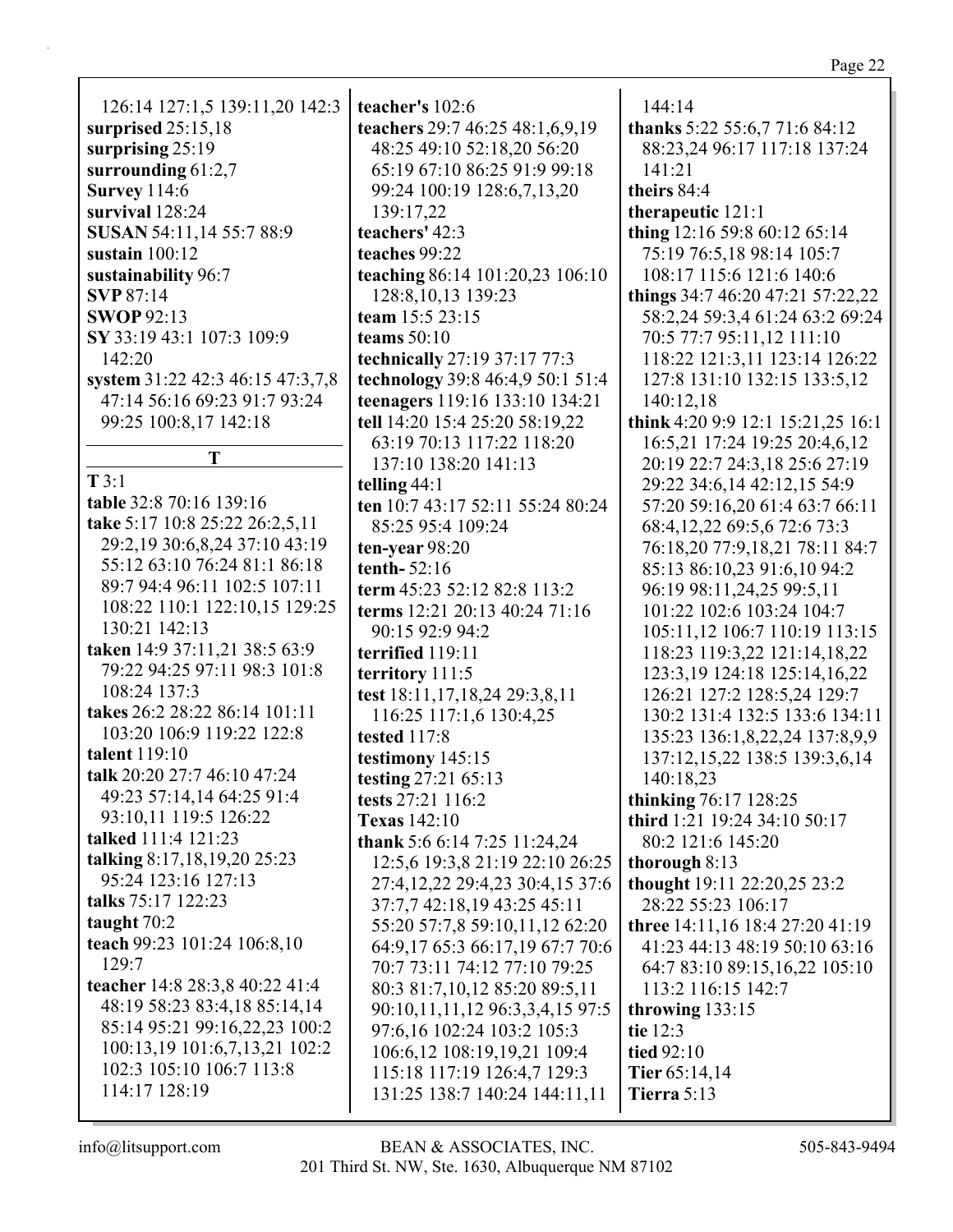126:14 127:1,5 139:11,20 142:3
**surprised** 25:15,18
**surprising** 25:19
**surrounding** 61:2,7
**Survey** 114:6
**survival** 128:24
**SUSAN** 54:11,14 55:7 88:9
**sustain** 100:12
**sustainability** 96:7
**SVP** 87:14
**SWOP** 92:13
**SY** 33:19 43:1 107:3 109:9 142:20
**system** 31:22 42:3 46:15 47:3,7,8 47:14 56:16 69:23 91:7 93:24 99:25 100:8,17 142:18

## T

**T** 3:1
**table** 32:8 70:16 139:16
**take** 5:17 10:8 25:22 26:2,5,11 29:2,19 30:6,8,24 37:10 43:19 55:12 63:10 76:24 81:1 86:18 89:7 94:4 96:11 102:5 107:11 108:22 110:1 122:10,15 129:25 130:21 142:13
**taken** 14:9 37:11,21 38:5 63:9 79:22 94:25 97:11 98:3 101:8 108:24 137:3
**takes** 26:2 28:22 86:14 101:11 103:20 106:9 119:22 122:8
**talent** 119:10
**talk** 20:20 27:7 46:10 47:24 49:23 57:14,14 64:25 91:4 93:10,11 119:5 126:22
**talked** 111:4 121:23
**talking** 8:17,18,19,20 25:23 95:24 123:16 127:13
**talks** 75:17 122:23
**taught** 70:2
**teach** 99:23 101:24 106:8,10 129:7
**teacher** 14:8 28:3,8 40:22 41:4 48:19 58:23 83:4,18 85:14,14 85:14 95:21 99:16,22,23 100:2 100:13,19 101:6,7,13,21 102:2 102:3 105:10 106:7 113:8 114:17 128:19
**teacher's** 102:6
**teachers** 29:7 46:25 48:1,6,9,19 48:25 49:10 52:18,20 56:20 65:19 67:10 86:25 91:9 99:18 99:24 100:19 128:6,7,13,20 139:17,22
**teachers'** 42:3
**teaches** 99:22
**teaching** 86:14 101:20,23 106:10 128:8,10,13 139:23
**team** 15:5 23:15
**teams** 50:10
**technically** 27:19 37:17 77:3
**technology** 39:8 46:4,9 50:1 51:4
**teenagers** 119:16 133:10 134:21
**tell** 14:20 15:4 25:20 58:19,22 63:19 70:13 117:22 118:20 137:10 138:20 141:13
**telling** 44:1
**ten** 10:7 43:17 52:11 55:24 80:24 85:25 95:4 109:24
**ten-year** 98:20
**tenth-** 52:16
**term** 45:23 52:12 82:8 113:2
**terms** 12:21 20:13 40:24 71:16 90:15 92:9 94:2
**terrified** 119:11
**territory** 111:5
**test** 18:11,17,18,24 29:3,8,11 116:25 117:1,6 130:4,25
**tested** 117:8
**testimony** 145:15
**testing** 27:21 65:13
**tests** 27:21 116:2
**Texas** 142:10
**thank** 5:6 6:14 7:25 11:24,24 12:5,6 19:3,8 21:19 22:10 26:25 27:4,12,22 29:4,23 30:4,15 37:6 37:7,7 42:18,19 43:25 45:11 55:20 57:7,8 59:10,11,12 62:20 64:9,17 65:3 66:17,19 67:7 70:6 70:7 73:11 74:12 77:10 79:25 80:3 81:7,10,12 85:20 89:5,11 90:10,11,11,12 96:3,3,4,15 97:5 97:6,16 102:24 103:2 105:3 106:6,12 108:19,19,21 109:4 115:18 117:19 126:4,7 129:3 131:25 138:7 140:24 144:11,11 144:14
**thanks** 5:22 55:6,7 71:6 84:12 88:23,24 96:17 117:18 137:24 141:21
**theirs** 84:4
**therapeutic** 121:1
**thing** 12:16 59:8 60:12 65:14 75:19 76:5,18 98:14 105:7 108:17 115:6 121:6 140:6
**things** 34:7 46:20 47:21 57:22,22 58:2,24 59:3,4 61:24 63:2 69:24 70:5 77:7 95:11,12 111:10 118:22 121:3,11 123:14 126:22 127:8 131:10 132:15 133:5,12 140:12,18
**think** 4:20 9:9 12:1 15:21,25 16:1 16:5,21 17:24 19:25 20:4,6,12 20:19 22:7 24:3,18 25:6 27:19 29:22 34:6,14 42:12,15 54:9 57:20 59:16,20 61:4 63:7 66:11 68:4,12,22 69:5,6 72:6 73:3 76:18,20 77:9,18,21 78:11 84:7 85:13 86:10,23 91:6,10 94:2 96:19 98:11,24,25 99:5,11 101:22 102:6 103:24 104:7 105:11,12 106:7 110:19 113:15 118:23 119:3,22 121:14,18,22 123:3,19 124:18 125:14,16,22 126:21 127:2 128:5,24 129:7 130:2 131:4 132:5 133:6 134:11 135:23 136:1,8,22,24 137:8,9,9 137:12,15,22 138:5 139:3,6,14 140:18,23
**thinking** 76:17 128:25
**third** 1:21 19:24 34:10 50:17 80:2 121:6 145:20
**thorough** 8:13
**thought** 19:11 22:20,25 23:2 28:22 55:23 106:17
**three** 14:11,16 18:4 27:20 41:19 41:23 44:13 48:19 50:10 63:16 64:7 83:10 89:15,16,22 105:10 113:2 116:15 142:7
**throwing** 133:15
**tie** 12:3
**tied** 92:10
**Tier** 65:14,14
**Tierra** 5:13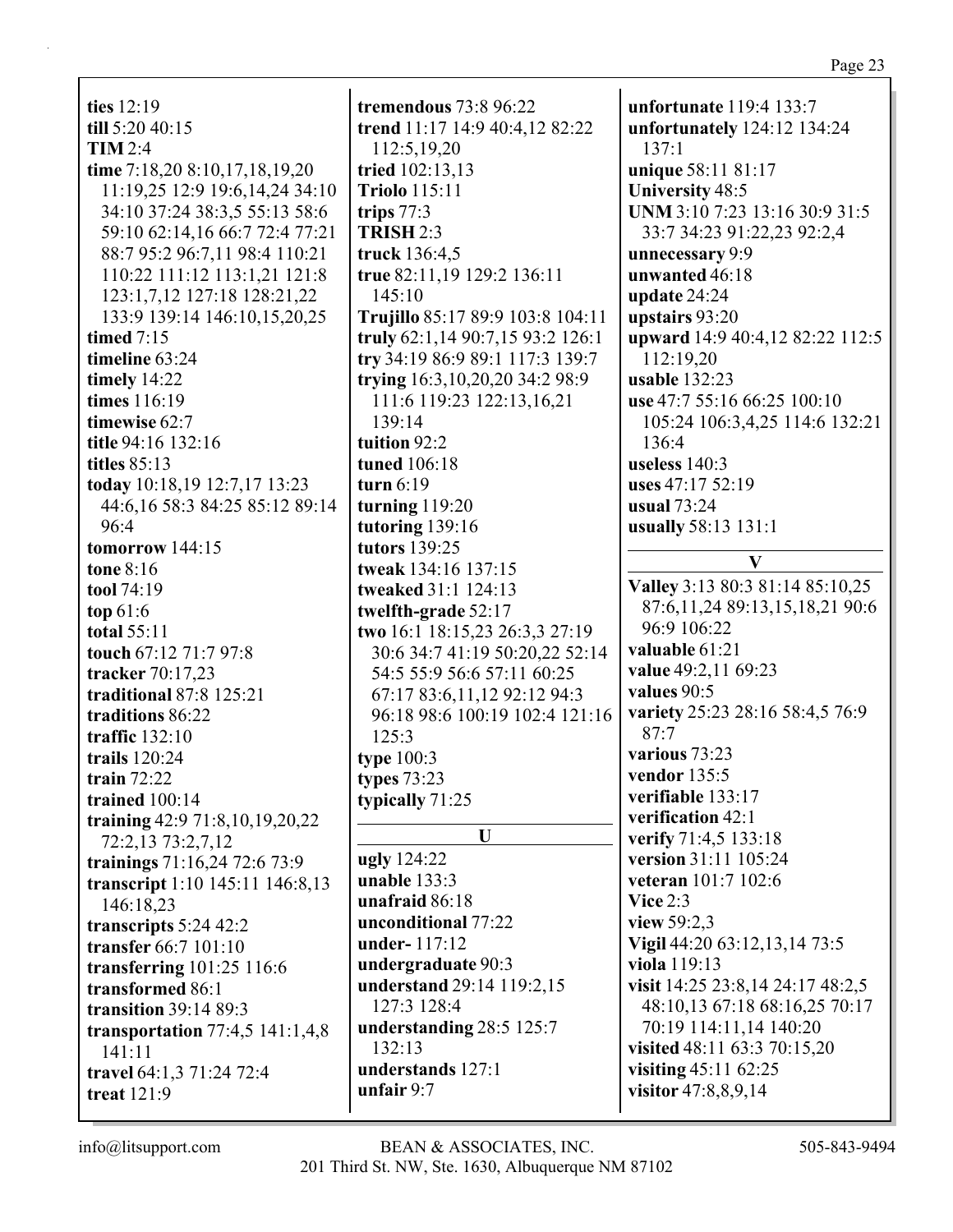**ties** 12:19
**till** 5:20 40:15
**TIM** 2:4
**time** 7:18,20 8:10,17,18,19,20 11:19,25 12:9 19:6,14,24 34:10 34:10 37:24 38:3,5 55:13 58:6 59:10 62:14,16 66:7 72:4 77:21 88:7 95:2 96:7,11 98:4 110:21 110:22 111:12 113:1,21 121:8 123:1,7,12 127:18 128:21,22 133:9 139:14 146:10,15,20,25
**timed** 7:15
**timeline** 63:24
**timely** 14:22
**times** 116:19
**timewise** 62:7
**title** 94:16 132:16
**titles** 85:13
**today** 10:18,19 12:7,17 13:23 44:6,16 58:3 84:25 85:12 89:14 96:4
**tomorrow** 144:15
**tone** 8:16
**tool** 74:19
**top** 61:6
**total** 55:11
**touch** 67:12 71:7 97:8
**tracker** 70:17,23
**traditional** 87:8 125:21
**traditions** 86:22
**traffic** 132:10
**trails** 120:24
**train** 72:22
**trained** 100:14
**training** 42:9 71:8,10,19,20,22 72:2,13 73:2,7,12
**trainings** 71:16,24 72:6 73:9
**transcript** 1:10 145:11 146:8,13 146:18,23
**transcripts** 5:24 42:2
**transfer** 66:7 101:10
**transferring** 101:25 116:6
**transformed** 86:1
**transition** 39:14 89:3
**transportation** 77:4,5 141:1,4,8 141:11
**travel** 64:1,3 71:24 72:4
**treat** 121:9
**tremendous** 73:8 96:22
**trend** 11:17 14:9 40:4,12 82:22 112:5,19,20
**tried** 102:13,13
**Triolo** 115:11
**trips** 77:3
**TRISH** 2:3
**truck** 136:4,5
**true** 82:11,19 129:2 136:11 145:10
**Trujillo** 85:17 89:9 103:8 104:11
**truly** 62:1,14 90:7,15 93:2 126:1
**try** 34:19 86:9 89:1 117:3 139:7
**trying** 16:3,10,20,20 34:2 98:9 111:6 119:23 122:13,16,21 139:14
**tuition** 92:2
**tuned** 106:18
**turn** 6:19
**turning** 119:20
**tutoring** 139:16
**tutors** 139:25
**tweak** 134:16 137:15
**tweaked** 31:1 124:13
**twelfth-grade** 52:17
**two** 16:1 18:15,23 26:3,3 27:19 30:6 34:7 41:19 50:20,22 52:14 54:5 55:9 56:6 57:11 60:25 67:17 83:6,11,12 92:12 94:3 96:18 98:6 100:19 102:4 121:16 125:3
**type** 100:3
**types** 73:23
**typically** 71:25

## U

**ugly** 124:22
**unable** 133:3
**unafraid** 86:18
**unconditional** 77:22
**under-** 117:12
**undergraduate** 90:3
**understand** 29:14 119:2,15 127:3 128:4
**understanding** 28:5 125:7 132:13
**understands** 127:1
**unfair** 9:7
**unfortunate** 119:4 133:7
**unfortunately** 124:12 134:24 137:1
**unique** 58:11 81:17
**University** 48:5
**UNM** 3:10 7:23 13:16 30:9 31:5 33:7 34:23 91:22,23 92:2,4
**unnecessary** 9:9
**unwanted** 46:18
**update** 24:24
**upstairs** 93:20
**upward** 14:9 40:4,12 82:22 112:5 112:19,20
**usable** 132:23
**use** 47:7 55:16 66:25 100:10 105:24 106:3,4,25 114:6 132:21 136:4
**useless** 140:3
**uses** 47:17 52:19
**usual** 73:24
**usually** 58:13 131:1

## V

**Valley** 3:13 80:3 81:14 85:10,25 87:6,11,24 89:13,15,18,21 90:6 96:9 106:22
**valuable** 61:21
**value** 49:2,11 69:23
**values** 90:5
**variety** 25:23 28:16 58:4,5 76:9 87:7
**various** 73:23
**vendor** 135:5
**verifiable** 133:17
**verification** 42:1
**verify** 71:4,5 133:18
**version** 31:11 105:24
**veteran** 101:7 102:6
**Vice** 2:3
**view** 59:2,3
**Vigil** 44:20 63:12,13,14 73:5
**viola** 119:13
**visit** 14:25 23:8,14 24:17 48:2,5 48:10,13 67:18 68:16,25 70:17 70:19 114:11,14 140:20
**visited** 48:11 63:3 70:15,20
**visiting** 45:11 62:25
**visitor** 47:8,8,9,14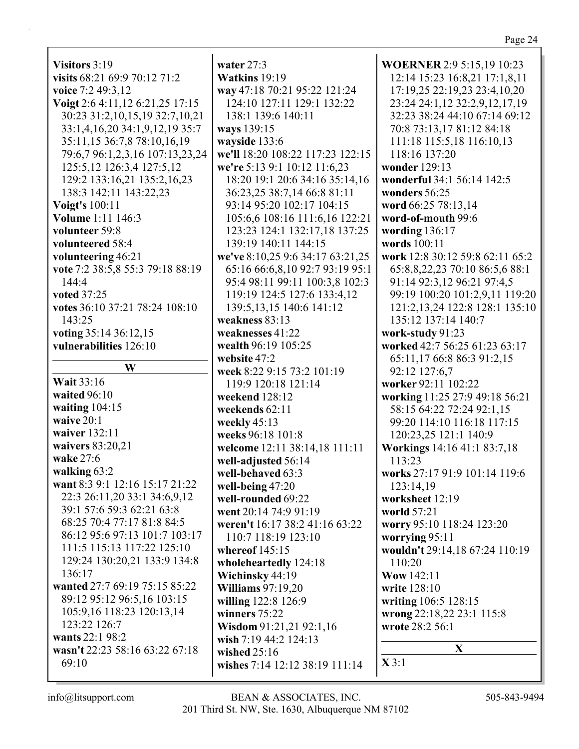**Visitors** 3:19
**visits** 68:21 69:9 70:12 71:2
**voice** 7:2 49:3,12
**Voigt** 2:6 4:11,12 6:21,25 17:15 30:23 31:2,10,15,19 32:7,10,21 33:1,4,16,20 34:1,9,12,19 35:7 35:11,15 36:7,8 78:10,16,19 79:6,7 96:1,2,3,16 107:13,23,24 125:5,12 126:3,4 127:5,12 129:2 133:16,21 135:2,16,23 138:3 142:11 143:22,23
**Voigt's** 100:11
**Volume** 1:11 146:3
**volunteer** 59:8
**volunteered** 58:4
**volunteering** 46:21
**vote** 7:2 38:5,8 55:3 79:18 88:19 144:4
**voted** 37:25
**votes** 36:10 37:21 78:24 108:10 143:25
**voting** 35:14 36:12,15
**vulnerabilities** 126:10

## W

**Wait** 33:16
**waited** 96:10
**waiting** 104:15
**waive** 20:1
**waiver** 132:11
**waivers** 83:20,21
**wake** 27:6
**walking** 63:2
**want** 8:3 9:1 12:16 15:17 21:22 22:3 26:11,20 33:1 34:6,9,12 39:1 57:6 59:3 62:21 63:8 68:25 70:4 77:17 81:8 84:5 86:12 95:6 97:13 101:7 103:17 111:5 115:13 117:22 125:10 129:24 130:20,21 133:9 134:8 136:17
**wanted** 27:7 69:19 75:15 85:22 89:12 95:12 96:5,16 103:15 105:9,16 118:23 120:13,14 123:22 126:7
**wants** 22:1 98:2
**wasn't** 22:23 58:16 63:22 67:18 69:10
**water** 27:3
**Watkins** 19:19
**way** 47:18 70:21 95:22 121:24 124:10 127:11 129:1 132:22 138:1 139:6 140:11
**ways** 139:15
**wayside** 133:6
**we'll** 18:20 108:22 117:23 122:15
**we're** 5:13 9:1 10:12 11:6,23 18:20 19:1 20:6 34:16 35:14,16 36:23,25 38:7,14 66:8 81:11 93:14 95:20 102:17 104:15 105:6,6 108:16 111:6,16 122:21 123:23 124:1 132:17,18 137:25 139:19 140:11 144:15
**we've** 8:10,25 9:6 34:17 63:21,25 65:16 66:6,10 92:7 93:19 95:1 95:4 98:11 99:11 100:3,8 102:3 119:19 124:5 127:6 133:4,12 139:5,13,15 140:6 141:12
**weakness** 83:13
**weaknesses** 41:22
**wealth** 96:19 105:25
**website** 47:2
**week** 8:22 9:15 73:2 101:19 119:9 120:18 121:14
**weekend** 128:12
**weekends** 62:11
**weekly** 45:13
**weeks** 96:18 101:8
**welcome** 12:11 38:14,18 111:11
**well-adjusted** 56:14
**well-behaved** 63:3
**well-being** 47:20
**well-rounded** 69:22
**went** 20:14 74:9 91:19
**weren't** 16:17 38:2 41:16 63:22 110:7 118:19 123:10
**whereof** 145:15
**wholeheartedly** 124:18
**Wichinsky** 44:19
**Williams** 97:19,20
**willing** 122:8 126:9
**winners** 75:22
**Wisdom** 91:21,21 92:1,16
**wish** 7:19 44:2 124:13
**wished** 25:16
**wishes** 7:14 12:12 38:19 111:14
**WOERNER** 2:9 5:15,19 10:23 12:14 15:23 16:8,21 17:1,8,11 17:19,25 22:19,23 23:4,10,20 23:24 24:1,12 32:2,9,12,17,19 32:23 38:24 44:10 67:14 69:12 70:8 73:13,17 81:12 84:18 111:18 115:5,18 116:10,13 118:16 137:20
**wonder** 129:13
**wonderful** 34:1 56:14 142:5
**wonders** 56:25
**word** 66:25 78:13,14
**word-of-mouth** 99:6
**wording** 136:17
**words** 100:11
**work** 12:8 30:12 59:8 62:11 65:2 65:8,8,22,23 70:10 86:5,6 88:1 91:14 92:3,12 96:21 97:4,5 99:19 100:20 101:2,9,11 119:20 121:2,13,24 122:8 128:1 135:10 135:12 137:14 140:7
**work-study** 91:23
**worked** 42:7 56:25 61:23 63:17 65:11,17 66:8 86:3 91:2,15 92:12 127:6,7
**worker** 92:11 102:22
**working** 11:25 27:9 49:18 56:21 58:15 64:22 72:24 92:1,15 99:20 114:10 116:18 117:15 120:23,25 121:1 140:9
**Workings** 14:16 41:1 83:7,18 113:23
**works** 27:17 91:9 101:14 119:6 123:14,19
**worksheet** 12:19
**world** 57:21
**worry** 95:10 118:24 123:20
**worrying** 95:11
**wouldn't** 29:14,18 67:24 110:19 110:20
**Wow** 142:11
**write** 128:10
**writing** 106:5 128:15
**wrong** 22:18,22 23:1 115:8
**wrote** 28:2 56:1

## X

**X** 3:1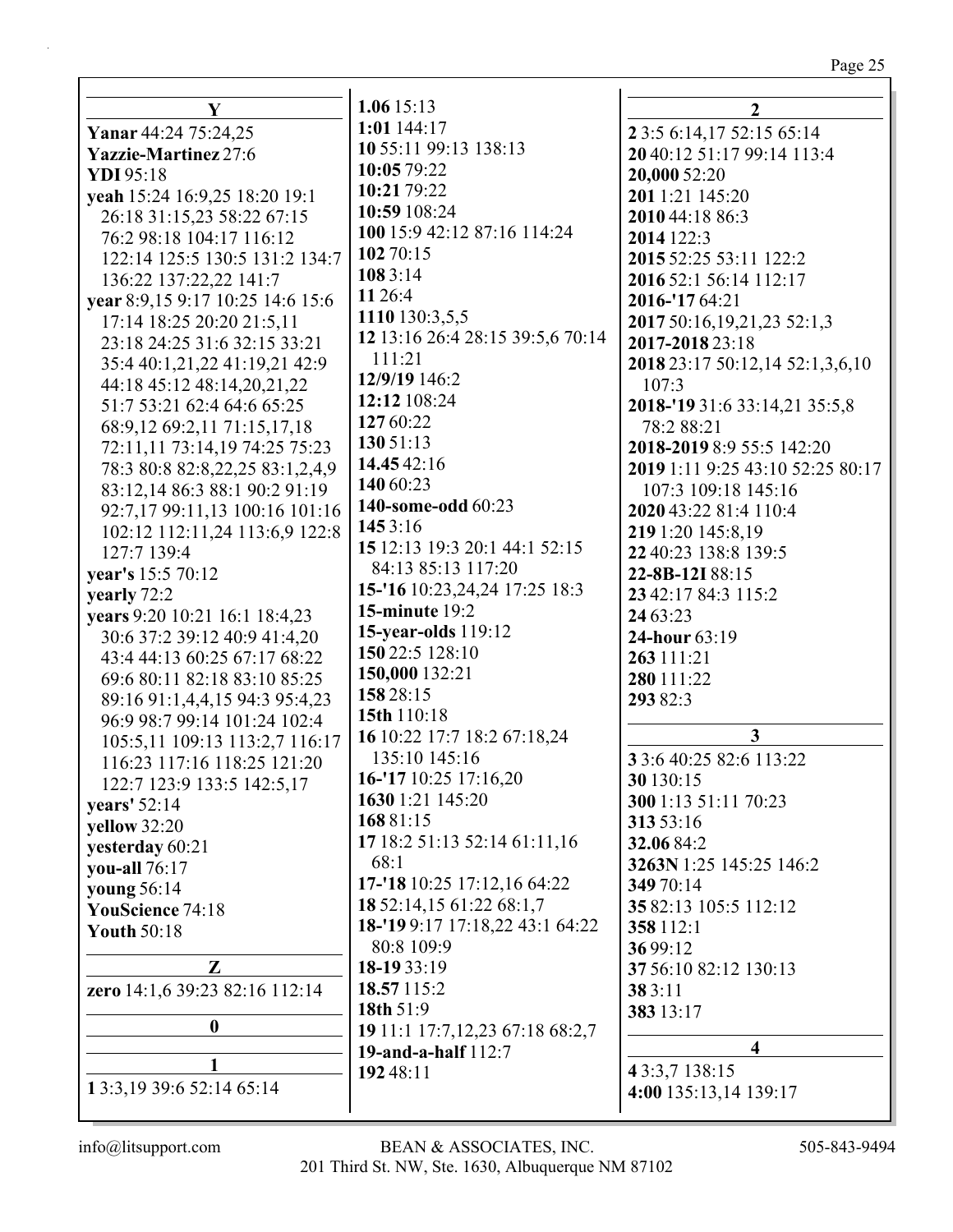## Y

**Yanar** 44:24 75:24,25
**Yazzie-Martinez** 27:6
**YDI** 95:18
**yeah** 15:24 16:9,25 18:20 19:1 26:18 31:15,23 58:22 67:15 76:2 98:18 104:17 116:12 122:14 125:5 130:5 131:2 134:7 136:22 137:22,22 141:7
**year** 8:9,15 9:17 10:25 14:6 15:6 17:14 18:25 20:20 21:5,11 23:18 24:25 31:6 32:15 33:21 35:4 40:1,21,22 41:19,21 42:9 44:18 45:12 48:14,20,21,22 51:7 53:21 62:4 64:6 65:25 68:9,12 69:2,11 71:15,17,18 72:11,11 73:14,19 74:25 75:23 78:3 80:8 82:8,22,25 83:1,2,4,9 83:12,14 86:3 88:1 90:2 91:19 92:7,17 99:11,13 100:16 101:16 102:12 112:11,24 113:6,9 122:8 127:7 139:4
**year's** 15:5 70:12
**yearly** 72:2
**years** 9:20 10:21 16:1 18:4,23 30:6 37:2 39:12 40:9 41:4,20 43:4 44:13 60:25 67:17 68:22 69:6 80:11 82:18 83:10 85:25 89:16 91:1,4,4,15 94:3 95:4,23 96:9 98:7 99:14 101:24 102:4 105:5,11 109:13 113:2,7 116:17 116:23 117:16 118:25 121:20 122:7 123:9 133:5 142:5,17
**years'** 52:14
**yellow** 32:20
**yesterday** 60:21
**you-all** 76:17
**young** 56:14
**YouScience** 74:18
**Youth** 50:18

## Z

**zero** 14:1,6 39:23 82:16 112:14

## 0

## 1

**1** 3:3,19 39:6 52:14 65:14
**1.06** 15:13
**1:01** 144:17
**10** 55:11 99:13 138:13
**10:05** 79:22
**10:21** 79:22
**10:59** 108:24
**100** 15:9 42:12 87:16 114:24
**102** 70:15
**108** 3:14
**11** 26:4
**1110** 130:3,5,5
**12** 13:16 26:4 28:15 39:5,6 70:14 111:21
**12/9/19** 146:2
**12:12** 108:24
**127** 60:22
**130** 51:13
**14.45** 42:16
**140** 60:23
**140-some-odd** 60:23
**145** 3:16
**15** 12:13 19:3 20:1 44:1 52:15 84:13 85:13 117:20
**15-'16** 10:23,24,24 17:25 18:3
**15-minute** 19:2
**15-year-olds** 119:12
**150** 22:5 128:10
**150,000** 132:21
**158** 28:15
**15th** 110:18
**16** 10:22 17:7 18:2 67:18,24 135:10 145:16
**16-'17** 10:25 17:16,20
**1630** 1:21 145:20
**168** 81:15
**17** 18:2 51:13 52:14 61:11,16 68:1
**17-'18** 10:25 17:12,16 64:22
**18** 52:14,15 61:22 68:1,7
**18-'19** 9:17 17:18,22 43:1 64:22 80:8 109:9
**18-19** 33:19
**18.57** 115:2
**18th** 51:9
**19** 11:1 17:7,12,23 67:18 68:2,7
**19-and-a-half** 112:7
**192** 48:11

## 2

**2** 3:5 6:14,17 52:15 65:14
**20** 40:12 51:17 99:14 113:4
**20,000** 52:20
**201** 1:21 145:20
**2010** 44:18 86:3
**2014** 122:3
**2015** 52:25 53:11 122:2
**2016** 52:1 56:14 112:17
**2016-'17** 64:21
**2017** 50:16,19,21,23 52:1,3
**2017-2018** 23:18
**2018** 23:17 50:12,14 52:1,3,6,10 107:3
**2018-'19** 31:6 33:14,21 35:5,8 78:2 88:21
**2018-2019** 8:9 55:5 142:20
**2019** 1:11 9:25 43:10 52:25 80:17 107:3 109:18 145:16
**2020** 43:22 81:4 110:4
**219** 1:20 145:8,19
**22** 40:23 138:8 139:5
**22-8B-12I** 88:15
**23** 42:17 84:3 115:2
**24** 63:23
**24-hour** 63:19
**263** 111:21
**280** 111:22
**293** 82:3

## 3

**3** 3:6 40:25 82:6 113:22
**30** 130:15
**300** 1:13 51:11 70:23
**313** 53:16
**32.06** 84:2
**3263N** 1:25 145:25 146:2
**349** 70:14
**35** 82:13 105:5 112:12
**358** 112:1
**36** 99:12
**37** 56:10 82:12 130:13
**38** 3:11
**383** 13:17

## 4

**4** 3:3,7 138:15
**4:00** 135:13,14 139:17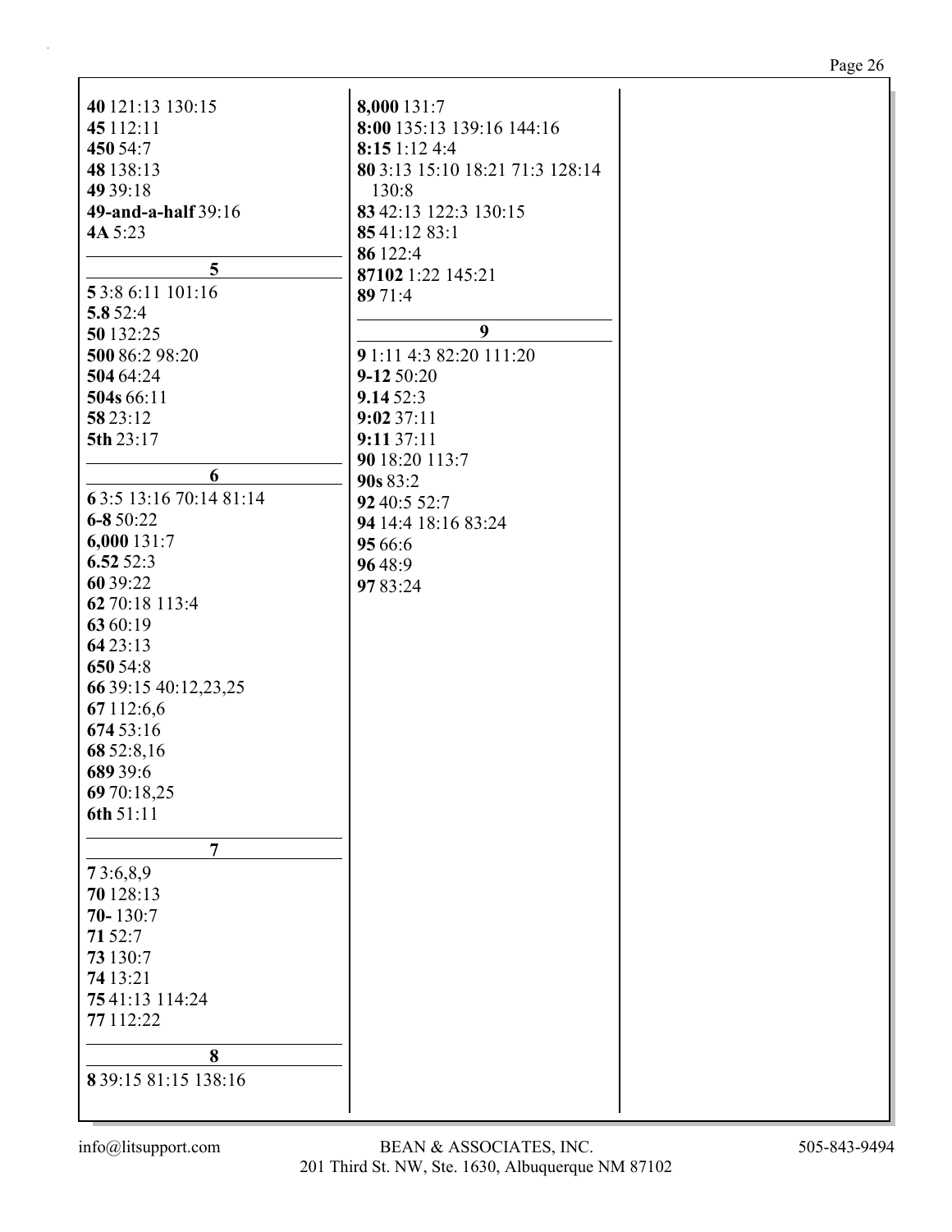**40** 121:13 130:15
**45** 112:11
**450** 54:7
**48** 138:13
**49** 39:18
**49-and-a-half** 39:16
**4A** 5:23

### 5

**5** 3:8 6:11 101:16
**5.8** 52:4
**50** 132:25
**500** 86:2 98:20
**504** 64:24
**504s** 66:11
**58** 23:12
**5th** 23:17

### 6

**6** 3:5 13:16 70:14 81:14
**6-8** 50:22
**6,000** 131:7
**6.52** 52:3
**60** 39:22
**62** 70:18 113:4
**63** 60:19
**64** 23:13
**650** 54:8
**66** 39:15 40:12,23,25
**67** 112:6,6
**674** 53:16
**68** 52:8,16
**689** 39:6
**69** 70:18,25
**6th** 51:11

### 7

**7** 3:6,8,9
**70** 128:13
**70-** 130:7
**71** 52:7
**73** 130:7
**74** 13:21
**75** 41:13 114:24
**77** 112:22

### 8

**8** 39:15 81:15 138:16
**8,000** 131:7
**8:00** 135:13 139:16 144:16
**8:15** 1:12 4:4
**80** 3:13 15:10 18:21 71:3 128:14 130:8
**83** 42:13 122:3 130:15
**85** 41:12 83:1
**86** 122:4
**87102** 1:22 145:21
**89** 71:4

### 9

**9** 1:11 4:3 82:20 111:20
**9-12** 50:20
**9.14** 52:3
**9:02** 37:11
**9:11** 37:11
**90** 18:20 113:7
**90s** 83:2
**92** 40:5 52:7
**94** 14:4 18:16 83:24
**95** 66:6
**96** 48:9
**97** 83:24